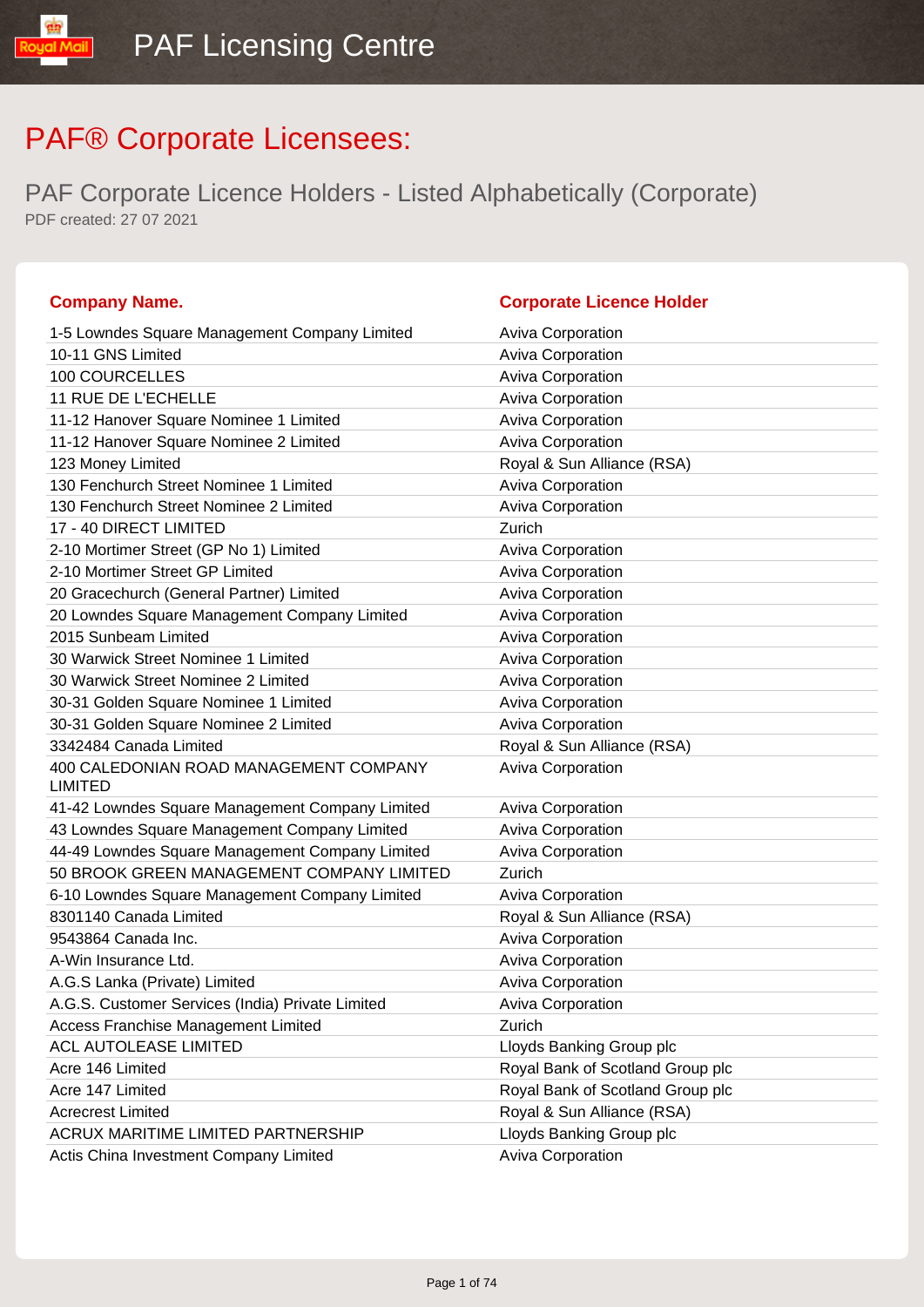# PAF Licensing Centre

# PAF® Corporate Licensees:

## PAF Corporate Licence Holders - Listed Alphabetically (Corporate)

PDF created: 27 07 2021

| Company Name. | Corporate Licence Holder |
|---|---|
| 1-5 Lowndes Square Management Company Limited | Aviva Corporation |
| 10-11 GNS Limited | Aviva Corporation |
| 100 COURCELLES | Aviva Corporation |
| 11 RUE DE L'ECHELLE | Aviva Corporation |
| 11-12 Hanover Square Nominee 1 Limited | Aviva Corporation |
| 11-12 Hanover Square Nominee 2 Limited | Aviva Corporation |
| 123 Money Limited | Royal & Sun Alliance (RSA) |
| 130 Fenchurch Street Nominee 1 Limited | Aviva Corporation |
| 130 Fenchurch Street Nominee 2 Limited | Aviva Corporation |
| 17 - 40 DIRECT LIMITED | Zurich |
| 2-10 Mortimer Street (GP No 1) Limited | Aviva Corporation |
| 2-10 Mortimer Street GP Limited | Aviva Corporation |
| 20 Gracechurch (General Partner) Limited | Aviva Corporation |
| 20 Lowndes Square Management Company Limited | Aviva Corporation |
| 2015 Sunbeam Limited | Aviva Corporation |
| 30 Warwick Street Nominee 1 Limited | Aviva Corporation |
| 30 Warwick Street Nominee 2 Limited | Aviva Corporation |
| 30-31 Golden Square Nominee 1 Limited | Aviva Corporation |
| 30-31 Golden Square Nominee 2 Limited | Aviva Corporation |
| 3342484 Canada Limited | Royal & Sun Alliance (RSA) |
| 400 CALEDONIAN ROAD MANAGEMENT COMPANY LIMITED | Aviva Corporation |
| 41-42 Lowndes Square Management Company Limited | Aviva Corporation |
| 43 Lowndes Square Management Company Limited | Aviva Corporation |
| 44-49 Lowndes Square Management Company Limited | Aviva Corporation |
| 50 BROOK GREEN MANAGEMENT COMPANY LIMITED | Zurich |
| 6-10 Lowndes Square Management Company Limited | Aviva Corporation |
| 8301140 Canada Limited | Royal & Sun Alliance (RSA) |
| 9543864 Canada Inc. | Aviva Corporation |
| A-Win Insurance Ltd. | Aviva Corporation |
| A.G.S Lanka (Private) Limited | Aviva Corporation |
| A.G.S. Customer Services (India) Private Limited | Aviva Corporation |
| Access Franchise Management Limited | Zurich |
| ACL AUTOLEASE LIMITED | Lloyds Banking Group plc |
| Acre 146 Limited | Royal Bank of Scotland Group plc |
| Acre 147 Limited | Royal Bank of Scotland Group plc |
| Acrecrest Limited | Royal & Sun Alliance (RSA) |
| ACRUX MARITIME LIMITED PARTNERSHIP | Lloyds Banking Group plc |
| Actis China Investment Company Limited | Aviva Corporation |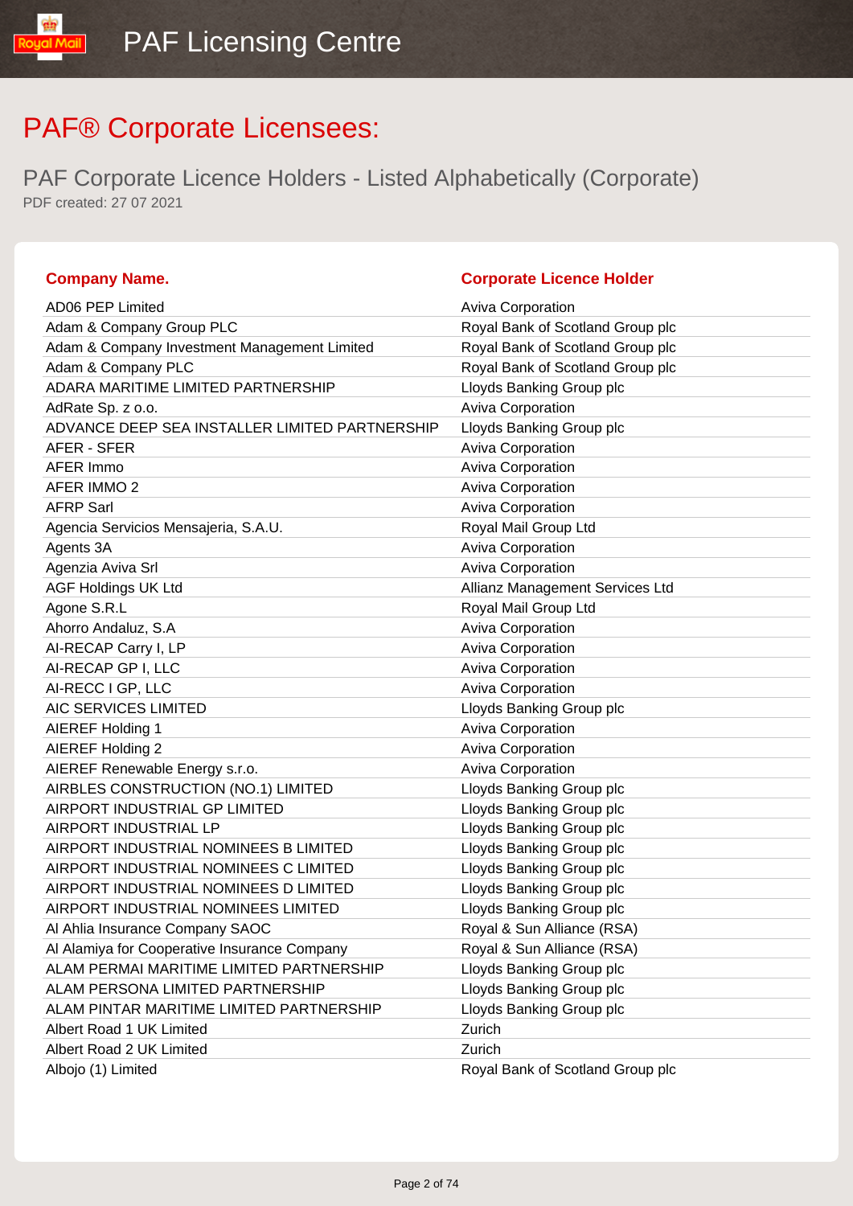# PAF® Corporate Licensees:

## PAF Corporate Licence Holders - Listed Alphabetically (Corporate)

PDF created: 27 07 2021

| Company Name. | Corporate Licence Holder |
|---|---|
| AD06 PEP Limited | Aviva Corporation |
| Adam & Company Group PLC | Royal Bank of Scotland Group plc |
| Adam & Company Investment Management Limited | Royal Bank of Scotland Group plc |
| Adam & Company PLC | Royal Bank of Scotland Group plc |
| ADARA MARITIME LIMITED PARTNERSHIP | Lloyds Banking Group plc |
| AdRate Sp. z o.o. | Aviva Corporation |
| ADVANCE DEEP SEA INSTALLER LIMITED PARTNERSHIP | Lloyds Banking Group plc |
| AFER - SFER | Aviva Corporation |
| AFER Immo | Aviva Corporation |
| AFER IMMO 2 | Aviva Corporation |
| AFRP Sarl | Aviva Corporation |
| Agencia Servicios Mensajeria, S.A.U. | Royal Mail Group Ltd |
| Agents 3A | Aviva Corporation |
| Agenzia Aviva Srl | Aviva Corporation |
| AGF Holdings UK Ltd | Allianz Management Services Ltd |
| Agone S.R.L | Royal Mail Group Ltd |
| Ahorro Andaluz, S.A | Aviva Corporation |
| AI-RECAP Carry I, LP | Aviva Corporation |
| AI-RECAP GP I, LLC | Aviva Corporation |
| AI-RECC I GP, LLC | Aviva Corporation |
| AIC SERVICES LIMITED | Lloyds Banking Group plc |
| AIEREF Holding 1 | Aviva Corporation |
| AIEREF Holding 2 | Aviva Corporation |
| AIEREF Renewable Energy s.r.o. | Aviva Corporation |
| AIRBLES CONSTRUCTION (NO.1) LIMITED | Lloyds Banking Group plc |
| AIRPORT INDUSTRIAL GP LIMITED | Lloyds Banking Group plc |
| AIRPORT INDUSTRIAL LP | Lloyds Banking Group plc |
| AIRPORT INDUSTRIAL NOMINEES B LIMITED | Lloyds Banking Group plc |
| AIRPORT INDUSTRIAL NOMINEES C LIMITED | Lloyds Banking Group plc |
| AIRPORT INDUSTRIAL NOMINEES D LIMITED | Lloyds Banking Group plc |
| AIRPORT INDUSTRIAL NOMINEES LIMITED | Lloyds Banking Group plc |
| Al Ahlia Insurance Company SAOC | Royal & Sun Alliance (RSA) |
| Al Alamiya for Cooperative Insurance Company | Royal & Sun Alliance (RSA) |
| ALAM PERMAI MARITIME LIMITED PARTNERSHIP | Lloyds Banking Group plc |
| ALAM PERSONA LIMITED PARTNERSHIP | Lloyds Banking Group plc |
| ALAM PINTAR MARITIME LIMITED PARTNERSHIP | Lloyds Banking Group plc |
| Albert Road 1 UK Limited | Zurich |
| Albert Road 2 UK Limited | Zurich |
| Albojo (1) Limited | Royal Bank of Scotland Group plc |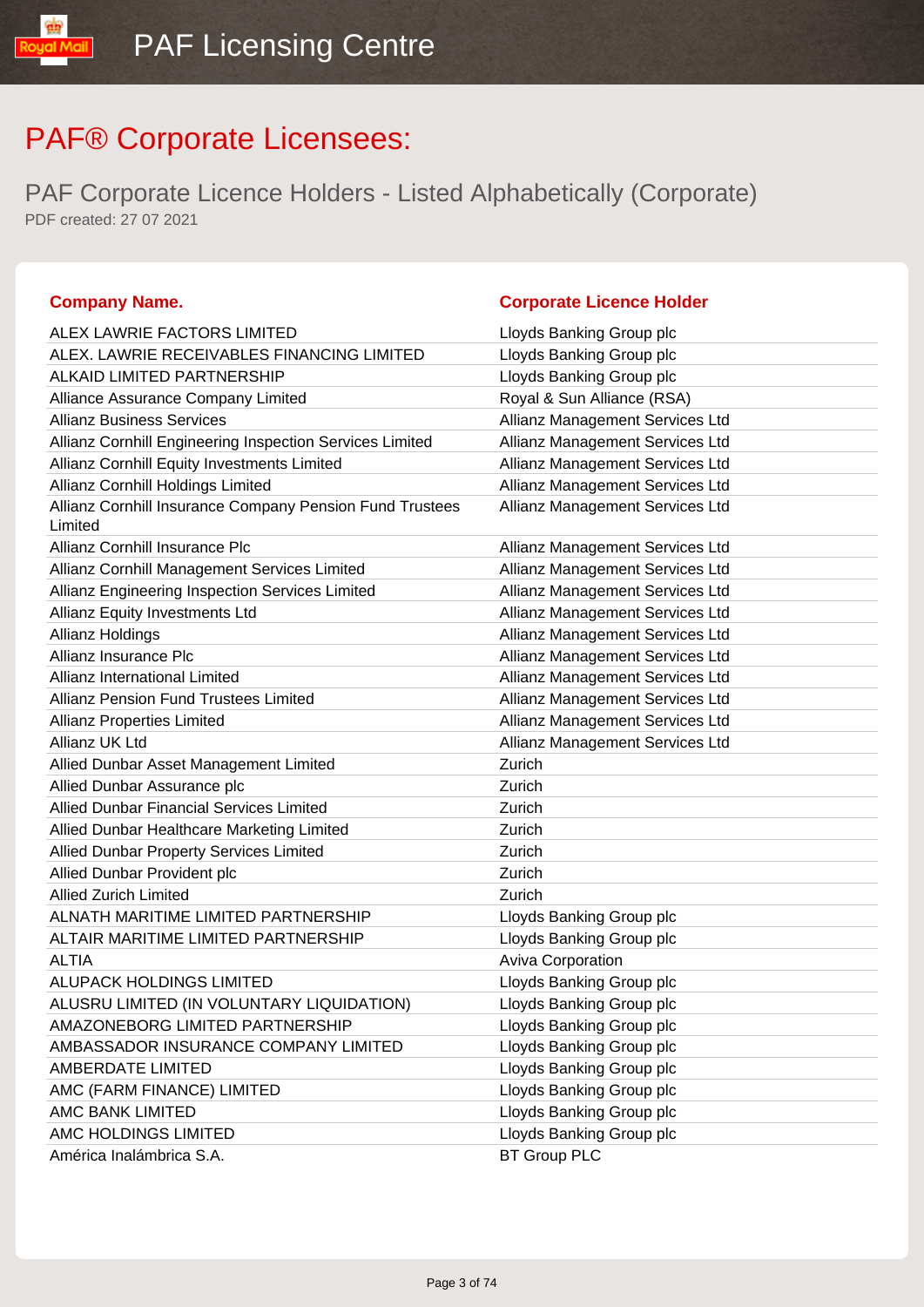# PAF® Corporate Licensees:

## PAF Corporate Licence Holders - Listed Alphabetically (Corporate)

PDF created: 27 07 2021

| Company Name. | Corporate Licence Holder |
|---|---|
| ALEX LAWRIE FACTORS LIMITED | Lloyds Banking Group plc |
| ALEX. LAWRIE RECEIVABLES FINANCING LIMITED | Lloyds Banking Group plc |
| ALKAID LIMITED PARTNERSHIP | Lloyds Banking Group plc |
| Alliance Assurance Company Limited | Royal & Sun Alliance (RSA) |
| Allianz Business Services | Allianz Management Services Ltd |
| Allianz Cornhill Engineering Inspection Services Limited | Allianz Management Services Ltd |
| Allianz Cornhill Equity Investments Limited | Allianz Management Services Ltd |
| Allianz Cornhill Holdings Limited | Allianz Management Services Ltd |
| Allianz Cornhill Insurance Company Pension Fund Trustees Limited | Allianz Management Services Ltd |
| Allianz Cornhill Insurance Plc | Allianz Management Services Ltd |
| Allianz Cornhill Management Services Limited | Allianz Management Services Ltd |
| Allianz Engineering Inspection Services Limited | Allianz Management Services Ltd |
| Allianz Equity Investments Ltd | Allianz Management Services Ltd |
| Allianz Holdings | Allianz Management Services Ltd |
| Allianz Insurance Plc | Allianz Management Services Ltd |
| Allianz International Limited | Allianz Management Services Ltd |
| Allianz Pension Fund Trustees Limited | Allianz Management Services Ltd |
| Allianz Properties Limited | Allianz Management Services Ltd |
| Allianz UK Ltd | Allianz Management Services Ltd |
| Allied Dunbar Asset Management Limited | Zurich |
| Allied Dunbar Assurance plc | Zurich |
| Allied Dunbar Financial Services Limited | Zurich |
| Allied Dunbar Healthcare Marketing Limited | Zurich |
| Allied Dunbar Property Services Limited | Zurich |
| Allied Dunbar Provident plc | Zurich |
| Allied Zurich Limited | Zurich |
| ALNATH MARITIME LIMITED PARTNERSHIP | Lloyds Banking Group plc |
| ALTAIR MARITIME LIMITED PARTNERSHIP | Lloyds Banking Group plc |
| ALTIA | Aviva Corporation |
| ALUPACK HOLDINGS LIMITED | Lloyds Banking Group plc |
| ALUSRU LIMITED (IN VOLUNTARY LIQUIDATION) | Lloyds Banking Group plc |
| AMAZONEBORG LIMITED PARTNERSHIP | Lloyds Banking Group plc |
| AMBASSADOR INSURANCE COMPANY LIMITED | Lloyds Banking Group plc |
| AMBERDATE LIMITED | Lloyds Banking Group plc |
| AMC (FARM FINANCE) LIMITED | Lloyds Banking Group plc |
| AMC BANK LIMITED | Lloyds Banking Group plc |
| AMC HOLDINGS LIMITED | Lloyds Banking Group plc |
| América Inalámbrica S.A. | BT Group PLC |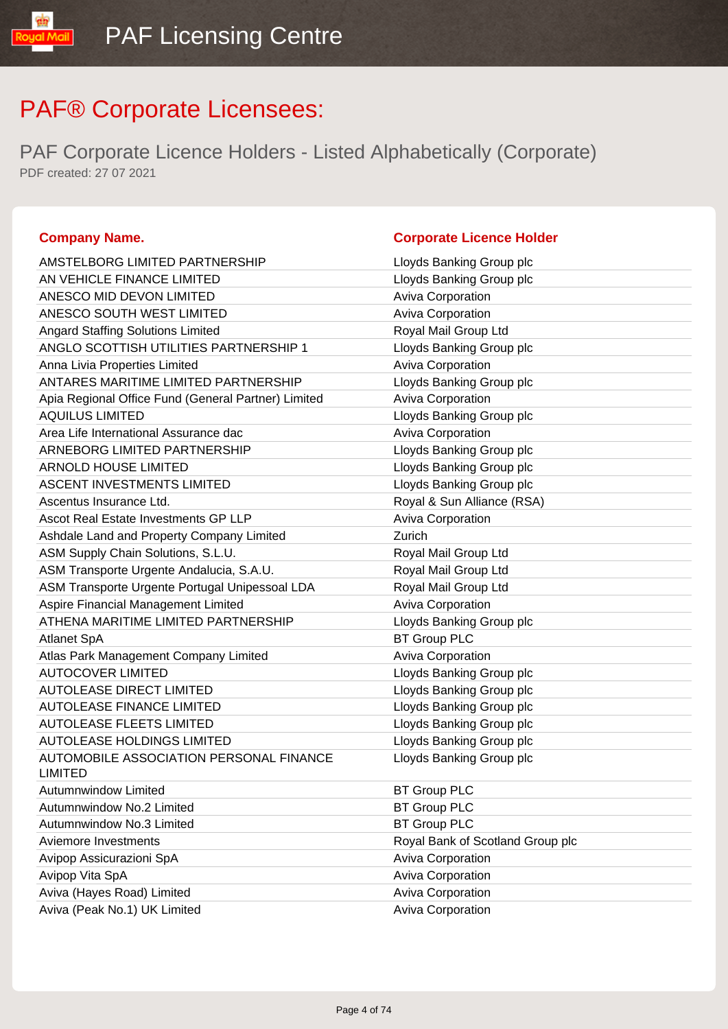# PAF® Corporate Licensees:

## PAF Corporate Licence Holders - Listed Alphabetically (Corporate)

PDF created: 27 07 2021

| Company Name. | Corporate Licence Holder |
| --- | --- |
| AMSTELBORG LIMITED PARTNERSHIP | Lloyds Banking Group plc |
| AN VEHICLE FINANCE LIMITED | Lloyds Banking Group plc |
| ANESCO MID DEVON LIMITED | Aviva Corporation |
| ANESCO SOUTH WEST LIMITED | Aviva Corporation |
| Angard Staffing Solutions Limited | Royal Mail Group Ltd |
| ANGLO SCOTTISH UTILITIES PARTNERSHIP 1 | Lloyds Banking Group plc |
| Anna Livia Properties Limited | Aviva Corporation |
| ANTARES MARITIME LIMITED PARTNERSHIP | Lloyds Banking Group plc |
| Apia Regional Office Fund (General Partner) Limited | Aviva Corporation |
| AQUILUS LIMITED | Lloyds Banking Group plc |
| Area Life International Assurance dac | Aviva Corporation |
| ARNEBORG LIMITED PARTNERSHIP | Lloyds Banking Group plc |
| ARNOLD HOUSE LIMITED | Lloyds Banking Group plc |
| ASCENT INVESTMENTS LIMITED | Lloyds Banking Group plc |
| Ascentus Insurance Ltd. | Royal & Sun Alliance (RSA) |
| Ascot Real Estate Investments GP LLP | Aviva Corporation |
| Ashdale Land and Property Company Limited | Zurich |
| ASM Supply Chain Solutions, S.L.U. | Royal Mail Group Ltd |
| ASM Transporte Urgente Andalucia, S.A.U. | Royal Mail Group Ltd |
| ASM Transporte Urgente Portugal Unipessoal LDA | Royal Mail Group Ltd |
| Aspire Financial Management Limited | Aviva Corporation |
| ATHENA MARITIME LIMITED PARTNERSHIP | Lloyds Banking Group plc |
| Atlanet SpA | BT Group PLC |
| Atlas Park Management Company Limited | Aviva Corporation |
| AUTOCOVER LIMITED | Lloyds Banking Group plc |
| AUTOLEASE DIRECT LIMITED | Lloyds Banking Group plc |
| AUTOLEASE FINANCE LIMITED | Lloyds Banking Group plc |
| AUTOLEASE FLEETS LIMITED | Lloyds Banking Group plc |
| AUTOLEASE HOLDINGS LIMITED | Lloyds Banking Group plc |
| AUTOMOBILE ASSOCIATION PERSONAL FINANCE LIMITED | Lloyds Banking Group plc |
| Autumnwindow Limited | BT Group PLC |
| Autumnwindow No.2 Limited | BT Group PLC |
| Autumnwindow No.3 Limited | BT Group PLC |
| Aviemore Investments | Royal Bank of Scotland Group plc |
| Avipop Assicurazioni SpA | Aviva Corporation |
| Avipop Vita SpA | Aviva Corporation |
| Aviva (Hayes Road) Limited | Aviva Corporation |
| Aviva (Peak No.1) UK Limited | Aviva Corporation |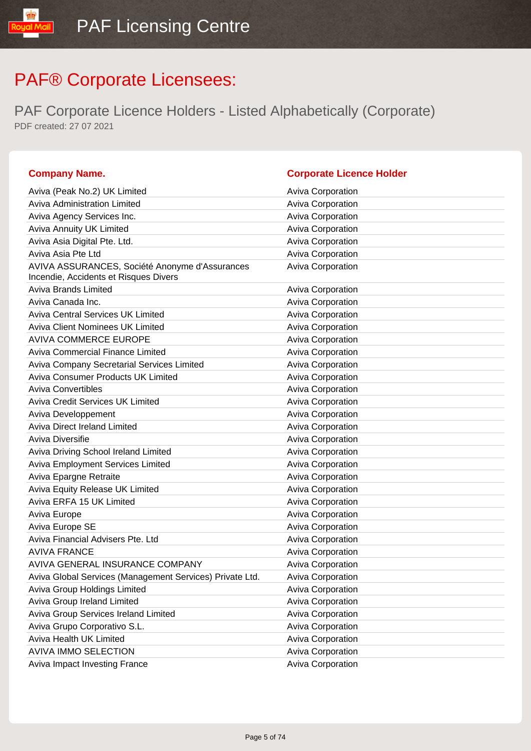# PAF® Corporate Licensees:

## PAF Corporate Licence Holders - Listed Alphabetically (Corporate)

PDF created: 27 07 2021

| Company Name. | Corporate Licence Holder |
|---|---|
| Aviva (Peak No.2) UK Limited | Aviva Corporation |
| Aviva Administration Limited | Aviva Corporation |
| Aviva Agency Services Inc. | Aviva Corporation |
| Aviva Annuity UK Limited | Aviva Corporation |
| Aviva Asia Digital Pte. Ltd. | Aviva Corporation |
| Aviva Asia Pte Ltd | Aviva Corporation |
| AVIVA ASSURANCES, Société Anonyme d'Assurances Incendie, Accidents et Risques Divers | Aviva Corporation |
| Aviva Brands Limited | Aviva Corporation |
| Aviva Canada Inc. | Aviva Corporation |
| Aviva Central Services UK Limited | Aviva Corporation |
| Aviva Client Nominees UK Limited | Aviva Corporation |
| AVIVA COMMERCE EUROPE | Aviva Corporation |
| Aviva Commercial Finance Limited | Aviva Corporation |
| Aviva Company Secretarial Services Limited | Aviva Corporation |
| Aviva Consumer Products UK Limited | Aviva Corporation |
| Aviva Convertibles | Aviva Corporation |
| Aviva Credit Services UK Limited | Aviva Corporation |
| Aviva Developpement | Aviva Corporation |
| Aviva Direct Ireland Limited | Aviva Corporation |
| Aviva Diversifie | Aviva Corporation |
| Aviva Driving School Ireland Limited | Aviva Corporation |
| Aviva Employment Services Limited | Aviva Corporation |
| Aviva Epargne Retraite | Aviva Corporation |
| Aviva Equity Release UK Limited | Aviva Corporation |
| Aviva ERFA 15 UK Limited | Aviva Corporation |
| Aviva Europe | Aviva Corporation |
| Aviva Europe SE | Aviva Corporation |
| Aviva Financial Advisers Pte. Ltd | Aviva Corporation |
| AVIVA FRANCE | Aviva Corporation |
| AVIVA GENERAL INSURANCE COMPANY | Aviva Corporation |
| Aviva Global Services (Management Services) Private Ltd. | Aviva Corporation |
| Aviva Group Holdings Limited | Aviva Corporation |
| Aviva Group Ireland Limited | Aviva Corporation |
| Aviva Group Services Ireland Limited | Aviva Corporation |
| Aviva Grupo Corporativo S.L. | Aviva Corporation |
| Aviva Health UK Limited | Aviva Corporation |
| AVIVA IMMO SELECTION | Aviva Corporation |
| Aviva Impact Investing France | Aviva Corporation |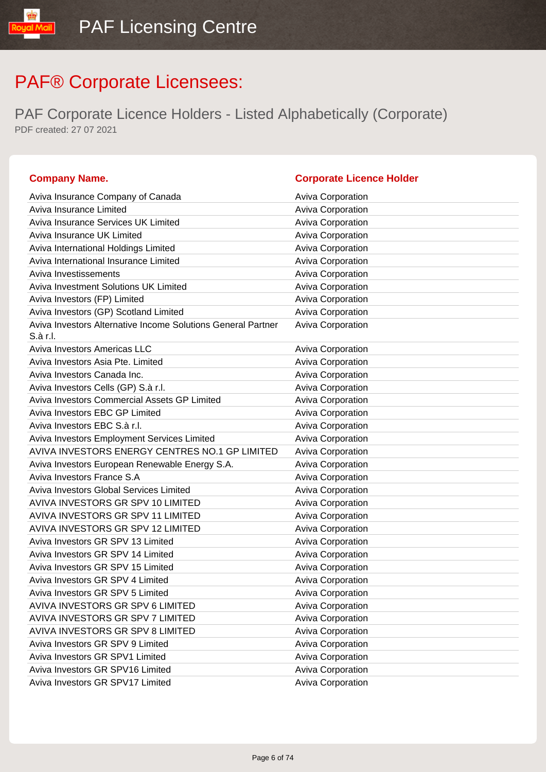# PAF® Corporate Licensees:

## PAF Corporate Licence Holders - Listed Alphabetically (Corporate)

PDF created: 27 07 2021

| Company Name. | Corporate Licence Holder |
|---|---|
| Aviva Insurance Company of Canada | Aviva Corporation |
| Aviva Insurance Limited | Aviva Corporation |
| Aviva Insurance Services UK Limited | Aviva Corporation |
| Aviva Insurance UK Limited | Aviva Corporation |
| Aviva International Holdings Limited | Aviva Corporation |
| Aviva International Insurance Limited | Aviva Corporation |
| Aviva Investissements | Aviva Corporation |
| Aviva Investment Solutions UK Limited | Aviva Corporation |
| Aviva Investors (FP) Limited | Aviva Corporation |
| Aviva Investors (GP) Scotland Limited | Aviva Corporation |
| Aviva Investors Alternative Income Solutions General Partner S.à r.l. | Aviva Corporation |
| Aviva Investors Americas LLC | Aviva Corporation |
| Aviva Investors Asia Pte. Limited | Aviva Corporation |
| Aviva Investors Canada Inc. | Aviva Corporation |
| Aviva Investors Cells (GP) S.à r.l. | Aviva Corporation |
| Aviva Investors Commercial Assets GP Limited | Aviva Corporation |
| Aviva Investors EBC GP Limited | Aviva Corporation |
| Aviva Investors EBC S.à r.l. | Aviva Corporation |
| Aviva Investors Employment Services Limited | Aviva Corporation |
| AVIVA INVESTORS ENERGY CENTRES NO.1 GP LIMITED | Aviva Corporation |
| Aviva Investors European Renewable Energy S.A. | Aviva Corporation |
| Aviva Investors France S.A | Aviva Corporation |
| Aviva Investors Global Services Limited | Aviva Corporation |
| AVIVA INVESTORS GR SPV 10 LIMITED | Aviva Corporation |
| AVIVA INVESTORS GR SPV 11 LIMITED | Aviva Corporation |
| AVIVA INVESTORS GR SPV 12 LIMITED | Aviva Corporation |
| Aviva Investors GR SPV 13 Limited | Aviva Corporation |
| Aviva Investors GR SPV 14 Limited | Aviva Corporation |
| Aviva Investors GR SPV 15 Limited | Aviva Corporation |
| Aviva Investors GR SPV 4 Limited | Aviva Corporation |
| Aviva Investors GR SPV 5 Limited | Aviva Corporation |
| AVIVA INVESTORS GR SPV 6 LIMITED | Aviva Corporation |
| AVIVA INVESTORS GR SPV 7 LIMITED | Aviva Corporation |
| AVIVA INVESTORS GR SPV 8 LIMITED | Aviva Corporation |
| Aviva Investors GR SPV 9 Limited | Aviva Corporation |
| Aviva Investors GR SPV1 Limited | Aviva Corporation |
| Aviva Investors GR SPV16 Limited | Aviva Corporation |
| Aviva Investors GR SPV17 Limited | Aviva Corporation |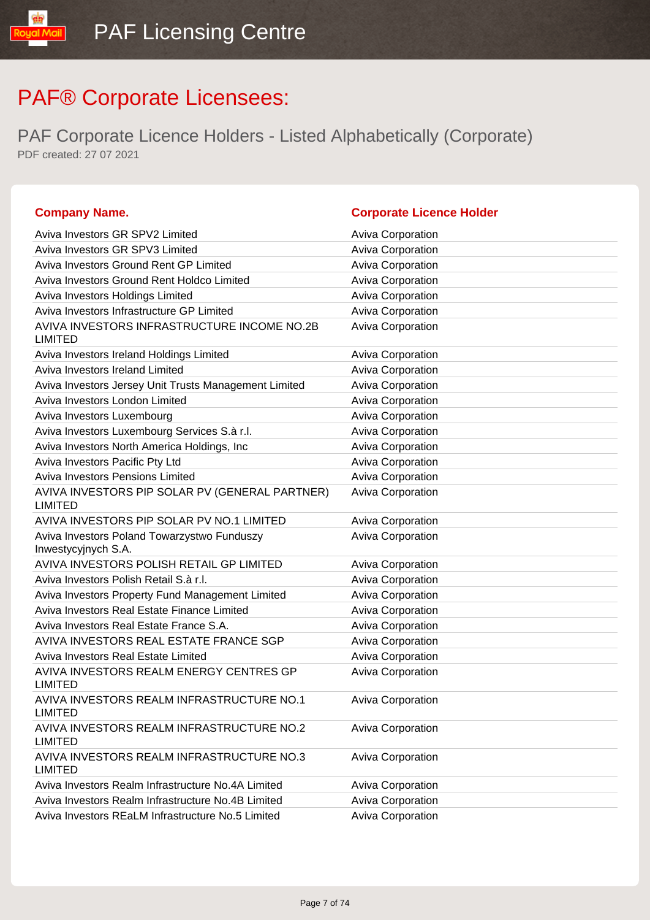# PAF® Corporate Licensees:

## PAF Corporate Licence Holders - Listed Alphabetically (Corporate)

PDF created: 27 07 2021

| Company Name. | Corporate Licence Holder |
|---|---|
| Aviva Investors GR SPV2 Limited | Aviva Corporation |
| Aviva Investors GR SPV3 Limited | Aviva Corporation |
| Aviva Investors Ground Rent GP Limited | Aviva Corporation |
| Aviva Investors Ground Rent Holdco Limited | Aviva Corporation |
| Aviva Investors Holdings Limited | Aviva Corporation |
| Aviva Investors Infrastructure GP Limited | Aviva Corporation |
| AVIVA INVESTORS INFRASTRUCTURE INCOME NO.2B LIMITED | Aviva Corporation |
| Aviva Investors Ireland Holdings Limited | Aviva Corporation |
| Aviva Investors Ireland Limited | Aviva Corporation |
| Aviva Investors Jersey Unit Trusts Management Limited | Aviva Corporation |
| Aviva Investors London Limited | Aviva Corporation |
| Aviva Investors Luxembourg | Aviva Corporation |
| Aviva Investors Luxembourg Services S.à r.l. | Aviva Corporation |
| Aviva Investors North America Holdings, Inc | Aviva Corporation |
| Aviva Investors Pacific Pty Ltd | Aviva Corporation |
| Aviva Investors Pensions Limited | Aviva Corporation |
| AVIVA INVESTORS PIP SOLAR PV (GENERAL PARTNER) LIMITED | Aviva Corporation |
| AVIVA INVESTORS PIP SOLAR PV NO.1 LIMITED | Aviva Corporation |
| Aviva Investors Poland Towarzystwo Funduszy Inwestycyjnych S.A. | Aviva Corporation |
| AVIVA INVESTORS POLISH RETAIL GP LIMITED | Aviva Corporation |
| Aviva Investors Polish Retail S.à r.l. | Aviva Corporation |
| Aviva Investors Property Fund Management Limited | Aviva Corporation |
| Aviva Investors Real Estate Finance Limited | Aviva Corporation |
| Aviva Investors Real Estate France S.A. | Aviva Corporation |
| AVIVA INVESTORS REAL ESTATE FRANCE SGP | Aviva Corporation |
| Aviva Investors Real Estate Limited | Aviva Corporation |
| AVIVA INVESTORS REALM ENERGY CENTRES GP LIMITED | Aviva Corporation |
| AVIVA INVESTORS REALM INFRASTRUCTURE NO.1 LIMITED | Aviva Corporation |
| AVIVA INVESTORS REALM INFRASTRUCTURE NO.2 LIMITED | Aviva Corporation |
| AVIVA INVESTORS REALM INFRASTRUCTURE NO.3 LIMITED | Aviva Corporation |
| Aviva Investors Realm Infrastructure No.4A Limited | Aviva Corporation |
| Aviva Investors Realm Infrastructure No.4B Limited | Aviva Corporation |
| Aviva Investors REaLM Infrastructure No.5 Limited | Aviva Corporation |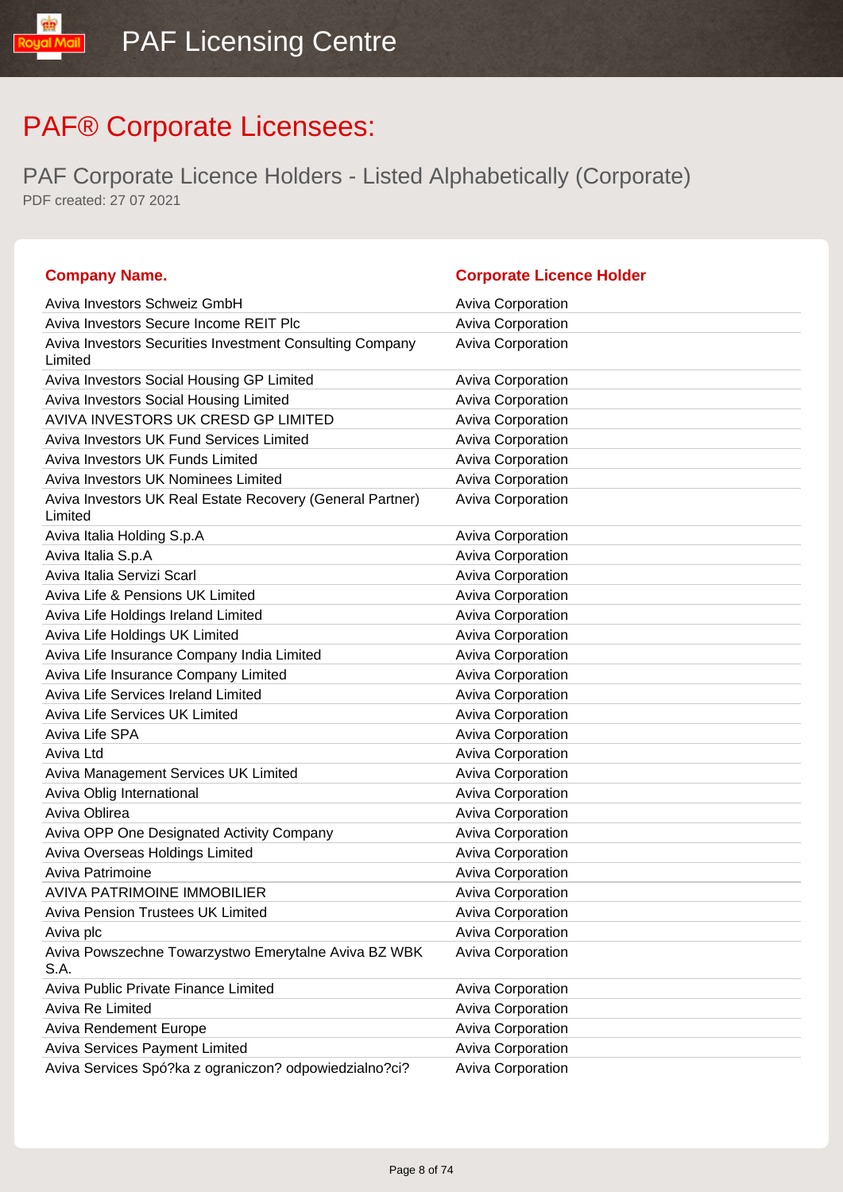# PAF® Corporate Licensees:

## PAF Corporate Licence Holders - Listed Alphabetically (Corporate)

PDF created: 27 07 2021

| Company Name. | Corporate Licence Holder |
|---|---|
| Aviva Investors Schweiz GmbH | Aviva Corporation |
| Aviva Investors Secure Income REIT Plc | Aviva Corporation |
| Aviva Investors Securities Investment Consulting Company Limited | Aviva Corporation |
| Aviva Investors Social Housing GP Limited | Aviva Corporation |
| Aviva Investors Social Housing Limited | Aviva Corporation |
| AVIVA INVESTORS UK CRESD GP LIMITED | Aviva Corporation |
| Aviva Investors UK Fund Services Limited | Aviva Corporation |
| Aviva Investors UK Funds Limited | Aviva Corporation |
| Aviva Investors UK Nominees Limited | Aviva Corporation |
| Aviva Investors UK Real Estate Recovery (General Partner) Limited | Aviva Corporation |
| Aviva Italia Holding S.p.A | Aviva Corporation |
| Aviva Italia S.p.A | Aviva Corporation |
| Aviva Italia Servizi Scarl | Aviva Corporation |
| Aviva Life & Pensions UK Limited | Aviva Corporation |
| Aviva Life Holdings Ireland Limited | Aviva Corporation |
| Aviva Life Holdings UK Limited | Aviva Corporation |
| Aviva Life Insurance Company India Limited | Aviva Corporation |
| Aviva Life Insurance Company Limited | Aviva Corporation |
| Aviva Life Services Ireland Limited | Aviva Corporation |
| Aviva Life Services UK Limited | Aviva Corporation |
| Aviva Life SPA | Aviva Corporation |
| Aviva Ltd | Aviva Corporation |
| Aviva Management Services UK Limited | Aviva Corporation |
| Aviva Oblig International | Aviva Corporation |
| Aviva Oblirea | Aviva Corporation |
| Aviva OPP One Designated Activity Company | Aviva Corporation |
| Aviva Overseas Holdings Limited | Aviva Corporation |
| Aviva Patrimoine | Aviva Corporation |
| AVIVA PATRIMOINE IMMOBILIER | Aviva Corporation |
| Aviva Pension Trustees UK Limited | Aviva Corporation |
| Aviva plc | Aviva Corporation |
| Aviva Powszechne Towarzystwo Emerytalne Aviva BZ WBK S.A. | Aviva Corporation |
| Aviva Public Private Finance Limited | Aviva Corporation |
| Aviva Re Limited | Aviva Corporation |
| Aviva Rendement Europe | Aviva Corporation |
| Aviva Services Payment Limited | Aviva Corporation |
| Aviva Services Spó?ka z ograniczon? odpowiedzialno?ci? | Aviva Corporation |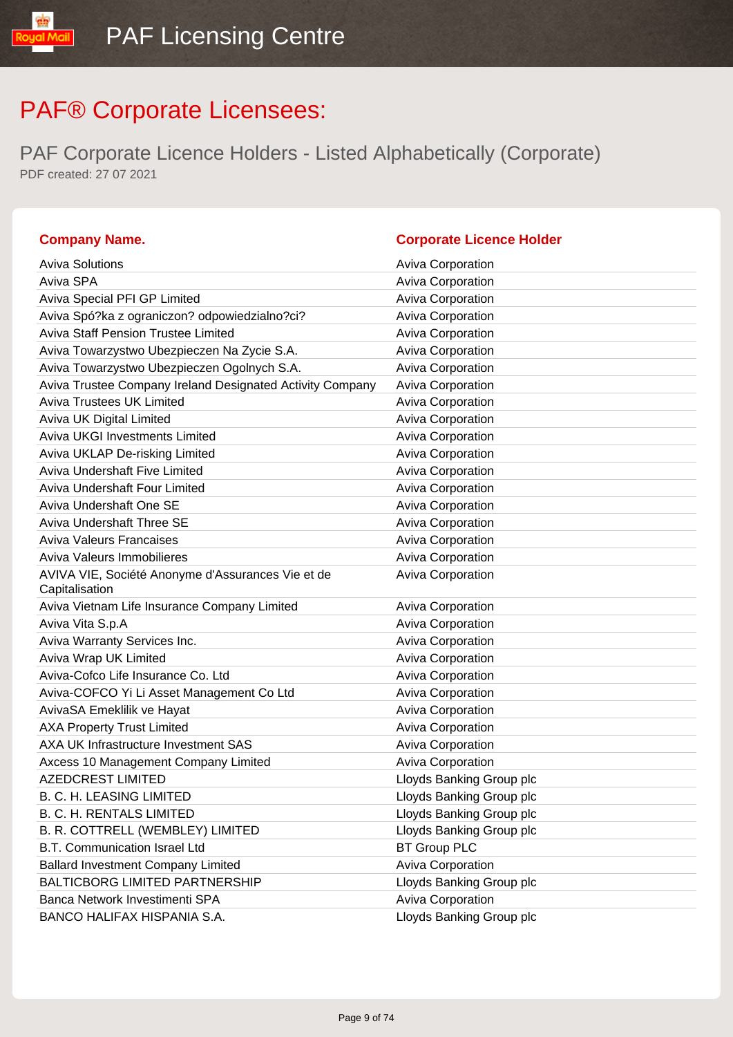# PAF® Corporate Licensees:

## PAF Corporate Licence Holders - Listed Alphabetically (Corporate)

PDF created: 27 07 2021

| Company Name. | Corporate Licence Holder |
|---|---|
| Aviva Solutions | Aviva Corporation |
| Aviva SPA | Aviva Corporation |
| Aviva Special PFI GP Limited | Aviva Corporation |
| Aviva Spó?ka z ograniczon? odpowiedzialno?ci? | Aviva Corporation |
| Aviva Staff Pension Trustee Limited | Aviva Corporation |
| Aviva Towarzystwo Ubezpieczen Na Zycie S.A. | Aviva Corporation |
| Aviva Towarzystwo Ubezpieczen Ogolnych S.A. | Aviva Corporation |
| Aviva Trustee Company Ireland Designated Activity Company | Aviva Corporation |
| Aviva Trustees UK Limited | Aviva Corporation |
| Aviva UK Digital Limited | Aviva Corporation |
| Aviva UKGI Investments Limited | Aviva Corporation |
| Aviva UKLAP De-risking Limited | Aviva Corporation |
| Aviva Undershaft Five Limited | Aviva Corporation |
| Aviva Undershaft Four Limited | Aviva Corporation |
| Aviva Undershaft One SE | Aviva Corporation |
| Aviva Undershaft Three SE | Aviva Corporation |
| Aviva Valeurs Francaises | Aviva Corporation |
| Aviva Valeurs Immobilieres | Aviva Corporation |
| AVIVA VIE, Société Anonyme d'Assurances Vie et de Capitalisation | Aviva Corporation |
| Aviva Vietnam Life Insurance Company Limited | Aviva Corporation |
| Aviva Vita S.p.A | Aviva Corporation |
| Aviva Warranty Services Inc. | Aviva Corporation |
| Aviva Wrap UK Limited | Aviva Corporation |
| Aviva-Cofco Life Insurance Co. Ltd | Aviva Corporation |
| Aviva-COFCO Yi Li Asset Management Co Ltd | Aviva Corporation |
| AvivaSA Emeklilik ve Hayat | Aviva Corporation |
| AXA Property Trust Limited | Aviva Corporation |
| AXA UK Infrastructure Investment SAS | Aviva Corporation |
| Axcess 10 Management Company Limited | Aviva Corporation |
| AZEDCREST LIMITED | Lloyds Banking Group plc |
| B. C. H. LEASING LIMITED | Lloyds Banking Group plc |
| B. C. H. RENTALS LIMITED | Lloyds Banking Group plc |
| B. R. COTTRELL (WEMBLEY) LIMITED | Lloyds Banking Group plc |
| B.T. Communication Israel Ltd | BT Group PLC |
| Ballard Investment Company Limited | Aviva Corporation |
| BALTICBORG LIMITED PARTNERSHIP | Lloyds Banking Group plc |
| Banca Network Investimenti SPA | Aviva Corporation |
| BANCO HALIFAX HISPANIA S.A. | Lloyds Banking Group plc |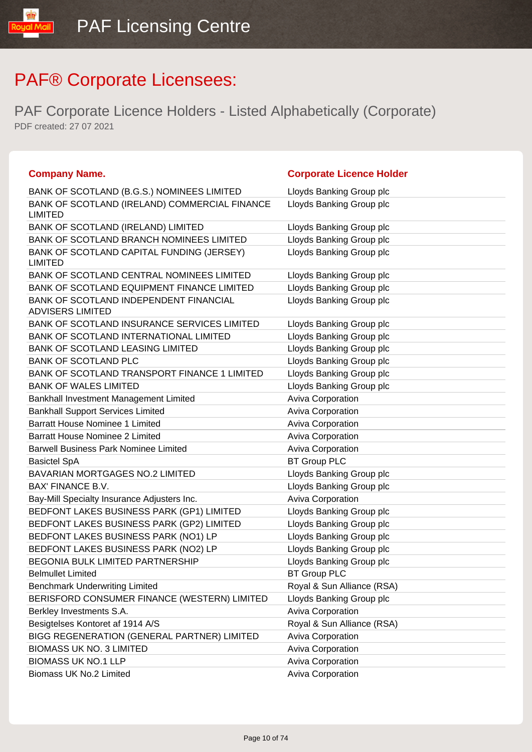# PAF® Corporate Licensees:

## PAF Corporate Licence Holders - Listed Alphabetically (Corporate)

PDF created: 27 07 2021

| Company Name. | Corporate Licence Holder |
|---|---|
| BANK OF SCOTLAND (B.G.S.) NOMINEES LIMITED | Lloyds Banking Group plc |
| BANK OF SCOTLAND (IRELAND) COMMERCIAL FINANCE LIMITED | Lloyds Banking Group plc |
| BANK OF SCOTLAND (IRELAND) LIMITED | Lloyds Banking Group plc |
| BANK OF SCOTLAND BRANCH NOMINEES LIMITED | Lloyds Banking Group plc |
| BANK OF SCOTLAND CAPITAL FUNDING (JERSEY) LIMITED | Lloyds Banking Group plc |
| BANK OF SCOTLAND CENTRAL NOMINEES LIMITED | Lloyds Banking Group plc |
| BANK OF SCOTLAND EQUIPMENT FINANCE LIMITED | Lloyds Banking Group plc |
| BANK OF SCOTLAND INDEPENDENT FINANCIAL ADVISERS LIMITED | Lloyds Banking Group plc |
| BANK OF SCOTLAND INSURANCE SERVICES LIMITED | Lloyds Banking Group plc |
| BANK OF SCOTLAND INTERNATIONAL LIMITED | Lloyds Banking Group plc |
| BANK OF SCOTLAND LEASING LIMITED | Lloyds Banking Group plc |
| BANK OF SCOTLAND PLC | Lloyds Banking Group plc |
| BANK OF SCOTLAND TRANSPORT FINANCE 1 LIMITED | Lloyds Banking Group plc |
| BANK OF WALES LIMITED | Lloyds Banking Group plc |
| Bankhall Investment Management Limited | Aviva Corporation |
| Bankhall Support Services Limited | Aviva Corporation |
| Barratt House Nominee 1 Limited | Aviva Corporation |
| Barratt House Nominee 2 Limited | Aviva Corporation |
| Barwell Business Park Nominee Limited | Aviva Corporation |
| Basictel SpA | BT Group PLC |
| BAVARIAN MORTGAGES NO.2 LIMITED | Lloyds Banking Group plc |
| BAX' FINANCE B.V. | Lloyds Banking Group plc |
| Bay-Mill Specialty Insurance Adjusters Inc. | Aviva Corporation |
| BEDFONT LAKES BUSINESS PARK (GP1) LIMITED | Lloyds Banking Group plc |
| BEDFONT LAKES BUSINESS PARK (GP2) LIMITED | Lloyds Banking Group plc |
| BEDFONT LAKES BUSINESS PARK (NO1) LP | Lloyds Banking Group plc |
| BEDFONT LAKES BUSINESS PARK (NO2) LP | Lloyds Banking Group plc |
| BEGONIA BULK LIMITED PARTNERSHIP | Lloyds Banking Group plc |
| Belmullet Limited | BT Group PLC |
| Benchmark Underwriting Limited | Royal & Sun Alliance (RSA) |
| BERISFORD CONSUMER FINANCE (WESTERN) LIMITED | Lloyds Banking Group plc |
| Berkley Investments S.A. | Aviva Corporation |
| Besigtelses Kontoret af 1914 A/S | Royal & Sun Alliance (RSA) |
| BIGG REGENERATION (GENERAL PARTNER) LIMITED | Aviva Corporation |
| BIOMASS UK NO. 3 LIMITED | Aviva Corporation |
| BIOMASS UK NO.1 LLP | Aviva Corporation |
| Biomass UK No.2 Limited | Aviva Corporation |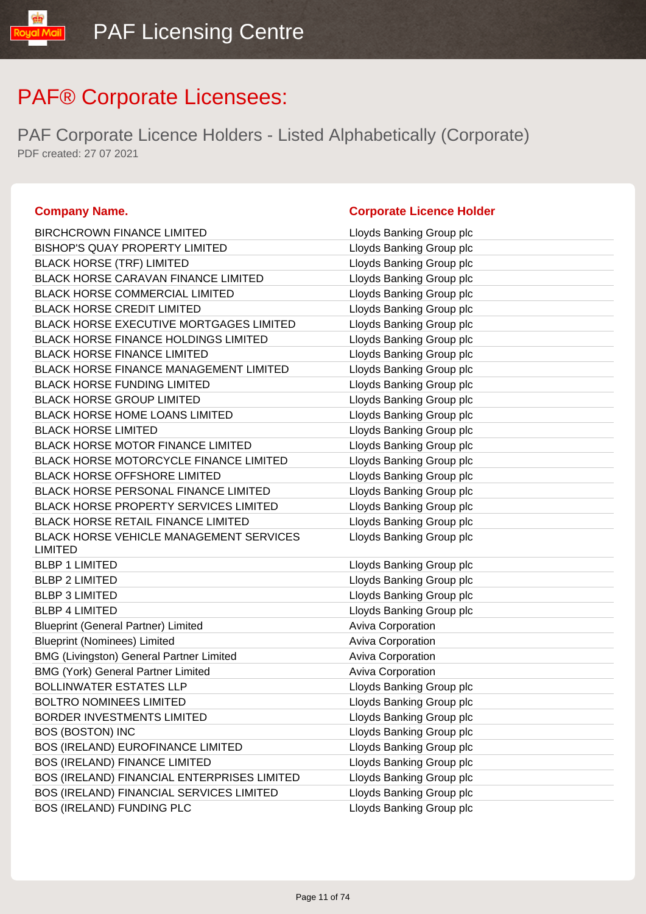# PAF® Corporate Licensees:

## PAF Corporate Licence Holders - Listed Alphabetically (Corporate)

PDF created: 27 07 2021

| Company Name. | Corporate Licence Holder |
|---|---|
| BIRCHCROWN FINANCE LIMITED | Lloyds Banking Group plc |
| BISHOP'S QUAY PROPERTY LIMITED | Lloyds Banking Group plc |
| BLACK HORSE (TRF) LIMITED | Lloyds Banking Group plc |
| BLACK HORSE CARAVAN FINANCE LIMITED | Lloyds Banking Group plc |
| BLACK HORSE COMMERCIAL LIMITED | Lloyds Banking Group plc |
| BLACK HORSE CREDIT LIMITED | Lloyds Banking Group plc |
| BLACK HORSE EXECUTIVE MORTGAGES LIMITED | Lloyds Banking Group plc |
| BLACK HORSE FINANCE HOLDINGS LIMITED | Lloyds Banking Group plc |
| BLACK HORSE FINANCE LIMITED | Lloyds Banking Group plc |
| BLACK HORSE FINANCE MANAGEMENT LIMITED | Lloyds Banking Group plc |
| BLACK HORSE FUNDING LIMITED | Lloyds Banking Group plc |
| BLACK HORSE GROUP LIMITED | Lloyds Banking Group plc |
| BLACK HORSE HOME LOANS LIMITED | Lloyds Banking Group plc |
| BLACK HORSE LIMITED | Lloyds Banking Group plc |
| BLACK HORSE MOTOR FINANCE LIMITED | Lloyds Banking Group plc |
| BLACK HORSE MOTORCYCLE FINANCE LIMITED | Lloyds Banking Group plc |
| BLACK HORSE OFFSHORE LIMITED | Lloyds Banking Group plc |
| BLACK HORSE PERSONAL FINANCE LIMITED | Lloyds Banking Group plc |
| BLACK HORSE PROPERTY SERVICES LIMITED | Lloyds Banking Group plc |
| BLACK HORSE RETAIL FINANCE LIMITED | Lloyds Banking Group plc |
| BLACK HORSE VEHICLE MANAGEMENT SERVICES LIMITED | Lloyds Banking Group plc |
| BLBP 1 LIMITED | Lloyds Banking Group plc |
| BLBP 2 LIMITED | Lloyds Banking Group plc |
| BLBP 3 LIMITED | Lloyds Banking Group plc |
| BLBP 4 LIMITED | Lloyds Banking Group plc |
| Blueprint (General Partner) Limited | Aviva Corporation |
| Blueprint (Nominees) Limited | Aviva Corporation |
| BMG (Livingston) General Partner Limited | Aviva Corporation |
| BMG (York) General Partner Limited | Aviva Corporation |
| BOLLINWATER ESTATES LLP | Lloyds Banking Group plc |
| BOLTRO NOMINEES LIMITED | Lloyds Banking Group plc |
| BORDER INVESTMENTS LIMITED | Lloyds Banking Group plc |
| BOS (BOSTON) INC | Lloyds Banking Group plc |
| BOS (IRELAND) EUROFINANCE LIMITED | Lloyds Banking Group plc |
| BOS (IRELAND) FINANCE LIMITED | Lloyds Banking Group plc |
| BOS (IRELAND) FINANCIAL ENTERPRISES LIMITED | Lloyds Banking Group plc |
| BOS (IRELAND) FINANCIAL SERVICES LIMITED | Lloyds Banking Group plc |
| BOS (IRELAND) FUNDING PLC | Lloyds Banking Group plc |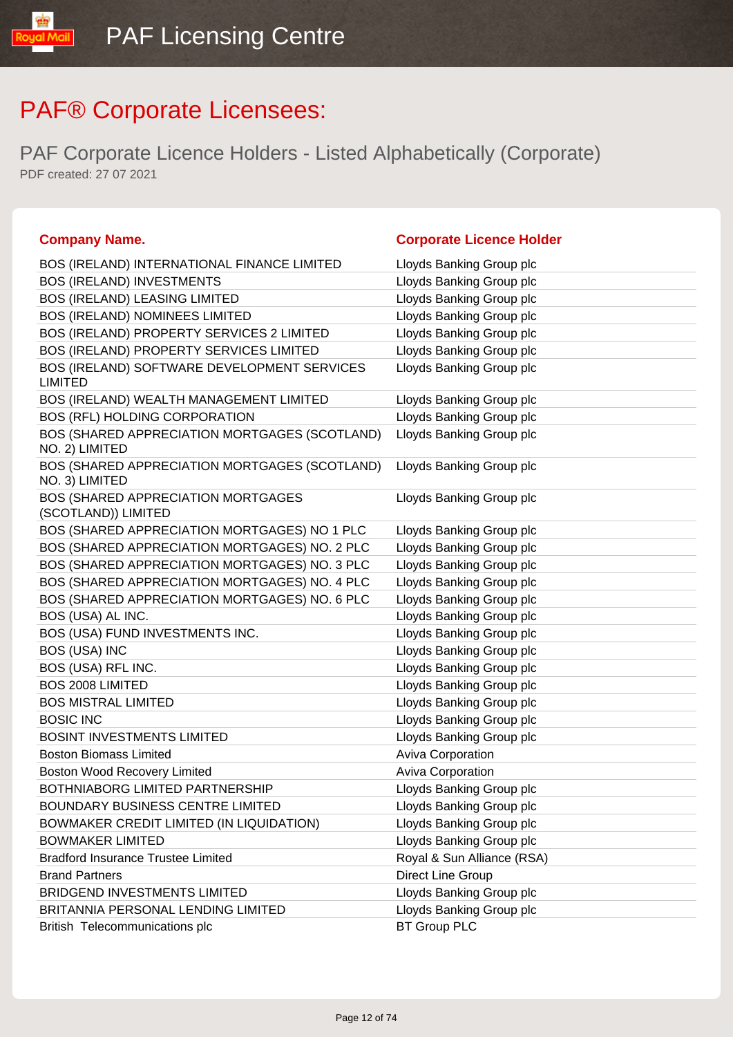# PAF® Corporate Licensees:

## PAF Corporate Licence Holders - Listed Alphabetically (Corporate)

PDF created: 27 07 2021

| Company Name. | Corporate Licence Holder |
|---|---|
| BOS (IRELAND) INTERNATIONAL FINANCE LIMITED | Lloyds Banking Group plc |
| BOS (IRELAND) INVESTMENTS | Lloyds Banking Group plc |
| BOS (IRELAND) LEASING LIMITED | Lloyds Banking Group plc |
| BOS (IRELAND) NOMINEES LIMITED | Lloyds Banking Group plc |
| BOS (IRELAND) PROPERTY SERVICES 2 LIMITED | Lloyds Banking Group plc |
| BOS (IRELAND) PROPERTY SERVICES LIMITED | Lloyds Banking Group plc |
| BOS (IRELAND) SOFTWARE DEVELOPMENT SERVICES LIMITED | Lloyds Banking Group plc |
| BOS (IRELAND) WEALTH MANAGEMENT LIMITED | Lloyds Banking Group plc |
| BOS (RFL) HOLDING CORPORATION | Lloyds Banking Group plc |
| BOS (SHARED APPRECIATION MORTGAGES (SCOTLAND) NO. 2) LIMITED | Lloyds Banking Group plc |
| BOS (SHARED APPRECIATION MORTGAGES (SCOTLAND) NO. 3) LIMITED | Lloyds Banking Group plc |
| BOS (SHARED APPRECIATION MORTGAGES (SCOTLAND)) LIMITED | Lloyds Banking Group plc |
| BOS (SHARED APPRECIATION MORTGAGES) NO 1 PLC | Lloyds Banking Group plc |
| BOS (SHARED APPRECIATION MORTGAGES) NO. 2 PLC | Lloyds Banking Group plc |
| BOS (SHARED APPRECIATION MORTGAGES) NO. 3 PLC | Lloyds Banking Group plc |
| BOS (SHARED APPRECIATION MORTGAGES) NO. 4 PLC | Lloyds Banking Group plc |
| BOS (SHARED APPRECIATION MORTGAGES) NO. 6 PLC | Lloyds Banking Group plc |
| BOS (USA) AL INC. | Lloyds Banking Group plc |
| BOS (USA) FUND INVESTMENTS INC. | Lloyds Banking Group plc |
| BOS (USA) INC | Lloyds Banking Group plc |
| BOS (USA) RFL INC. | Lloyds Banking Group plc |
| BOS 2008 LIMITED | Lloyds Banking Group plc |
| BOS MISTRAL LIMITED | Lloyds Banking Group plc |
| BOSIC INC | Lloyds Banking Group plc |
| BOSINT INVESTMENTS LIMITED | Lloyds Banking Group plc |
| Boston Biomass Limited | Aviva Corporation |
| Boston Wood Recovery Limited | Aviva Corporation |
| BOTHNIABORG LIMITED PARTNERSHIP | Lloyds Banking Group plc |
| BOUNDARY BUSINESS CENTRE LIMITED | Lloyds Banking Group plc |
| BOWMAKER CREDIT LIMITED (IN LIQUIDATION) | Lloyds Banking Group plc |
| BOWMAKER LIMITED | Lloyds Banking Group plc |
| Bradford Insurance Trustee Limited | Royal & Sun Alliance (RSA) |
| Brand Partners | Direct Line Group |
| BRIDGEND INVESTMENTS LIMITED | Lloyds Banking Group plc |
| BRITANNIA PERSONAL LENDING LIMITED | Lloyds Banking Group plc |
| British Telecommunications plc | BT Group PLC |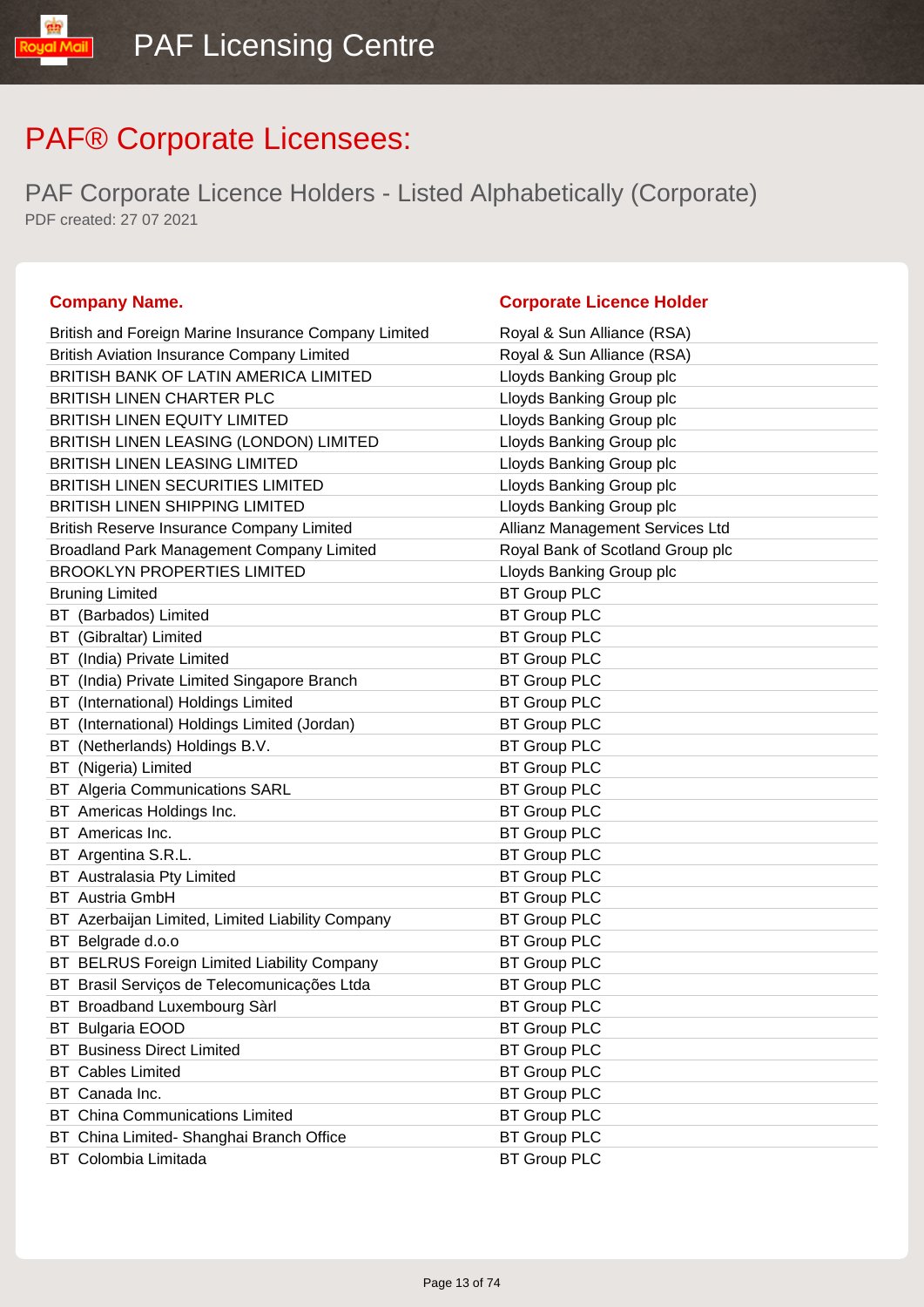# PAF® Corporate Licensees:

## PAF Corporate Licence Holders - Listed Alphabetically (Corporate)

PDF created: 27 07 2021

| Company Name. | Corporate Licence Holder |
|---|---|
| British and Foreign Marine Insurance Company Limited | Royal & Sun Alliance (RSA) |
| British Aviation Insurance Company Limited | Royal & Sun Alliance (RSA) |
| BRITISH BANK OF LATIN AMERICA LIMITED | Lloyds Banking Group plc |
| BRITISH LINEN CHARTER PLC | Lloyds Banking Group plc |
| BRITISH LINEN EQUITY LIMITED | Lloyds Banking Group plc |
| BRITISH LINEN LEASING (LONDON) LIMITED | Lloyds Banking Group plc |
| BRITISH LINEN LEASING LIMITED | Lloyds Banking Group plc |
| BRITISH LINEN SECURITIES LIMITED | Lloyds Banking Group plc |
| BRITISH LINEN SHIPPING LIMITED | Lloyds Banking Group plc |
| British Reserve Insurance Company Limited | Allianz Management Services Ltd |
| Broadland Park Management Company Limited | Royal Bank of Scotland Group plc |
| BROOKLYN PROPERTIES LIMITED | Lloyds Banking Group plc |
| Bruning Limited | BT Group PLC |
| BT (Barbados) Limited | BT Group PLC |
| BT (Gibraltar) Limited | BT Group PLC |
| BT (India) Private Limited | BT Group PLC |
| BT (India) Private Limited Singapore Branch | BT Group PLC |
| BT (International) Holdings Limited | BT Group PLC |
| BT (International) Holdings Limited (Jordan) | BT Group PLC |
| BT (Netherlands) Holdings B.V. | BT Group PLC |
| BT (Nigeria) Limited | BT Group PLC |
| BT Algeria Communications SARL | BT Group PLC |
| BT Americas Holdings Inc. | BT Group PLC |
| BT Americas Inc. | BT Group PLC |
| BT Argentina S.R.L. | BT Group PLC |
| BT Australasia Pty Limited | BT Group PLC |
| BT Austria GmbH | BT Group PLC |
| BT Azerbaijan Limited, Limited Liability Company | BT Group PLC |
| BT Belgrade d.o.o | BT Group PLC |
| BT BELRUS Foreign Limited Liability Company | BT Group PLC |
| BT Brasil Serviços de Telecomunicações Ltda | BT Group PLC |
| BT Broadband Luxembourg Sàrl | BT Group PLC |
| BT Bulgaria EOOD | BT Group PLC |
| BT Business Direct Limited | BT Group PLC |
| BT Cables Limited | BT Group PLC |
| BT Canada Inc. | BT Group PLC |
| BT China Communications Limited | BT Group PLC |
| BT China Limited- Shanghai Branch Office | BT Group PLC |
| BT Colombia Limitada | BT Group PLC |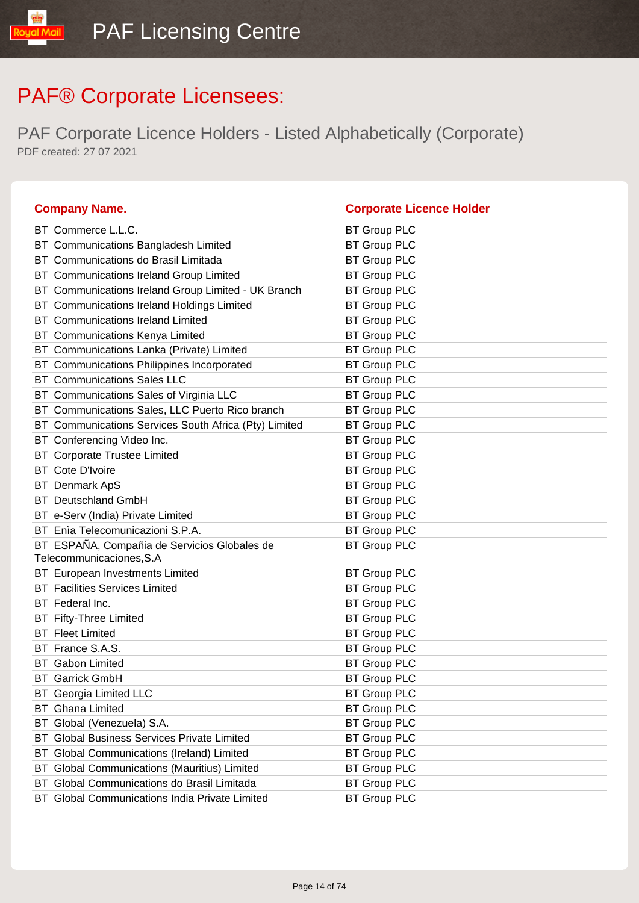# PAF® Corporate Licensees:

## PAF Corporate Licence Holders - Listed Alphabetically (Corporate)

PDF created: 27 07 2021

| Company Name. | Corporate Licence Holder |
|---|---|
| BT Commerce L.L.C. | BT Group PLC |
| BT Communications Bangladesh Limited | BT Group PLC |
| BT Communications do Brasil Limitada | BT Group PLC |
| BT Communications Ireland Group Limited | BT Group PLC |
| BT Communications Ireland Group Limited - UK Branch | BT Group PLC |
| BT Communications Ireland Holdings Limited | BT Group PLC |
| BT Communications Ireland Limited | BT Group PLC |
| BT Communications Kenya Limited | BT Group PLC |
| BT Communications Lanka (Private) Limited | BT Group PLC |
| BT Communications Philippines Incorporated | BT Group PLC |
| BT Communications Sales LLC | BT Group PLC |
| BT Communications Sales of Virginia LLC | BT Group PLC |
| BT Communications Sales, LLC Puerto Rico branch | BT Group PLC |
| BT Communications Services South Africa (Pty) Limited | BT Group PLC |
| BT Conferencing Video Inc. | BT Group PLC |
| BT Corporate Trustee Limited | BT Group PLC |
| BT Cote D'Ivoire | BT Group PLC |
| BT Denmark ApS | BT Group PLC |
| BT Deutschland GmbH | BT Group PLC |
| BT e-Serv (India) Private Limited | BT Group PLC |
| BT Enìa Telecomunicazioni S.P.A. | BT Group PLC |
| BT ESPAÑA, Compañia de Servicios Globales de Telecommunicaciones,S.A | BT Group PLC |
| BT European Investments Limited | BT Group PLC |
| BT Facilities Services Limited | BT Group PLC |
| BT Federal Inc. | BT Group PLC |
| BT Fifty-Three Limited | BT Group PLC |
| BT Fleet Limited | BT Group PLC |
| BT France S.A.S. | BT Group PLC |
| BT Gabon Limited | BT Group PLC |
| BT Garrick GmbH | BT Group PLC |
| BT Georgia Limited LLC | BT Group PLC |
| BT Ghana Limited | BT Group PLC |
| BT Global (Venezuela) S.A. | BT Group PLC |
| BT Global Business Services Private Limited | BT Group PLC |
| BT Global Communications (Ireland) Limited | BT Group PLC |
| BT Global Communications (Mauritius) Limited | BT Group PLC |
| BT Global Communications do Brasil Limitada | BT Group PLC |
| BT Global Communications India Private Limited | BT Group PLC |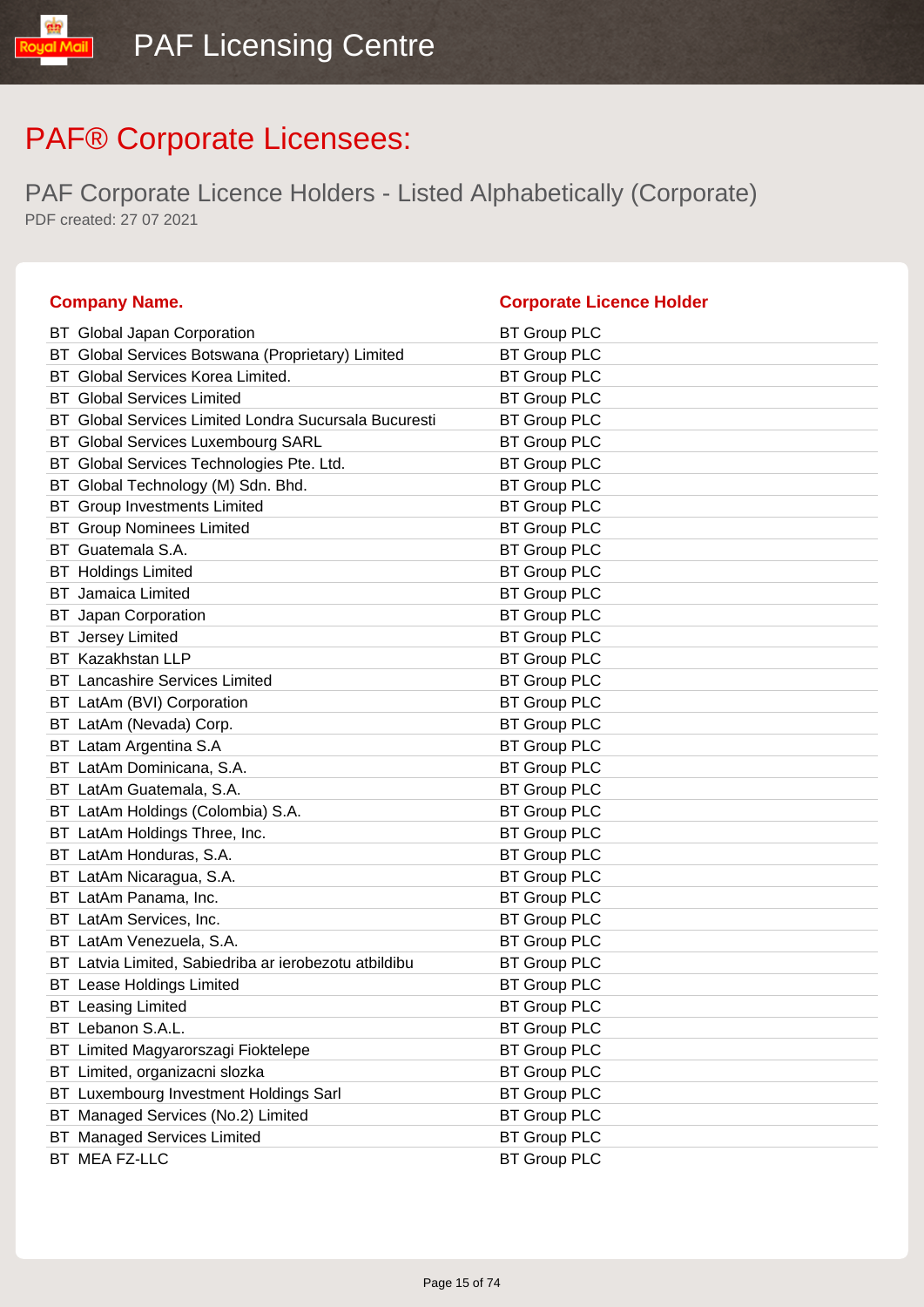# PAF® Corporate Licensees:

## PAF Corporate Licence Holders - Listed Alphabetically (Corporate)

PDF created: 27 07 2021

| Company Name. | Corporate Licence Holder |
|---|---|
| BT Global Japan Corporation | BT Group PLC |
| BT Global Services Botswana (Proprietary) Limited | BT Group PLC |
| BT Global Services Korea Limited. | BT Group PLC |
| BT Global Services Limited | BT Group PLC |
| BT Global Services Limited Londra Sucursala Bucuresti | BT Group PLC |
| BT Global Services Luxembourg SARL | BT Group PLC |
| BT Global Services Technologies Pte. Ltd. | BT Group PLC |
| BT Global Technology (M) Sdn. Bhd. | BT Group PLC |
| BT Group Investments Limited | BT Group PLC |
| BT Group Nominees Limited | BT Group PLC |
| BT Guatemala S.A. | BT Group PLC |
| BT Holdings Limited | BT Group PLC |
| BT Jamaica Limited | BT Group PLC |
| BT Japan Corporation | BT Group PLC |
| BT Jersey Limited | BT Group PLC |
| BT Kazakhstan LLP | BT Group PLC |
| BT Lancashire Services Limited | BT Group PLC |
| BT LatAm (BVI) Corporation | BT Group PLC |
| BT LatAm (Nevada) Corp. | BT Group PLC |
| BT Latam Argentina S.A | BT Group PLC |
| BT LatAm Dominicana, S.A. | BT Group PLC |
| BT LatAm Guatemala, S.A. | BT Group PLC |
| BT LatAm Holdings (Colombia) S.A. | BT Group PLC |
| BT LatAm Holdings Three, Inc. | BT Group PLC |
| BT LatAm Honduras, S.A. | BT Group PLC |
| BT LatAm Nicaragua, S.A. | BT Group PLC |
| BT LatAm Panama, Inc. | BT Group PLC |
| BT LatAm Services, Inc. | BT Group PLC |
| BT LatAm Venezuela, S.A. | BT Group PLC |
| BT Latvia Limited, Sabiedriba ar ierobezotu atbildibu | BT Group PLC |
| BT Lease Holdings Limited | BT Group PLC |
| BT Leasing Limited | BT Group PLC |
| BT Lebanon S.A.L. | BT Group PLC |
| BT Limited Magyarorszagi Fioktelepe | BT Group PLC |
| BT Limited, organizacni slozka | BT Group PLC |
| BT Luxembourg Investment Holdings Sarl | BT Group PLC |
| BT Managed Services (No.2) Limited | BT Group PLC |
| BT Managed Services Limited | BT Group PLC |
| BT MEA FZ-LLC | BT Group PLC |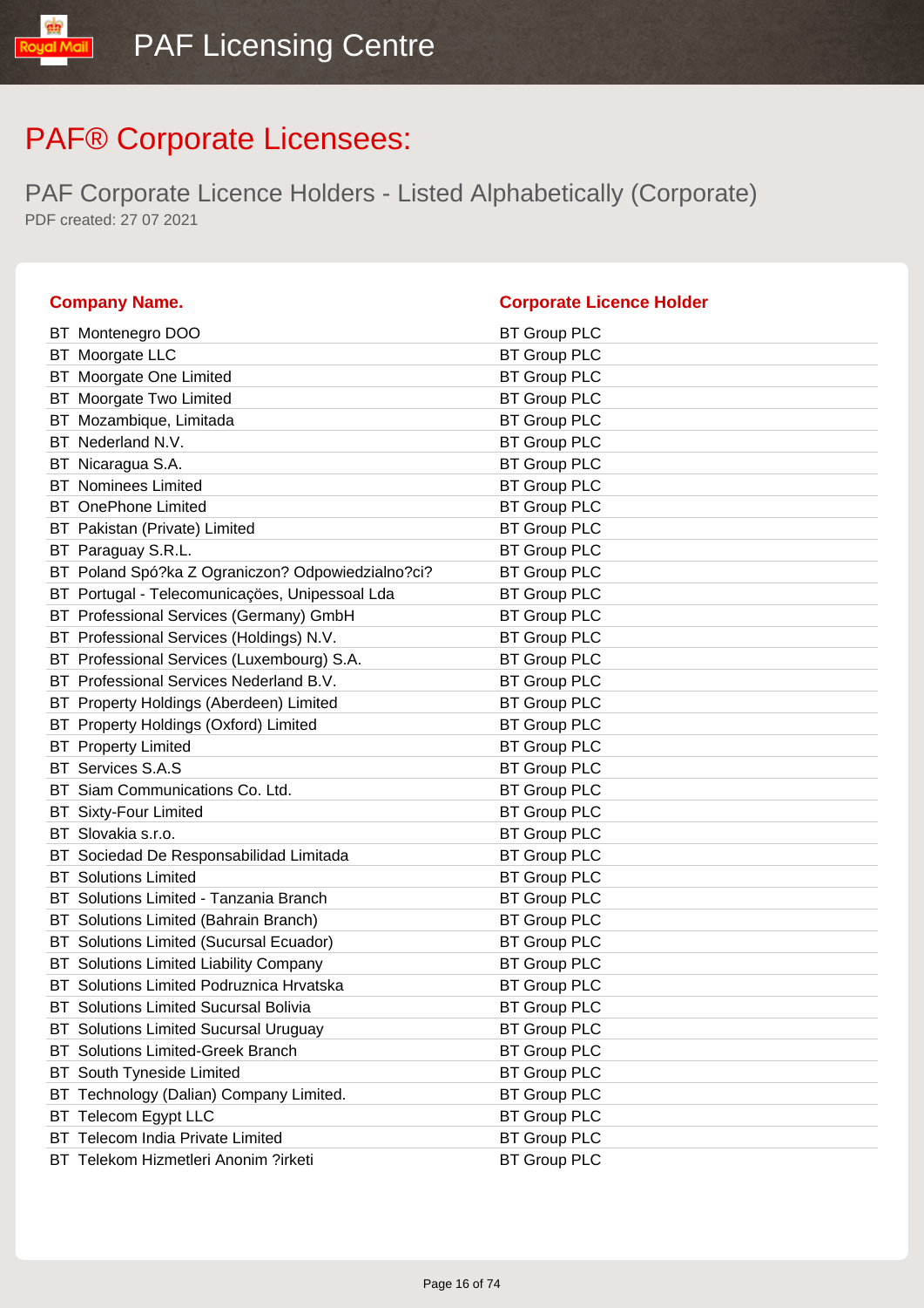# PAF® Corporate Licensees:

## PAF Corporate Licence Holders - Listed Alphabetically (Corporate)

PDF created: 27 07 2021

| Company Name. | Corporate Licence Holder |
|---|---|
| BT Montenegro DOO | BT Group PLC |
| BT Moorgate LLC | BT Group PLC |
| BT Moorgate One Limited | BT Group PLC |
| BT Moorgate Two Limited | BT Group PLC |
| BT Mozambique, Limitada | BT Group PLC |
| BT Nederland N.V. | BT Group PLC |
| BT Nicaragua S.A. | BT Group PLC |
| BT Nominees Limited | BT Group PLC |
| BT OnePhone Limited | BT Group PLC |
| BT Pakistan (Private) Limited | BT Group PLC |
| BT Paraguay S.R.L. | BT Group PLC |
| BT Poland Spó?ka Z Ograniczon? Odpowiedzialno?ci? | BT Group PLC |
| BT Portugal - Telecomunicações, Unipessoal Lda | BT Group PLC |
| BT Professional Services (Germany) GmbH | BT Group PLC |
| BT Professional Services (Holdings) N.V. | BT Group PLC |
| BT Professional Services (Luxembourg) S.A. | BT Group PLC |
| BT Professional Services Nederland B.V. | BT Group PLC |
| BT Property Holdings (Aberdeen) Limited | BT Group PLC |
| BT Property Holdings (Oxford) Limited | BT Group PLC |
| BT Property Limited | BT Group PLC |
| BT Services S.A.S | BT Group PLC |
| BT Siam Communications Co. Ltd. | BT Group PLC |
| BT Sixty-Four Limited | BT Group PLC |
| BT Slovakia s.r.o. | BT Group PLC |
| BT Sociedad De Responsabilidad Limitada | BT Group PLC |
| BT Solutions Limited | BT Group PLC |
| BT Solutions Limited - Tanzania Branch | BT Group PLC |
| BT Solutions Limited (Bahrain Branch) | BT Group PLC |
| BT Solutions Limited (Sucursal Ecuador) | BT Group PLC |
| BT Solutions Limited Liability Company | BT Group PLC |
| BT Solutions Limited Podruznica Hrvatska | BT Group PLC |
| BT Solutions Limited Sucursal Bolivia | BT Group PLC |
| BT Solutions Limited Sucursal Uruguay | BT Group PLC |
| BT Solutions Limited-Greek Branch | BT Group PLC |
| BT South Tyneside Limited | BT Group PLC |
| BT Technology (Dalian) Company Limited. | BT Group PLC |
| BT Telecom Egypt LLC | BT Group PLC |
| BT Telecom India Private Limited | BT Group PLC |
| BT Telekom Hizmetleri Anonim ?irketi | BT Group PLC |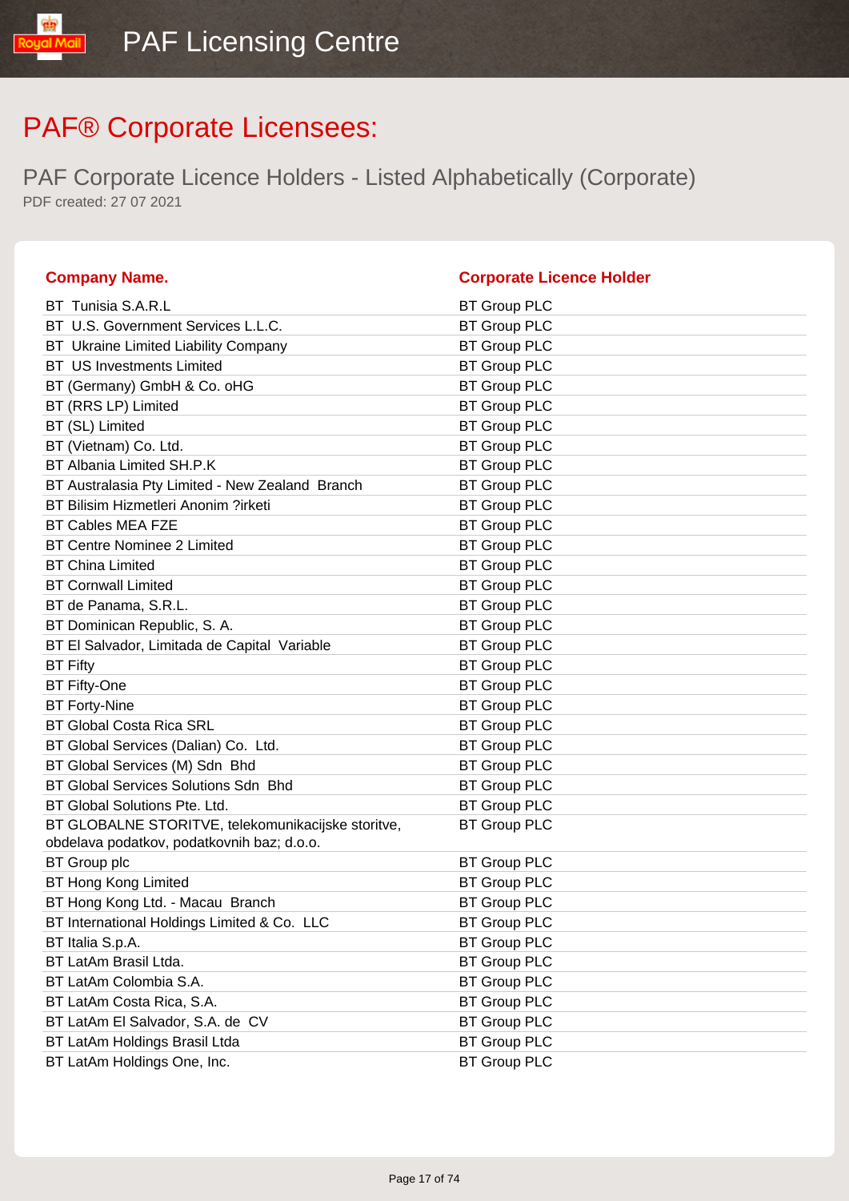# PAF® Corporate Licensees:

## PAF Corporate Licence Holders - Listed Alphabetically (Corporate)

PDF created: 27 07 2021

| Company Name. | Corporate Licence Holder |
|---|---|
| BT Tunisia S.A.R.L | BT Group PLC |
| BT U.S. Government Services L.L.C. | BT Group PLC |
| BT Ukraine Limited Liability Company | BT Group PLC |
| BT US Investments Limited | BT Group PLC |
| BT (Germany) GmbH & Co. oHG | BT Group PLC |
| BT (RRS LP) Limited | BT Group PLC |
| BT (SL) Limited | BT Group PLC |
| BT (Vietnam) Co. Ltd. | BT Group PLC |
| BT Albania Limited SH.P.K | BT Group PLC |
| BT Australasia Pty Limited - New Zealand Branch | BT Group PLC |
| BT Bilisim Hizmetleri Anonim ?irketi | BT Group PLC |
| BT Cables MEA FZE | BT Group PLC |
| BT Centre Nominee 2 Limited | BT Group PLC |
| BT China Limited | BT Group PLC |
| BT Cornwall Limited | BT Group PLC |
| BT de Panama, S.R.L. | BT Group PLC |
| BT Dominican Republic, S. A. | BT Group PLC |
| BT El Salvador, Limitada de Capital Variable | BT Group PLC |
| BT Fifty | BT Group PLC |
| BT Fifty-One | BT Group PLC |
| BT Forty-Nine | BT Group PLC |
| BT Global Costa Rica SRL | BT Group PLC |
| BT Global Services (Dalian) Co. Ltd. | BT Group PLC |
| BT Global Services (M) Sdn Bhd | BT Group PLC |
| BT Global Services Solutions Sdn Bhd | BT Group PLC |
| BT Global Solutions Pte. Ltd. | BT Group PLC |
| BT GLOBALNE STORITVE, telekomunikacijske storitve, obdelava podatkov, podatkovnih baz; d.o.o. | BT Group PLC |
| BT Group plc | BT Group PLC |
| BT Hong Kong Limited | BT Group PLC |
| BT Hong Kong Ltd. - Macau Branch | BT Group PLC |
| BT International Holdings Limited & Co. LLC | BT Group PLC |
| BT Italia S.p.A. | BT Group PLC |
| BT LatAm Brasil Ltda. | BT Group PLC |
| BT LatAm Colombia S.A. | BT Group PLC |
| BT LatAm Costa Rica, S.A. | BT Group PLC |
| BT LatAm El Salvador, S.A. de CV | BT Group PLC |
| BT LatAm Holdings Brasil Ltda | BT Group PLC |
| BT LatAm Holdings One, Inc. | BT Group PLC |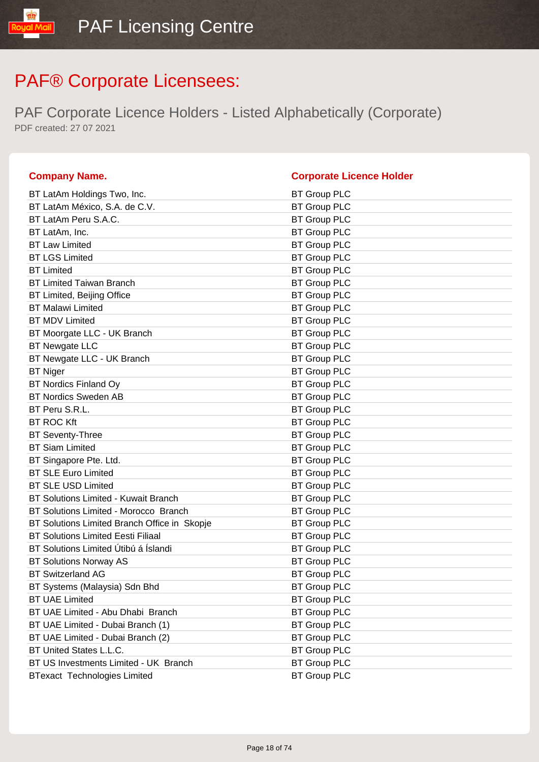# PAF® Corporate Licensees:

## PAF Corporate Licence Holders - Listed Alphabetically (Corporate)

PDF created: 27 07 2021

| Company Name. | Corporate Licence Holder |
| --- | --- |
| BT LatAm Holdings Two, Inc. | BT Group PLC |
| BT LatAm México, S.A. de C.V. | BT Group PLC |
| BT LatAm Peru S.A.C. | BT Group PLC |
| BT LatAm, Inc. | BT Group PLC |
| BT Law Limited | BT Group PLC |
| BT LGS Limited | BT Group PLC |
| BT Limited | BT Group PLC |
| BT Limited Taiwan Branch | BT Group PLC |
| BT Limited, Beijing Office | BT Group PLC |
| BT Malawi Limited | BT Group PLC |
| BT MDV Limited | BT Group PLC |
| BT Moorgate LLC - UK Branch | BT Group PLC |
| BT Newgate LLC | BT Group PLC |
| BT Newgate LLC - UK Branch | BT Group PLC |
| BT Niger | BT Group PLC |
| BT Nordics Finland Oy | BT Group PLC |
| BT Nordics Sweden AB | BT Group PLC |
| BT Peru S.R.L. | BT Group PLC |
| BT ROC Kft | BT Group PLC |
| BT Seventy-Three | BT Group PLC |
| BT Siam Limited | BT Group PLC |
| BT Singapore Pte. Ltd. | BT Group PLC |
| BT SLE Euro Limited | BT Group PLC |
| BT SLE USD Limited | BT Group PLC |
| BT Solutions Limited - Kuwait Branch | BT Group PLC |
| BT Solutions Limited - Morocco Branch | BT Group PLC |
| BT Solutions Limited Branch Office in Skopje | BT Group PLC |
| BT Solutions Limited Eesti Filiaal | BT Group PLC |
| BT Solutions Limited Útibú á Íslandi | BT Group PLC |
| BT Solutions Norway AS | BT Group PLC |
| BT Switzerland AG | BT Group PLC |
| BT Systems (Malaysia) Sdn Bhd | BT Group PLC |
| BT UAE Limited | BT Group PLC |
| BT UAE Limited - Abu Dhabi Branch | BT Group PLC |
| BT UAE Limited - Dubai Branch (1) | BT Group PLC |
| BT UAE Limited - Dubai Branch (2) | BT Group PLC |
| BT United States L.L.C. | BT Group PLC |
| BT US Investments Limited - UK Branch | BT Group PLC |
| BTexact Technologies Limited | BT Group PLC |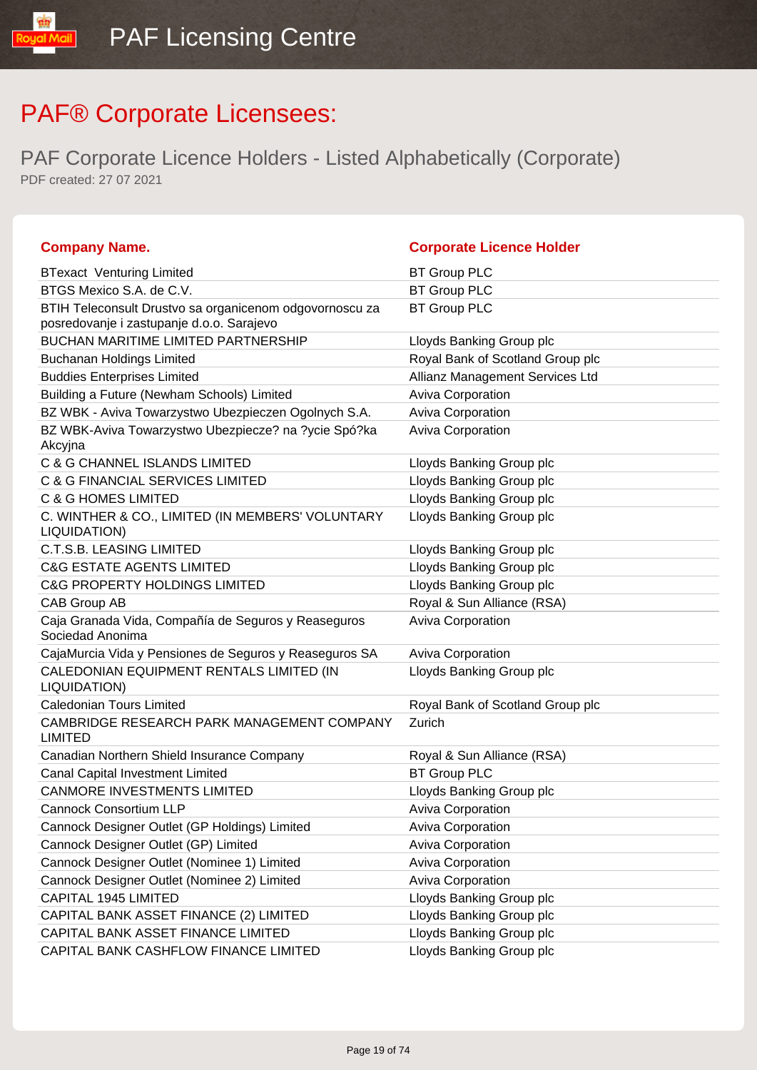# PAF® Corporate Licensees:

## PAF Corporate Licence Holders - Listed Alphabetically (Corporate)

PDF created: 27 07 2021

| Company Name. | Corporate Licence Holder |
|---|---|
| BTexact Venturing Limited | BT Group PLC |
| BTGS Mexico S.A. de C.V. | BT Group PLC |
| BTIH Teleconsult Drustvo sa organicenom odgovornoscu za posredovanje i zastupanje d.o.o. Sarajevo | BT Group PLC |
| BUCHAN MARITIME LIMITED PARTNERSHIP | Lloyds Banking Group plc |
| Buchanan Holdings Limited | Royal Bank of Scotland Group plc |
| Buddies Enterprises Limited | Allianz Management Services Ltd |
| Building a Future (Newham Schools) Limited | Aviva Corporation |
| BZ WBK - Aviva Towarzystwo Ubezpieczen Ogolnych S.A. | Aviva Corporation |
| BZ WBK-Aviva Towarzystwo Ubezpiecze? na ?ycie Spó?ka Akcyjna | Aviva Corporation |
| C & G CHANNEL ISLANDS LIMITED | Lloyds Banking Group plc |
| C & G FINANCIAL SERVICES LIMITED | Lloyds Banking Group plc |
| C & G HOMES LIMITED | Lloyds Banking Group plc |
| C. WINTHER & CO., LIMITED (IN MEMBERS' VOLUNTARY LIQUIDATION) | Lloyds Banking Group plc |
| C.T.S.B. LEASING LIMITED | Lloyds Banking Group plc |
| C&G ESTATE AGENTS LIMITED | Lloyds Banking Group plc |
| C&G PROPERTY HOLDINGS LIMITED | Lloyds Banking Group plc |
| CAB Group AB | Royal & Sun Alliance (RSA) |
| Caja Granada Vida, Compañía de Seguros y Reaseguros Sociedad Anonima | Aviva Corporation |
| CajaMurcia Vida y Pensiones de Seguros y Reaseguros SA | Aviva Corporation |
| CALEDONIAN EQUIPMENT RENTALS LIMITED (IN LIQUIDATION) | Lloyds Banking Group plc |
| Caledonian Tours Limited | Royal Bank of Scotland Group plc |
| CAMBRIDGE RESEARCH PARK MANAGEMENT COMPANY LIMITED | Zurich |
| Canadian Northern Shield Insurance Company | Royal & Sun Alliance (RSA) |
| Canal Capital Investment Limited | BT Group PLC |
| CANMORE INVESTMENTS LIMITED | Lloyds Banking Group plc |
| Cannock Consortium LLP | Aviva Corporation |
| Cannock Designer Outlet (GP Holdings) Limited | Aviva Corporation |
| Cannock Designer Outlet (GP) Limited | Aviva Corporation |
| Cannock Designer Outlet (Nominee 1) Limited | Aviva Corporation |
| Cannock Designer Outlet (Nominee 2) Limited | Aviva Corporation |
| CAPITAL 1945 LIMITED | Lloyds Banking Group plc |
| CAPITAL BANK ASSET FINANCE (2) LIMITED | Lloyds Banking Group plc |
| CAPITAL BANK ASSET FINANCE LIMITED | Lloyds Banking Group plc |
| CAPITAL BANK CASHFLOW FINANCE LIMITED | Lloyds Banking Group plc |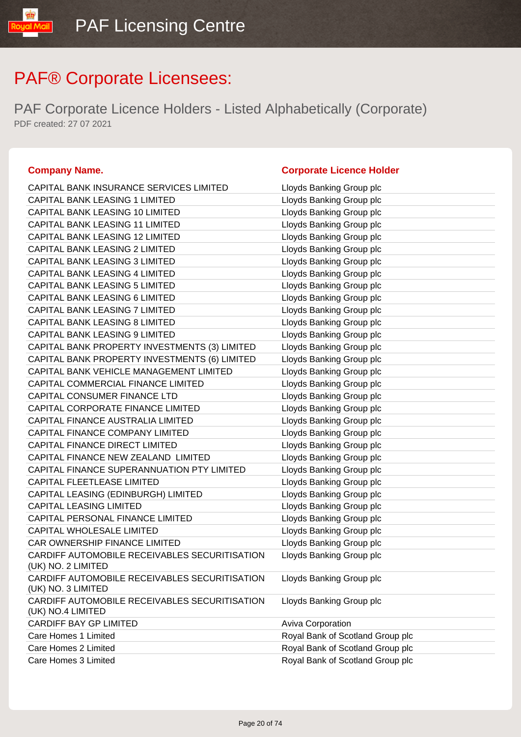# PAF® Corporate Licensees:

## PAF Corporate Licence Holders - Listed Alphabetically (Corporate)

PDF created: 27 07 2021

| Company Name. | Corporate Licence Holder |
|---|---|
| CAPITAL BANK INSURANCE SERVICES LIMITED | Lloyds Banking Group plc |
| CAPITAL BANK LEASING 1 LIMITED | Lloyds Banking Group plc |
| CAPITAL BANK LEASING 10 LIMITED | Lloyds Banking Group plc |
| CAPITAL BANK LEASING 11 LIMITED | Lloyds Banking Group plc |
| CAPITAL BANK LEASING 12 LIMITED | Lloyds Banking Group plc |
| CAPITAL BANK LEASING 2 LIMITED | Lloyds Banking Group plc |
| CAPITAL BANK LEASING 3 LIMITED | Lloyds Banking Group plc |
| CAPITAL BANK LEASING 4 LIMITED | Lloyds Banking Group plc |
| CAPITAL BANK LEASING 5 LIMITED | Lloyds Banking Group plc |
| CAPITAL BANK LEASING 6 LIMITED | Lloyds Banking Group plc |
| CAPITAL BANK LEASING 7 LIMITED | Lloyds Banking Group plc |
| CAPITAL BANK LEASING 8 LIMITED | Lloyds Banking Group plc |
| CAPITAL BANK LEASING 9 LIMITED | Lloyds Banking Group plc |
| CAPITAL BANK PROPERTY INVESTMENTS (3) LIMITED | Lloyds Banking Group plc |
| CAPITAL BANK PROPERTY INVESTMENTS (6) LIMITED | Lloyds Banking Group plc |
| CAPITAL BANK VEHICLE MANAGEMENT LIMITED | Lloyds Banking Group plc |
| CAPITAL COMMERCIAL FINANCE LIMITED | Lloyds Banking Group plc |
| CAPITAL CONSUMER FINANCE LTD | Lloyds Banking Group plc |
| CAPITAL CORPORATE FINANCE LIMITED | Lloyds Banking Group plc |
| CAPITAL FINANCE AUSTRALIA LIMITED | Lloyds Banking Group plc |
| CAPITAL FINANCE COMPANY LIMITED | Lloyds Banking Group plc |
| CAPITAL FINANCE DIRECT LIMITED | Lloyds Banking Group plc |
| CAPITAL FINANCE NEW ZEALAND LIMITED | Lloyds Banking Group plc |
| CAPITAL FINANCE SUPERANNUATION PTY LIMITED | Lloyds Banking Group plc |
| CAPITAL FLEETLEASE LIMITED | Lloyds Banking Group plc |
| CAPITAL LEASING (EDINBURGH) LIMITED | Lloyds Banking Group plc |
| CAPITAL LEASING LIMITED | Lloyds Banking Group plc |
| CAPITAL PERSONAL FINANCE LIMITED | Lloyds Banking Group plc |
| CAPITAL WHOLESALE LIMITED | Lloyds Banking Group plc |
| CAR OWNERSHIP FINANCE LIMITED | Lloyds Banking Group plc |
| CARDIFF AUTOMOBILE RECEIVABLES SECURITISATION (UK) NO. 2 LIMITED | Lloyds Banking Group plc |
| CARDIFF AUTOMOBILE RECEIVABLES SECURITISATION (UK) NO. 3 LIMITED | Lloyds Banking Group plc |
| CARDIFF AUTOMOBILE RECEIVABLES SECURITISATION (UK) NO.4 LIMITED | Lloyds Banking Group plc |
| CARDIFF BAY GP LIMITED | Aviva Corporation |
| Care Homes 1 Limited | Royal Bank of Scotland Group plc |
| Care Homes 2 Limited | Royal Bank of Scotland Group plc |
| Care Homes 3 Limited | Royal Bank of Scotland Group plc |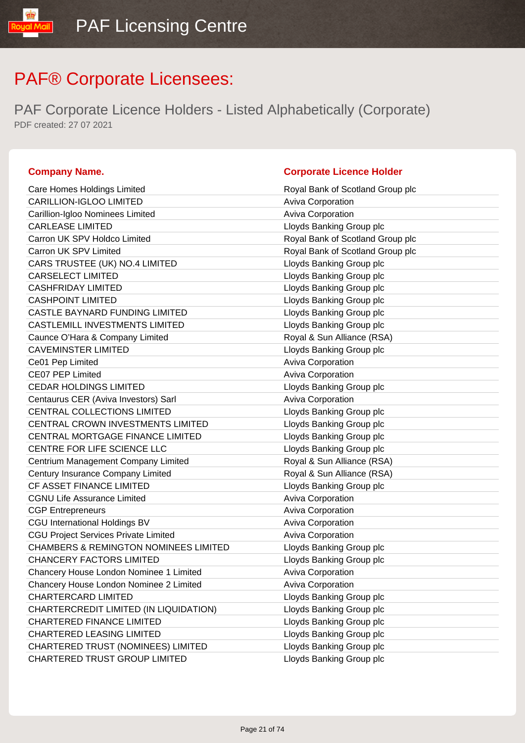PAF Licensing Centre

# PAF® Corporate Licensees:

## PAF Corporate Licence Holders - Listed Alphabetically (Corporate)

PDF created: 27 07 2021

| Company Name. | Corporate Licence Holder |
|---|---|
| Care Homes Holdings Limited | Royal Bank of Scotland Group plc |
| CARILLION-IGLOO LIMITED | Aviva Corporation |
| Carillion-Igloo Nominees Limited | Aviva Corporation |
| CARLEASE LIMITED | Lloyds Banking Group plc |
| Carron UK SPV Holdco Limited | Royal Bank of Scotland Group plc |
| Carron UK SPV Limited | Royal Bank of Scotland Group plc |
| CARS TRUSTEE (UK) NO.4 LIMITED | Lloyds Banking Group plc |
| CARSELECT LIMITED | Lloyds Banking Group plc |
| CASHFRIDAY LIMITED | Lloyds Banking Group plc |
| CASHPOINT LIMITED | Lloyds Banking Group plc |
| CASTLE BAYNARD FUNDING LIMITED | Lloyds Banking Group plc |
| CASTLEMILL INVESTMENTS LIMITED | Lloyds Banking Group plc |
| Caunce O'Hara & Company Limited | Royal & Sun Alliance (RSA) |
| CAVEMINSTER LIMITED | Lloyds Banking Group plc |
| Ce01 Pep Limited | Aviva Corporation |
| CE07 PEP Limited | Aviva Corporation |
| CEDAR HOLDINGS LIMITED | Lloyds Banking Group plc |
| Centaurus CER (Aviva Investors) Sarl | Aviva Corporation |
| CENTRAL COLLECTIONS LIMITED | Lloyds Banking Group plc |
| CENTRAL CROWN INVESTMENTS LIMITED | Lloyds Banking Group plc |
| CENTRAL MORTGAGE FINANCE LIMITED | Lloyds Banking Group plc |
| CENTRE FOR LIFE SCIENCE LLC | Lloyds Banking Group plc |
| Centrium Management Company Limited | Royal & Sun Alliance (RSA) |
| Century Insurance Company Limited | Royal & Sun Alliance (RSA) |
| CF ASSET FINANCE LIMITED | Lloyds Banking Group plc |
| CGNU Life Assurance Limited | Aviva Corporation |
| CGP Entrepreneurs | Aviva Corporation |
| CGU International Holdings BV | Aviva Corporation |
| CGU Project Services Private Limited | Aviva Corporation |
| CHAMBERS & REMINGTON NOMINEES LIMITED | Lloyds Banking Group plc |
| CHANCERY FACTORS LIMITED | Lloyds Banking Group plc |
| Chancery House London Nominee 1 Limited | Aviva Corporation |
| Chancery House London Nominee 2 Limited | Aviva Corporation |
| CHARTERCARD LIMITED | Lloyds Banking Group plc |
| CHARTERCREDIT LIMITED (IN LIQUIDATION) | Lloyds Banking Group plc |
| CHARTERED FINANCE LIMITED | Lloyds Banking Group plc |
| CHARTERED LEASING LIMITED | Lloyds Banking Group plc |
| CHARTERED TRUST (NOMINEES) LIMITED | Lloyds Banking Group plc |
| CHARTERED TRUST GROUP LIMITED | Lloyds Banking Group plc |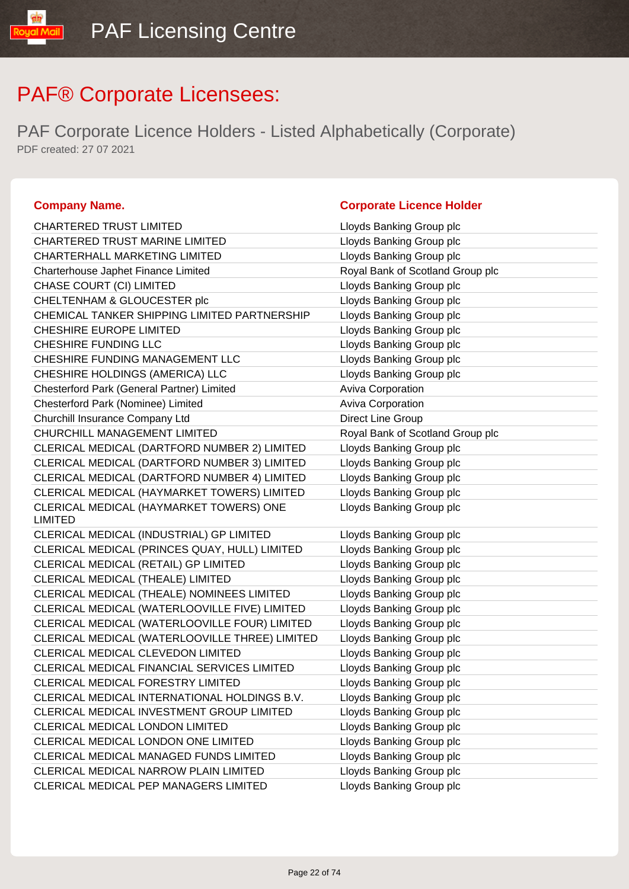# PAF® Corporate Licensees:

## PAF Corporate Licence Holders - Listed Alphabetically (Corporate)

PDF created: 27 07 2021

| Company Name. | Corporate Licence Holder |
| --- | --- |
| CHARTERED TRUST LIMITED | Lloyds Banking Group plc |
| CHARTERED TRUST MARINE LIMITED | Lloyds Banking Group plc |
| CHARTERHALL MARKETING LIMITED | Lloyds Banking Group plc |
| Charterhouse Japhet Finance Limited | Royal Bank of Scotland Group plc |
| CHASE COURT (CI) LIMITED | Lloyds Banking Group plc |
| CHELTENHAM & GLOUCESTER plc | Lloyds Banking Group plc |
| CHEMICAL TANKER SHIPPING LIMITED PARTNERSHIP | Lloyds Banking Group plc |
| CHESHIRE EUROPE LIMITED | Lloyds Banking Group plc |
| CHESHIRE FUNDING LLC | Lloyds Banking Group plc |
| CHESHIRE FUNDING MANAGEMENT LLC | Lloyds Banking Group plc |
| CHESHIRE HOLDINGS (AMERICA) LLC | Lloyds Banking Group plc |
| Chesterford Park (General Partner) Limited | Aviva Corporation |
| Chesterford Park (Nominee) Limited | Aviva Corporation |
| Churchill Insurance Company Ltd | Direct Line Group |
| CHURCHILL MANAGEMENT LIMITED | Royal Bank of Scotland Group plc |
| CLERICAL MEDICAL (DARTFORD NUMBER 2) LIMITED | Lloyds Banking Group plc |
| CLERICAL MEDICAL (DARTFORD NUMBER 3) LIMITED | Lloyds Banking Group plc |
| CLERICAL MEDICAL (DARTFORD NUMBER 4) LIMITED | Lloyds Banking Group plc |
| CLERICAL MEDICAL (HAYMARKET TOWERS) LIMITED | Lloyds Banking Group plc |
| CLERICAL MEDICAL (HAYMARKET TOWERS) ONE LIMITED | Lloyds Banking Group plc |
| CLERICAL MEDICAL (INDUSTRIAL) GP LIMITED | Lloyds Banking Group plc |
| CLERICAL MEDICAL (PRINCES QUAY, HULL) LIMITED | Lloyds Banking Group plc |
| CLERICAL MEDICAL (RETAIL) GP LIMITED | Lloyds Banking Group plc |
| CLERICAL MEDICAL (THEALE) LIMITED | Lloyds Banking Group plc |
| CLERICAL MEDICAL (THEALE) NOMINEES LIMITED | Lloyds Banking Group plc |
| CLERICAL MEDICAL (WATERLOOVILLE FIVE) LIMITED | Lloyds Banking Group plc |
| CLERICAL MEDICAL (WATERLOOVILLE FOUR) LIMITED | Lloyds Banking Group plc |
| CLERICAL MEDICAL (WATERLOOVILLE THREE) LIMITED | Lloyds Banking Group plc |
| CLERICAL MEDICAL CLEVEDON LIMITED | Lloyds Banking Group plc |
| CLERICAL MEDICAL FINANCIAL SERVICES LIMITED | Lloyds Banking Group plc |
| CLERICAL MEDICAL FORESTRY LIMITED | Lloyds Banking Group plc |
| CLERICAL MEDICAL INTERNATIONAL HOLDINGS B.V. | Lloyds Banking Group plc |
| CLERICAL MEDICAL INVESTMENT GROUP LIMITED | Lloyds Banking Group plc |
| CLERICAL MEDICAL LONDON LIMITED | Lloyds Banking Group plc |
| CLERICAL MEDICAL LONDON ONE LIMITED | Lloyds Banking Group plc |
| CLERICAL MEDICAL MANAGED FUNDS LIMITED | Lloyds Banking Group plc |
| CLERICAL MEDICAL NARROW PLAIN LIMITED | Lloyds Banking Group plc |
| CLERICAL MEDICAL PEP MANAGERS LIMITED | Lloyds Banking Group plc |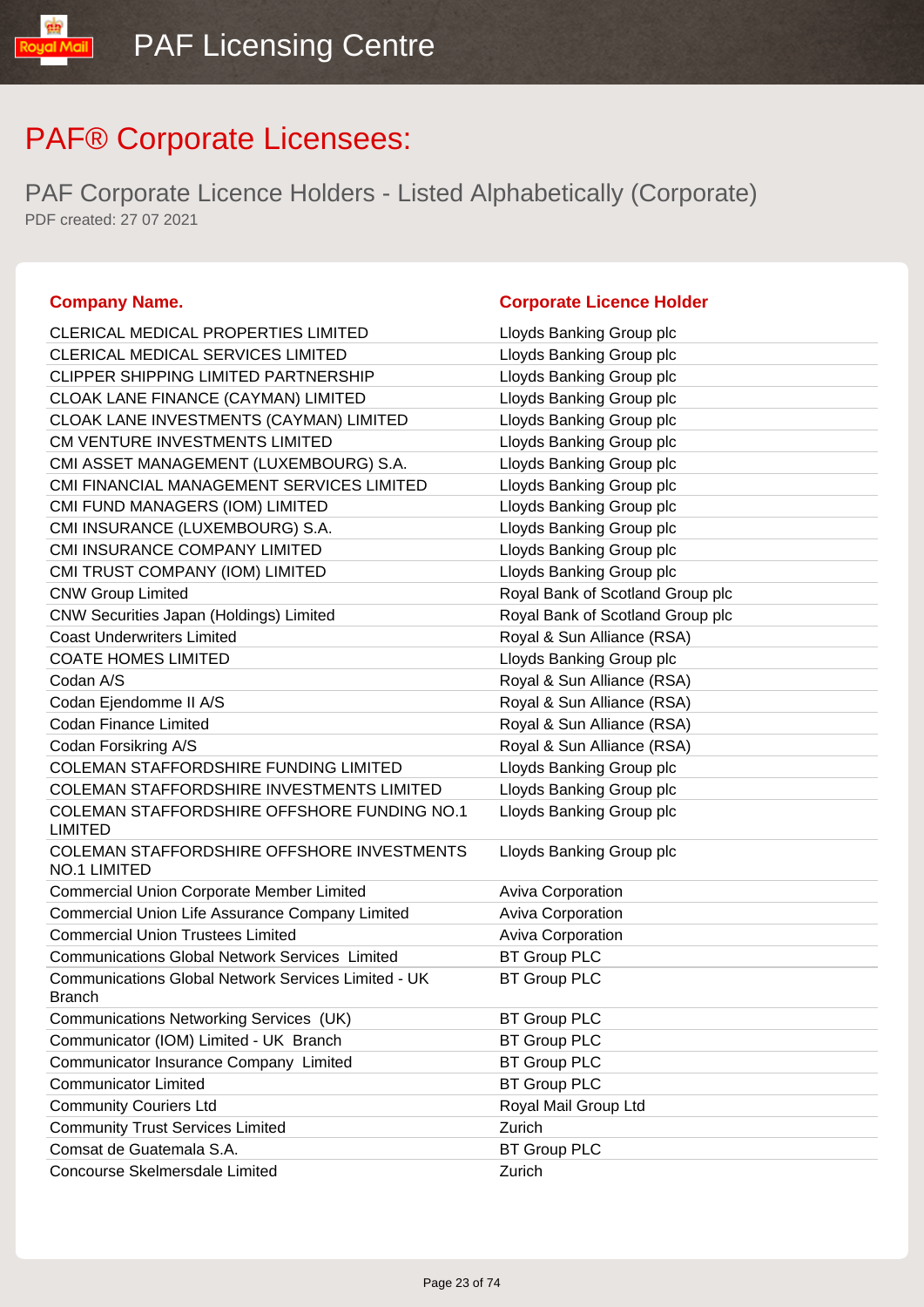# PAF® Corporate Licensees:

## PAF Corporate Licence Holders - Listed Alphabetically (Corporate)

PDF created: 27 07 2021

| Company Name. | Corporate Licence Holder |
|---|---|
| CLERICAL MEDICAL PROPERTIES LIMITED | Lloyds Banking Group plc |
| CLERICAL MEDICAL SERVICES LIMITED | Lloyds Banking Group plc |
| CLIPPER SHIPPING LIMITED PARTNERSHIP | Lloyds Banking Group plc |
| CLOAK LANE FINANCE (CAYMAN) LIMITED | Lloyds Banking Group plc |
| CLOAK LANE INVESTMENTS (CAYMAN) LIMITED | Lloyds Banking Group plc |
| CM VENTURE INVESTMENTS LIMITED | Lloyds Banking Group plc |
| CMI ASSET MANAGEMENT (LUXEMBOURG) S.A. | Lloyds Banking Group plc |
| CMI FINANCIAL MANAGEMENT SERVICES LIMITED | Lloyds Banking Group plc |
| CMI FUND MANAGERS (IOM) LIMITED | Lloyds Banking Group plc |
| CMI INSURANCE (LUXEMBOURG) S.A. | Lloyds Banking Group plc |
| CMI INSURANCE COMPANY LIMITED | Lloyds Banking Group plc |
| CMI TRUST COMPANY (IOM) LIMITED | Lloyds Banking Group plc |
| CNW Group Limited | Royal Bank of Scotland Group plc |
| CNW Securities Japan (Holdings) Limited | Royal Bank of Scotland Group plc |
| Coast Underwriters Limited | Royal & Sun Alliance (RSA) |
| COATE HOMES LIMITED | Lloyds Banking Group plc |
| Codan A/S | Royal & Sun Alliance (RSA) |
| Codan Ejendomme II A/S | Royal & Sun Alliance (RSA) |
| Codan Finance Limited | Royal & Sun Alliance (RSA) |
| Codan Forsikring A/S | Royal & Sun Alliance (RSA) |
| COLEMAN STAFFORDSHIRE FUNDING LIMITED | Lloyds Banking Group plc |
| COLEMAN STAFFORDSHIRE INVESTMENTS LIMITED | Lloyds Banking Group plc |
| COLEMAN STAFFORDSHIRE OFFSHORE FUNDING NO.1 LIMITED | Lloyds Banking Group plc |
| COLEMAN STAFFORDSHIRE OFFSHORE INVESTMENTS NO.1 LIMITED | Lloyds Banking Group plc |
| Commercial Union Corporate Member Limited | Aviva Corporation |
| Commercial Union Life Assurance Company Limited | Aviva Corporation |
| Commercial Union Trustees Limited | Aviva Corporation |
| Communications Global Network Services  Limited | BT Group PLC |
| Communications Global Network Services Limited - UK Branch | BT Group PLC |
| Communications Networking Services  (UK) | BT Group PLC |
| Communicator (IOM) Limited - UK  Branch | BT Group PLC |
| Communicator Insurance Company  Limited | BT Group PLC |
| Communicator Limited | BT Group PLC |
| Community Couriers Ltd | Royal Mail Group Ltd |
| Community Trust Services Limited | Zurich |
| Comsat de Guatemala S.A. | BT Group PLC |
| Concourse Skelmersdale Limited | Zurich |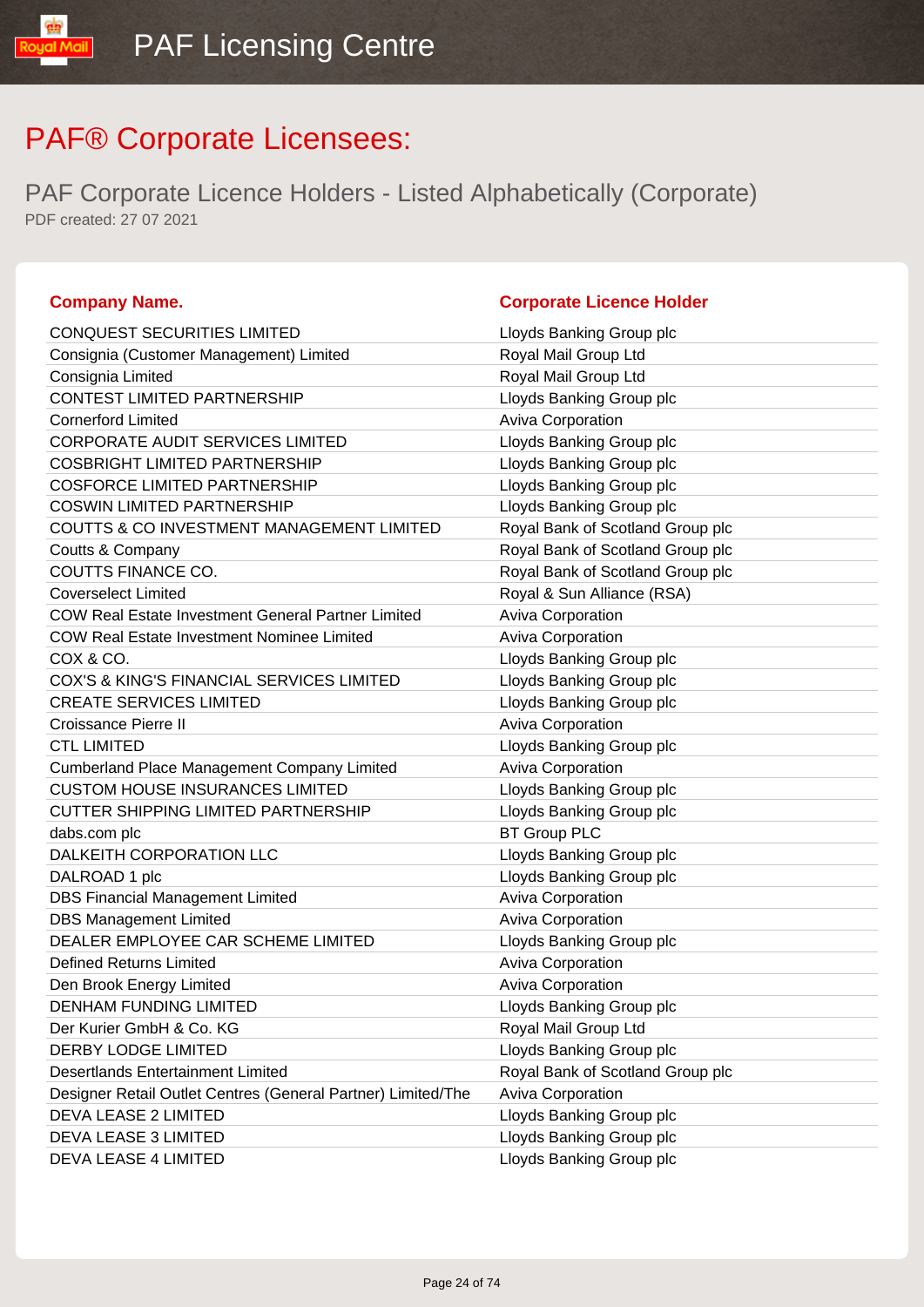# PAF® Corporate Licensees:

## PAF Corporate Licence Holders - Listed Alphabetically (Corporate)

PDF created: 27 07 2021

| Company Name. | Corporate Licence Holder |
|---|---|
| CONQUEST SECURITIES LIMITED | Lloyds Banking Group plc |
| Consignia (Customer Management) Limited | Royal Mail Group Ltd |
| Consignia Limited | Royal Mail Group Ltd |
| CONTEST LIMITED PARTNERSHIP | Lloyds Banking Group plc |
| Cornerford Limited | Aviva Corporation |
| CORPORATE AUDIT SERVICES LIMITED | Lloyds Banking Group plc |
| COSBRIGHT LIMITED PARTNERSHIP | Lloyds Banking Group plc |
| COSFORCE LIMITED PARTNERSHIP | Lloyds Banking Group plc |
| COSWIN LIMITED PARTNERSHIP | Lloyds Banking Group plc |
| COUTTS & CO INVESTMENT MANAGEMENT LIMITED | Royal Bank of Scotland Group plc |
| Coutts & Company | Royal Bank of Scotland Group plc |
| COUTTS FINANCE CO. | Royal Bank of Scotland Group plc |
| Coverselect Limited | Royal & Sun Alliance (RSA) |
| COW Real Estate Investment General Partner Limited | Aviva Corporation |
| COW Real Estate Investment Nominee Limited | Aviva Corporation |
| COX & CO. | Lloyds Banking Group plc |
| COX'S & KING'S FINANCIAL SERVICES LIMITED | Lloyds Banking Group plc |
| CREATE SERVICES LIMITED | Lloyds Banking Group plc |
| Croissance Pierre II | Aviva Corporation |
| CTL LIMITED | Lloyds Banking Group plc |
| Cumberland Place Management Company Limited | Aviva Corporation |
| CUSTOM HOUSE INSURANCES LIMITED | Lloyds Banking Group plc |
| CUTTER SHIPPING LIMITED PARTNERSHIP | Lloyds Banking Group plc |
| dabs.com plc | BT Group PLC |
| DALKEITH CORPORATION LLC | Lloyds Banking Group plc |
| DALROAD 1 plc | Lloyds Banking Group plc |
| DBS Financial Management Limited | Aviva Corporation |
| DBS Management Limited | Aviva Corporation |
| DEALER EMPLOYEE CAR SCHEME LIMITED | Lloyds Banking Group plc |
| Defined Returns Limited | Aviva Corporation |
| Den Brook Energy Limited | Aviva Corporation |
| DENHAM FUNDING LIMITED | Lloyds Banking Group plc |
| Der Kurier GmbH & Co. KG | Royal Mail Group Ltd |
| DERBY LODGE LIMITED | Lloyds Banking Group plc |
| Desertlands Entertainment Limited | Royal Bank of Scotland Group plc |
| Designer Retail Outlet Centres (General Partner) Limited/The | Aviva Corporation |
| DEVA LEASE 2 LIMITED | Lloyds Banking Group plc |
| DEVA LEASE 3 LIMITED | Lloyds Banking Group plc |
| DEVA LEASE 4 LIMITED | Lloyds Banking Group plc |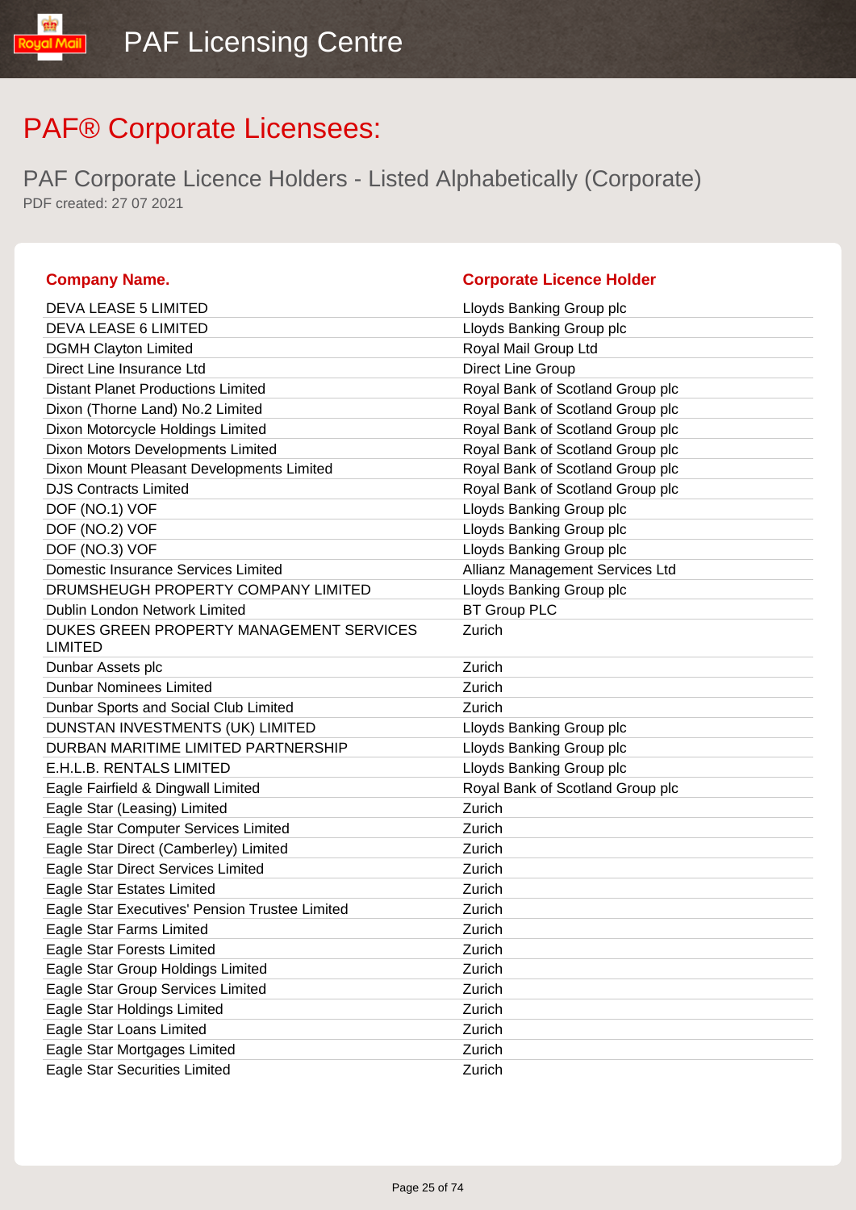# PAF® Corporate Licensees:

## PAF Corporate Licence Holders - Listed Alphabetically (Corporate)

PDF created: 27 07 2021

| Company Name. | Corporate Licence Holder |
|---|---|
| DEVA LEASE 5 LIMITED | Lloyds Banking Group plc |
| DEVA LEASE 6 LIMITED | Lloyds Banking Group plc |
| DGMH Clayton Limited | Royal Mail Group Ltd |
| Direct Line Insurance Ltd | Direct Line Group |
| Distant Planet Productions Limited | Royal Bank of Scotland Group plc |
| Dixon (Thorne Land) No.2 Limited | Royal Bank of Scotland Group plc |
| Dixon Motorcycle Holdings Limited | Royal Bank of Scotland Group plc |
| Dixon Motors Developments Limited | Royal Bank of Scotland Group plc |
| Dixon Mount Pleasant Developments Limited | Royal Bank of Scotland Group plc |
| DJS Contracts Limited | Royal Bank of Scotland Group plc |
| DOF (NO.1) VOF | Lloyds Banking Group plc |
| DOF (NO.2) VOF | Lloyds Banking Group plc |
| DOF (NO.3) VOF | Lloyds Banking Group plc |
| Domestic Insurance Services Limited | Allianz Management Services Ltd |
| DRUMSHEUGH PROPERTY COMPANY LIMITED | Lloyds Banking Group plc |
| Dublin London Network Limited | BT Group PLC |
| DUKES GREEN PROPERTY MANAGEMENT SERVICES LIMITED | Zurich |
| Dunbar Assets plc | Zurich |
| Dunbar Nominees Limited | Zurich |
| Dunbar Sports and Social Club Limited | Zurich |
| DUNSTAN INVESTMENTS (UK) LIMITED | Lloyds Banking Group plc |
| DURBAN MARITIME LIMITED PARTNERSHIP | Lloyds Banking Group plc |
| E.H.L.B. RENTALS LIMITED | Lloyds Banking Group plc |
| Eagle Fairfield & Dingwall Limited | Royal Bank of Scotland Group plc |
| Eagle Star (Leasing) Limited | Zurich |
| Eagle Star Computer Services Limited | Zurich |
| Eagle Star Direct (Camberley) Limited | Zurich |
| Eagle Star Direct Services Limited | Zurich |
| Eagle Star Estates Limited | Zurich |
| Eagle Star Executives' Pension Trustee Limited | Zurich |
| Eagle Star Farms Limited | Zurich |
| Eagle Star Forests Limited | Zurich |
| Eagle Star Group Holdings Limited | Zurich |
| Eagle Star Group Services Limited | Zurich |
| Eagle Star Holdings Limited | Zurich |
| Eagle Star Loans Limited | Zurich |
| Eagle Star Mortgages Limited | Zurich |
| Eagle Star Securities Limited | Zurich |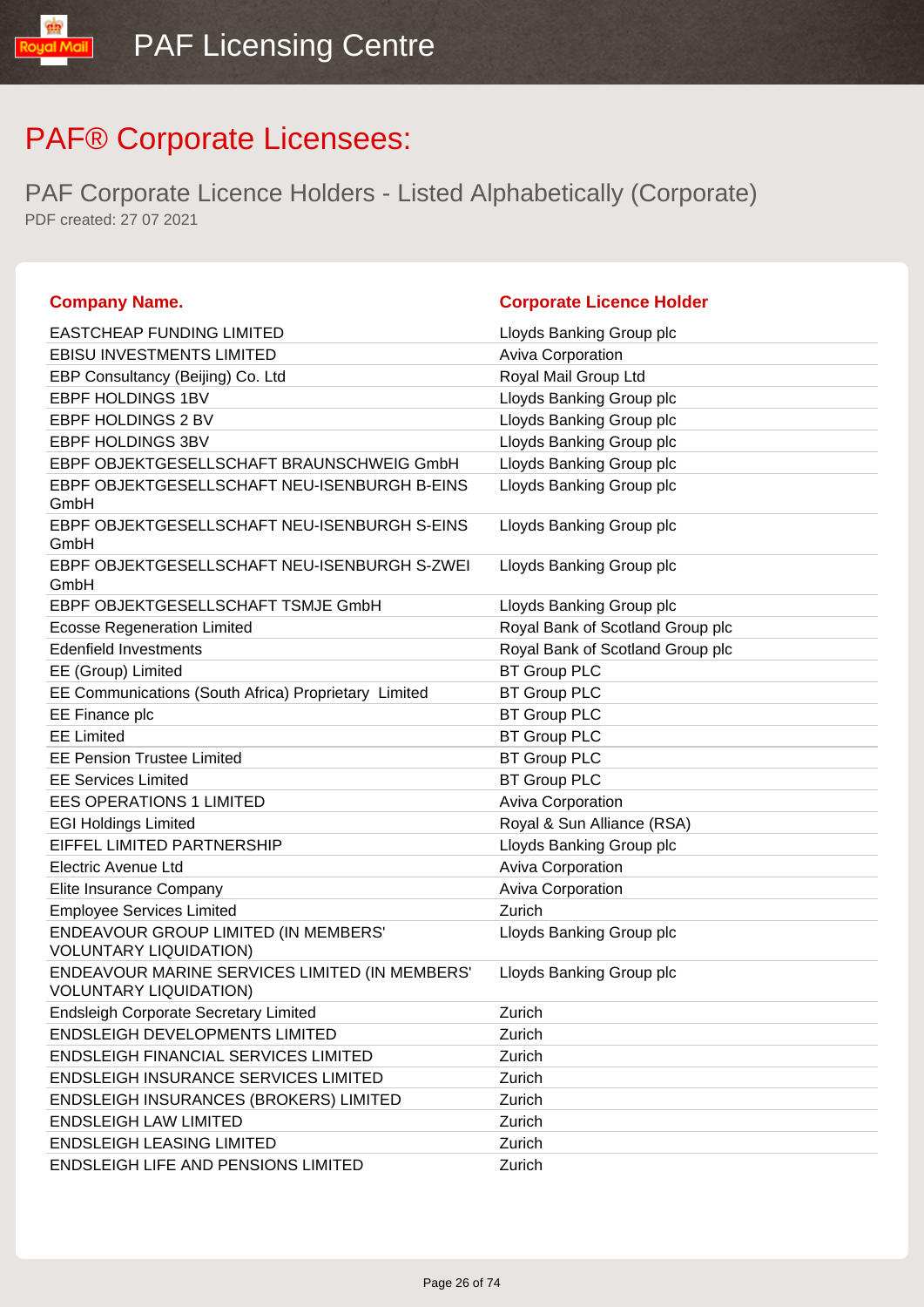# PAF® Corporate Licensees:

## PAF Corporate Licence Holders - Listed Alphabetically (Corporate)

PDF created: 27 07 2021

| Company Name. | Corporate Licence Holder |
|---|---|
| EASTCHEAP FUNDING LIMITED | Lloyds Banking Group plc |
| EBISU INVESTMENTS LIMITED | Aviva Corporation |
| EBP Consultancy (Beijing) Co. Ltd | Royal Mail Group Ltd |
| EBPF HOLDINGS 1BV | Lloyds Banking Group plc |
| EBPF HOLDINGS 2 BV | Lloyds Banking Group plc |
| EBPF HOLDINGS 3BV | Lloyds Banking Group plc |
| EBPF OBJEKTGESELLSCHAFT BRAUNSCHWEIG GmbH | Lloyds Banking Group plc |
| EBPF OBJEKTGESELLSCHAFT NEU-ISENBURGH B-EINS GmbH | Lloyds Banking Group plc |
| EBPF OBJEKTGESELLSCHAFT NEU-ISENBURGH S-EINS GmbH | Lloyds Banking Group plc |
| EBPF OBJEKTGESELLSCHAFT NEU-ISENBURGH S-ZWEI GmbH | Lloyds Banking Group plc |
| EBPF OBJEKTGESELLSCHAFT TSMJE GmbH | Lloyds Banking Group plc |
| Ecosse Regeneration Limited | Royal Bank of Scotland Group plc |
| Edenfield Investments | Royal Bank of Scotland Group plc |
| EE (Group) Limited | BT Group PLC |
| EE Communications (South Africa) Proprietary Limited | BT Group PLC |
| EE Finance plc | BT Group PLC |
| EE Limited | BT Group PLC |
| EE Pension Trustee Limited | BT Group PLC |
| EE Services Limited | BT Group PLC |
| EES OPERATIONS 1 LIMITED | Aviva Corporation |
| EGI Holdings Limited | Royal & Sun Alliance (RSA) |
| EIFFEL LIMITED PARTNERSHIP | Lloyds Banking Group plc |
| Electric Avenue Ltd | Aviva Corporation |
| Elite Insurance Company | Aviva Corporation |
| Employee Services Limited | Zurich |
| ENDEAVOUR GROUP LIMITED (IN MEMBERS' VOLUNTARY LIQUIDATION) | Lloyds Banking Group plc |
| ENDEAVOUR MARINE SERVICES LIMITED (IN MEMBERS' VOLUNTARY LIQUIDATION) | Lloyds Banking Group plc |
| Endsleigh Corporate Secretary Limited | Zurich |
| ENDSLEIGH DEVELOPMENTS LIMITED | Zurich |
| ENDSLEIGH FINANCIAL SERVICES LIMITED | Zurich |
| ENDSLEIGH INSURANCE SERVICES LIMITED | Zurich |
| ENDSLEIGH INSURANCES (BROKERS) LIMITED | Zurich |
| ENDSLEIGH LAW LIMITED | Zurich |
| ENDSLEIGH LEASING LIMITED | Zurich |
| ENDSLEIGH LIFE AND PENSIONS LIMITED | Zurich |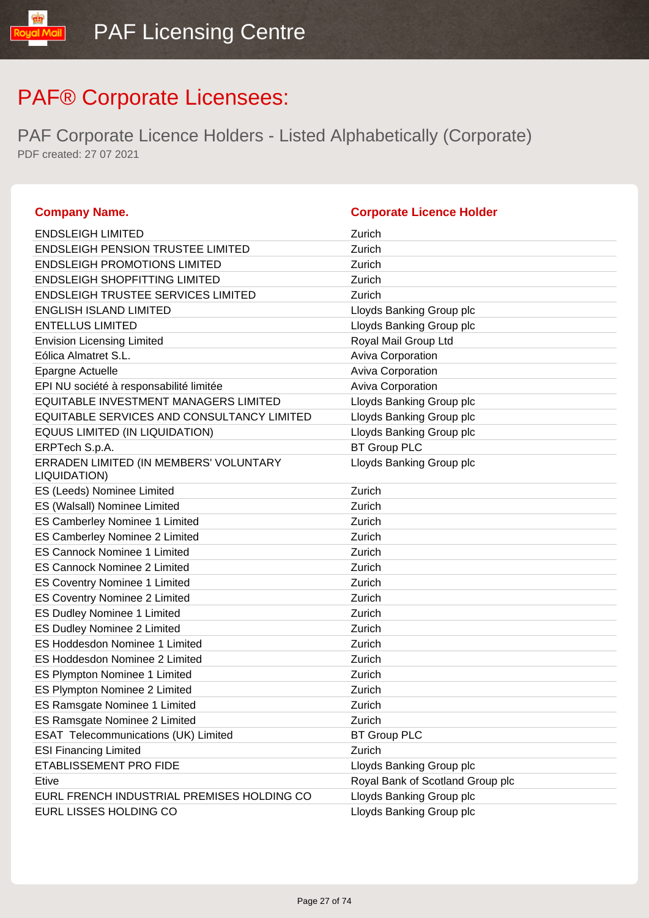# PAF® Corporate Licensees:

## PAF Corporate Licence Holders - Listed Alphabetically (Corporate)

PDF created: 27 07 2021

| Company Name. | Corporate Licence Holder |
|---|---|
| ENDSLEIGH LIMITED | Zurich |
| ENDSLEIGH PENSION TRUSTEE LIMITED | Zurich |
| ENDSLEIGH PROMOTIONS LIMITED | Zurich |
| ENDSLEIGH SHOPFITTING LIMITED | Zurich |
| ENDSLEIGH TRUSTEE SERVICES LIMITED | Zurich |
| ENGLISH ISLAND LIMITED | Lloyds Banking Group plc |
| ENTELLUS LIMITED | Lloyds Banking Group plc |
| Envision Licensing Limited | Royal Mail Group Ltd |
| Eólica Almatret S.L. | Aviva Corporation |
| Epargne Actuelle | Aviva Corporation |
| EPI NU société à responsabilité limitée | Aviva Corporation |
| EQUITABLE INVESTMENT MANAGERS LIMITED | Lloyds Banking Group plc |
| EQUITABLE SERVICES AND CONSULTANCY LIMITED | Lloyds Banking Group plc |
| EQUUS LIMITED (IN LIQUIDATION) | Lloyds Banking Group plc |
| ERPTech S.p.A. | BT Group PLC |
| ERRADEN LIMITED (IN MEMBERS' VOLUNTARY LIQUIDATION) | Lloyds Banking Group plc |
| ES (Leeds) Nominee Limited | Zurich |
| ES (Walsall) Nominee Limited | Zurich |
| ES Camberley Nominee 1 Limited | Zurich |
| ES Camberley Nominee 2 Limited | Zurich |
| ES Cannock Nominee 1 Limited | Zurich |
| ES Cannock Nominee 2 Limited | Zurich |
| ES Coventry Nominee 1 Limited | Zurich |
| ES Coventry Nominee 2 Limited | Zurich |
| ES Dudley Nominee 1 Limited | Zurich |
| ES Dudley Nominee 2 Limited | Zurich |
| ES Hoddesdon Nominee 1 Limited | Zurich |
| ES Hoddesdon Nominee 2 Limited | Zurich |
| ES Plympton Nominee 1 Limited | Zurich |
| ES Plympton Nominee 2 Limited | Zurich |
| ES Ramsgate Nominee 1 Limited | Zurich |
| ES Ramsgate Nominee 2 Limited | Zurich |
| ESAT  Telecommunications (UK) Limited | BT Group PLC |
| ESI Financing Limited | Zurich |
| ETABLISSEMENT PRO FIDE | Lloyds Banking Group plc |
| Etive | Royal Bank of Scotland Group plc |
| EURL FRENCH INDUSTRIAL PREMISES HOLDING CO | Lloyds Banking Group plc |
| EURL LISSES HOLDING CO | Lloyds Banking Group plc |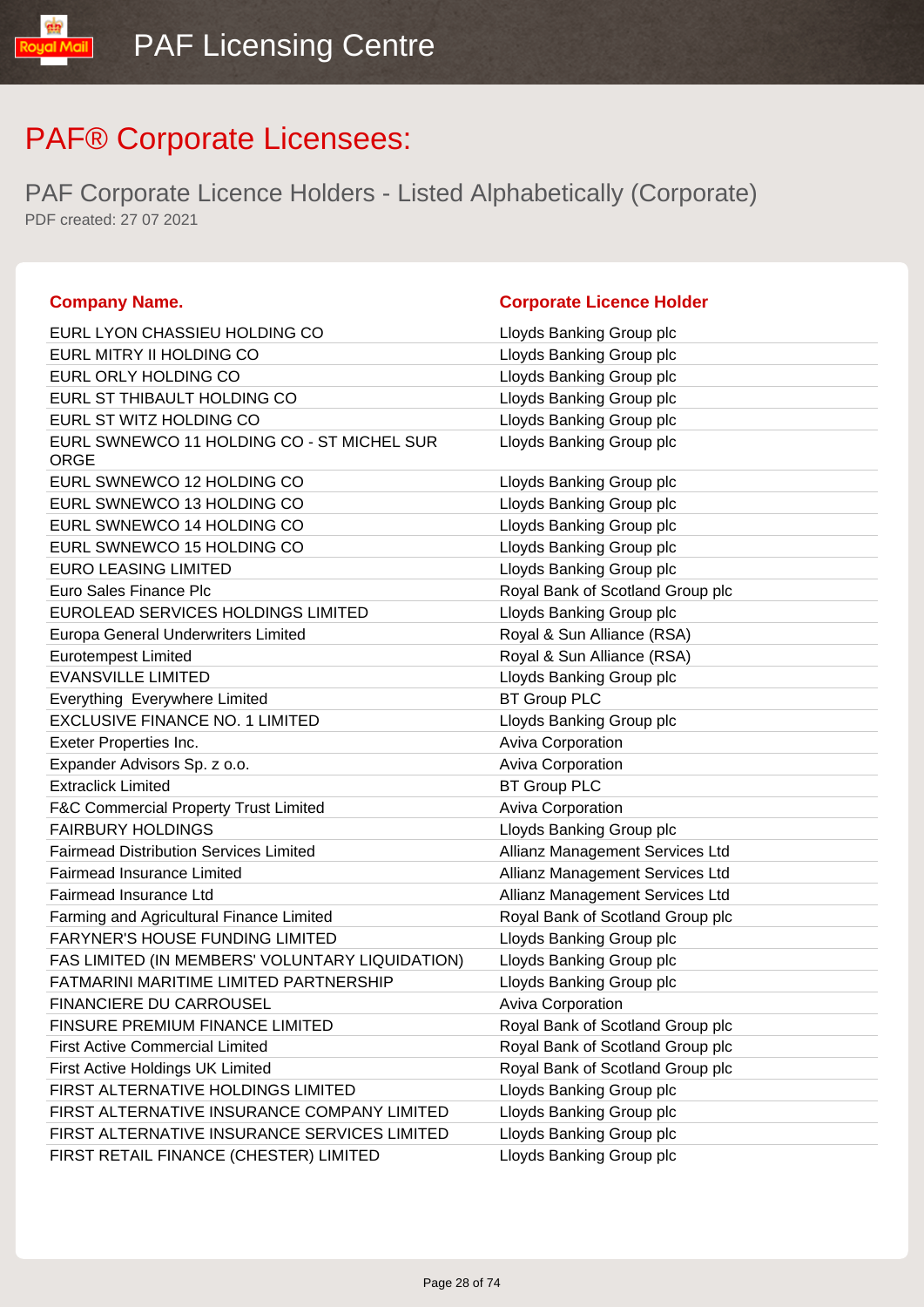# PAF® Corporate Licensees:

## PAF Corporate Licence Holders - Listed Alphabetically (Corporate)

PDF created: 27 07 2021

| Company Name. | Corporate Licence Holder |
|---|---|
| EURL LYON CHASSIEU HOLDING CO | Lloyds Banking Group plc |
| EURL MITRY II HOLDING CO | Lloyds Banking Group plc |
| EURL ORLY HOLDING CO | Lloyds Banking Group plc |
| EURL ST THIBAULT HOLDING CO | Lloyds Banking Group plc |
| EURL ST WITZ HOLDING CO | Lloyds Banking Group plc |
| EURL SWNEWCO 11 HOLDING CO - ST MICHEL SUR ORGE | Lloyds Banking Group plc |
| EURL SWNEWCO 12 HOLDING CO | Lloyds Banking Group plc |
| EURL SWNEWCO 13 HOLDING CO | Lloyds Banking Group plc |
| EURL SWNEWCO 14 HOLDING CO | Lloyds Banking Group plc |
| EURL SWNEWCO 15 HOLDING CO | Lloyds Banking Group plc |
| EURO LEASING LIMITED | Lloyds Banking Group plc |
| Euro Sales Finance Plc | Royal Bank of Scotland Group plc |
| EUROLEAD SERVICES HOLDINGS LIMITED | Lloyds Banking Group plc |
| Europa General Underwriters Limited | Royal & Sun Alliance (RSA) |
| Eurotempest Limited | Royal & Sun Alliance (RSA) |
| EVANSVILLE LIMITED | Lloyds Banking Group plc |
| Everything  Everywhere Limited | BT Group PLC |
| EXCLUSIVE FINANCE NO. 1 LIMITED | Lloyds Banking Group plc |
| Exeter Properties Inc. | Aviva Corporation |
| Expander Advisors Sp. z o.o. | Aviva Corporation |
| Extraclick Limited | BT Group PLC |
| F&C Commercial Property Trust Limited | Aviva Corporation |
| FAIRBURY HOLDINGS | Lloyds Banking Group plc |
| Fairmead Distribution Services Limited | Allianz Management Services Ltd |
| Fairmead Insurance Limited | Allianz Management Services Ltd |
| Fairmead Insurance Ltd | Allianz Management Services Ltd |
| Farming and Agricultural Finance Limited | Royal Bank of Scotland Group plc |
| FARYNER'S HOUSE FUNDING LIMITED | Lloyds Banking Group plc |
| FAS LIMITED (IN MEMBERS' VOLUNTARY LIQUIDATION) | Lloyds Banking Group plc |
| FATMARINI MARITIME LIMITED PARTNERSHIP | Lloyds Banking Group plc |
| FINANCIERE DU CARROUSEL | Aviva Corporation |
| FINSURE PREMIUM FINANCE LIMITED | Royal Bank of Scotland Group plc |
| First Active Commercial Limited | Royal Bank of Scotland Group plc |
| First Active Holdings UK Limited | Royal Bank of Scotland Group plc |
| FIRST ALTERNATIVE HOLDINGS LIMITED | Lloyds Banking Group plc |
| FIRST ALTERNATIVE INSURANCE COMPANY LIMITED | Lloyds Banking Group plc |
| FIRST ALTERNATIVE INSURANCE SERVICES LIMITED | Lloyds Banking Group plc |
| FIRST RETAIL FINANCE (CHESTER) LIMITED | Lloyds Banking Group plc |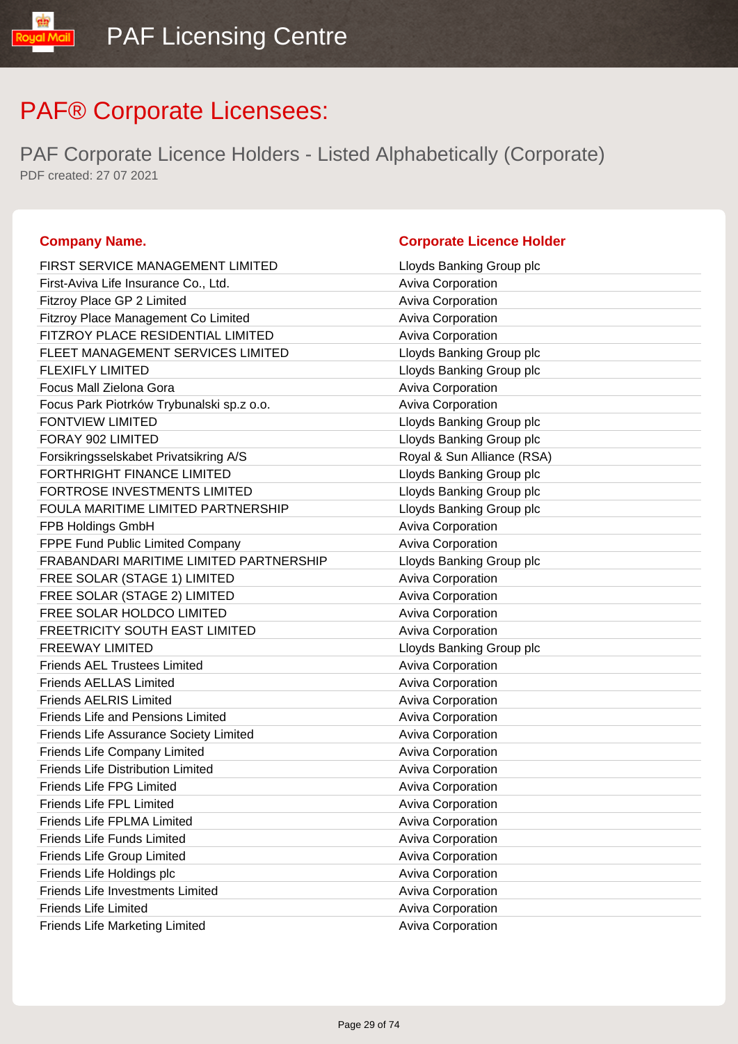# PAF® Corporate Licensees:

## PAF Corporate Licence Holders - Listed Alphabetically (Corporate)

PDF created: 27 07 2021

| Company Name. | Corporate Licence Holder |
|---|---|
| FIRST SERVICE MANAGEMENT LIMITED | Lloyds Banking Group plc |
| First-Aviva Life Insurance Co., Ltd. | Aviva Corporation |
| Fitzroy Place GP 2 Limited | Aviva Corporation |
| Fitzroy Place Management Co Limited | Aviva Corporation |
| FITZROY PLACE RESIDENTIAL LIMITED | Aviva Corporation |
| FLEET MANAGEMENT SERVICES LIMITED | Lloyds Banking Group plc |
| FLEXIFLY LIMITED | Lloyds Banking Group plc |
| Focus Mall Zielona Gora | Aviva Corporation |
| Focus Park Piotrków Trybunalski sp.z o.o. | Aviva Corporation |
| FONTVIEW LIMITED | Lloyds Banking Group plc |
| FORAY 902 LIMITED | Lloyds Banking Group plc |
| Forsikringsselskabet Privatsikring A/S | Royal & Sun Alliance (RSA) |
| FORTHRIGHT FINANCE LIMITED | Lloyds Banking Group plc |
| FORTROSE INVESTMENTS LIMITED | Lloyds Banking Group plc |
| FOULA MARITIME LIMITED PARTNERSHIP | Lloyds Banking Group plc |
| FPB Holdings GmbH | Aviva Corporation |
| FPPE Fund Public Limited Company | Aviva Corporation |
| FRABANDARI MARITIME LIMITED PARTNERSHIP | Lloyds Banking Group plc |
| FREE SOLAR (STAGE 1) LIMITED | Aviva Corporation |
| FREE SOLAR (STAGE 2) LIMITED | Aviva Corporation |
| FREE SOLAR HOLDCO LIMITED | Aviva Corporation |
| FREETRICITY SOUTH EAST LIMITED | Aviva Corporation |
| FREEWAY LIMITED | Lloyds Banking Group plc |
| Friends AEL Trustees Limited | Aviva Corporation |
| Friends AELLAS Limited | Aviva Corporation |
| Friends AELRIS Limited | Aviva Corporation |
| Friends Life and Pensions Limited | Aviva Corporation |
| Friends Life Assurance Society Limited | Aviva Corporation |
| Friends Life Company Limited | Aviva Corporation |
| Friends Life Distribution Limited | Aviva Corporation |
| Friends Life FPG Limited | Aviva Corporation |
| Friends Life FPL Limited | Aviva Corporation |
| Friends Life FPLMA Limited | Aviva Corporation |
| Friends Life Funds Limited | Aviva Corporation |
| Friends Life Group Limited | Aviva Corporation |
| Friends Life Holdings plc | Aviva Corporation |
| Friends Life Investments Limited | Aviva Corporation |
| Friends Life Limited | Aviva Corporation |
| Friends Life Marketing Limited | Aviva Corporation |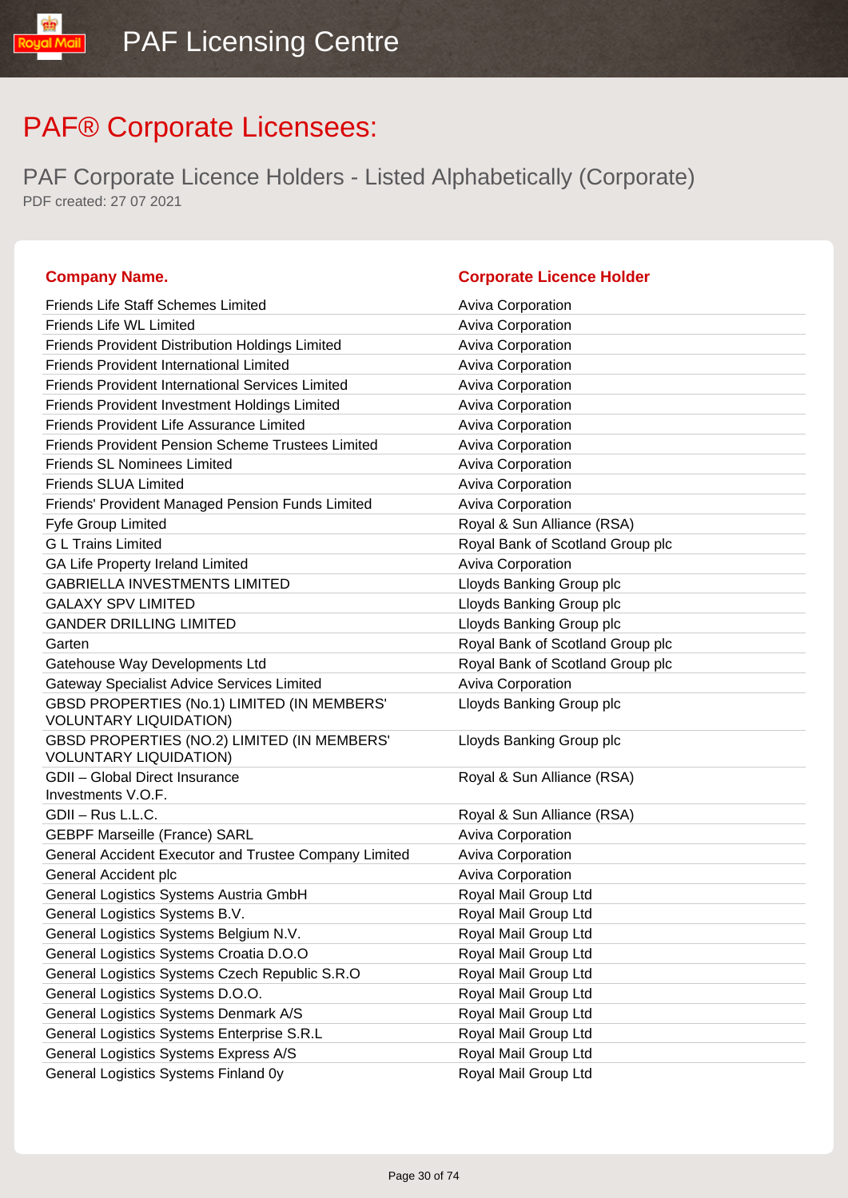# PAF® Corporate Licensees:

## PAF Corporate Licence Holders - Listed Alphabetically (Corporate)

PDF created: 27 07 2021

| Company Name. | Corporate Licence Holder |
|---|---|
| Friends Life Staff Schemes Limited | Aviva Corporation |
| Friends Life WL Limited | Aviva Corporation |
| Friends Provident Distribution Holdings Limited | Aviva Corporation |
| Friends Provident International Limited | Aviva Corporation |
| Friends Provident International Services Limited | Aviva Corporation |
| Friends Provident Investment Holdings Limited | Aviva Corporation |
| Friends Provident Life Assurance Limited | Aviva Corporation |
| Friends Provident Pension Scheme Trustees Limited | Aviva Corporation |
| Friends SL Nominees Limited | Aviva Corporation |
| Friends SLUA Limited | Aviva Corporation |
| Friends' Provident Managed Pension Funds Limited | Aviva Corporation |
| Fyfe Group Limited | Royal & Sun Alliance (RSA) |
| G L Trains Limited | Royal Bank of Scotland Group plc |
| GA Life Property Ireland Limited | Aviva Corporation |
| GABRIELLA INVESTMENTS LIMITED | Lloyds Banking Group plc |
| GALAXY SPV LIMITED | Lloyds Banking Group plc |
| GANDER DRILLING LIMITED | Lloyds Banking Group plc |
| Garten | Royal Bank of Scotland Group plc |
| Gatehouse Way Developments Ltd | Royal Bank of Scotland Group plc |
| Gateway Specialist Advice Services Limited | Aviva Corporation |
| GBSD PROPERTIES (No.1) LIMITED (IN MEMBERS' VOLUNTARY LIQUIDATION) | Lloyds Banking Group plc |
| GBSD PROPERTIES (NO.2) LIMITED (IN MEMBERS' VOLUNTARY LIQUIDATION) | Lloyds Banking Group plc |
| GDII – Global Direct Insurance Investments V.O.F. | Royal & Sun Alliance (RSA) |
| GDII – Rus L.L.C. | Royal & Sun Alliance (RSA) |
| GEBPF Marseille (France) SARL | Aviva Corporation |
| General Accident Executor and Trustee Company Limited | Aviva Corporation |
| General Accident plc | Aviva Corporation |
| General Logistics Systems Austria GmbH | Royal Mail Group Ltd |
| General Logistics Systems B.V. | Royal Mail Group Ltd |
| General Logistics Systems Belgium N.V. | Royal Mail Group Ltd |
| General Logistics Systems Croatia D.O.O | Royal Mail Group Ltd |
| General Logistics Systems Czech Republic S.R.O | Royal Mail Group Ltd |
| General Logistics Systems D.O.O. | Royal Mail Group Ltd |
| General Logistics Systems Denmark A/S | Royal Mail Group Ltd |
| General Logistics Systems Enterprise S.R.L | Royal Mail Group Ltd |
| General Logistics Systems Express A/S | Royal Mail Group Ltd |
| General Logistics Systems Finland 0y | Royal Mail Group Ltd |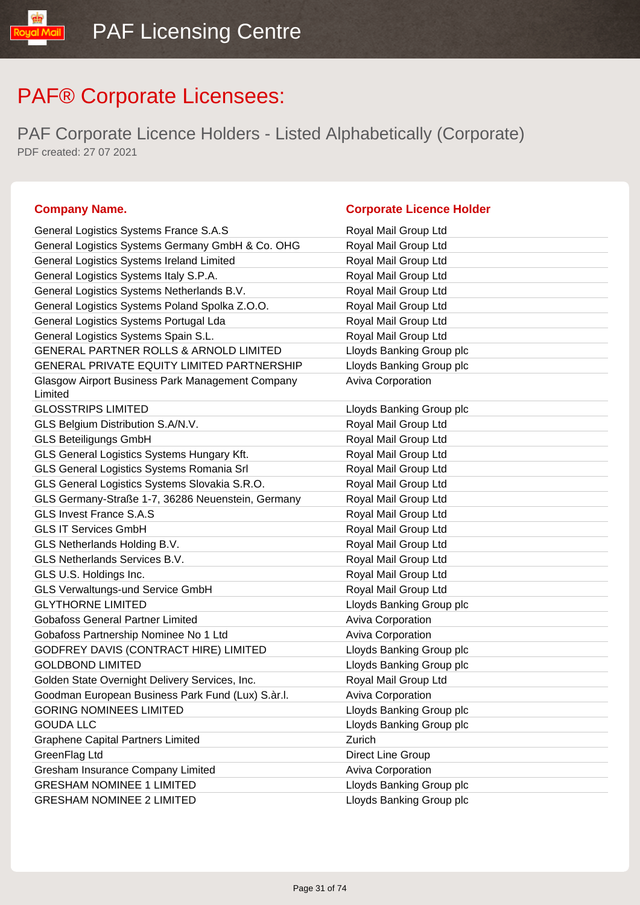# PAF® Corporate Licensees:

## PAF Corporate Licence Holders - Listed Alphabetically (Corporate)

PDF created: 27 07 2021

| Company Name. | Corporate Licence Holder |
|---|---|
| General Logistics Systems France S.A.S | Royal Mail Group Ltd |
| General Logistics Systems Germany GmbH & Co. OHG | Royal Mail Group Ltd |
| General Logistics Systems Ireland Limited | Royal Mail Group Ltd |
| General Logistics Systems Italy S.P.A. | Royal Mail Group Ltd |
| General Logistics Systems Netherlands B.V. | Royal Mail Group Ltd |
| General Logistics Systems Poland Spolka Z.O.O. | Royal Mail Group Ltd |
| General Logistics Systems Portugal Lda | Royal Mail Group Ltd |
| General Logistics Systems Spain S.L. | Royal Mail Group Ltd |
| GENERAL PARTNER ROLLS & ARNOLD LIMITED | Lloyds Banking Group plc |
| GENERAL PRIVATE EQUITY LIMITED PARTNERSHIP | Lloyds Banking Group plc |
| Glasgow Airport Business Park Management Company Limited | Aviva Corporation |
| GLOSSTRIPS LIMITED | Lloyds Banking Group plc |
| GLS Belgium Distribution S.A/N.V. | Royal Mail Group Ltd |
| GLS Beteiligungs GmbH | Royal Mail Group Ltd |
| GLS General Logistics Systems Hungary Kft. | Royal Mail Group Ltd |
| GLS General Logistics Systems Romania Srl | Royal Mail Group Ltd |
| GLS General Logistics Systems Slovakia S.R.O. | Royal Mail Group Ltd |
| GLS Germany-Straße 1-7, 36286 Neuenstein, Germany | Royal Mail Group Ltd |
| GLS Invest France S.A.S | Royal Mail Group Ltd |
| GLS IT Services GmbH | Royal Mail Group Ltd |
| GLS Netherlands Holding B.V. | Royal Mail Group Ltd |
| GLS Netherlands Services B.V. | Royal Mail Group Ltd |
| GLS U.S. Holdings Inc. | Royal Mail Group Ltd |
| GLS Verwaltungs-und Service GmbH | Royal Mail Group Ltd |
| GLYTHORNE LIMITED | Lloyds Banking Group plc |
| Gobafoss General Partner Limited | Aviva Corporation |
| Gobafoss Partnership Nominee No 1 Ltd | Aviva Corporation |
| GODFREY DAVIS (CONTRACT HIRE) LIMITED | Lloyds Banking Group plc |
| GOLDBOND LIMITED | Lloyds Banking Group plc |
| Golden State Overnight Delivery Services, Inc. | Royal Mail Group Ltd |
| Goodman European Business Park Fund (Lux) S.àr.l. | Aviva Corporation |
| GORING NOMINEES LIMITED | Lloyds Banking Group plc |
| GOUDA LLC | Lloyds Banking Group plc |
| Graphene Capital Partners Limited | Zurich |
| GreenFlag Ltd | Direct Line Group |
| Gresham Insurance Company Limited | Aviva Corporation |
| GRESHAM NOMINEE 1 LIMITED | Lloyds Banking Group plc |
| GRESHAM NOMINEE 2 LIMITED | Lloyds Banking Group plc |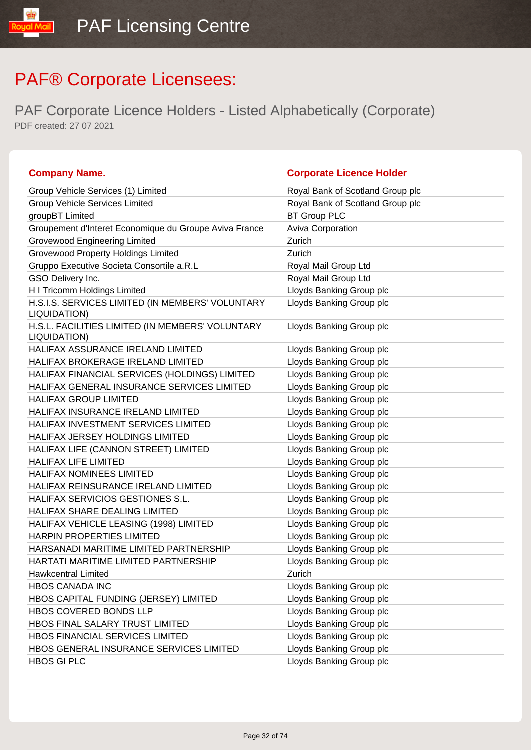# PAF® Corporate Licensees:

## PAF Corporate Licence Holders - Listed Alphabetically (Corporate)

PDF created: 27 07 2021

| Company Name. | Corporate Licence Holder |
|---|---|
| Group Vehicle Services (1) Limited | Royal Bank of Scotland Group plc |
| Group Vehicle Services Limited | Royal Bank of Scotland Group plc |
| groupBT Limited | BT Group PLC |
| Groupement d'Interet Economique du Groupe Aviva France | Aviva Corporation |
| Grovewood Engineering Limited | Zurich |
| Grovewood Property Holdings Limited | Zurich |
| Gruppo Executive Societa Consortile a.R.L | Royal Mail Group Ltd |
| GSO Delivery Inc. | Royal Mail Group Ltd |
| H I Tricomm Holdings Limited | Lloyds Banking Group plc |
| H.S.I.S. SERVICES LIMITED (IN MEMBERS' VOLUNTARY LIQUIDATION) | Lloyds Banking Group plc |
| H.S.L. FACILITIES LIMITED (IN MEMBERS' VOLUNTARY LIQUIDATION) | Lloyds Banking Group plc |
| HALIFAX ASSURANCE IRELAND LIMITED | Lloyds Banking Group plc |
| HALIFAX BROKERAGE IRELAND LIMITED | Lloyds Banking Group plc |
| HALIFAX FINANCIAL SERVICES (HOLDINGS) LIMITED | Lloyds Banking Group plc |
| HALIFAX GENERAL INSURANCE SERVICES LIMITED | Lloyds Banking Group plc |
| HALIFAX GROUP LIMITED | Lloyds Banking Group plc |
| HALIFAX INSURANCE IRELAND LIMITED | Lloyds Banking Group plc |
| HALIFAX INVESTMENT SERVICES LIMITED | Lloyds Banking Group plc |
| HALIFAX JERSEY HOLDINGS LIMITED | Lloyds Banking Group plc |
| HALIFAX LIFE (CANNON STREET) LIMITED | Lloyds Banking Group plc |
| HALIFAX LIFE LIMITED | Lloyds Banking Group plc |
| HALIFAX NOMINEES LIMITED | Lloyds Banking Group plc |
| HALIFAX REINSURANCE IRELAND LIMITED | Lloyds Banking Group plc |
| HALIFAX SERVICIOS GESTIONES S.L. | Lloyds Banking Group plc |
| HALIFAX SHARE DEALING LIMITED | Lloyds Banking Group plc |
| HALIFAX VEHICLE LEASING (1998) LIMITED | Lloyds Banking Group plc |
| HARPIN PROPERTIES LIMITED | Lloyds Banking Group plc |
| HARSANADI MARITIME LIMITED PARTNERSHIP | Lloyds Banking Group plc |
| HARTATI MARITIME LIMITED PARTNERSHIP | Lloyds Banking Group plc |
| Hawkcentral Limited | Zurich |
| HBOS CANADA INC | Lloyds Banking Group plc |
| HBOS CAPITAL FUNDING (JERSEY) LIMITED | Lloyds Banking Group plc |
| HBOS COVERED BONDS LLP | Lloyds Banking Group plc |
| HBOS FINAL SALARY TRUST LIMITED | Lloyds Banking Group plc |
| HBOS FINANCIAL SERVICES LIMITED | Lloyds Banking Group plc |
| HBOS GENERAL INSURANCE SERVICES LIMITED | Lloyds Banking Group plc |
| HBOS GI PLC | Lloyds Banking Group plc |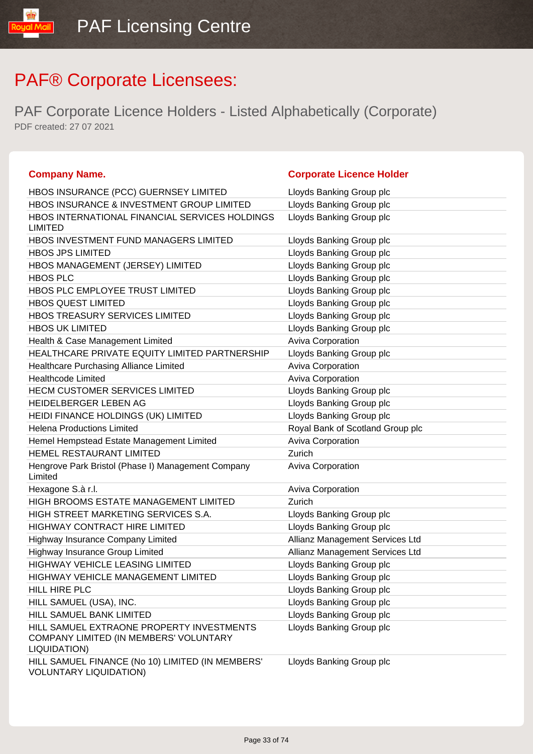# PAF® Corporate Licensees:

## PAF Corporate Licence Holders - Listed Alphabetically (Corporate)

PDF created: 27 07 2021

| Company Name. | Corporate Licence Holder |
|---|---|
| HBOS INSURANCE (PCC) GUERNSEY LIMITED | Lloyds Banking Group plc |
| HBOS INSURANCE & INVESTMENT GROUP LIMITED | Lloyds Banking Group plc |
| HBOS INTERNATIONAL FINANCIAL SERVICES HOLDINGS LIMITED | Lloyds Banking Group plc |
| HBOS INVESTMENT FUND MANAGERS LIMITED | Lloyds Banking Group plc |
| HBOS JPS LIMITED | Lloyds Banking Group plc |
| HBOS MANAGEMENT (JERSEY) LIMITED | Lloyds Banking Group plc |
| HBOS PLC | Lloyds Banking Group plc |
| HBOS PLC EMPLOYEE TRUST LIMITED | Lloyds Banking Group plc |
| HBOS QUEST LIMITED | Lloyds Banking Group plc |
| HBOS TREASURY SERVICES LIMITED | Lloyds Banking Group plc |
| HBOS UK LIMITED | Lloyds Banking Group plc |
| Health & Case Management Limited | Aviva Corporation |
| HEALTHCARE PRIVATE EQUITY LIMITED PARTNERSHIP | Lloyds Banking Group plc |
| Healthcare Purchasing Alliance Limited | Aviva Corporation |
| Healthcode Limited | Aviva Corporation |
| HECM CUSTOMER SERVICES LIMITED | Lloyds Banking Group plc |
| HEIDELBERGER LEBEN AG | Lloyds Banking Group plc |
| HEIDI FINANCE HOLDINGS (UK) LIMITED | Lloyds Banking Group plc |
| Helena Productions Limited | Royal Bank of Scotland Group plc |
| Hemel Hempstead Estate Management Limited | Aviva Corporation |
| HEMEL RESTAURANT LIMITED | Zurich |
| Hengrove Park Bristol (Phase I) Management Company Limited | Aviva Corporation |
| Hexagone S.à r.l. | Aviva Corporation |
| HIGH BROOMS ESTATE MANAGEMENT LIMITED | Zurich |
| HIGH STREET MARKETING SERVICES S.A. | Lloyds Banking Group plc |
| HIGHWAY CONTRACT HIRE LIMITED | Lloyds Banking Group plc |
| Highway Insurance Company Limited | Allianz Management Services Ltd |
| Highway Insurance Group Limited | Allianz Management Services Ltd |
| HIGHWAY VEHICLE LEASING LIMITED | Lloyds Banking Group plc |
| HIGHWAY VEHICLE MANAGEMENT LIMITED | Lloyds Banking Group plc |
| HILL HIRE PLC | Lloyds Banking Group plc |
| HILL SAMUEL (USA), INC. | Lloyds Banking Group plc |
| HILL SAMUEL BANK LIMITED | Lloyds Banking Group plc |
| HILL SAMUEL EXTRAONE PROPERTY INVESTMENTS COMPANY LIMITED (IN MEMBERS' VOLUNTARY LIQUIDATION) | Lloyds Banking Group plc |
| HILL SAMUEL FINANCE (No 10) LIMITED (IN MEMBERS' VOLUNTARY LIQUIDATION) | Lloyds Banking Group plc |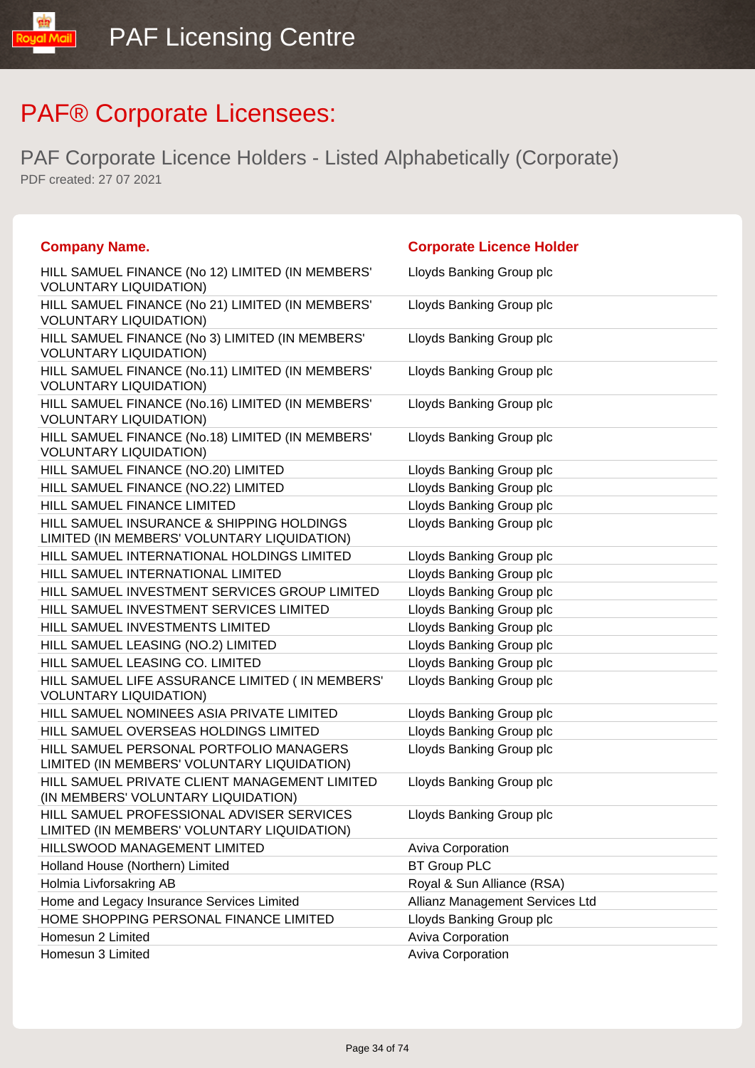PAF Licensing Centre

# PAF® Corporate Licensees:

## PAF Corporate Licence Holders - Listed Alphabetically (Corporate)

PDF created: 27 07 2021

| Company Name. | Corporate Licence Holder |
| --- | --- |
| HILL SAMUEL FINANCE (No 12) LIMITED (IN MEMBERS' VOLUNTARY LIQUIDATION) | Lloyds Banking Group plc |
| HILL SAMUEL FINANCE (No 21) LIMITED (IN MEMBERS' VOLUNTARY LIQUIDATION) | Lloyds Banking Group plc |
| HILL SAMUEL FINANCE (No 3) LIMITED (IN MEMBERS' VOLUNTARY LIQUIDATION) | Lloyds Banking Group plc |
| HILL SAMUEL FINANCE (No.11) LIMITED (IN MEMBERS' VOLUNTARY LIQUIDATION) | Lloyds Banking Group plc |
| HILL SAMUEL FINANCE (No.16) LIMITED (IN MEMBERS' VOLUNTARY LIQUIDATION) | Lloyds Banking Group plc |
| HILL SAMUEL FINANCE (No.18) LIMITED (IN MEMBERS' VOLUNTARY LIQUIDATION) | Lloyds Banking Group plc |
| HILL SAMUEL FINANCE (NO.20) LIMITED | Lloyds Banking Group plc |
| HILL SAMUEL FINANCE (NO.22) LIMITED | Lloyds Banking Group plc |
| HILL SAMUEL FINANCE LIMITED | Lloyds Banking Group plc |
| HILL SAMUEL INSURANCE & SHIPPING HOLDINGS LIMITED (IN MEMBERS' VOLUNTARY LIQUIDATION) | Lloyds Banking Group plc |
| HILL SAMUEL INTERNATIONAL HOLDINGS LIMITED | Lloyds Banking Group plc |
| HILL SAMUEL INTERNATIONAL LIMITED | Lloyds Banking Group plc |
| HILL SAMUEL INVESTMENT SERVICES GROUP LIMITED | Lloyds Banking Group plc |
| HILL SAMUEL INVESTMENT SERVICES LIMITED | Lloyds Banking Group plc |
| HILL SAMUEL INVESTMENTS LIMITED | Lloyds Banking Group plc |
| HILL SAMUEL LEASING (NO.2) LIMITED | Lloyds Banking Group plc |
| HILL SAMUEL LEASING CO. LIMITED | Lloyds Banking Group plc |
| HILL SAMUEL LIFE ASSURANCE LIMITED ( IN MEMBERS' VOLUNTARY LIQUIDATION) | Lloyds Banking Group plc |
| HILL SAMUEL NOMINEES ASIA PRIVATE LIMITED | Lloyds Banking Group plc |
| HILL SAMUEL OVERSEAS HOLDINGS LIMITED | Lloyds Banking Group plc |
| HILL SAMUEL PERSONAL PORTFOLIO MANAGERS LIMITED (IN MEMBERS' VOLUNTARY LIQUIDATION) | Lloyds Banking Group plc |
| HILL SAMUEL PRIVATE CLIENT MANAGEMENT LIMITED (IN MEMBERS' VOLUNTARY LIQUIDATION) | Lloyds Banking Group plc |
| HILL SAMUEL PROFESSIONAL ADVISER SERVICES LIMITED (IN MEMBERS' VOLUNTARY LIQUIDATION) | Lloyds Banking Group plc |
| HILLSWOOD MANAGEMENT LIMITED | Aviva Corporation |
| Holland House (Northern) Limited | BT Group PLC |
| Holmia Livforsakring AB | Royal & Sun Alliance (RSA) |
| Home and Legacy Insurance Services Limited | Allianz Management Services Ltd |
| HOME SHOPPING PERSONAL FINANCE LIMITED | Lloyds Banking Group plc |
| Homesun 2 Limited | Aviva Corporation |
| Homesun 3 Limited | Aviva Corporation |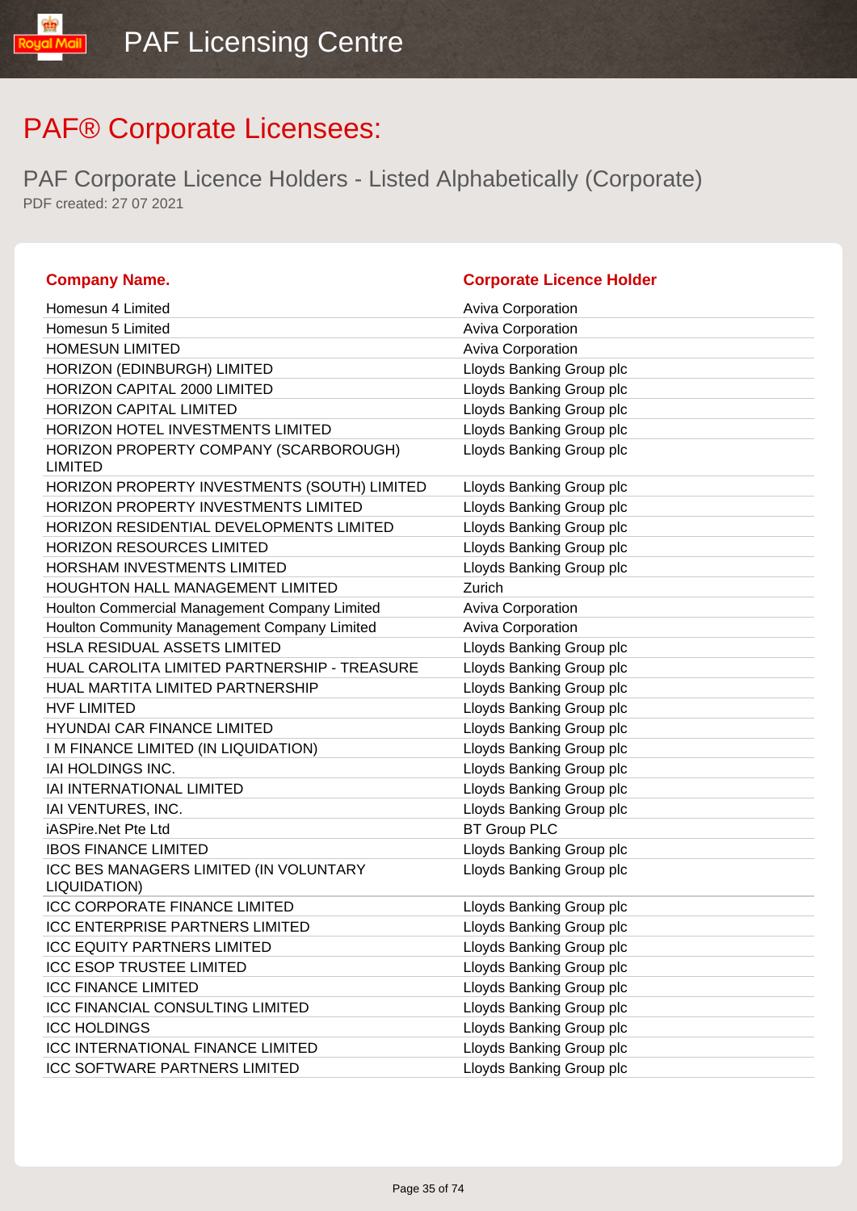# PAF® Corporate Licensees:

## PAF Corporate Licence Holders - Listed Alphabetically (Corporate)

PDF created: 27 07 2021

| Company Name. | Corporate Licence Holder |
|---|---|
| Homesun 4 Limited | Aviva Corporation |
| Homesun 5 Limited | Aviva Corporation |
| HOMESUN LIMITED | Aviva Corporation |
| HORIZON (EDINBURGH) LIMITED | Lloyds Banking Group plc |
| HORIZON CAPITAL 2000 LIMITED | Lloyds Banking Group plc |
| HORIZON CAPITAL LIMITED | Lloyds Banking Group plc |
| HORIZON HOTEL INVESTMENTS LIMITED | Lloyds Banking Group plc |
| HORIZON PROPERTY COMPANY (SCARBOROUGH) LIMITED | Lloyds Banking Group plc |
| HORIZON PROPERTY INVESTMENTS (SOUTH) LIMITED | Lloyds Banking Group plc |
| HORIZON PROPERTY INVESTMENTS LIMITED | Lloyds Banking Group plc |
| HORIZON RESIDENTIAL DEVELOPMENTS LIMITED | Lloyds Banking Group plc |
| HORIZON RESOURCES LIMITED | Lloyds Banking Group plc |
| HORSHAM INVESTMENTS LIMITED | Lloyds Banking Group plc |
| HOUGHTON HALL MANAGEMENT LIMITED | Zurich |
| Houlton Commercial Management Company Limited | Aviva Corporation |
| Houlton Community Management Company Limited | Aviva Corporation |
| HSLA RESIDUAL ASSETS LIMITED | Lloyds Banking Group plc |
| HUAL CAROLITA LIMITED PARTNERSHIP - TREASURE | Lloyds Banking Group plc |
| HUAL MARTITA LIMITED PARTNERSHIP | Lloyds Banking Group plc |
| HVF LIMITED | Lloyds Banking Group plc |
| HYUNDAI CAR FINANCE LIMITED | Lloyds Banking Group plc |
| I M FINANCE LIMITED (IN LIQUIDATION) | Lloyds Banking Group plc |
| IAI HOLDINGS INC. | Lloyds Banking Group plc |
| IAI INTERNATIONAL LIMITED | Lloyds Banking Group plc |
| IAI VENTURES, INC. | Lloyds Banking Group plc |
| iASPire.Net Pte Ltd | BT Group PLC |
| IBOS FINANCE LIMITED | Lloyds Banking Group plc |
| ICC BES MANAGERS LIMITED (IN VOLUNTARY LIQUIDATION) | Lloyds Banking Group plc |
| ICC CORPORATE FINANCE LIMITED | Lloyds Banking Group plc |
| ICC ENTERPRISE PARTNERS LIMITED | Lloyds Banking Group plc |
| ICC EQUITY PARTNERS LIMITED | Lloyds Banking Group plc |
| ICC ESOP TRUSTEE LIMITED | Lloyds Banking Group plc |
| ICC FINANCE LIMITED | Lloyds Banking Group plc |
| ICC FINANCIAL CONSULTING LIMITED | Lloyds Banking Group plc |
| ICC HOLDINGS | Lloyds Banking Group plc |
| ICC INTERNATIONAL FINANCE LIMITED | Lloyds Banking Group plc |
| ICC SOFTWARE PARTNERS LIMITED | Lloyds Banking Group plc |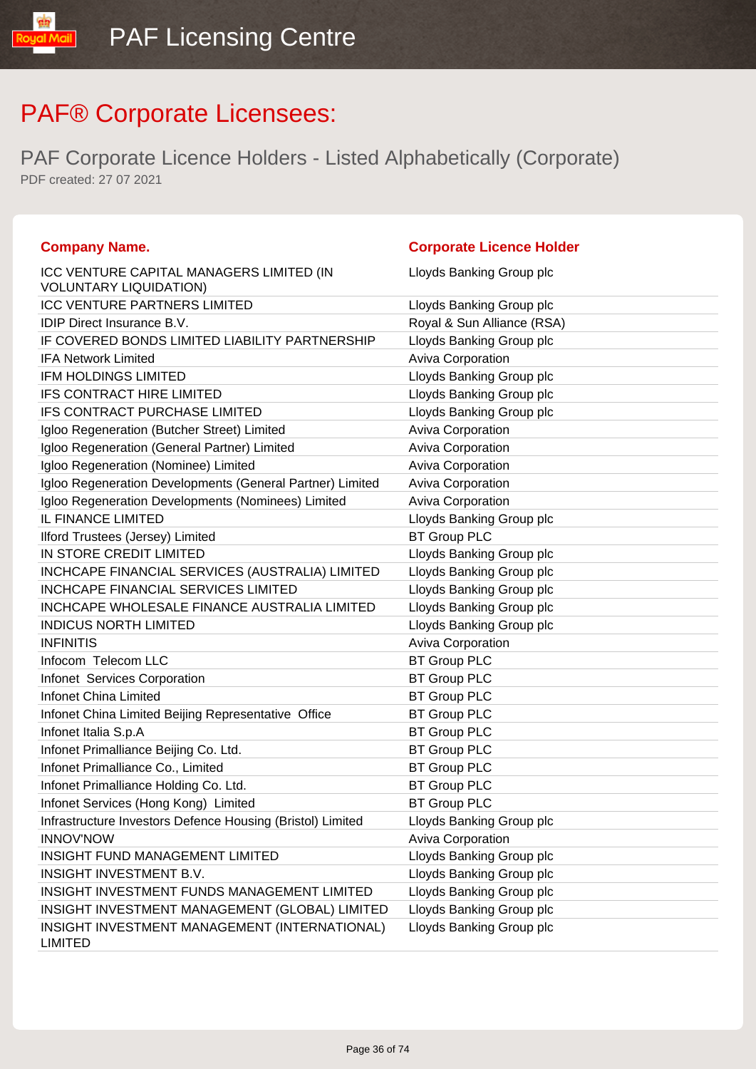# PAF® Corporate Licensees:

## PAF Corporate Licence Holders - Listed Alphabetically (Corporate)

PDF created: 27 07 2021

| Company Name. | Corporate Licence Holder |
|---|---|
| ICC VENTURE CAPITAL MANAGERS LIMITED (IN VOLUNTARY LIQUIDATION) | Lloyds Banking Group plc |
| ICC VENTURE PARTNERS LIMITED | Lloyds Banking Group plc |
| IDIP Direct Insurance B.V. | Royal & Sun Alliance (RSA) |
| IF COVERED BONDS LIMITED LIABILITY PARTNERSHIP | Lloyds Banking Group plc |
| IFA Network Limited | Aviva Corporation |
| IFM HOLDINGS LIMITED | Lloyds Banking Group plc |
| IFS CONTRACT HIRE LIMITED | Lloyds Banking Group plc |
| IFS CONTRACT PURCHASE LIMITED | Lloyds Banking Group plc |
| Igloo Regeneration (Butcher Street) Limited | Aviva Corporation |
| Igloo Regeneration (General Partner) Limited | Aviva Corporation |
| Igloo Regeneration (Nominee) Limited | Aviva Corporation |
| Igloo Regeneration Developments (General Partner) Limited | Aviva Corporation |
| Igloo Regeneration Developments (Nominees) Limited | Aviva Corporation |
| IL FINANCE LIMITED | Lloyds Banking Group plc |
| Ilford Trustees (Jersey) Limited | BT Group PLC |
| IN STORE CREDIT LIMITED | Lloyds Banking Group plc |
| INCHCAPE FINANCIAL SERVICES (AUSTRALIA) LIMITED | Lloyds Banking Group plc |
| INCHCAPE FINANCIAL SERVICES LIMITED | Lloyds Banking Group plc |
| INCHCAPE WHOLESALE FINANCE AUSTRALIA LIMITED | Lloyds Banking Group plc |
| INDICUS NORTH LIMITED | Lloyds Banking Group plc |
| INFINITIS | Aviva Corporation |
| Infocom Telecom LLC | BT Group PLC |
| Infonet Services Corporation | BT Group PLC |
| Infonet China Limited | BT Group PLC |
| Infonet China Limited Beijing Representative Office | BT Group PLC |
| Infonet Italia S.p.A | BT Group PLC |
| Infonet Primalliance Beijing Co. Ltd. | BT Group PLC |
| Infonet Primalliance Co., Limited | BT Group PLC |
| Infonet Primalliance Holding Co. Ltd. | BT Group PLC |
| Infonet Services (Hong Kong) Limited | BT Group PLC |
| Infrastructure Investors Defence Housing (Bristol) Limited | Lloyds Banking Group plc |
| INNOV'NOW | Aviva Corporation |
| INSIGHT FUND MANAGEMENT LIMITED | Lloyds Banking Group plc |
| INSIGHT INVESTMENT B.V. | Lloyds Banking Group plc |
| INSIGHT INVESTMENT FUNDS MANAGEMENT LIMITED | Lloyds Banking Group plc |
| INSIGHT INVESTMENT MANAGEMENT (GLOBAL) LIMITED | Lloyds Banking Group plc |
| INSIGHT INVESTMENT MANAGEMENT (INTERNATIONAL) LIMITED | Lloyds Banking Group plc |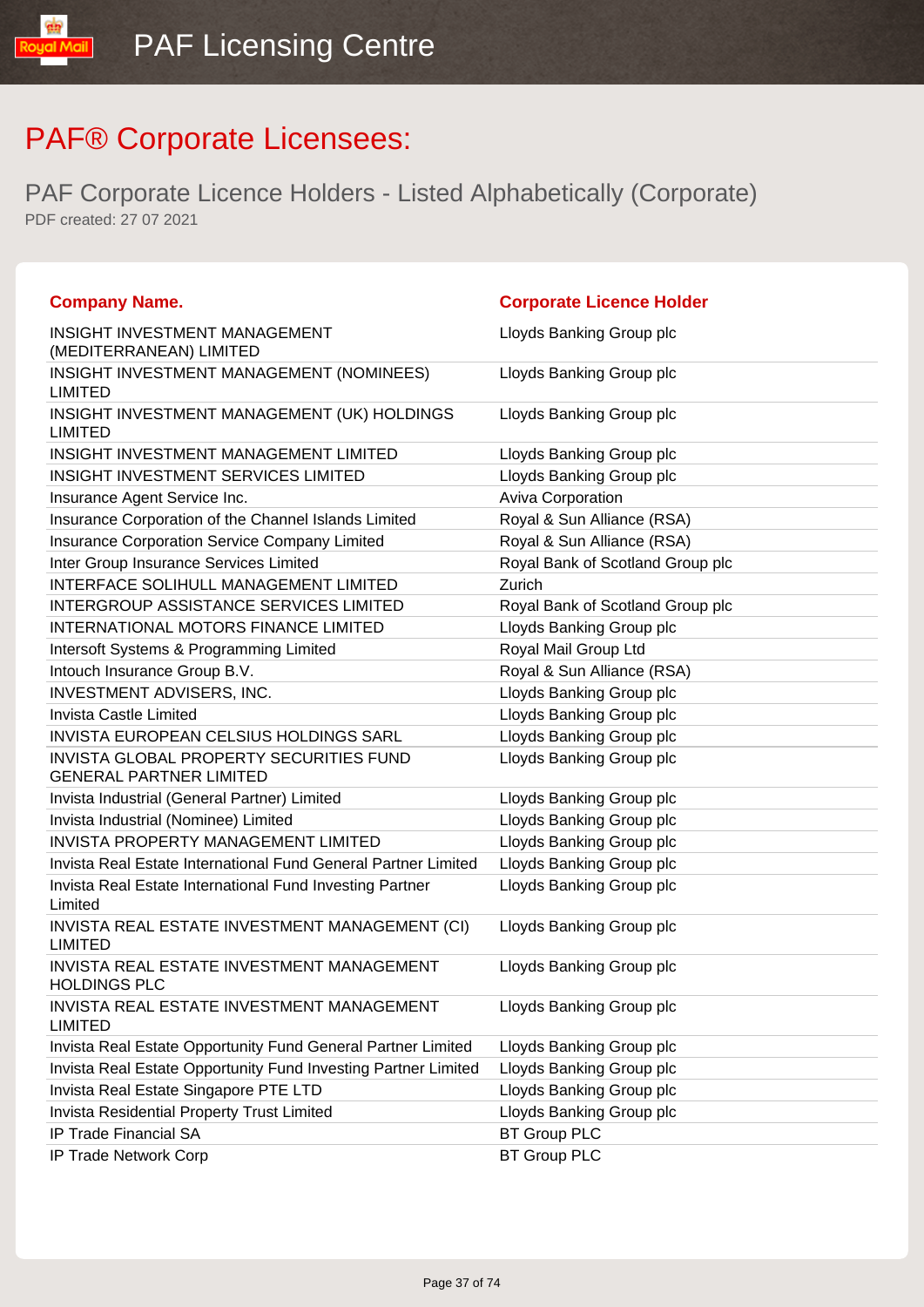# PAF® Corporate Licensees:

## PAF Corporate Licence Holders - Listed Alphabetically (Corporate)

PDF created: 27 07 2021

| Company Name. | Corporate Licence Holder |
|---|---|
| INSIGHT INVESTMENT MANAGEMENT (MEDITERRANEAN) LIMITED | Lloyds Banking Group plc |
| INSIGHT INVESTMENT MANAGEMENT (NOMINEES) LIMITED | Lloyds Banking Group plc |
| INSIGHT INVESTMENT MANAGEMENT (UK) HOLDINGS LIMITED | Lloyds Banking Group plc |
| INSIGHT INVESTMENT MANAGEMENT LIMITED | Lloyds Banking Group plc |
| INSIGHT INVESTMENT SERVICES LIMITED | Lloyds Banking Group plc |
| Insurance Agent Service Inc. | Aviva Corporation |
| Insurance Corporation of the Channel Islands Limited | Royal & Sun Alliance (RSA) |
| Insurance Corporation Service Company Limited | Royal & Sun Alliance (RSA) |
| Inter Group Insurance Services Limited | Royal Bank of Scotland Group plc |
| INTERFACE SOLIHULL MANAGEMENT LIMITED | Zurich |
| INTERGROUP ASSISTANCE SERVICES LIMITED | Royal Bank of Scotland Group plc |
| INTERNATIONAL MOTORS FINANCE LIMITED | Lloyds Banking Group plc |
| Intersoft Systems & Programming Limited | Royal Mail Group Ltd |
| Intouch Insurance Group B.V. | Royal & Sun Alliance (RSA) |
| INVESTMENT ADVISERS, INC. | Lloyds Banking Group plc |
| Invista Castle Limited | Lloyds Banking Group plc |
| INVISTA EUROPEAN CELSIUS HOLDINGS SARL | Lloyds Banking Group plc |
| INVISTA GLOBAL PROPERTY SECURITIES FUND GENERAL PARTNER LIMITED | Lloyds Banking Group plc |
| Invista Industrial (General Partner) Limited | Lloyds Banking Group plc |
| Invista Industrial (Nominee) Limited | Lloyds Banking Group plc |
| INVISTA PROPERTY MANAGEMENT LIMITED | Lloyds Banking Group plc |
| Invista Real Estate International Fund General Partner Limited | Lloyds Banking Group plc |
| Invista Real Estate International Fund Investing Partner Limited | Lloyds Banking Group plc |
| INVISTA REAL ESTATE INVESTMENT MANAGEMENT (CI) LIMITED | Lloyds Banking Group plc |
| INVISTA REAL ESTATE INVESTMENT MANAGEMENT HOLDINGS PLC | Lloyds Banking Group plc |
| INVISTA REAL ESTATE INVESTMENT MANAGEMENT LIMITED | Lloyds Banking Group plc |
| Invista Real Estate Opportunity Fund General Partner Limited | Lloyds Banking Group plc |
| Invista Real Estate Opportunity Fund Investing Partner Limited | Lloyds Banking Group plc |
| Invista Real Estate Singapore PTE LTD | Lloyds Banking Group plc |
| Invista Residential Property Trust Limited | Lloyds Banking Group plc |
| IP Trade Financial SA | BT Group PLC |
| IP Trade Network Corp | BT Group PLC |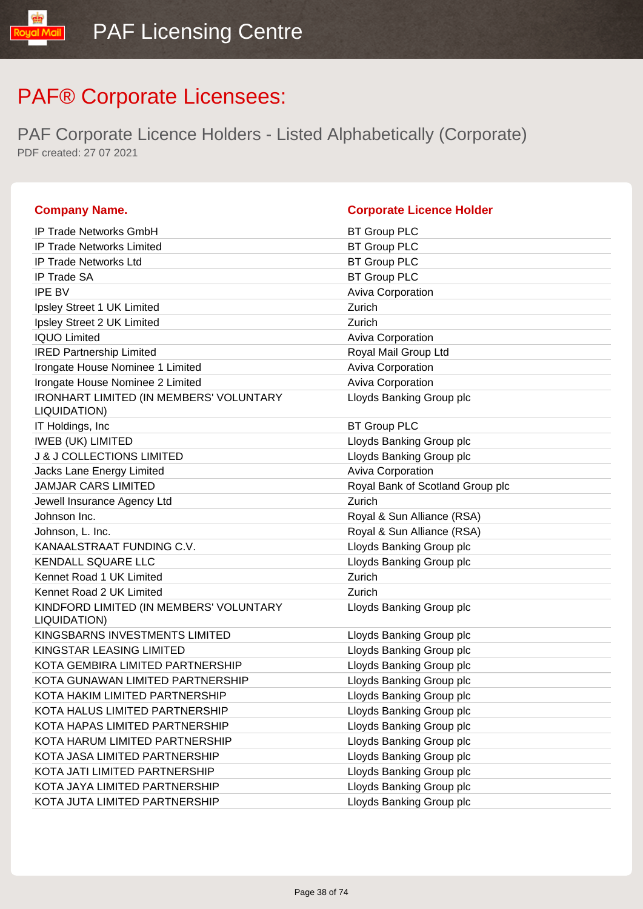# PAF® Corporate Licensees:

## PAF Corporate Licence Holders - Listed Alphabetically (Corporate)

PDF created: 27 07 2021

| Company Name. | Corporate Licence Holder |
|---|---|
| IP Trade Networks GmbH | BT Group PLC |
| IP Trade Networks Limited | BT Group PLC |
| IP Trade Networks Ltd | BT Group PLC |
| IP Trade SA | BT Group PLC |
| IPE BV | Aviva Corporation |
| Ipsley Street 1 UK Limited | Zurich |
| Ipsley Street 2 UK Limited | Zurich |
| IQUO Limited | Aviva Corporation |
| IRED Partnership Limited | Royal Mail Group Ltd |
| Irongate House Nominee 1 Limited | Aviva Corporation |
| Irongate House Nominee 2 Limited | Aviva Corporation |
| IRONHART LIMITED (IN MEMBERS' VOLUNTARY LIQUIDATION) | Lloyds Banking Group plc |
| IT Holdings, Inc | BT Group PLC |
| IWEB (UK) LIMITED | Lloyds Banking Group plc |
| J & J COLLECTIONS LIMITED | Lloyds Banking Group plc |
| Jacks Lane Energy Limited | Aviva Corporation |
| JAMJAR CARS LIMITED | Royal Bank of Scotland Group plc |
| Jewell Insurance Agency Ltd | Zurich |
| Johnson Inc. | Royal & Sun Alliance (RSA) |
| Johnson, L. Inc. | Royal & Sun Alliance (RSA) |
| KANAALSTRAAT FUNDING C.V. | Lloyds Banking Group plc |
| KENDALL SQUARE LLC | Lloyds Banking Group plc |
| Kennet Road 1 UK Limited | Zurich |
| Kennet Road 2 UK Limited | Zurich |
| KINDFORD LIMITED (IN MEMBERS' VOLUNTARY LIQUIDATION) | Lloyds Banking Group plc |
| KINGSBARNS INVESTMENTS LIMITED | Lloyds Banking Group plc |
| KINGSTAR LEASING LIMITED | Lloyds Banking Group plc |
| KOTA GEMBIRA LIMITED PARTNERSHIP | Lloyds Banking Group plc |
| KOTA GUNAWAN LIMITED PARTNERSHIP | Lloyds Banking Group plc |
| KOTA HAKIM LIMITED PARTNERSHIP | Lloyds Banking Group plc |
| KOTA HALUS LIMITED PARTNERSHIP | Lloyds Banking Group plc |
| KOTA HAPAS LIMITED PARTNERSHIP | Lloyds Banking Group plc |
| KOTA HARUM LIMITED PARTNERSHIP | Lloyds Banking Group plc |
| KOTA JASA LIMITED PARTNERSHIP | Lloyds Banking Group plc |
| KOTA JATI LIMITED PARTNERSHIP | Lloyds Banking Group plc |
| KOTA JAYA LIMITED PARTNERSHIP | Lloyds Banking Group plc |
| KOTA JUTA LIMITED PARTNERSHIP | Lloyds Banking Group plc |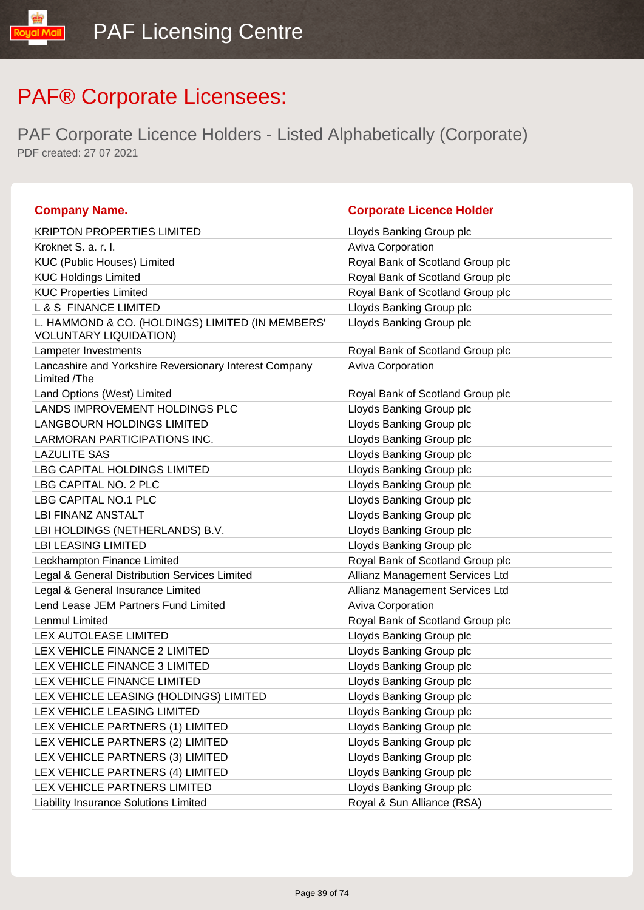# PAF® Corporate Licensees:

## PAF Corporate Licence Holders - Listed Alphabetically (Corporate)

PDF created: 27 07 2021

| Company Name. | Corporate Licence Holder |
| --- | --- |
| KRIPTON PROPERTIES LIMITED | Lloyds Banking Group plc |
| Kroknet S. a. r. l. | Aviva Corporation |
| KUC (Public Houses) Limited | Royal Bank of Scotland Group plc |
| KUC Holdings Limited | Royal Bank of Scotland Group plc |
| KUC Properties Limited | Royal Bank of Scotland Group plc |
| L & S FINANCE LIMITED | Lloyds Banking Group plc |
| L. HAMMOND & CO. (HOLDINGS) LIMITED (IN MEMBERS' VOLUNTARY LIQUIDATION) | Lloyds Banking Group plc |
| Lampeter Investments | Royal Bank of Scotland Group plc |
| Lancashire and Yorkshire Reversionary Interest Company Limited /The | Aviva Corporation |
| Land Options (West) Limited | Royal Bank of Scotland Group plc |
| LANDS IMPROVEMENT HOLDINGS PLC | Lloyds Banking Group plc |
| LANGBOURN HOLDINGS LIMITED | Lloyds Banking Group plc |
| LARMORAN PARTICIPATIONS INC. | Lloyds Banking Group plc |
| LAZULITE SAS | Lloyds Banking Group plc |
| LBG CAPITAL HOLDINGS LIMITED | Lloyds Banking Group plc |
| LBG CAPITAL NO. 2 PLC | Lloyds Banking Group plc |
| LBG CAPITAL NO.1 PLC | Lloyds Banking Group plc |
| LBI FINANZ ANSTALT | Lloyds Banking Group plc |
| LBI HOLDINGS (NETHERLANDS) B.V. | Lloyds Banking Group plc |
| LBI LEASING LIMITED | Lloyds Banking Group plc |
| Leckhampton Finance Limited | Royal Bank of Scotland Group plc |
| Legal & General Distribution Services Limited | Allianz Management Services Ltd |
| Legal & General Insurance Limited | Allianz Management Services Ltd |
| Lend Lease JEM Partners Fund Limited | Aviva Corporation |
| Lenmul Limited | Royal Bank of Scotland Group plc |
| LEX AUTOLEASE LIMITED | Lloyds Banking Group plc |
| LEX VEHICLE FINANCE 2 LIMITED | Lloyds Banking Group plc |
| LEX VEHICLE FINANCE 3 LIMITED | Lloyds Banking Group plc |
| LEX VEHICLE FINANCE LIMITED | Lloyds Banking Group plc |
| LEX VEHICLE LEASING (HOLDINGS) LIMITED | Lloyds Banking Group plc |
| LEX VEHICLE LEASING LIMITED | Lloyds Banking Group plc |
| LEX VEHICLE PARTNERS (1) LIMITED | Lloyds Banking Group plc |
| LEX VEHICLE PARTNERS (2) LIMITED | Lloyds Banking Group plc |
| LEX VEHICLE PARTNERS (3) LIMITED | Lloyds Banking Group plc |
| LEX VEHICLE PARTNERS (4) LIMITED | Lloyds Banking Group plc |
| LEX VEHICLE PARTNERS LIMITED | Lloyds Banking Group plc |
| Liability Insurance Solutions Limited | Royal & Sun Alliance (RSA) |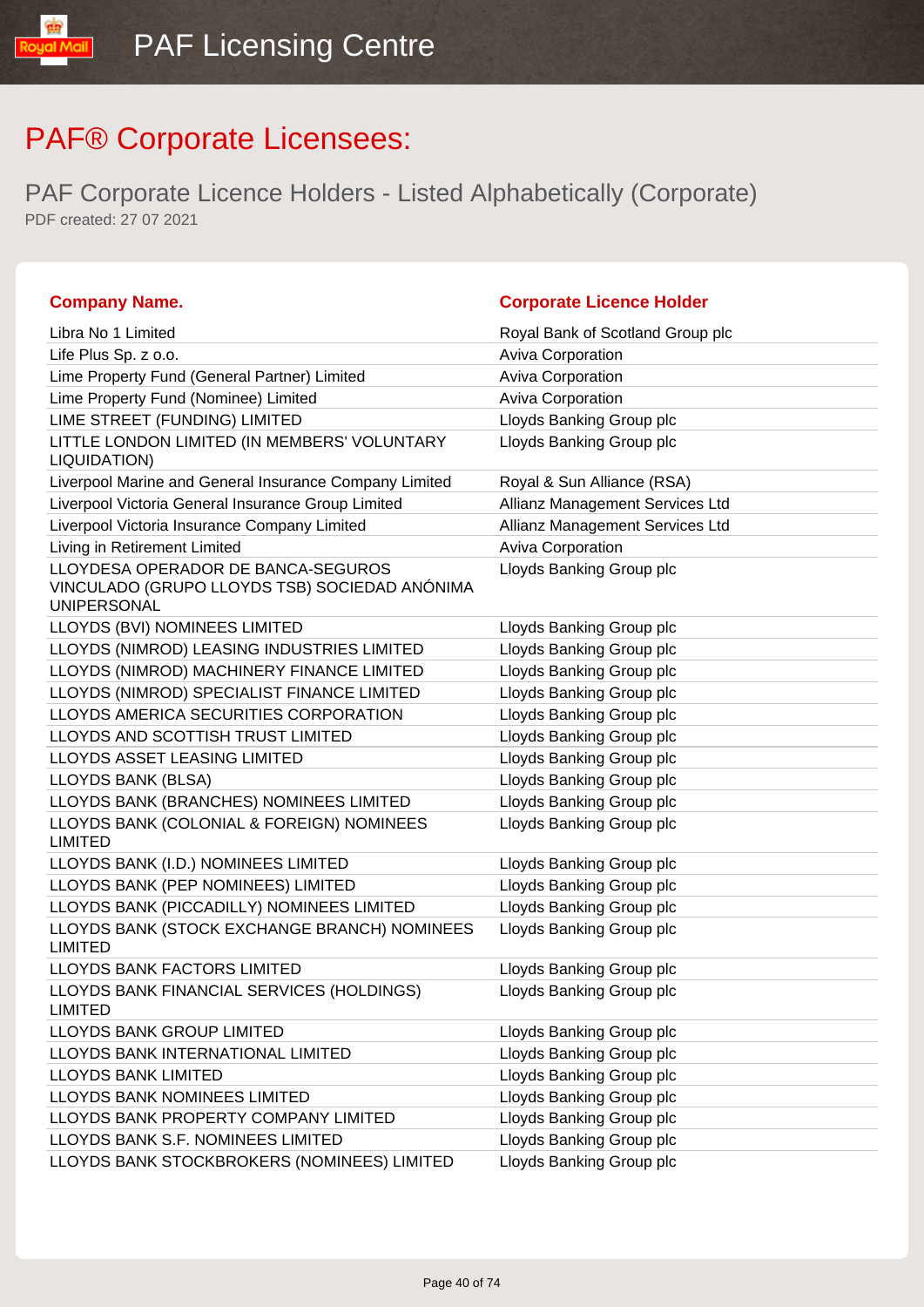# PAF® Corporate Licensees:

## PAF Corporate Licence Holders - Listed Alphabetically (Corporate)

PDF created: 27 07 2021

| Company Name. | Corporate Licence Holder |
|---|---|
| Libra No 1 Limited | Royal Bank of Scotland Group plc |
| Life Plus Sp. z o.o. | Aviva Corporation |
| Lime Property Fund (General Partner) Limited | Aviva Corporation |
| Lime Property Fund (Nominee) Limited | Aviva Corporation |
| LIME STREET (FUNDING) LIMITED | Lloyds Banking Group plc |
| LITTLE LONDON LIMITED (IN MEMBERS' VOLUNTARY LIQUIDATION) | Lloyds Banking Group plc |
| Liverpool Marine and General Insurance Company Limited | Royal & Sun Alliance (RSA) |
| Liverpool Victoria General Insurance Group Limited | Allianz Management Services Ltd |
| Liverpool Victoria Insurance Company Limited | Allianz Management Services Ltd |
| Living in Retirement Limited | Aviva Corporation |
| LLOYDESA OPERADOR DE BANCA-SEGUROS VINCULADO (GRUPO LLOYDS TSB) SOCIEDAD ANÓNIMA UNIPERSONAL | Lloyds Banking Group plc |
| LLOYDS (BVI) NOMINEES LIMITED | Lloyds Banking Group plc |
| LLOYDS (NIMROD) LEASING INDUSTRIES LIMITED | Lloyds Banking Group plc |
| LLOYDS (NIMROD) MACHINERY FINANCE LIMITED | Lloyds Banking Group plc |
| LLOYDS (NIMROD) SPECIALIST FINANCE LIMITED | Lloyds Banking Group plc |
| LLOYDS AMERICA SECURITIES CORPORATION | Lloyds Banking Group plc |
| LLOYDS AND SCOTTISH TRUST LIMITED | Lloyds Banking Group plc |
| LLOYDS ASSET LEASING LIMITED | Lloyds Banking Group plc |
| LLOYDS BANK (BLSA) | Lloyds Banking Group plc |
| LLOYDS BANK (BRANCHES) NOMINEES LIMITED | Lloyds Banking Group plc |
| LLOYDS BANK (COLONIAL & FOREIGN) NOMINEES LIMITED | Lloyds Banking Group plc |
| LLOYDS BANK (I.D.) NOMINEES LIMITED | Lloyds Banking Group plc |
| LLOYDS BANK (PEP NOMINEES) LIMITED | Lloyds Banking Group plc |
| LLOYDS BANK (PICCADILLY) NOMINEES LIMITED | Lloyds Banking Group plc |
| LLOYDS BANK (STOCK EXCHANGE BRANCH) NOMINEES LIMITED | Lloyds Banking Group plc |
| LLOYDS BANK FACTORS LIMITED | Lloyds Banking Group plc |
| LLOYDS BANK FINANCIAL SERVICES (HOLDINGS) LIMITED | Lloyds Banking Group plc |
| LLOYDS BANK GROUP LIMITED | Lloyds Banking Group plc |
| LLOYDS BANK INTERNATIONAL LIMITED | Lloyds Banking Group plc |
| LLOYDS BANK LIMITED | Lloyds Banking Group plc |
| LLOYDS BANK NOMINEES LIMITED | Lloyds Banking Group plc |
| LLOYDS BANK PROPERTY COMPANY LIMITED | Lloyds Banking Group plc |
| LLOYDS BANK S.F. NOMINEES LIMITED | Lloyds Banking Group plc |
| LLOYDS BANK STOCKBROKERS (NOMINEES) LIMITED | Lloyds Banking Group plc |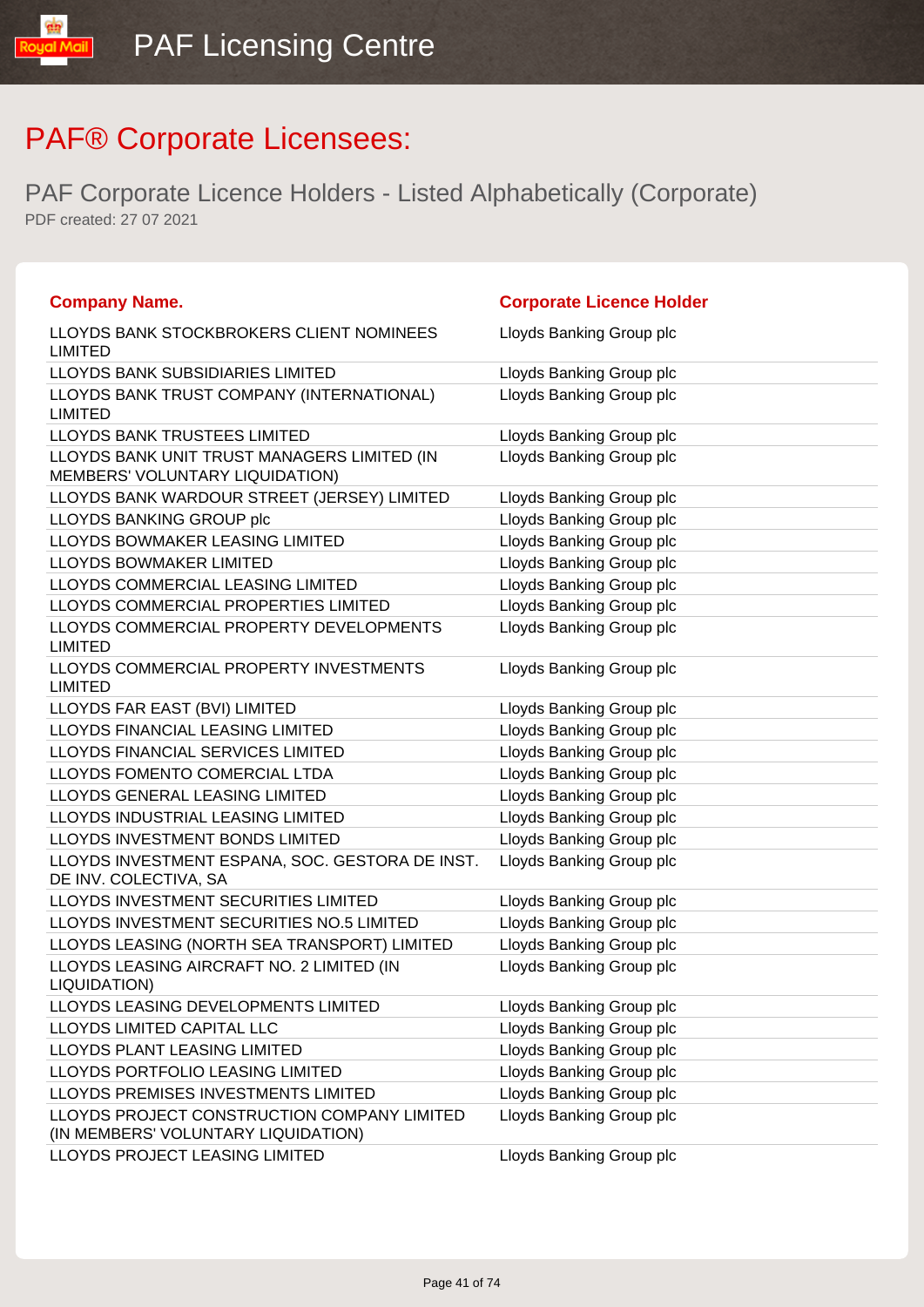# PAF® Corporate Licensees:

## PAF Corporate Licence Holders - Listed Alphabetically (Corporate)

PDF created: 27 07 2021

| Company Name. | Corporate Licence Holder |
|---|---|
| LLOYDS BANK STOCKBROKERS CLIENT NOMINEES LIMITED | Lloyds Banking Group plc |
| LLOYDS BANK SUBSIDIARIES LIMITED | Lloyds Banking Group plc |
| LLOYDS BANK TRUST COMPANY (INTERNATIONAL) LIMITED | Lloyds Banking Group plc |
| LLOYDS BANK TRUSTEES LIMITED | Lloyds Banking Group plc |
| LLOYDS BANK UNIT TRUST MANAGERS LIMITED (IN MEMBERS' VOLUNTARY LIQUIDATION) | Lloyds Banking Group plc |
| LLOYDS BANK WARDOUR STREET (JERSEY) LIMITED | Lloyds Banking Group plc |
| LLOYDS BANKING GROUP plc | Lloyds Banking Group plc |
| LLOYDS BOWMAKER LEASING LIMITED | Lloyds Banking Group plc |
| LLOYDS BOWMAKER LIMITED | Lloyds Banking Group plc |
| LLOYDS COMMERCIAL LEASING LIMITED | Lloyds Banking Group plc |
| LLOYDS COMMERCIAL PROPERTIES LIMITED | Lloyds Banking Group plc |
| LLOYDS COMMERCIAL PROPERTY DEVELOPMENTS LIMITED | Lloyds Banking Group plc |
| LLOYDS COMMERCIAL PROPERTY INVESTMENTS LIMITED | Lloyds Banking Group plc |
| LLOYDS FAR EAST (BVI) LIMITED | Lloyds Banking Group plc |
| LLOYDS FINANCIAL LEASING LIMITED | Lloyds Banking Group plc |
| LLOYDS FINANCIAL SERVICES LIMITED | Lloyds Banking Group plc |
| LLOYDS FOMENTO COMERCIAL LTDA | Lloyds Banking Group plc |
| LLOYDS GENERAL LEASING LIMITED | Lloyds Banking Group plc |
| LLOYDS INDUSTRIAL LEASING LIMITED | Lloyds Banking Group plc |
| LLOYDS INVESTMENT BONDS LIMITED | Lloyds Banking Group plc |
| LLOYDS INVESTMENT ESPANA, SOC. GESTORA DE INST. DE INV. COLECTIVA, SA | Lloyds Banking Group plc |
| LLOYDS INVESTMENT SECURITIES LIMITED | Lloyds Banking Group plc |
| LLOYDS INVESTMENT SECURITIES NO.5 LIMITED | Lloyds Banking Group plc |
| LLOYDS LEASING (NORTH SEA TRANSPORT) LIMITED | Lloyds Banking Group plc |
| LLOYDS LEASING AIRCRAFT NO. 2 LIMITED (IN LIQUIDATION) | Lloyds Banking Group plc |
| LLOYDS LEASING DEVELOPMENTS LIMITED | Lloyds Banking Group plc |
| LLOYDS LIMITED CAPITAL LLC | Lloyds Banking Group plc |
| LLOYDS PLANT LEASING LIMITED | Lloyds Banking Group plc |
| LLOYDS PORTFOLIO LEASING LIMITED | Lloyds Banking Group plc |
| LLOYDS PREMISES INVESTMENTS LIMITED | Lloyds Banking Group plc |
| LLOYDS PROJECT CONSTRUCTION COMPANY LIMITED (IN MEMBERS' VOLUNTARY LIQUIDATION) | Lloyds Banking Group plc |
| LLOYDS PROJECT LEASING LIMITED | Lloyds Banking Group plc |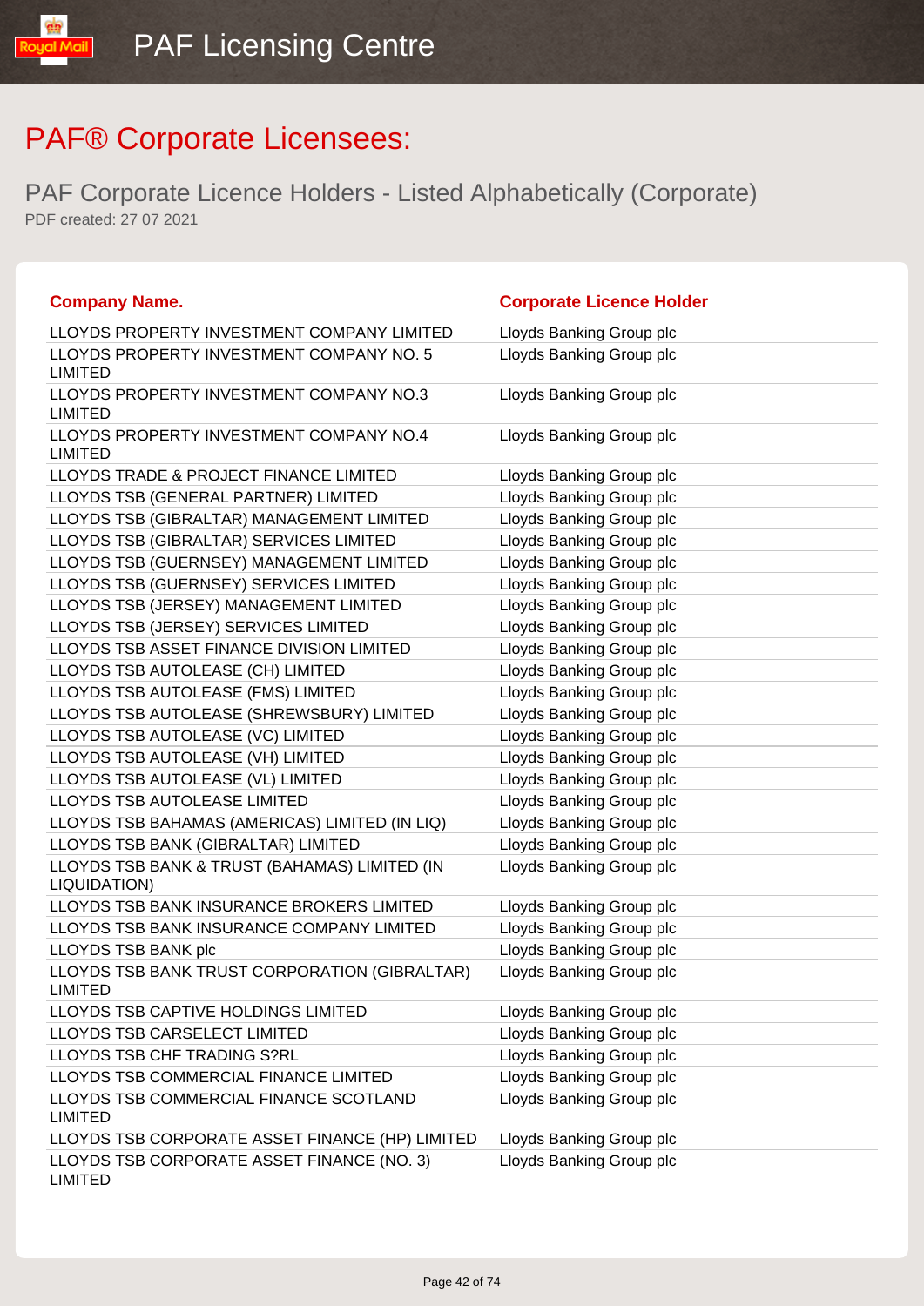# PAF® Corporate Licensees:

## PAF Corporate Licence Holders - Listed Alphabetically (Corporate)

PDF created: 27 07 2021

| Company Name. | Corporate Licence Holder |
| --- | --- |
| LLOYDS PROPERTY INVESTMENT COMPANY LIMITED | Lloyds Banking Group plc |
| LLOYDS PROPERTY INVESTMENT COMPANY NO. 5 LIMITED | Lloyds Banking Group plc |
| LLOYDS PROPERTY INVESTMENT COMPANY NO.3 LIMITED | Lloyds Banking Group plc |
| LLOYDS PROPERTY INVESTMENT COMPANY NO.4 LIMITED | Lloyds Banking Group plc |
| LLOYDS TRADE & PROJECT FINANCE LIMITED | Lloyds Banking Group plc |
| LLOYDS TSB (GENERAL PARTNER) LIMITED | Lloyds Banking Group plc |
| LLOYDS TSB (GIBRALTAR) MANAGEMENT LIMITED | Lloyds Banking Group plc |
| LLOYDS TSB (GIBRALTAR) SERVICES LIMITED | Lloyds Banking Group plc |
| LLOYDS TSB (GUERNSEY) MANAGEMENT LIMITED | Lloyds Banking Group plc |
| LLOYDS TSB (GUERNSEY) SERVICES LIMITED | Lloyds Banking Group plc |
| LLOYDS TSB (JERSEY) MANAGEMENT LIMITED | Lloyds Banking Group plc |
| LLOYDS TSB (JERSEY) SERVICES LIMITED | Lloyds Banking Group plc |
| LLOYDS TSB ASSET FINANCE DIVISION LIMITED | Lloyds Banking Group plc |
| LLOYDS TSB AUTOLEASE (CH) LIMITED | Lloyds Banking Group plc |
| LLOYDS TSB AUTOLEASE (FMS) LIMITED | Lloyds Banking Group plc |
| LLOYDS TSB AUTOLEASE (SHREWSBURY) LIMITED | Lloyds Banking Group plc |
| LLOYDS TSB AUTOLEASE (VC) LIMITED | Lloyds Banking Group plc |
| LLOYDS TSB AUTOLEASE (VH) LIMITED | Lloyds Banking Group plc |
| LLOYDS TSB AUTOLEASE (VL) LIMITED | Lloyds Banking Group plc |
| LLOYDS TSB AUTOLEASE LIMITED | Lloyds Banking Group plc |
| LLOYDS TSB BAHAMAS (AMERICAS) LIMITED (IN LIQ) | Lloyds Banking Group plc |
| LLOYDS TSB BANK (GIBRALTAR) LIMITED | Lloyds Banking Group plc |
| LLOYDS TSB BANK & TRUST (BAHAMAS) LIMITED (IN LIQUIDATION) | Lloyds Banking Group plc |
| LLOYDS TSB BANK INSURANCE BROKERS LIMITED | Lloyds Banking Group plc |
| LLOYDS TSB BANK INSURANCE COMPANY LIMITED | Lloyds Banking Group plc |
| LLOYDS TSB BANK plc | Lloyds Banking Group plc |
| LLOYDS TSB BANK TRUST CORPORATION (GIBRALTAR) LIMITED | Lloyds Banking Group plc |
| LLOYDS TSB CAPTIVE HOLDINGS LIMITED | Lloyds Banking Group plc |
| LLOYDS TSB CARSELECT LIMITED | Lloyds Banking Group plc |
| LLOYDS TSB CHF TRADING S?RL | Lloyds Banking Group plc |
| LLOYDS TSB COMMERCIAL FINANCE LIMITED | Lloyds Banking Group plc |
| LLOYDS TSB COMMERCIAL FINANCE SCOTLAND LIMITED | Lloyds Banking Group plc |
| LLOYDS TSB CORPORATE ASSET FINANCE (HP) LIMITED | Lloyds Banking Group plc |
| LLOYDS TSB CORPORATE ASSET FINANCE (NO. 3) LIMITED | Lloyds Banking Group plc |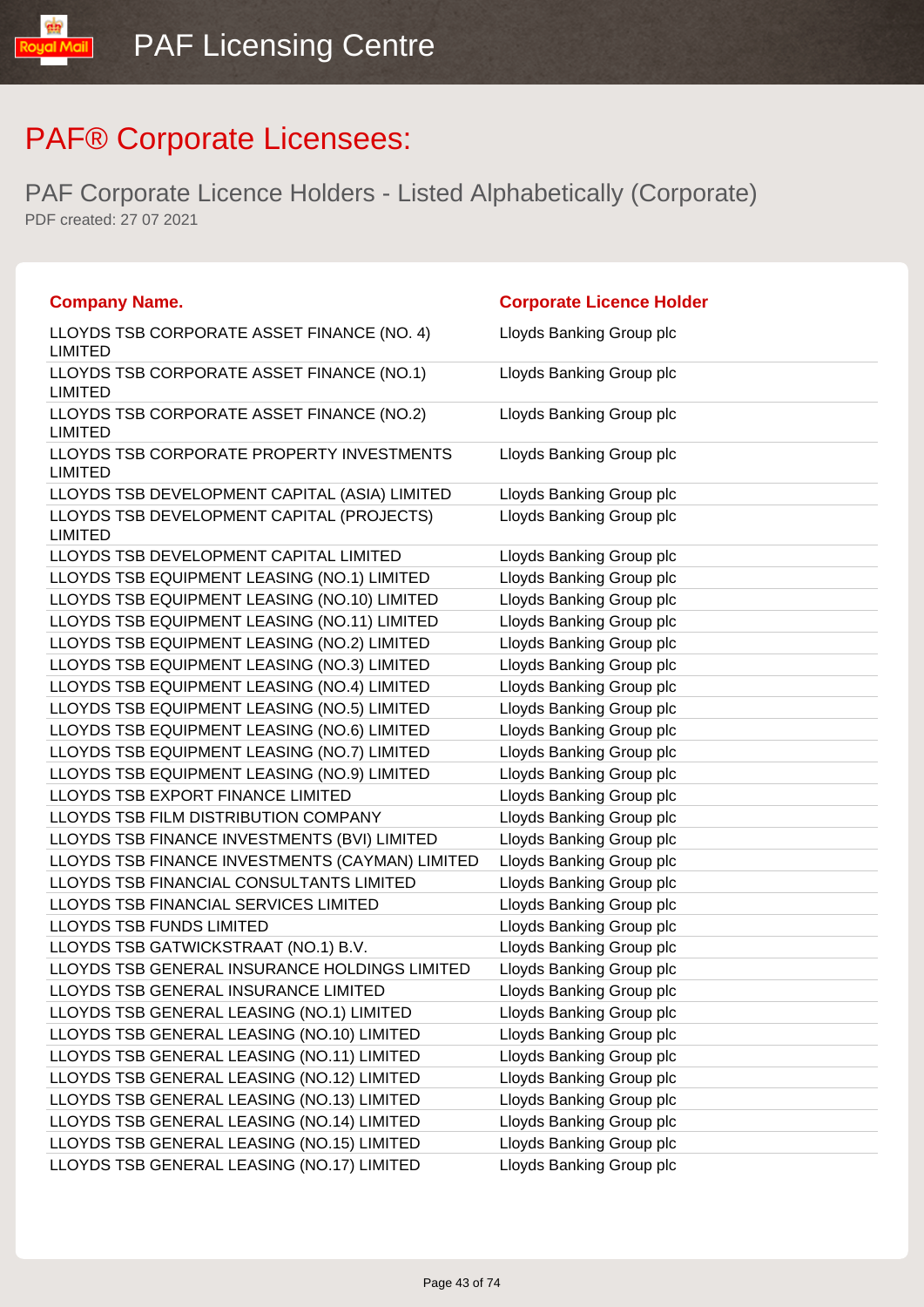# PAF® Corporate Licensees:

## PAF Corporate Licence Holders - Listed Alphabetically (Corporate)

PDF created: 27 07 2021

| Company Name. | Corporate Licence Holder |
|---|---|
| LLOYDS TSB CORPORATE ASSET FINANCE (NO. 4) LIMITED | Lloyds Banking Group plc |
| LLOYDS TSB CORPORATE ASSET FINANCE (NO.1) LIMITED | Lloyds Banking Group plc |
| LLOYDS TSB CORPORATE ASSET FINANCE (NO.2) LIMITED | Lloyds Banking Group plc |
| LLOYDS TSB CORPORATE PROPERTY INVESTMENTS LIMITED | Lloyds Banking Group plc |
| LLOYDS TSB DEVELOPMENT CAPITAL (ASIA) LIMITED | Lloyds Banking Group plc |
| LLOYDS TSB DEVELOPMENT CAPITAL (PROJECTS) LIMITED | Lloyds Banking Group plc |
| LLOYDS TSB DEVELOPMENT CAPITAL LIMITED | Lloyds Banking Group plc |
| LLOYDS TSB EQUIPMENT LEASING (NO.1) LIMITED | Lloyds Banking Group plc |
| LLOYDS TSB EQUIPMENT LEASING (NO.10) LIMITED | Lloyds Banking Group plc |
| LLOYDS TSB EQUIPMENT LEASING (NO.11) LIMITED | Lloyds Banking Group plc |
| LLOYDS TSB EQUIPMENT LEASING (NO.2) LIMITED | Lloyds Banking Group plc |
| LLOYDS TSB EQUIPMENT LEASING (NO.3) LIMITED | Lloyds Banking Group plc |
| LLOYDS TSB EQUIPMENT LEASING (NO.4) LIMITED | Lloyds Banking Group plc |
| LLOYDS TSB EQUIPMENT LEASING (NO.5) LIMITED | Lloyds Banking Group plc |
| LLOYDS TSB EQUIPMENT LEASING (NO.6) LIMITED | Lloyds Banking Group plc |
| LLOYDS TSB EQUIPMENT LEASING (NO.7) LIMITED | Lloyds Banking Group plc |
| LLOYDS TSB EQUIPMENT LEASING (NO.9) LIMITED | Lloyds Banking Group plc |
| LLOYDS TSB EXPORT FINANCE LIMITED | Lloyds Banking Group plc |
| LLOYDS TSB FILM DISTRIBUTION COMPANY | Lloyds Banking Group plc |
| LLOYDS TSB FINANCE INVESTMENTS (BVI) LIMITED | Lloyds Banking Group plc |
| LLOYDS TSB FINANCE INVESTMENTS (CAYMAN) LIMITED | Lloyds Banking Group plc |
| LLOYDS TSB FINANCIAL CONSULTANTS LIMITED | Lloyds Banking Group plc |
| LLOYDS TSB FINANCIAL SERVICES LIMITED | Lloyds Banking Group plc |
| LLOYDS TSB FUNDS LIMITED | Lloyds Banking Group plc |
| LLOYDS TSB GATWICKSTRAAT (NO.1) B.V. | Lloyds Banking Group plc |
| LLOYDS TSB GENERAL INSURANCE HOLDINGS LIMITED | Lloyds Banking Group plc |
| LLOYDS TSB GENERAL INSURANCE LIMITED | Lloyds Banking Group plc |
| LLOYDS TSB GENERAL LEASING (NO.1) LIMITED | Lloyds Banking Group plc |
| LLOYDS TSB GENERAL LEASING (NO.10) LIMITED | Lloyds Banking Group plc |
| LLOYDS TSB GENERAL LEASING (NO.11) LIMITED | Lloyds Banking Group plc |
| LLOYDS TSB GENERAL LEASING (NO.12) LIMITED | Lloyds Banking Group plc |
| LLOYDS TSB GENERAL LEASING (NO.13) LIMITED | Lloyds Banking Group plc |
| LLOYDS TSB GENERAL LEASING (NO.14) LIMITED | Lloyds Banking Group plc |
| LLOYDS TSB GENERAL LEASING (NO.15) LIMITED | Lloyds Banking Group plc |
| LLOYDS TSB GENERAL LEASING (NO.17) LIMITED | Lloyds Banking Group plc |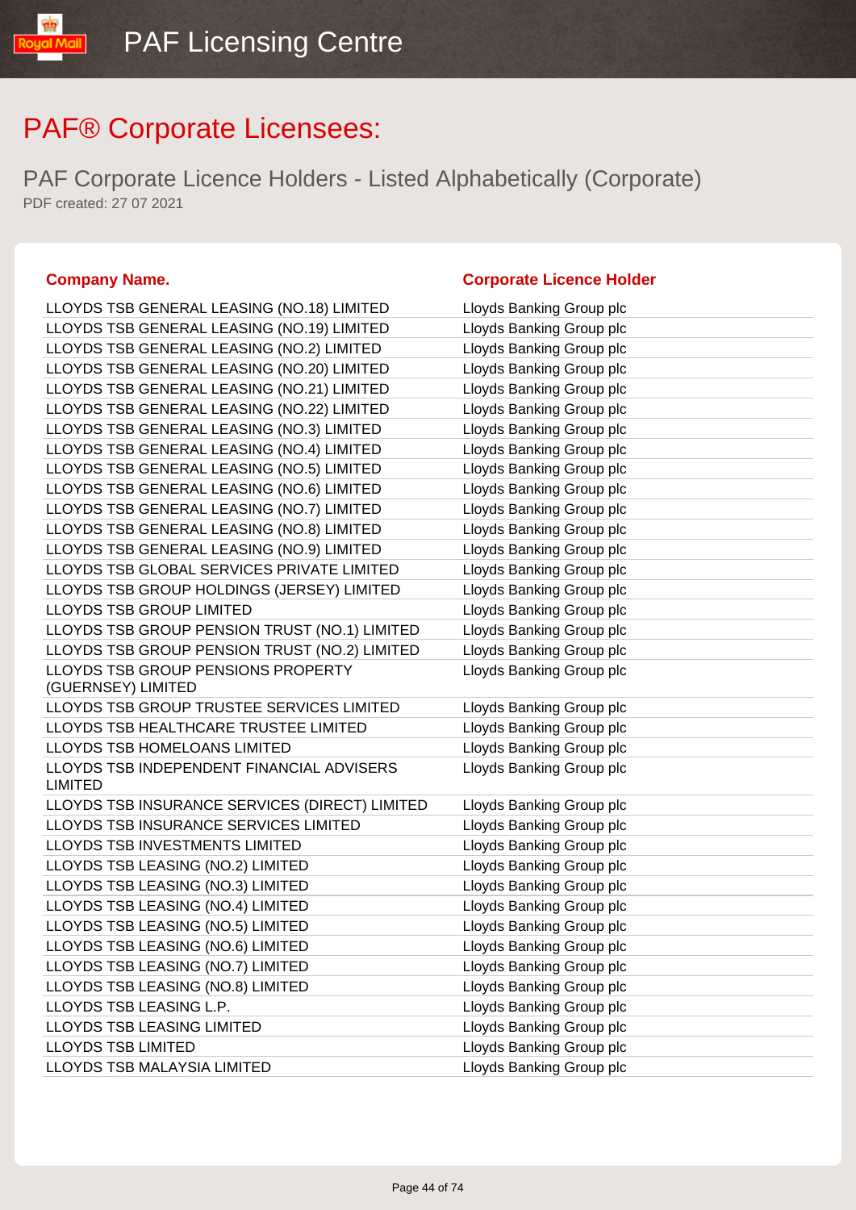# PAF® Corporate Licensees:

## PAF Corporate Licence Holders - Listed Alphabetically (Corporate)

PDF created: 27 07 2021

| Company Name. | Corporate Licence Holder |
|---|---|
| LLOYDS TSB GENERAL LEASING (NO.18) LIMITED | Lloyds Banking Group plc |
| LLOYDS TSB GENERAL LEASING (NO.19) LIMITED | Lloyds Banking Group plc |
| LLOYDS TSB GENERAL LEASING (NO.2) LIMITED | Lloyds Banking Group plc |
| LLOYDS TSB GENERAL LEASING (NO.20) LIMITED | Lloyds Banking Group plc |
| LLOYDS TSB GENERAL LEASING (NO.21) LIMITED | Lloyds Banking Group plc |
| LLOYDS TSB GENERAL LEASING (NO.22) LIMITED | Lloyds Banking Group plc |
| LLOYDS TSB GENERAL LEASING (NO.3) LIMITED | Lloyds Banking Group plc |
| LLOYDS TSB GENERAL LEASING (NO.4) LIMITED | Lloyds Banking Group plc |
| LLOYDS TSB GENERAL LEASING (NO.5) LIMITED | Lloyds Banking Group plc |
| LLOYDS TSB GENERAL LEASING (NO.6) LIMITED | Lloyds Banking Group plc |
| LLOYDS TSB GENERAL LEASING (NO.7) LIMITED | Lloyds Banking Group plc |
| LLOYDS TSB GENERAL LEASING (NO.8) LIMITED | Lloyds Banking Group plc |
| LLOYDS TSB GENERAL LEASING (NO.9) LIMITED | Lloyds Banking Group plc |
| LLOYDS TSB GLOBAL SERVICES PRIVATE LIMITED | Lloyds Banking Group plc |
| LLOYDS TSB GROUP HOLDINGS (JERSEY) LIMITED | Lloyds Banking Group plc |
| LLOYDS TSB GROUP LIMITED | Lloyds Banking Group plc |
| LLOYDS TSB GROUP PENSION TRUST (NO.1) LIMITED | Lloyds Banking Group plc |
| LLOYDS TSB GROUP PENSION TRUST (NO.2) LIMITED | Lloyds Banking Group plc |
| LLOYDS TSB GROUP PENSIONS PROPERTY (GUERNSEY) LIMITED | Lloyds Banking Group plc |
| LLOYDS TSB GROUP TRUSTEE SERVICES LIMITED | Lloyds Banking Group plc |
| LLOYDS TSB HEALTHCARE TRUSTEE LIMITED | Lloyds Banking Group plc |
| LLOYDS TSB HOMELOANS LIMITED | Lloyds Banking Group plc |
| LLOYDS TSB INDEPENDENT FINANCIAL ADVISERS LIMITED | Lloyds Banking Group plc |
| LLOYDS TSB INSURANCE SERVICES (DIRECT) LIMITED | Lloyds Banking Group plc |
| LLOYDS TSB INSURANCE SERVICES LIMITED | Lloyds Banking Group plc |
| LLOYDS TSB INVESTMENTS LIMITED | Lloyds Banking Group plc |
| LLOYDS TSB LEASING (NO.2) LIMITED | Lloyds Banking Group plc |
| LLOYDS TSB LEASING (NO.3) LIMITED | Lloyds Banking Group plc |
| LLOYDS TSB LEASING (NO.4) LIMITED | Lloyds Banking Group plc |
| LLOYDS TSB LEASING (NO.5) LIMITED | Lloyds Banking Group plc |
| LLOYDS TSB LEASING (NO.6) LIMITED | Lloyds Banking Group plc |
| LLOYDS TSB LEASING (NO.7) LIMITED | Lloyds Banking Group plc |
| LLOYDS TSB LEASING (NO.8) LIMITED | Lloyds Banking Group plc |
| LLOYDS TSB LEASING L.P. | Lloyds Banking Group plc |
| LLOYDS TSB LEASING LIMITED | Lloyds Banking Group plc |
| LLOYDS TSB LIMITED | Lloyds Banking Group plc |
| LLOYDS TSB MALAYSIA LIMITED | Lloyds Banking Group plc |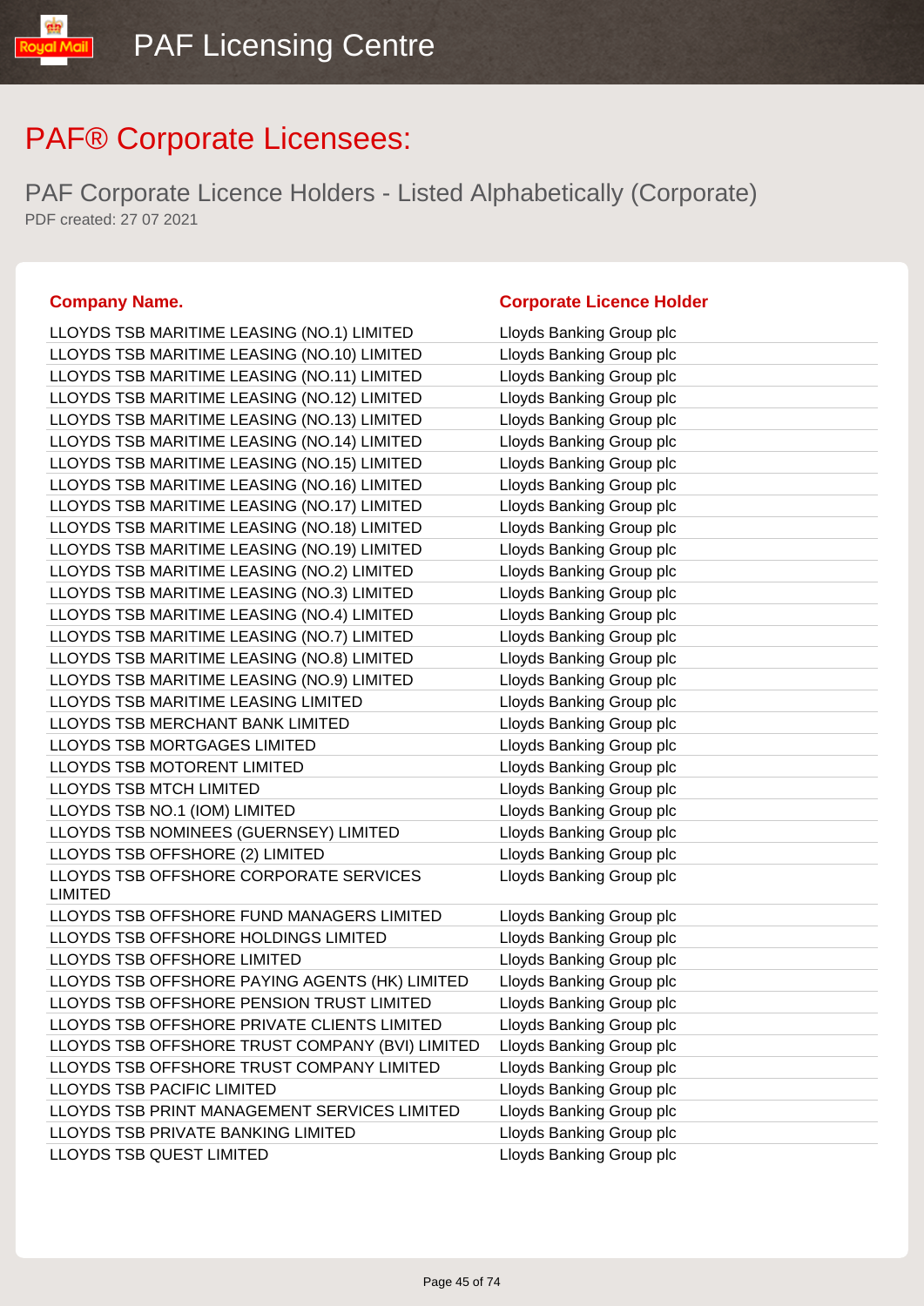# PAF® Corporate Licensees:

## PAF Corporate Licence Holders - Listed Alphabetically (Corporate)

PDF created: 27 07 2021

| Company Name. | Corporate Licence Holder |
|---|---|
| LLOYDS TSB MARITIME LEASING (NO.1) LIMITED | Lloyds Banking Group plc |
| LLOYDS TSB MARITIME LEASING (NO.10) LIMITED | Lloyds Banking Group plc |
| LLOYDS TSB MARITIME LEASING (NO.11) LIMITED | Lloyds Banking Group plc |
| LLOYDS TSB MARITIME LEASING (NO.12) LIMITED | Lloyds Banking Group plc |
| LLOYDS TSB MARITIME LEASING (NO.13) LIMITED | Lloyds Banking Group plc |
| LLOYDS TSB MARITIME LEASING (NO.14) LIMITED | Lloyds Banking Group plc |
| LLOYDS TSB MARITIME LEASING (NO.15) LIMITED | Lloyds Banking Group plc |
| LLOYDS TSB MARITIME LEASING (NO.16) LIMITED | Lloyds Banking Group plc |
| LLOYDS TSB MARITIME LEASING (NO.17) LIMITED | Lloyds Banking Group plc |
| LLOYDS TSB MARITIME LEASING (NO.18) LIMITED | Lloyds Banking Group plc |
| LLOYDS TSB MARITIME LEASING (NO.19) LIMITED | Lloyds Banking Group plc |
| LLOYDS TSB MARITIME LEASING (NO.2) LIMITED | Lloyds Banking Group plc |
| LLOYDS TSB MARITIME LEASING (NO.3) LIMITED | Lloyds Banking Group plc |
| LLOYDS TSB MARITIME LEASING (NO.4) LIMITED | Lloyds Banking Group plc |
| LLOYDS TSB MARITIME LEASING (NO.7) LIMITED | Lloyds Banking Group plc |
| LLOYDS TSB MARITIME LEASING (NO.8) LIMITED | Lloyds Banking Group plc |
| LLOYDS TSB MARITIME LEASING (NO.9) LIMITED | Lloyds Banking Group plc |
| LLOYDS TSB MARITIME LEASING LIMITED | Lloyds Banking Group plc |
| LLOYDS TSB MERCHANT BANK LIMITED | Lloyds Banking Group plc |
| LLOYDS TSB MORTGAGES LIMITED | Lloyds Banking Group plc |
| LLOYDS TSB MOTORENT LIMITED | Lloyds Banking Group plc |
| LLOYDS TSB MTCH LIMITED | Lloyds Banking Group plc |
| LLOYDS TSB NO.1 (IOM) LIMITED | Lloyds Banking Group plc |
| LLOYDS TSB NOMINEES (GUERNSEY) LIMITED | Lloyds Banking Group plc |
| LLOYDS TSB OFFSHORE (2) LIMITED | Lloyds Banking Group plc |
| LLOYDS TSB OFFSHORE CORPORATE SERVICES LIMITED | Lloyds Banking Group plc |
| LLOYDS TSB OFFSHORE FUND MANAGERS LIMITED | Lloyds Banking Group plc |
| LLOYDS TSB OFFSHORE HOLDINGS LIMITED | Lloyds Banking Group plc |
| LLOYDS TSB OFFSHORE LIMITED | Lloyds Banking Group plc |
| LLOYDS TSB OFFSHORE PAYING AGENTS (HK) LIMITED | Lloyds Banking Group plc |
| LLOYDS TSB OFFSHORE PENSION TRUST LIMITED | Lloyds Banking Group plc |
| LLOYDS TSB OFFSHORE PRIVATE CLIENTS LIMITED | Lloyds Banking Group plc |
| LLOYDS TSB OFFSHORE TRUST COMPANY (BVI) LIMITED | Lloyds Banking Group plc |
| LLOYDS TSB OFFSHORE TRUST COMPANY LIMITED | Lloyds Banking Group plc |
| LLOYDS TSB PACIFIC LIMITED | Lloyds Banking Group plc |
| LLOYDS TSB PRINT MANAGEMENT SERVICES LIMITED | Lloyds Banking Group plc |
| LLOYDS TSB PRIVATE BANKING LIMITED | Lloyds Banking Group plc |
| LLOYDS TSB QUEST LIMITED | Lloyds Banking Group plc |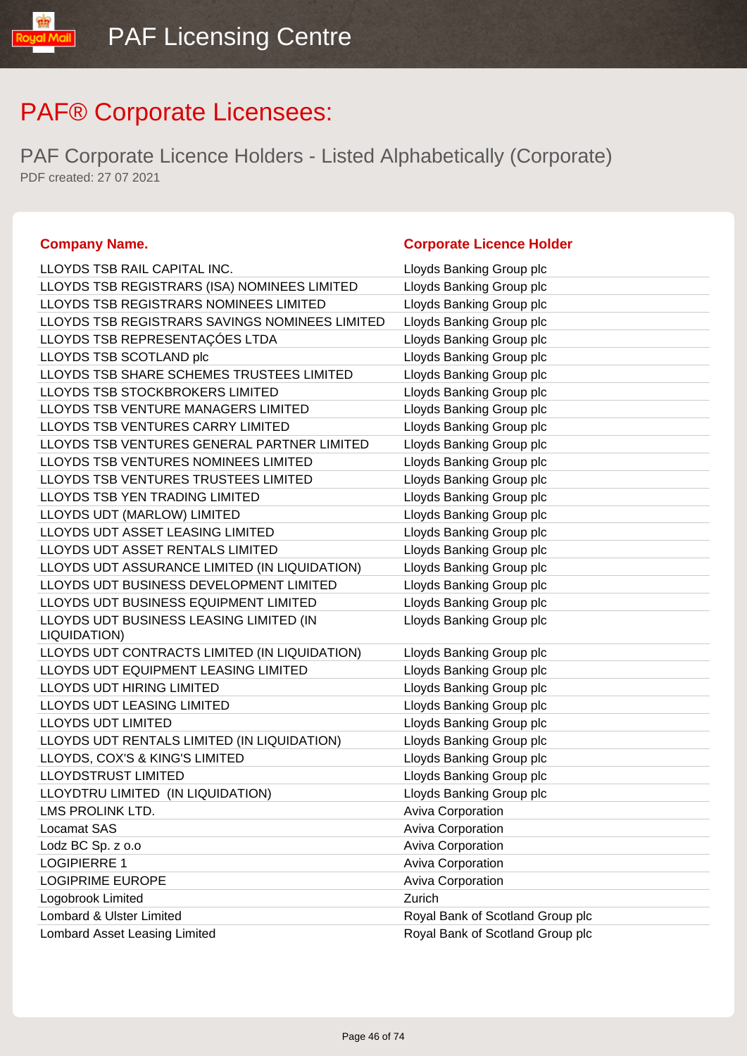# PAF® Corporate Licensees:

## PAF Corporate Licence Holders - Listed Alphabetically (Corporate)

PDF created: 27 07 2021

| Company Name. | Corporate Licence Holder |
|---|---|
| LLOYDS TSB RAIL CAPITAL INC. | Lloyds Banking Group plc |
| LLOYDS TSB REGISTRARS (ISA) NOMINEES LIMITED | Lloyds Banking Group plc |
| LLOYDS TSB REGISTRARS NOMINEES LIMITED | Lloyds Banking Group plc |
| LLOYDS TSB REGISTRARS SAVINGS NOMINEES LIMITED | Lloyds Banking Group plc |
| LLOYDS TSB REPRESENTAÇÓES LTDA | Lloyds Banking Group plc |
| LLOYDS TSB SCOTLAND plc | Lloyds Banking Group plc |
| LLOYDS TSB SHARE SCHEMES TRUSTEES LIMITED | Lloyds Banking Group plc |
| LLOYDS TSB STOCKBROKERS LIMITED | Lloyds Banking Group plc |
| LLOYDS TSB VENTURE MANAGERS LIMITED | Lloyds Banking Group plc |
| LLOYDS TSB VENTURES CARRY LIMITED | Lloyds Banking Group plc |
| LLOYDS TSB VENTURES GENERAL PARTNER LIMITED | Lloyds Banking Group plc |
| LLOYDS TSB VENTURES NOMINEES LIMITED | Lloyds Banking Group plc |
| LLOYDS TSB VENTURES TRUSTEES LIMITED | Lloyds Banking Group plc |
| LLOYDS TSB YEN TRADING LIMITED | Lloyds Banking Group plc |
| LLOYDS UDT (MARLOW) LIMITED | Lloyds Banking Group plc |
| LLOYDS UDT ASSET LEASING LIMITED | Lloyds Banking Group plc |
| LLOYDS UDT ASSET RENTALS LIMITED | Lloyds Banking Group plc |
| LLOYDS UDT ASSURANCE LIMITED (IN LIQUIDATION) | Lloyds Banking Group plc |
| LLOYDS UDT BUSINESS DEVELOPMENT LIMITED | Lloyds Banking Group plc |
| LLOYDS UDT BUSINESS EQUIPMENT LIMITED | Lloyds Banking Group plc |
| LLOYDS UDT BUSINESS LEASING LIMITED (IN LIQUIDATION) | Lloyds Banking Group plc |
| LLOYDS UDT CONTRACTS LIMITED (IN LIQUIDATION) | Lloyds Banking Group plc |
| LLOYDS UDT EQUIPMENT LEASING LIMITED | Lloyds Banking Group plc |
| LLOYDS UDT HIRING LIMITED | Lloyds Banking Group plc |
| LLOYDS UDT LEASING LIMITED | Lloyds Banking Group plc |
| LLOYDS UDT LIMITED | Lloyds Banking Group plc |
| LLOYDS UDT RENTALS LIMITED (IN LIQUIDATION) | Lloyds Banking Group plc |
| LLOYDS, COX'S & KING'S LIMITED | Lloyds Banking Group plc |
| LLOYDSTRUST LIMITED | Lloyds Banking Group plc |
| LLOYDTRU LIMITED (IN LIQUIDATION) | Lloyds Banking Group plc |
| LMS PROLINK LTD. | Aviva Corporation |
| Locamat SAS | Aviva Corporation |
| Lodz BC Sp. z o.o | Aviva Corporation |
| LOGIPIERRE 1 | Aviva Corporation |
| LOGIPRIME EUROPE | Aviva Corporation |
| Logobrook Limited | Zurich |
| Lombard & Ulster Limited | Royal Bank of Scotland Group plc |
| Lombard Asset Leasing Limited | Royal Bank of Scotland Group plc |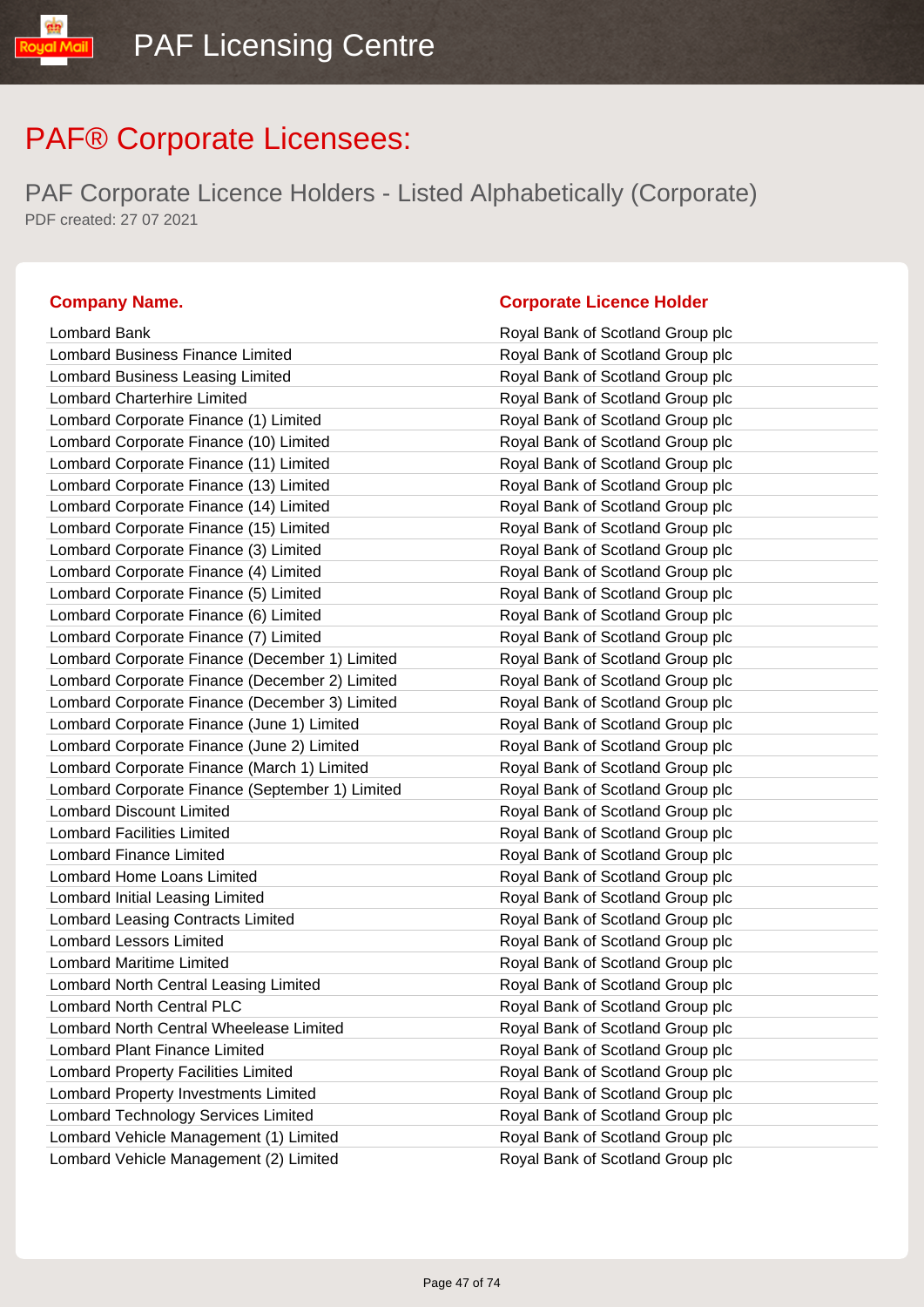# PAF® Corporate Licensees:

## PAF Corporate Licence Holders - Listed Alphabetically (Corporate)

PDF created: 27 07 2021

| Company Name. | Corporate Licence Holder |
|---|---|
| Lombard Bank | Royal Bank of Scotland Group plc |
| Lombard Business Finance Limited | Royal Bank of Scotland Group plc |
| Lombard Business Leasing Limited | Royal Bank of Scotland Group plc |
| Lombard Charterhire Limited | Royal Bank of Scotland Group plc |
| Lombard Corporate Finance (1) Limited | Royal Bank of Scotland Group plc |
| Lombard Corporate Finance (10) Limited | Royal Bank of Scotland Group plc |
| Lombard Corporate Finance (11) Limited | Royal Bank of Scotland Group plc |
| Lombard Corporate Finance (13) Limited | Royal Bank of Scotland Group plc |
| Lombard Corporate Finance (14) Limited | Royal Bank of Scotland Group plc |
| Lombard Corporate Finance (15) Limited | Royal Bank of Scotland Group plc |
| Lombard Corporate Finance (3) Limited | Royal Bank of Scotland Group plc |
| Lombard Corporate Finance (4) Limited | Royal Bank of Scotland Group plc |
| Lombard Corporate Finance (5) Limited | Royal Bank of Scotland Group plc |
| Lombard Corporate Finance (6) Limited | Royal Bank of Scotland Group plc |
| Lombard Corporate Finance (7) Limited | Royal Bank of Scotland Group plc |
| Lombard Corporate Finance (December 1) Limited | Royal Bank of Scotland Group plc |
| Lombard Corporate Finance (December 2) Limited | Royal Bank of Scotland Group plc |
| Lombard Corporate Finance (December 3) Limited | Royal Bank of Scotland Group plc |
| Lombard Corporate Finance (June 1) Limited | Royal Bank of Scotland Group plc |
| Lombard Corporate Finance (June 2) Limited | Royal Bank of Scotland Group plc |
| Lombard Corporate Finance (March 1) Limited | Royal Bank of Scotland Group plc |
| Lombard Corporate Finance (September 1) Limited | Royal Bank of Scotland Group plc |
| Lombard Discount Limited | Royal Bank of Scotland Group plc |
| Lombard Facilities Limited | Royal Bank of Scotland Group plc |
| Lombard Finance Limited | Royal Bank of Scotland Group plc |
| Lombard Home Loans Limited | Royal Bank of Scotland Group plc |
| Lombard Initial Leasing Limited | Royal Bank of Scotland Group plc |
| Lombard Leasing Contracts Limited | Royal Bank of Scotland Group plc |
| Lombard Lessors Limited | Royal Bank of Scotland Group plc |
| Lombard Maritime Limited | Royal Bank of Scotland Group plc |
| Lombard North Central Leasing Limited | Royal Bank of Scotland Group plc |
| Lombard North Central PLC | Royal Bank of Scotland Group plc |
| Lombard North Central Wheelease Limited | Royal Bank of Scotland Group plc |
| Lombard Plant Finance Limited | Royal Bank of Scotland Group plc |
| Lombard Property Facilities Limited | Royal Bank of Scotland Group plc |
| Lombard Property Investments Limited | Royal Bank of Scotland Group plc |
| Lombard Technology Services Limited | Royal Bank of Scotland Group plc |
| Lombard Vehicle Management (1) Limited | Royal Bank of Scotland Group plc |
| Lombard Vehicle Management (2) Limited | Royal Bank of Scotland Group plc |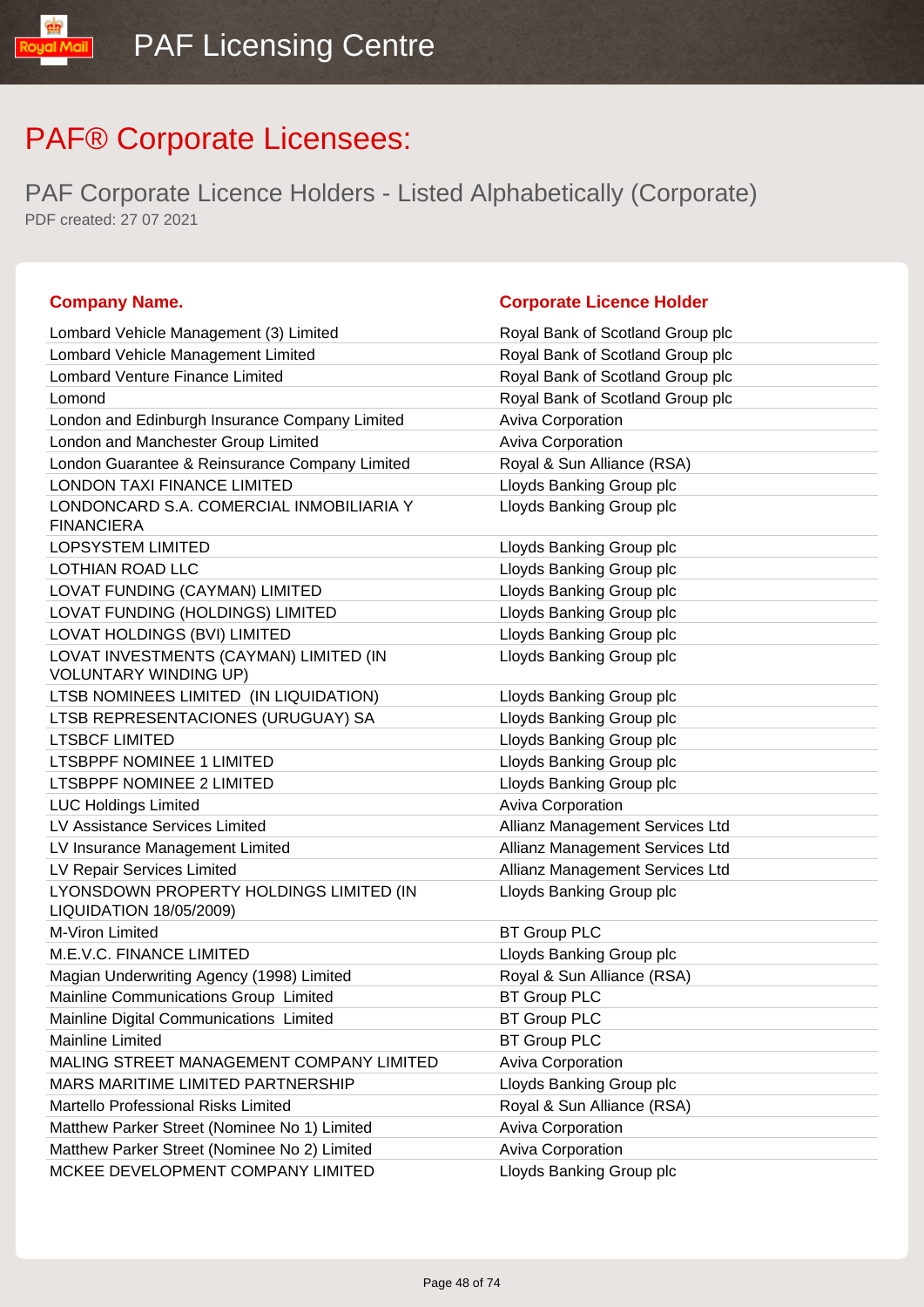# PAF® Corporate Licensees:

## PAF Corporate Licence Holders - Listed Alphabetically (Corporate)

PDF created: 27 07 2021

| Company Name. | Corporate Licence Holder |
|---|---|
| Lombard Vehicle Management (3) Limited | Royal Bank of Scotland Group plc |
| Lombard Vehicle Management Limited | Royal Bank of Scotland Group plc |
| Lombard Venture Finance Limited | Royal Bank of Scotland Group plc |
| Lomond | Royal Bank of Scotland Group plc |
| London and Edinburgh Insurance Company Limited | Aviva Corporation |
| London and Manchester Group Limited | Aviva Corporation |
| London Guarantee & Reinsurance Company Limited | Royal & Sun Alliance (RSA) |
| LONDON TAXI FINANCE LIMITED | Lloyds Banking Group plc |
| LONDONCARD S.A. COMERCIAL INMOBILIARIA Y FINANCIERA | Lloyds Banking Group plc |
| LOPSYSTEM LIMITED | Lloyds Banking Group plc |
| LOTHIAN ROAD LLC | Lloyds Banking Group plc |
| LOVAT FUNDING (CAYMAN) LIMITED | Lloyds Banking Group plc |
| LOVAT FUNDING (HOLDINGS) LIMITED | Lloyds Banking Group plc |
| LOVAT HOLDINGS (BVI) LIMITED | Lloyds Banking Group plc |
| LOVAT INVESTMENTS (CAYMAN) LIMITED (IN VOLUNTARY WINDING UP) | Lloyds Banking Group plc |
| LTSB NOMINEES LIMITED (IN LIQUIDATION) | Lloyds Banking Group plc |
| LTSB REPRESENTACIONES (URUGUAY) SA | Lloyds Banking Group plc |
| LTSBCF LIMITED | Lloyds Banking Group plc |
| LTSBPPF NOMINEE 1 LIMITED | Lloyds Banking Group plc |
| LTSBPPF NOMINEE 2 LIMITED | Lloyds Banking Group plc |
| LUC Holdings Limited | Aviva Corporation |
| LV Assistance Services Limited | Allianz Management Services Ltd |
| LV Insurance Management Limited | Allianz Management Services Ltd |
| LV Repair Services Limited | Allianz Management Services Ltd |
| LYONSDOWN PROPERTY HOLDINGS LIMITED (IN LIQUIDATION 18/05/2009) | Lloyds Banking Group plc |
| M-Viron Limited | BT Group PLC |
| M.E.V.C. FINANCE LIMITED | Lloyds Banking Group plc |
| Magian Underwriting Agency (1998) Limited | Royal & Sun Alliance (RSA) |
| Mainline Communications Group Limited | BT Group PLC |
| Mainline Digital Communications Limited | BT Group PLC |
| Mainline Limited | BT Group PLC |
| MALING STREET MANAGEMENT COMPANY LIMITED | Aviva Corporation |
| MARS MARITIME LIMITED PARTNERSHIP | Lloyds Banking Group plc |
| Martello Professional Risks Limited | Royal & Sun Alliance (RSA) |
| Matthew Parker Street (Nominee No 1) Limited | Aviva Corporation |
| Matthew Parker Street (Nominee No 2) Limited | Aviva Corporation |
| MCKEE DEVELOPMENT COMPANY LIMITED | Lloyds Banking Group plc |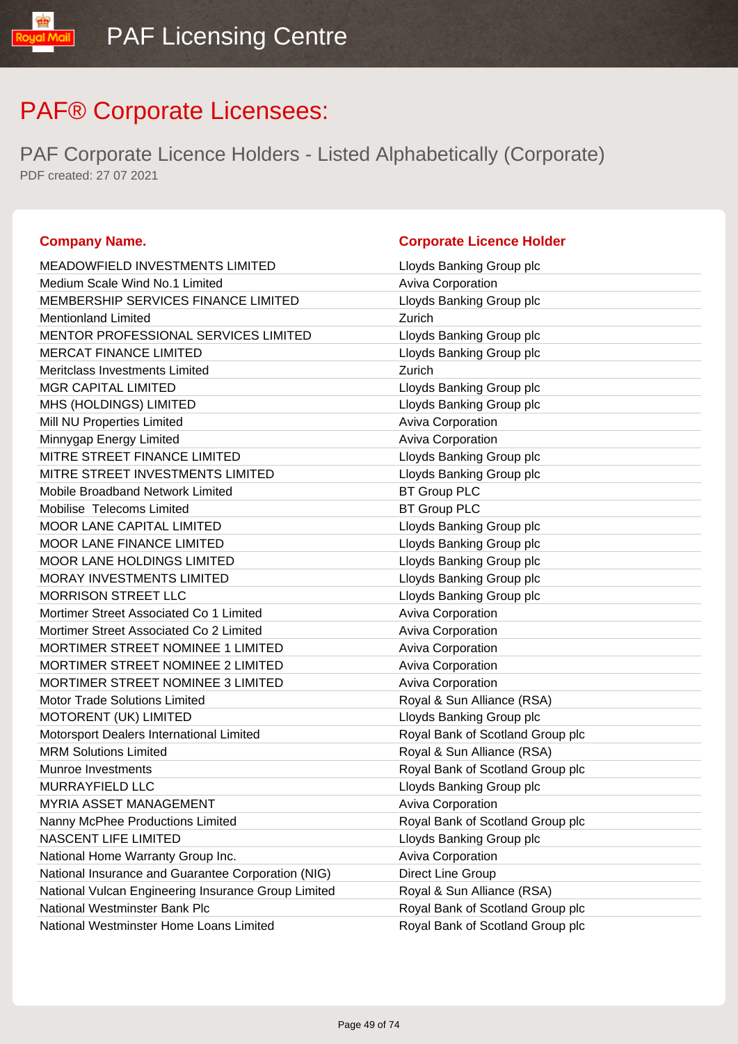# PAF® Corporate Licensees:

## PAF Corporate Licence Holders - Listed Alphabetically (Corporate)

PDF created: 27 07 2021

| Company Name. | Corporate Licence Holder |
|---|---|
| MEADOWFIELD INVESTMENTS LIMITED | Lloyds Banking Group plc |
| Medium Scale Wind No.1 Limited | Aviva Corporation |
| MEMBERSHIP SERVICES FINANCE LIMITED | Lloyds Banking Group plc |
| Mentionland Limited | Zurich |
| MENTOR PROFESSIONAL SERVICES LIMITED | Lloyds Banking Group plc |
| MERCAT FINANCE LIMITED | Lloyds Banking Group plc |
| Meritclass Investments Limited | Zurich |
| MGR CAPITAL LIMITED | Lloyds Banking Group plc |
| MHS (HOLDINGS) LIMITED | Lloyds Banking Group plc |
| Mill NU Properties Limited | Aviva Corporation |
| Minnygap Energy Limited | Aviva Corporation |
| MITRE STREET FINANCE LIMITED | Lloyds Banking Group plc |
| MITRE STREET INVESTMENTS LIMITED | Lloyds Banking Group plc |
| Mobile Broadband Network Limited | BT Group PLC |
| Mobilise Telecoms Limited | BT Group PLC |
| MOOR LANE CAPITAL LIMITED | Lloyds Banking Group plc |
| MOOR LANE FINANCE LIMITED | Lloyds Banking Group plc |
| MOOR LANE HOLDINGS LIMITED | Lloyds Banking Group plc |
| MORAY INVESTMENTS LIMITED | Lloyds Banking Group plc |
| MORRISON STREET LLC | Lloyds Banking Group plc |
| Mortimer Street Associated Co 1 Limited | Aviva Corporation |
| Mortimer Street Associated Co 2 Limited | Aviva Corporation |
| MORTIMER STREET NOMINEE 1 LIMITED | Aviva Corporation |
| MORTIMER STREET NOMINEE 2 LIMITED | Aviva Corporation |
| MORTIMER STREET NOMINEE 3 LIMITED | Aviva Corporation |
| Motor Trade Solutions Limited | Royal & Sun Alliance (RSA) |
| MOTORENT (UK) LIMITED | Lloyds Banking Group plc |
| Motorsport Dealers International Limited | Royal Bank of Scotland Group plc |
| MRM Solutions Limited | Royal & Sun Alliance (RSA) |
| Munroe Investments | Royal Bank of Scotland Group plc |
| MURRAYFIELD LLC | Lloyds Banking Group plc |
| MYRIA ASSET MANAGEMENT | Aviva Corporation |
| Nanny McPhee Productions Limited | Royal Bank of Scotland Group plc |
| NASCENT LIFE LIMITED | Lloyds Banking Group plc |
| National Home Warranty Group Inc. | Aviva Corporation |
| National Insurance and Guarantee Corporation (NIG) | Direct Line Group |
| National Vulcan Engineering Insurance Group Limited | Royal & Sun Alliance (RSA) |
| National Westminster Bank Plc | Royal Bank of Scotland Group plc |
| National Westminster Home Loans Limited | Royal Bank of Scotland Group plc |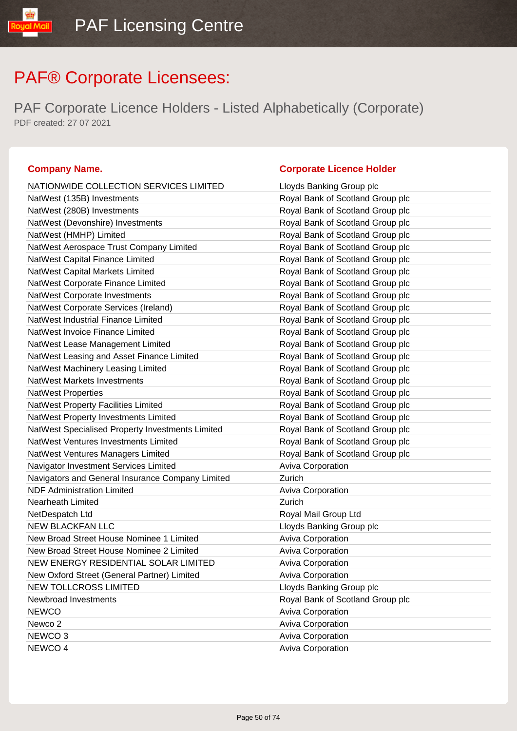# PAF® Corporate Licensees:

## PAF Corporate Licence Holders - Listed Alphabetically (Corporate)

PDF created: 27 07 2021

| Company Name. | Corporate Licence Holder |
|---|---|
| NATIONWIDE COLLECTION SERVICES LIMITED | Lloyds Banking Group plc |
| NatWest (135B) Investments | Royal Bank of Scotland Group plc |
| NatWest (280B) Investments | Royal Bank of Scotland Group plc |
| NatWest (Devonshire) Investments | Royal Bank of Scotland Group plc |
| NatWest (HMHP) Limited | Royal Bank of Scotland Group plc |
| NatWest Aerospace Trust Company Limited | Royal Bank of Scotland Group plc |
| NatWest Capital Finance Limited | Royal Bank of Scotland Group plc |
| NatWest Capital Markets Limited | Royal Bank of Scotland Group plc |
| NatWest Corporate Finance Limited | Royal Bank of Scotland Group plc |
| NatWest Corporate Investments | Royal Bank of Scotland Group plc |
| NatWest Corporate Services (Ireland) | Royal Bank of Scotland Group plc |
| NatWest Industrial Finance Limited | Royal Bank of Scotland Group plc |
| NatWest Invoice Finance Limited | Royal Bank of Scotland Group plc |
| NatWest Lease Management Limited | Royal Bank of Scotland Group plc |
| NatWest Leasing and Asset Finance Limited | Royal Bank of Scotland Group plc |
| NatWest Machinery Leasing Limited | Royal Bank of Scotland Group plc |
| NatWest Markets Investments | Royal Bank of Scotland Group plc |
| NatWest Properties | Royal Bank of Scotland Group plc |
| NatWest Property Facilities Limited | Royal Bank of Scotland Group plc |
| NatWest Property Investments Limited | Royal Bank of Scotland Group plc |
| NatWest Specialised Property Investments Limited | Royal Bank of Scotland Group plc |
| NatWest Ventures Investments Limited | Royal Bank of Scotland Group plc |
| NatWest Ventures Managers Limited | Royal Bank of Scotland Group plc |
| Navigator Investment Services Limited | Aviva Corporation |
| Navigators and General Insurance Company Limited | Zurich |
| NDF Administration Limited | Aviva Corporation |
| Nearheath Limited | Zurich |
| NetDespatch Ltd | Royal Mail Group Ltd |
| NEW BLACKFAN LLC | Lloyds Banking Group plc |
| New Broad Street House Nominee 1 Limited | Aviva Corporation |
| New Broad Street House Nominee 2 Limited | Aviva Corporation |
| NEW ENERGY RESIDENTIAL SOLAR LIMITED | Aviva Corporation |
| New Oxford Street (General Partner) Limited | Aviva Corporation |
| NEW TOLLCROSS LIMITED | Lloyds Banking Group plc |
| Newbroad Investments | Royal Bank of Scotland Group plc |
| NEWCO | Aviva Corporation |
| Newco 2 | Aviva Corporation |
| NEWCO 3 | Aviva Corporation |
| NEWCO 4 | Aviva Corporation |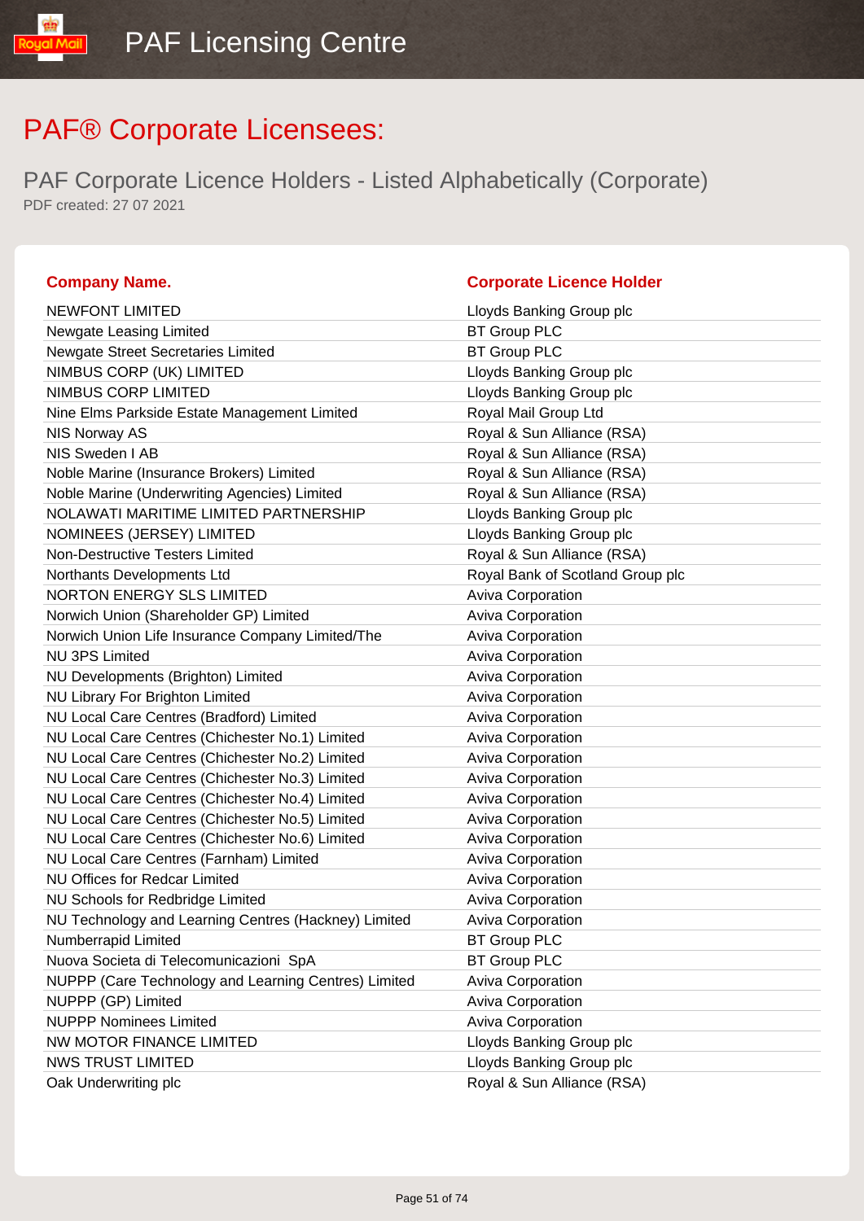# PAF® Corporate Licensees:

## PAF Corporate Licence Holders - Listed Alphabetically (Corporate)

PDF created: 27 07 2021

| Company Name. | Corporate Licence Holder |
|---|---|
| NEWFONT LIMITED | Lloyds Banking Group plc |
| Newgate Leasing Limited | BT Group PLC |
| Newgate Street Secretaries Limited | BT Group PLC |
| NIMBUS CORP (UK) LIMITED | Lloyds Banking Group plc |
| NIMBUS CORP LIMITED | Lloyds Banking Group plc |
| Nine Elms Parkside Estate Management Limited | Royal Mail Group Ltd |
| NIS Norway AS | Royal & Sun Alliance (RSA) |
| NIS Sweden I AB | Royal & Sun Alliance (RSA) |
| Noble Marine (Insurance Brokers) Limited | Royal & Sun Alliance (RSA) |
| Noble Marine (Underwriting Agencies) Limited | Royal & Sun Alliance (RSA) |
| NOLAWATI MARITIME LIMITED PARTNERSHIP | Lloyds Banking Group plc |
| NOMINEES (JERSEY) LIMITED | Lloyds Banking Group plc |
| Non-Destructive Testers Limited | Royal & Sun Alliance (RSA) |
| Northants Developments Ltd | Royal Bank of Scotland Group plc |
| NORTON ENERGY SLS LIMITED | Aviva Corporation |
| Norwich Union (Shareholder GP) Limited | Aviva Corporation |
| Norwich Union Life Insurance Company Limited/The | Aviva Corporation |
| NU 3PS Limited | Aviva Corporation |
| NU Developments (Brighton) Limited | Aviva Corporation |
| NU Library For Brighton Limited | Aviva Corporation |
| NU Local Care Centres (Bradford) Limited | Aviva Corporation |
| NU Local Care Centres (Chichester No.1) Limited | Aviva Corporation |
| NU Local Care Centres (Chichester No.2) Limited | Aviva Corporation |
| NU Local Care Centres (Chichester No.3) Limited | Aviva Corporation |
| NU Local Care Centres (Chichester No.4) Limited | Aviva Corporation |
| NU Local Care Centres (Chichester No.5) Limited | Aviva Corporation |
| NU Local Care Centres (Chichester No.6) Limited | Aviva Corporation |
| NU Local Care Centres (Farnham) Limited | Aviva Corporation |
| NU Offices for Redcar Limited | Aviva Corporation |
| NU Schools for Redbridge Limited | Aviva Corporation |
| NU Technology and Learning Centres (Hackney) Limited | Aviva Corporation |
| Numberrapid Limited | BT Group PLC |
| Nuova Societa di Telecomunicazioni SpA | BT Group PLC |
| NUPPP (Care Technology and Learning Centres) Limited | Aviva Corporation |
| NUPPP (GP) Limited | Aviva Corporation |
| NUPPP Nominees Limited | Aviva Corporation |
| NW MOTOR FINANCE LIMITED | Lloyds Banking Group plc |
| NWS TRUST LIMITED | Lloyds Banking Group plc |
| Oak Underwriting plc | Royal & Sun Alliance (RSA) |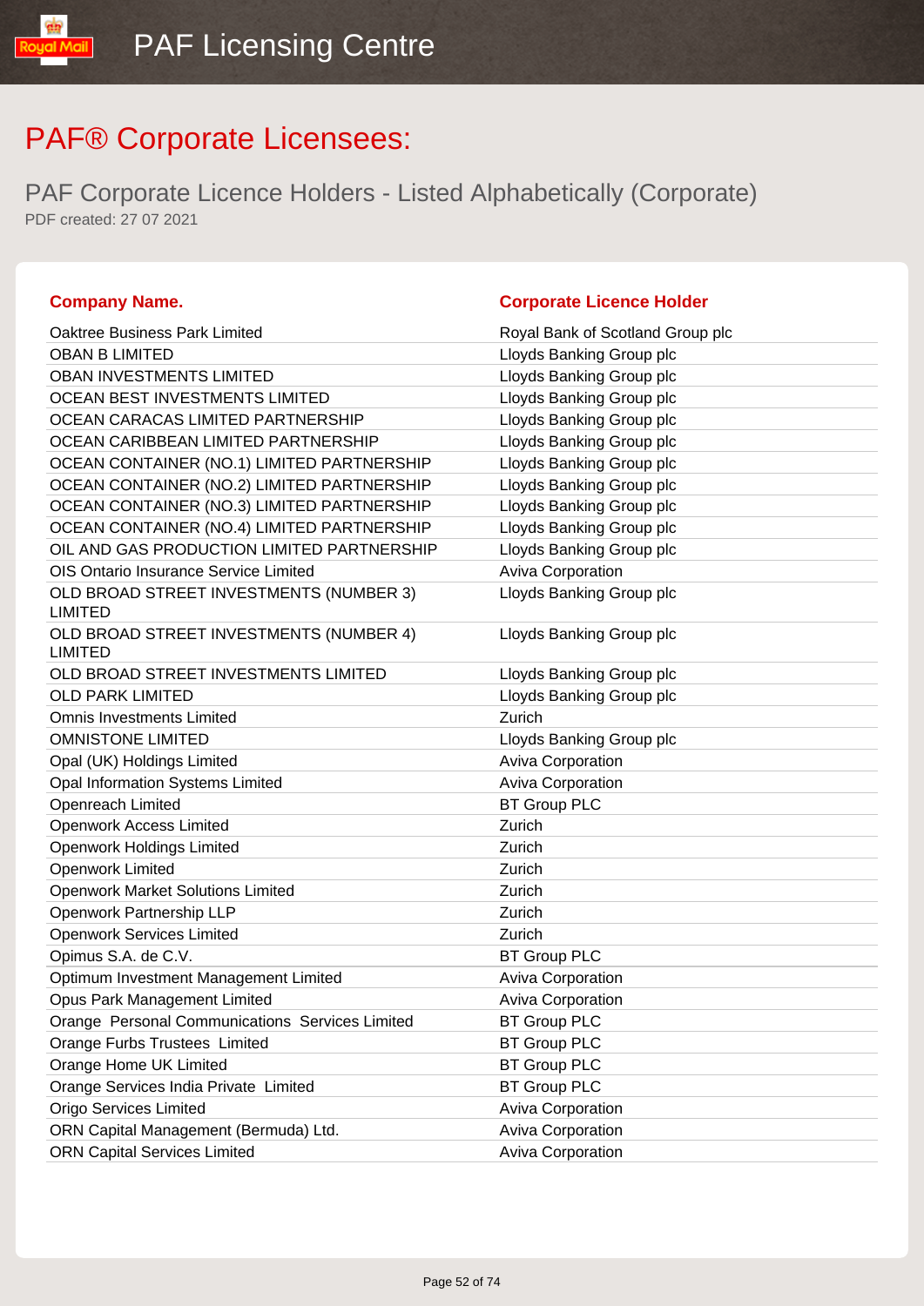# PAF® Corporate Licensees:

## PAF Corporate Licence Holders - Listed Alphabetically (Corporate)

PDF created: 27 07 2021

| Company Name. | Corporate Licence Holder |
|---|---|
| Oaktree Business Park Limited | Royal Bank of Scotland Group plc |
| OBAN B LIMITED | Lloyds Banking Group plc |
| OBAN INVESTMENTS LIMITED | Lloyds Banking Group plc |
| OCEAN BEST INVESTMENTS LIMITED | Lloyds Banking Group plc |
| OCEAN CARACAS LIMITED PARTNERSHIP | Lloyds Banking Group plc |
| OCEAN CARIBBEAN LIMITED PARTNERSHIP | Lloyds Banking Group plc |
| OCEAN CONTAINER (NO.1) LIMITED PARTNERSHIP | Lloyds Banking Group plc |
| OCEAN CONTAINER (NO.2) LIMITED PARTNERSHIP | Lloyds Banking Group plc |
| OCEAN CONTAINER (NO.3) LIMITED PARTNERSHIP | Lloyds Banking Group plc |
| OCEAN CONTAINER (NO.4) LIMITED PARTNERSHIP | Lloyds Banking Group plc |
| OIL AND GAS PRODUCTION LIMITED PARTNERSHIP | Lloyds Banking Group plc |
| OIS Ontario Insurance Service Limited | Aviva Corporation |
| OLD BROAD STREET INVESTMENTS (NUMBER 3) LIMITED | Lloyds Banking Group plc |
| OLD BROAD STREET INVESTMENTS (NUMBER 4) LIMITED | Lloyds Banking Group plc |
| OLD BROAD STREET INVESTMENTS LIMITED | Lloyds Banking Group plc |
| OLD PARK LIMITED | Lloyds Banking Group plc |
| Omnis Investments Limited | Zurich |
| OMNISTONE LIMITED | Lloyds Banking Group plc |
| Opal (UK) Holdings Limited | Aviva Corporation |
| Opal Information Systems Limited | Aviva Corporation |
| Openreach Limited | BT Group PLC |
| Openwork Access Limited | Zurich |
| Openwork Holdings Limited | Zurich |
| Openwork Limited | Zurich |
| Openwork Market Solutions Limited | Zurich |
| Openwork Partnership LLP | Zurich |
| Openwork Services Limited | Zurich |
| Opimus S.A. de C.V. | BT Group PLC |
| Optimum Investment Management Limited | Aviva Corporation |
| Opus Park Management Limited | Aviva Corporation |
| Orange Personal Communications Services Limited | BT Group PLC |
| Orange Furbs Trustees Limited | BT Group PLC |
| Orange Home UK Limited | BT Group PLC |
| Orange Services India Private Limited | BT Group PLC |
| Origo Services Limited | Aviva Corporation |
| ORN Capital Management (Bermuda) Ltd. | Aviva Corporation |
| ORN Capital Services Limited | Aviva Corporation |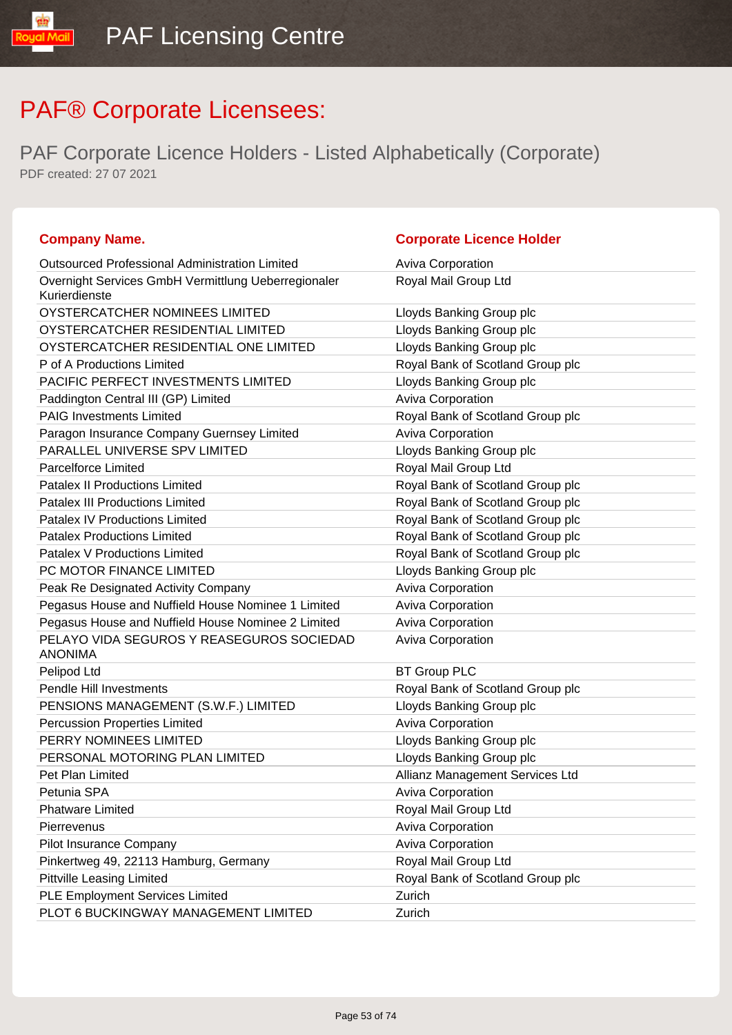# PAF® Corporate Licensees:

## PAF Corporate Licence Holders - Listed Alphabetically (Corporate)

PDF created: 27 07 2021

| Company Name. | Corporate Licence Holder |
| --- | --- |
| Outsourced Professional Administration Limited | Aviva Corporation |
| Overnight Services GmbH Vermittlung Ueberregionaler Kurierdienste | Royal Mail Group Ltd |
| OYSTERCATCHER NOMINEES LIMITED | Lloyds Banking Group plc |
| OYSTERCATCHER RESIDENTIAL LIMITED | Lloyds Banking Group plc |
| OYSTERCATCHER RESIDENTIAL ONE LIMITED | Lloyds Banking Group plc |
| P of A Productions Limited | Royal Bank of Scotland Group plc |
| PACIFIC PERFECT INVESTMENTS LIMITED | Lloyds Banking Group plc |
| Paddington Central III (GP) Limited | Aviva Corporation |
| PAIG Investments Limited | Royal Bank of Scotland Group plc |
| Paragon Insurance Company Guernsey Limited | Aviva Corporation |
| PARALLEL UNIVERSE SPV LIMITED | Lloyds Banking Group plc |
| Parcelforce Limited | Royal Mail Group Ltd |
| Patalex II Productions Limited | Royal Bank of Scotland Group plc |
| Patalex III Productions Limited | Royal Bank of Scotland Group plc |
| Patalex IV Productions Limited | Royal Bank of Scotland Group plc |
| Patalex Productions Limited | Royal Bank of Scotland Group plc |
| Patalex V Productions Limited | Royal Bank of Scotland Group plc |
| PC MOTOR FINANCE LIMITED | Lloyds Banking Group plc |
| Peak Re Designated Activity Company | Aviva Corporation |
| Pegasus House and Nuffield House Nominee 1 Limited | Aviva Corporation |
| Pegasus House and Nuffield House Nominee 2 Limited | Aviva Corporation |
| PELAYO VIDA SEGUROS Y REASEGUROS SOCIEDAD ANONIMA | Aviva Corporation |
| Pelipod Ltd | BT Group PLC |
| Pendle Hill Investments | Royal Bank of Scotland Group plc |
| PENSIONS MANAGEMENT (S.W.F.) LIMITED | Lloyds Banking Group plc |
| Percussion Properties Limited | Aviva Corporation |
| PERRY NOMINEES LIMITED | Lloyds Banking Group plc |
| PERSONAL MOTORING PLAN LIMITED | Lloyds Banking Group plc |
| Pet Plan Limited | Allianz Management Services Ltd |
| Petunia SPA | Aviva Corporation |
| Phatware Limited | Royal Mail Group Ltd |
| Pierrevenus | Aviva Corporation |
| Pilot Insurance Company | Aviva Corporation |
| Pinkertweg 49, 22113 Hamburg, Germany | Royal Mail Group Ltd |
| Pittville Leasing Limited | Royal Bank of Scotland Group plc |
| PLE Employment Services Limited | Zurich |
| PLOT 6 BUCKINGWAY MANAGEMENT LIMITED | Zurich |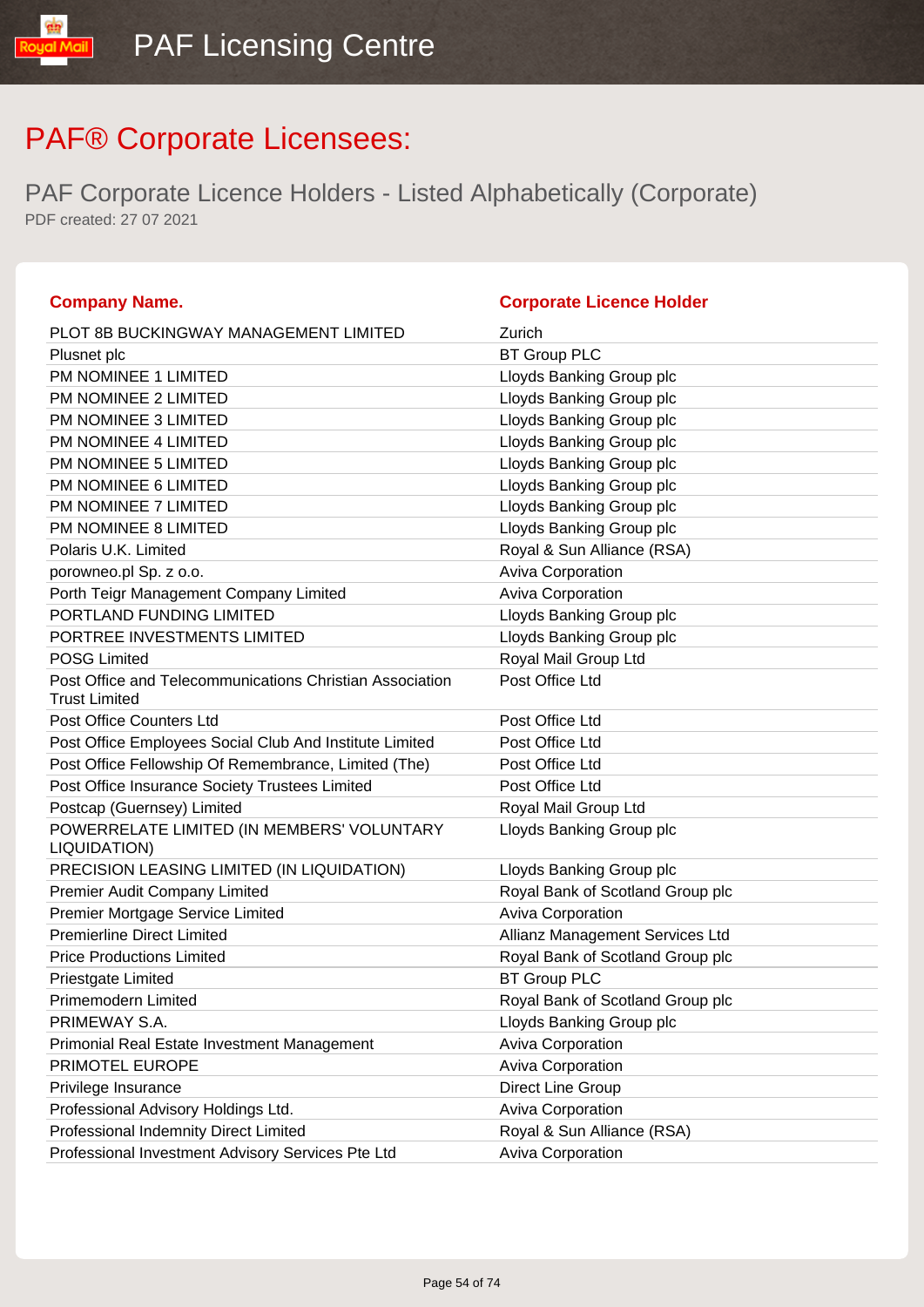# PAF® Corporate Licensees:

## PAF Corporate Licence Holders - Listed Alphabetically (Corporate)

PDF created: 27 07 2021

| Company Name. | Corporate Licence Holder |
|---|---|
| PLOT 8B BUCKINGWAY MANAGEMENT LIMITED | Zurich |
| Plusnet plc | BT Group PLC |
| PM NOMINEE 1 LIMITED | Lloyds Banking Group plc |
| PM NOMINEE 2 LIMITED | Lloyds Banking Group plc |
| PM NOMINEE 3 LIMITED | Lloyds Banking Group plc |
| PM NOMINEE 4 LIMITED | Lloyds Banking Group plc |
| PM NOMINEE 5 LIMITED | Lloyds Banking Group plc |
| PM NOMINEE 6 LIMITED | Lloyds Banking Group plc |
| PM NOMINEE 7 LIMITED | Lloyds Banking Group plc |
| PM NOMINEE 8 LIMITED | Lloyds Banking Group plc |
| Polaris U.K. Limited | Royal & Sun Alliance (RSA) |
| porowneo.pl Sp. z o.o. | Aviva Corporation |
| Porth Teigr Management Company Limited | Aviva Corporation |
| PORTLAND FUNDING LIMITED | Lloyds Banking Group plc |
| PORTREE INVESTMENTS LIMITED | Lloyds Banking Group plc |
| POSG Limited | Royal Mail Group Ltd |
| Post Office and Telecommunications Christian Association Trust Limited | Post Office Ltd |
| Post Office Counters Ltd | Post Office Ltd |
| Post Office Employees Social Club And Institute Limited | Post Office Ltd |
| Post Office Fellowship Of Remembrance, Limited (The) | Post Office Ltd |
| Post Office Insurance Society Trustees Limited | Post Office Ltd |
| Postcap (Guernsey) Limited | Royal Mail Group Ltd |
| POWERRELATE LIMITED (IN MEMBERS' VOLUNTARY LIQUIDATION) | Lloyds Banking Group plc |
| PRECISION LEASING LIMITED (IN LIQUIDATION) | Lloyds Banking Group plc |
| Premier Audit Company Limited | Royal Bank of Scotland Group plc |
| Premier Mortgage Service Limited | Aviva Corporation |
| Premierline Direct Limited | Allianz Management Services Ltd |
| Price Productions Limited | Royal Bank of Scotland Group plc |
| Priestgate Limited | BT Group PLC |
| Primemodern Limited | Royal Bank of Scotland Group plc |
| PRIMEWAY S.A. | Lloyds Banking Group plc |
| Primonial Real Estate Investment Management | Aviva Corporation |
| PRIMOTEL EUROPE | Aviva Corporation |
| Privilege Insurance | Direct Line Group |
| Professional Advisory Holdings Ltd. | Aviva Corporation |
| Professional Indemnity Direct Limited | Royal & Sun Alliance (RSA) |
| Professional Investment Advisory Services Pte Ltd | Aviva Corporation |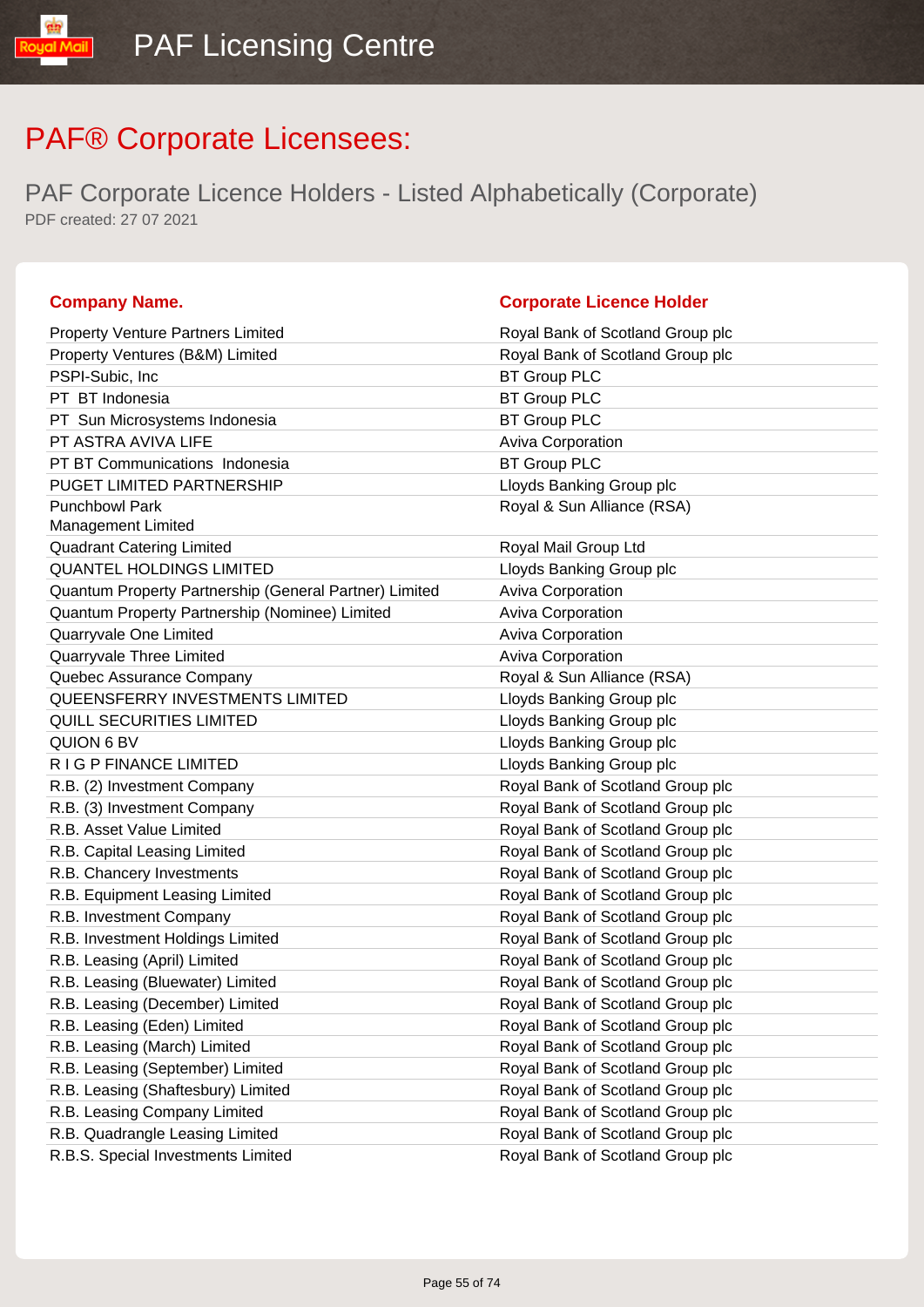# PAF® Corporate Licensees:

## PAF Corporate Licence Holders - Listed Alphabetically (Corporate)

PDF created: 27 07 2021

| Company Name. | Corporate Licence Holder |
|---|---|
| Property Venture Partners Limited | Royal Bank of Scotland Group plc |
| Property Ventures (B&M) Limited | Royal Bank of Scotland Group plc |
| PSPI-Subic, Inc | BT Group PLC |
| PT BT Indonesia | BT Group PLC |
| PT Sun Microsystems Indonesia | BT Group PLC |
| PT ASTRA AVIVA LIFE | Aviva Corporation |
| PT BT Communications Indonesia | BT Group PLC |
| PUGET LIMITED PARTNERSHIP | Lloyds Banking Group plc |
| Punchbowl Park Management Limited | Royal & Sun Alliance (RSA) |
| Quadrant Catering Limited | Royal Mail Group Ltd |
| QUANTEL HOLDINGS LIMITED | Lloyds Banking Group plc |
| Quantum Property Partnership (General Partner) Limited | Aviva Corporation |
| Quantum Property Partnership (Nominee) Limited | Aviva Corporation |
| Quarryvale One Limited | Aviva Corporation |
| Quarryvale Three Limited | Aviva Corporation |
| Quebec Assurance Company | Royal & Sun Alliance (RSA) |
| QUEENSFERRY INVESTMENTS LIMITED | Lloyds Banking Group plc |
| QUILL SECURITIES LIMITED | Lloyds Banking Group plc |
| QUION 6 BV | Lloyds Banking Group plc |
| R I G P FINANCE LIMITED | Lloyds Banking Group plc |
| R.B. (2) Investment Company | Royal Bank of Scotland Group plc |
| R.B. (3) Investment Company | Royal Bank of Scotland Group plc |
| R.B. Asset Value Limited | Royal Bank of Scotland Group plc |
| R.B. Capital Leasing Limited | Royal Bank of Scotland Group plc |
| R.B. Chancery Investments | Royal Bank of Scotland Group plc |
| R.B. Equipment Leasing Limited | Royal Bank of Scotland Group plc |
| R.B. Investment Company | Royal Bank of Scotland Group plc |
| R.B. Investment Holdings Limited | Royal Bank of Scotland Group plc |
| R.B. Leasing (April) Limited | Royal Bank of Scotland Group plc |
| R.B. Leasing (Bluewater) Limited | Royal Bank of Scotland Group plc |
| R.B. Leasing (December) Limited | Royal Bank of Scotland Group plc |
| R.B. Leasing (Eden) Limited | Royal Bank of Scotland Group plc |
| R.B. Leasing (March) Limited | Royal Bank of Scotland Group plc |
| R.B. Leasing (September) Limited | Royal Bank of Scotland Group plc |
| R.B. Leasing (Shaftesbury) Limited | Royal Bank of Scotland Group plc |
| R.B. Leasing Company Limited | Royal Bank of Scotland Group plc |
| R.B. Quadrangle Leasing Limited | Royal Bank of Scotland Group plc |
| R.B.S. Special Investments Limited | Royal Bank of Scotland Group plc |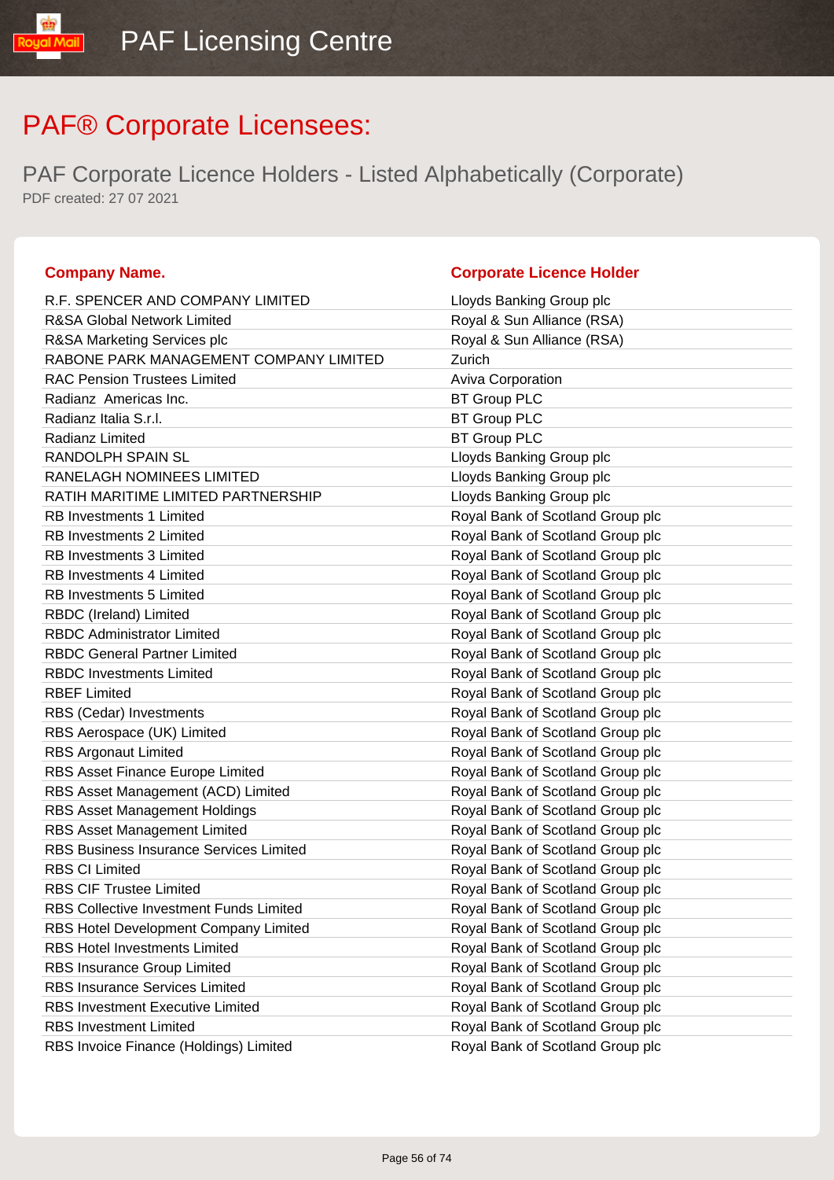# PAF® Corporate Licensees:

## PAF Corporate Licence Holders - Listed Alphabetically (Corporate)

PDF created: 27 07 2021

| Company Name. | Corporate Licence Holder |
|---|---|
| R.F. SPENCER AND COMPANY LIMITED | Lloyds Banking Group plc |
| R&SA Global Network Limited | Royal & Sun Alliance (RSA) |
| R&SA Marketing Services plc | Royal & Sun Alliance (RSA) |
| RABONE PARK MANAGEMENT COMPANY LIMITED | Zurich |
| RAC Pension Trustees Limited | Aviva Corporation |
| Radianz Americas Inc. | BT Group PLC |
| Radianz Italia S.r.l. | BT Group PLC |
| Radianz Limited | BT Group PLC |
| RANDOLPH SPAIN SL | Lloyds Banking Group plc |
| RANELAGH NOMINEES LIMITED | Lloyds Banking Group plc |
| RATIH MARITIME LIMITED PARTNERSHIP | Lloyds Banking Group plc |
| RB Investments 1 Limited | Royal Bank of Scotland Group plc |
| RB Investments 2 Limited | Royal Bank of Scotland Group plc |
| RB Investments 3 Limited | Royal Bank of Scotland Group plc |
| RB Investments 4 Limited | Royal Bank of Scotland Group plc |
| RB Investments 5 Limited | Royal Bank of Scotland Group plc |
| RBDC (Ireland) Limited | Royal Bank of Scotland Group plc |
| RBDC Administrator Limited | Royal Bank of Scotland Group plc |
| RBDC General Partner Limited | Royal Bank of Scotland Group plc |
| RBDC Investments Limited | Royal Bank of Scotland Group plc |
| RBEF Limited | Royal Bank of Scotland Group plc |
| RBS (Cedar) Investments | Royal Bank of Scotland Group plc |
| RBS Aerospace (UK) Limited | Royal Bank of Scotland Group plc |
| RBS Argonaut Limited | Royal Bank of Scotland Group plc |
| RBS Asset Finance Europe Limited | Royal Bank of Scotland Group plc |
| RBS Asset Management (ACD) Limited | Royal Bank of Scotland Group plc |
| RBS Asset Management Holdings | Royal Bank of Scotland Group plc |
| RBS Asset Management Limited | Royal Bank of Scotland Group plc |
| RBS Business Insurance Services Limited | Royal Bank of Scotland Group plc |
| RBS CI Limited | Royal Bank of Scotland Group plc |
| RBS CIF Trustee Limited | Royal Bank of Scotland Group plc |
| RBS Collective Investment Funds Limited | Royal Bank of Scotland Group plc |
| RBS Hotel Development Company Limited | Royal Bank of Scotland Group plc |
| RBS Hotel Investments Limited | Royal Bank of Scotland Group plc |
| RBS Insurance Group Limited | Royal Bank of Scotland Group plc |
| RBS Insurance Services Limited | Royal Bank of Scotland Group plc |
| RBS Investment Executive Limited | Royal Bank of Scotland Group plc |
| RBS Investment Limited | Royal Bank of Scotland Group plc |
| RBS Invoice Finance (Holdings) Limited | Royal Bank of Scotland Group plc |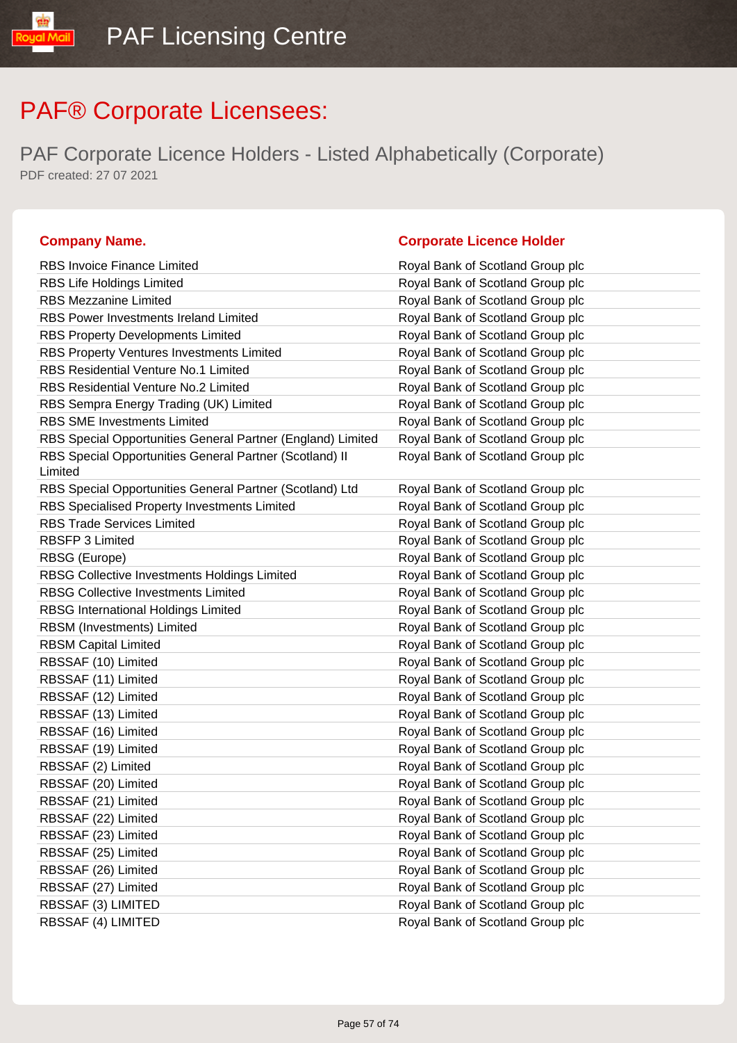# PAF® Corporate Licensees:

## PAF Corporate Licence Holders - Listed Alphabetically (Corporate)

PDF created: 27 07 2021

| Company Name. | Corporate Licence Holder |
| --- | --- |
| RBS Invoice Finance Limited | Royal Bank of Scotland Group plc |
| RBS Life Holdings Limited | Royal Bank of Scotland Group plc |
| RBS Mezzanine Limited | Royal Bank of Scotland Group plc |
| RBS Power Investments Ireland Limited | Royal Bank of Scotland Group plc |
| RBS Property Developments Limited | Royal Bank of Scotland Group plc |
| RBS Property Ventures Investments Limited | Royal Bank of Scotland Group plc |
| RBS Residential Venture No.1 Limited | Royal Bank of Scotland Group plc |
| RBS Residential Venture No.2 Limited | Royal Bank of Scotland Group plc |
| RBS Sempra Energy Trading (UK) Limited | Royal Bank of Scotland Group plc |
| RBS SME Investments Limited | Royal Bank of Scotland Group plc |
| RBS Special Opportunities General Partner (England) Limited | Royal Bank of Scotland Group plc |
| RBS Special Opportunities General Partner (Scotland) II Limited | Royal Bank of Scotland Group plc |
| RBS Special Opportunities General Partner (Scotland) Ltd | Royal Bank of Scotland Group plc |
| RBS Specialised Property Investments Limited | Royal Bank of Scotland Group plc |
| RBS Trade Services Limited | Royal Bank of Scotland Group plc |
| RBSFP 3 Limited | Royal Bank of Scotland Group plc |
| RBSG (Europe) | Royal Bank of Scotland Group plc |
| RBSG Collective Investments Holdings Limited | Royal Bank of Scotland Group plc |
| RBSG Collective Investments Limited | Royal Bank of Scotland Group plc |
| RBSG International Holdings Limited | Royal Bank of Scotland Group plc |
| RBSM (Investments) Limited | Royal Bank of Scotland Group plc |
| RBSM Capital Limited | Royal Bank of Scotland Group plc |
| RBSSAF (10) Limited | Royal Bank of Scotland Group plc |
| RBSSAF (11) Limited | Royal Bank of Scotland Group plc |
| RBSSAF (12) Limited | Royal Bank of Scotland Group plc |
| RBSSAF (13) Limited | Royal Bank of Scotland Group plc |
| RBSSAF (16) Limited | Royal Bank of Scotland Group plc |
| RBSSAF (19) Limited | Royal Bank of Scotland Group plc |
| RBSSAF (2) Limited | Royal Bank of Scotland Group plc |
| RBSSAF (20) Limited | Royal Bank of Scotland Group plc |
| RBSSAF (21) Limited | Royal Bank of Scotland Group plc |
| RBSSAF (22) Limited | Royal Bank of Scotland Group plc |
| RBSSAF (23) Limited | Royal Bank of Scotland Group plc |
| RBSSAF (25) Limited | Royal Bank of Scotland Group plc |
| RBSSAF (26) Limited | Royal Bank of Scotland Group plc |
| RBSSAF (27) Limited | Royal Bank of Scotland Group plc |
| RBSSAF (3) LIMITED | Royal Bank of Scotland Group plc |
| RBSSAF (4) LIMITED | Royal Bank of Scotland Group plc |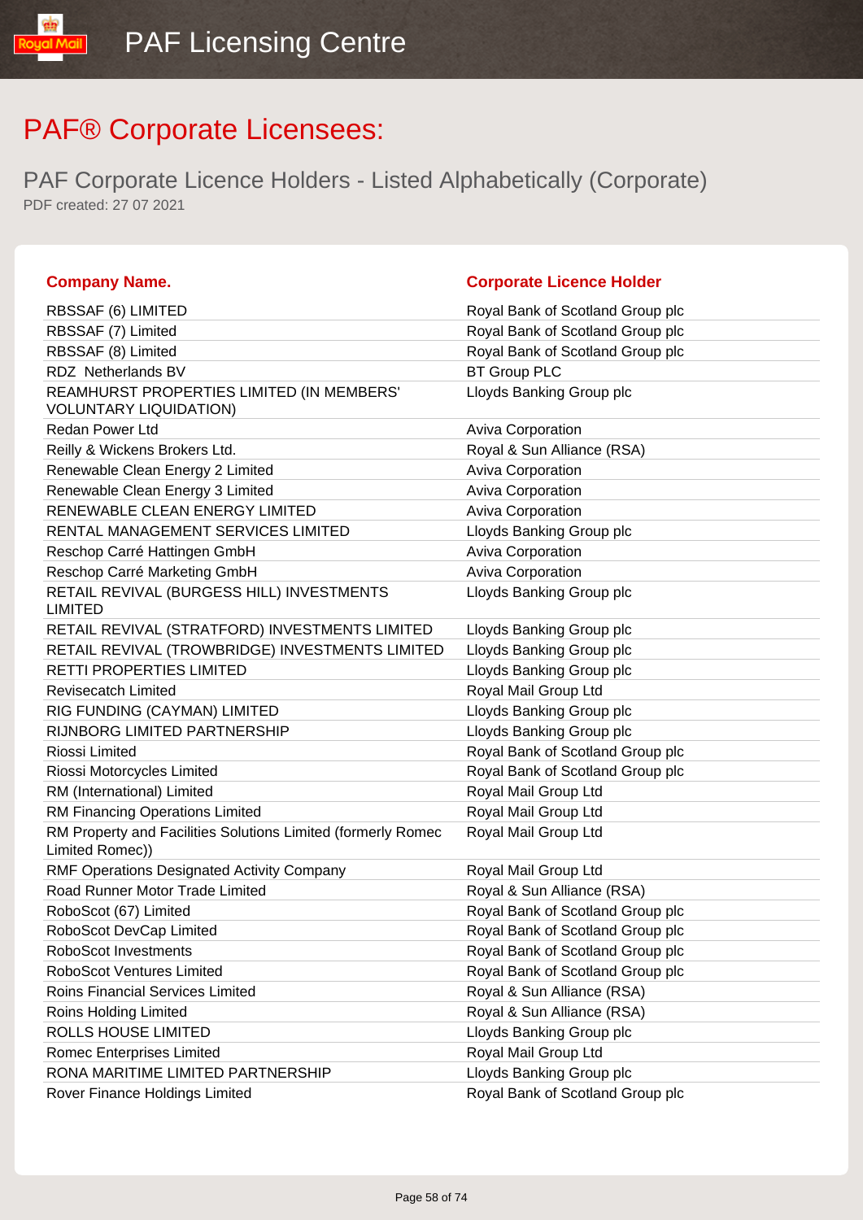# PAF® Corporate Licensees:

## PAF Corporate Licence Holders - Listed Alphabetically (Corporate)

PDF created: 27 07 2021

| Company Name. | Corporate Licence Holder |
| --- | --- |
| RBSSAF (6) LIMITED | Royal Bank of Scotland Group plc |
| RBSSAF (7) Limited | Royal Bank of Scotland Group plc |
| RBSSAF (8) Limited | Royal Bank of Scotland Group plc |
| RDZ  Netherlands BV | BT Group PLC |
| REAMHURST PROPERTIES LIMITED (IN MEMBERS' VOLUNTARY LIQUIDATION) | Lloyds Banking Group plc |
| Redan Power Ltd | Aviva Corporation |
| Reilly & Wickens Brokers Ltd. | Royal & Sun Alliance (RSA) |
| Renewable Clean Energy 2 Limited | Aviva Corporation |
| Renewable Clean Energy 3 Limited | Aviva Corporation |
| RENEWABLE CLEAN ENERGY LIMITED | Aviva Corporation |
| RENTAL MANAGEMENT SERVICES LIMITED | Lloyds Banking Group plc |
| Reschop Carré Hattingen GmbH | Aviva Corporation |
| Reschop Carré Marketing GmbH | Aviva Corporation |
| RETAIL REVIVAL (BURGESS HILL) INVESTMENTS LIMITED | Lloyds Banking Group plc |
| RETAIL REVIVAL (STRATFORD) INVESTMENTS LIMITED | Lloyds Banking Group plc |
| RETAIL REVIVAL (TROWBRIDGE) INVESTMENTS LIMITED | Lloyds Banking Group plc |
| RETTI PROPERTIES LIMITED | Lloyds Banking Group plc |
| Revisecatch Limited | Royal Mail Group Ltd |
| RIG FUNDING (CAYMAN) LIMITED | Lloyds Banking Group plc |
| RIJNBORG LIMITED PARTNERSHIP | Lloyds Banking Group plc |
| Riossi Limited | Royal Bank of Scotland Group plc |
| Riossi Motorcycles Limited | Royal Bank of Scotland Group plc |
| RM (International) Limited | Royal Mail Group Ltd |
| RM Financing Operations Limited | Royal Mail Group Ltd |
| RM Property and Facilities Solutions Limited (formerly Romec Limited Romec)) | Royal Mail Group Ltd |
| RMF Operations Designated Activity Company | Royal Mail Group Ltd |
| Road Runner Motor Trade Limited | Royal & Sun Alliance (RSA) |
| RoboScot (67) Limited | Royal Bank of Scotland Group plc |
| RoboScot DevCap Limited | Royal Bank of Scotland Group plc |
| RoboScot Investments | Royal Bank of Scotland Group plc |
| RoboScot Ventures Limited | Royal Bank of Scotland Group plc |
| Roins Financial Services Limited | Royal & Sun Alliance (RSA) |
| Roins Holding Limited | Royal & Sun Alliance (RSA) |
| ROLLS HOUSE LIMITED | Lloyds Banking Group plc |
| Romec Enterprises Limited | Royal Mail Group Ltd |
| RONA MARITIME LIMITED PARTNERSHIP | Lloyds Banking Group plc |
| Rover Finance Holdings Limited | Royal Bank of Scotland Group plc |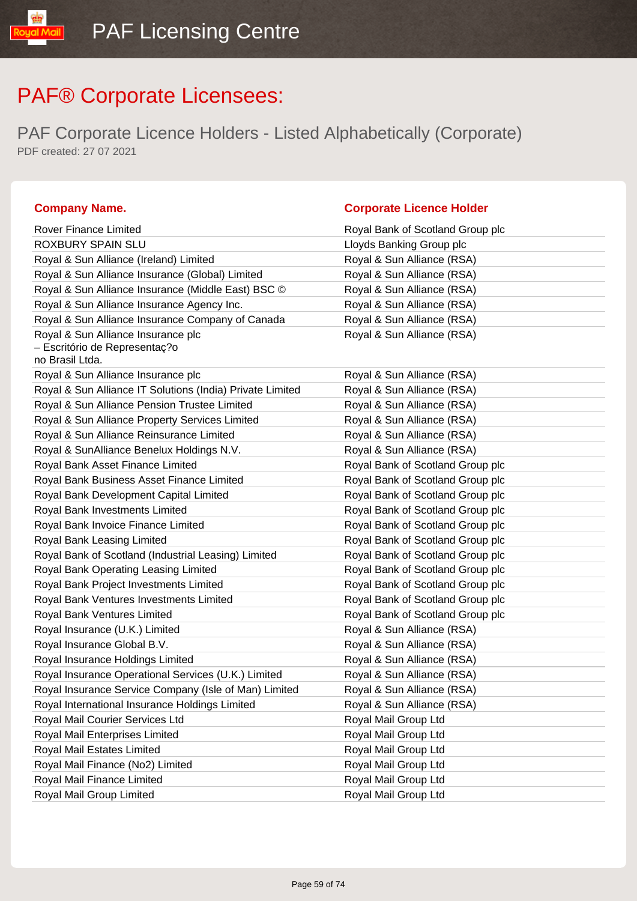# PAF® Corporate Licensees:

## PAF Corporate Licence Holders - Listed Alphabetically (Corporate)

PDF created: 27 07 2021

| Company Name. | Corporate Licence Holder |
|---|---|
| Rover Finance Limited | Royal Bank of Scotland Group plc |
| ROXBURY SPAIN SLU | Lloyds Banking Group plc |
| Royal & Sun Alliance (Ireland) Limited | Royal & Sun Alliance (RSA) |
| Royal & Sun Alliance Insurance (Global) Limited | Royal & Sun Alliance (RSA) |
| Royal & Sun Alliance Insurance (Middle East) BSC © | Royal & Sun Alliance (RSA) |
| Royal & Sun Alliance Insurance Agency Inc. | Royal & Sun Alliance (RSA) |
| Royal & Sun Alliance Insurance Company of Canada | Royal & Sun Alliance (RSA) |
| Royal & Sun Alliance Insurance plc – Escritório de Representaç?o no Brasil Ltda. | Royal & Sun Alliance (RSA) |
| Royal & Sun Alliance Insurance plc | Royal & Sun Alliance (RSA) |
| Royal & Sun Alliance IT Solutions (India) Private Limited | Royal & Sun Alliance (RSA) |
| Royal & Sun Alliance Pension Trustee Limited | Royal & Sun Alliance (RSA) |
| Royal & Sun Alliance Property Services Limited | Royal & Sun Alliance (RSA) |
| Royal & Sun Alliance Reinsurance Limited | Royal & Sun Alliance (RSA) |
| Royal & SunAlliance Benelux Holdings N.V. | Royal & Sun Alliance (RSA) |
| Royal Bank Asset Finance Limited | Royal Bank of Scotland Group plc |
| Royal Bank Business Asset Finance Limited | Royal Bank of Scotland Group plc |
| Royal Bank Development Capital Limited | Royal Bank of Scotland Group plc |
| Royal Bank Investments Limited | Royal Bank of Scotland Group plc |
| Royal Bank Invoice Finance Limited | Royal Bank of Scotland Group plc |
| Royal Bank Leasing Limited | Royal Bank of Scotland Group plc |
| Royal Bank of Scotland (Industrial Leasing) Limited | Royal Bank of Scotland Group plc |
| Royal Bank Operating Leasing Limited | Royal Bank of Scotland Group plc |
| Royal Bank Project Investments Limited | Royal Bank of Scotland Group plc |
| Royal Bank Ventures Investments Limited | Royal Bank of Scotland Group plc |
| Royal Bank Ventures Limited | Royal Bank of Scotland Group plc |
| Royal Insurance (U.K.) Limited | Royal & Sun Alliance (RSA) |
| Royal Insurance Global B.V. | Royal & Sun Alliance (RSA) |
| Royal Insurance Holdings Limited | Royal & Sun Alliance (RSA) |
| Royal Insurance Operational Services (U.K.) Limited | Royal & Sun Alliance (RSA) |
| Royal Insurance Service Company (Isle of Man) Limited | Royal & Sun Alliance (RSA) |
| Royal International Insurance Holdings Limited | Royal & Sun Alliance (RSA) |
| Royal Mail Courier Services Ltd | Royal Mail Group Ltd |
| Royal Mail Enterprises Limited | Royal Mail Group Ltd |
| Royal Mail Estates Limited | Royal Mail Group Ltd |
| Royal Mail Finance (No2) Limited | Royal Mail Group Ltd |
| Royal Mail Finance Limited | Royal Mail Group Ltd |
| Royal Mail Group Limited | Royal Mail Group Ltd |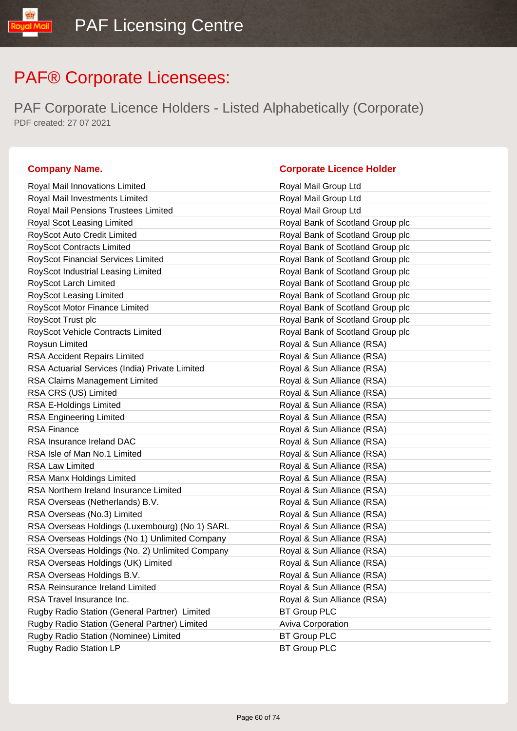# PAF® Corporate Licensees:

## PAF Corporate Licence Holders - Listed Alphabetically (Corporate)

PDF created: 27 07 2021

| Company Name. | Corporate Licence Holder |
|---|---|
| Royal Mail Innovations Limited | Royal Mail Group Ltd |
| Royal Mail Investments Limited | Royal Mail Group Ltd |
| Royal Mail Pensions Trustees Limited | Royal Mail Group Ltd |
| Royal Scot Leasing Limited | Royal Bank of Scotland Group plc |
| RoyScot Auto Credit Limited | Royal Bank of Scotland Group plc |
| RoyScot Contracts Limited | Royal Bank of Scotland Group plc |
| RoyScot Financial Services Limited | Royal Bank of Scotland Group plc |
| RoyScot Industrial Leasing Limited | Royal Bank of Scotland Group plc |
| RoyScot Larch Limited | Royal Bank of Scotland Group plc |
| RoyScot Leasing Limited | Royal Bank of Scotland Group plc |
| RoyScot Motor Finance Limited | Royal Bank of Scotland Group plc |
| RoyScot Trust plc | Royal Bank of Scotland Group plc |
| RoyScot Vehicle Contracts Limited | Royal Bank of Scotland Group plc |
| Roysun Limited | Royal & Sun Alliance (RSA) |
| RSA Accident Repairs Limited | Royal & Sun Alliance (RSA) |
| RSA Actuarial Services (India) Private Limited | Royal & Sun Alliance (RSA) |
| RSA Claims Management Limited | Royal & Sun Alliance (RSA) |
| RSA CRS (US) Limited | Royal & Sun Alliance (RSA) |
| RSA E-Holdings Limited | Royal & Sun Alliance (RSA) |
| RSA Engineering Limited | Royal & Sun Alliance (RSA) |
| RSA Finance | Royal & Sun Alliance (RSA) |
| RSA Insurance Ireland DAC | Royal & Sun Alliance (RSA) |
| RSA Isle of Man No.1 Limited | Royal & Sun Alliance (RSA) |
| RSA Law Limited | Royal & Sun Alliance (RSA) |
| RSA Manx Holdings Limited | Royal & Sun Alliance (RSA) |
| RSA Northern Ireland Insurance Limited | Royal & Sun Alliance (RSA) |
| RSA Overseas (Netherlands) B.V. | Royal & Sun Alliance (RSA) |
| RSA Overseas (No.3) Limited | Royal & Sun Alliance (RSA) |
| RSA Overseas Holdings (Luxembourg) (No 1) SARL | Royal & Sun Alliance (RSA) |
| RSA Overseas Holdings (No 1) Unlimited Company | Royal & Sun Alliance (RSA) |
| RSA Overseas Holdings (No. 2) Unlimited Company | Royal & Sun Alliance (RSA) |
| RSA Overseas Holdings (UK) Limited | Royal & Sun Alliance (RSA) |
| RSA Overseas Holdings B.V. | Royal & Sun Alliance (RSA) |
| RSA Reinsurance Ireland Limited | Royal & Sun Alliance (RSA) |
| RSA Travel Insurance Inc. | Royal & Sun Alliance (RSA) |
| Rugby Radio Station (General Partner) Limited | BT Group PLC |
| Rugby Radio Station (General Partner) Limited | Aviva Corporation |
| Rugby Radio Station (Nominee) Limited | BT Group PLC |
| Rugby Radio Station LP | BT Group PLC |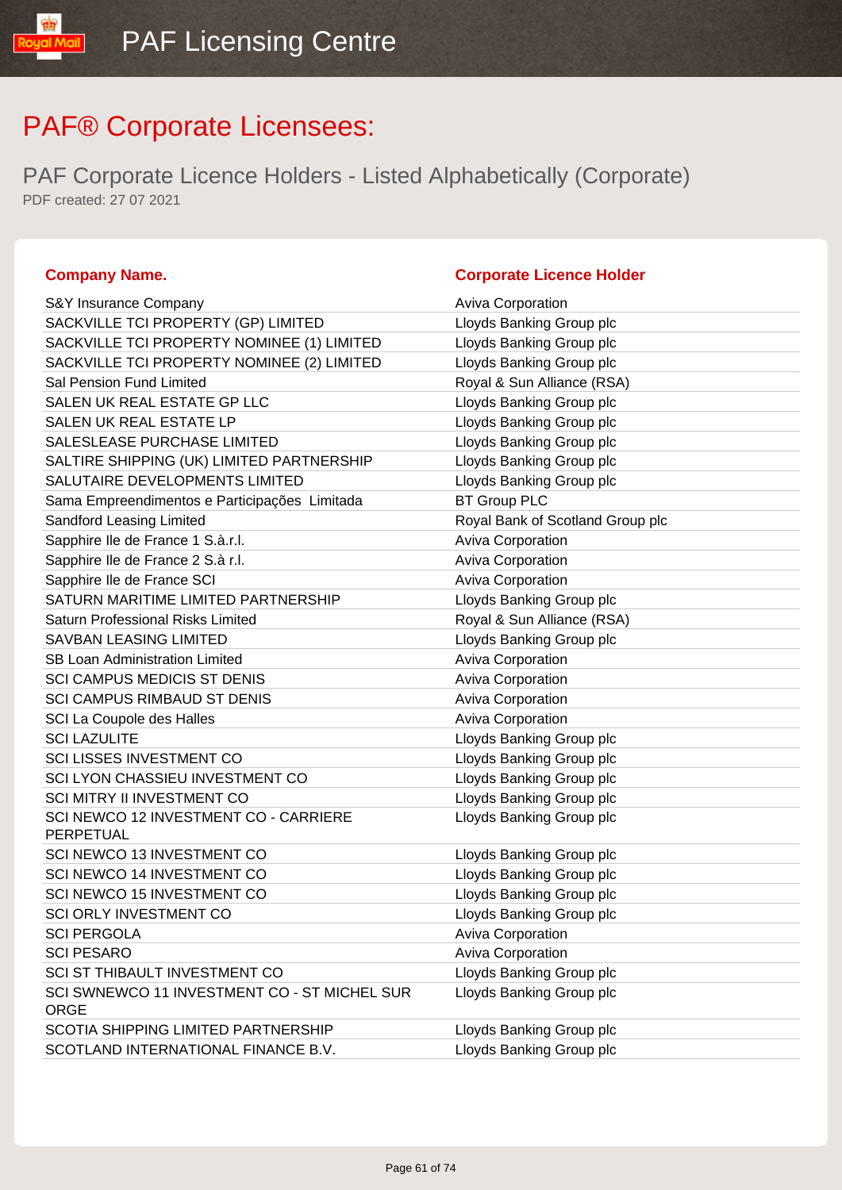# PAF® Corporate Licensees:

## PAF Corporate Licence Holders - Listed Alphabetically (Corporate)

PDF created: 27 07 2021

| Company Name. | Corporate Licence Holder |
|---|---|
| S&Y Insurance Company | Aviva Corporation |
| SACKVILLE TCI PROPERTY (GP) LIMITED | Lloyds Banking Group plc |
| SACKVILLE TCI PROPERTY NOMINEE (1) LIMITED | Lloyds Banking Group plc |
| SACKVILLE TCI PROPERTY NOMINEE (2) LIMITED | Lloyds Banking Group plc |
| Sal Pension Fund Limited | Royal & Sun Alliance (RSA) |
| SALEN UK REAL ESTATE GP LLC | Lloyds Banking Group plc |
| SALEN UK REAL ESTATE LP | Lloyds Banking Group plc |
| SALESLEASE PURCHASE LIMITED | Lloyds Banking Group plc |
| SALTIRE SHIPPING (UK) LIMITED PARTNERSHIP | Lloyds Banking Group plc |
| SALUTAIRE DEVELOPMENTS LIMITED | Lloyds Banking Group plc |
| Sama Empreendimentos e Participações Limitada | BT Group PLC |
| Sandford Leasing Limited | Royal Bank of Scotland Group plc |
| Sapphire Ile de France 1 S.à.r.l. | Aviva Corporation |
| Sapphire Ile de France 2 S.à r.l. | Aviva Corporation |
| Sapphire Ile de France SCI | Aviva Corporation |
| SATURN MARITIME LIMITED PARTNERSHIP | Lloyds Banking Group plc |
| Saturn Professional Risks Limited | Royal & Sun Alliance (RSA) |
| SAVBAN LEASING LIMITED | Lloyds Banking Group plc |
| SB Loan Administration Limited | Aviva Corporation |
| SCI CAMPUS MEDICIS ST DENIS | Aviva Corporation |
| SCI CAMPUS RIMBAUD ST DENIS | Aviva Corporation |
| SCI La Coupole des Halles | Aviva Corporation |
| SCI LAZULITE | Lloyds Banking Group plc |
| SCI LISSES INVESTMENT CO | Lloyds Banking Group plc |
| SCI LYON CHASSIEU INVESTMENT CO | Lloyds Banking Group plc |
| SCI MITRY II INVESTMENT CO | Lloyds Banking Group plc |
| SCI NEWCO 12 INVESTMENT CO - CARRIERE PERPETUAL | Lloyds Banking Group plc |
| SCI NEWCO 13 INVESTMENT CO | Lloyds Banking Group plc |
| SCI NEWCO 14 INVESTMENT CO | Lloyds Banking Group plc |
| SCI NEWCO 15 INVESTMENT CO | Lloyds Banking Group plc |
| SCI ORLY INVESTMENT CO | Lloyds Banking Group plc |
| SCI PERGOLA | Aviva Corporation |
| SCI PESARO | Aviva Corporation |
| SCI ST THIBAULT INVESTMENT CO | Lloyds Banking Group plc |
| SCI SWNEWCO 11 INVESTMENT CO - ST MICHEL SUR ORGE | Lloyds Banking Group plc |
| SCOTIA SHIPPING LIMITED PARTNERSHIP | Lloyds Banking Group plc |
| SCOTLAND INTERNATIONAL FINANCE B.V. | Lloyds Banking Group plc |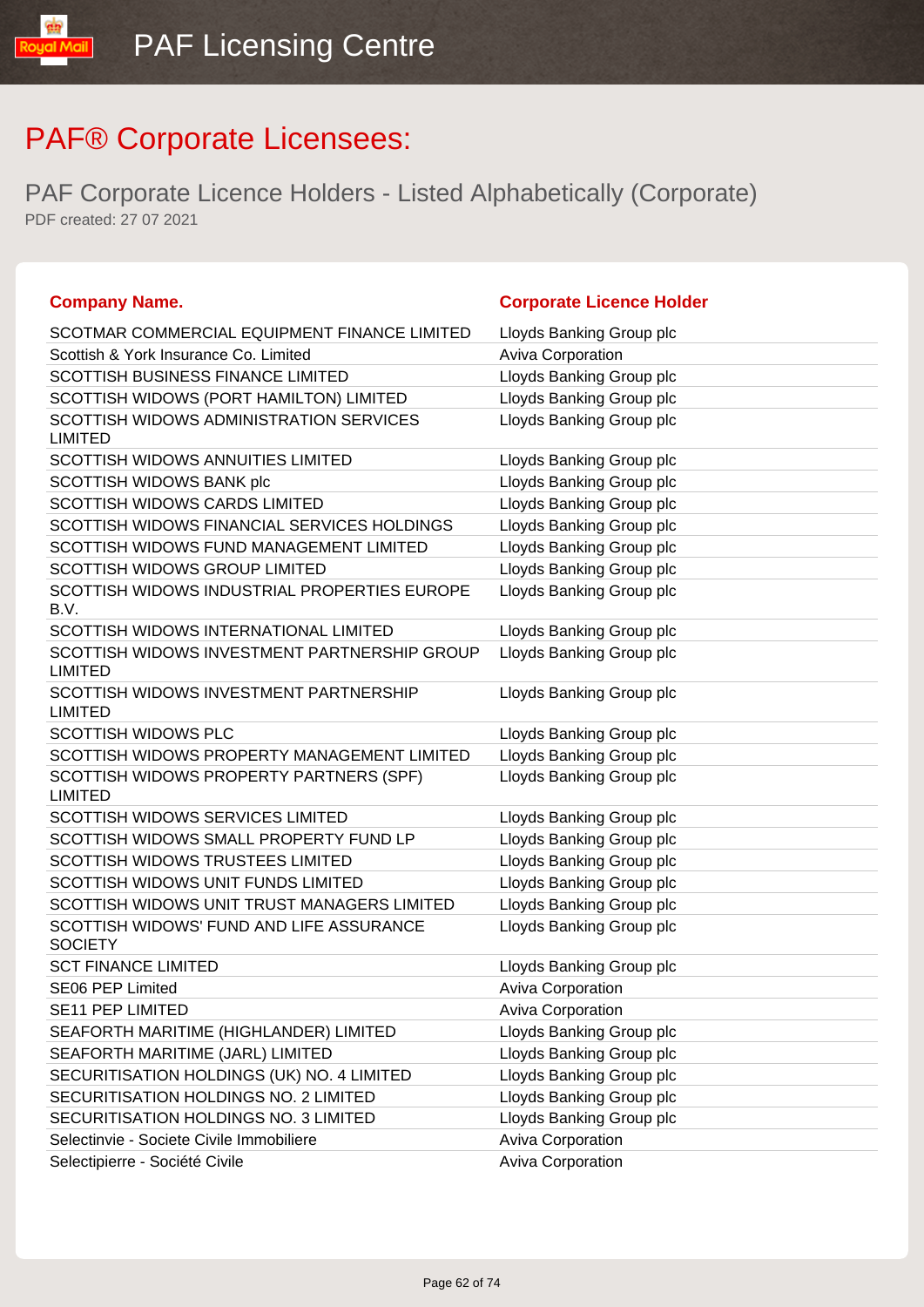# PAF® Corporate Licensees:

## PAF Corporate Licence Holders - Listed Alphabetically (Corporate)

PDF created: 27 07 2021

| Company Name. | Corporate Licence Holder |
|---|---|
| SCOTMAR COMMERCIAL EQUIPMENT FINANCE LIMITED | Lloyds Banking Group plc |
| Scottish & York Insurance Co. Limited | Aviva Corporation |
| SCOTTISH BUSINESS FINANCE LIMITED | Lloyds Banking Group plc |
| SCOTTISH WIDOWS (PORT HAMILTON) LIMITED | Lloyds Banking Group plc |
| SCOTTISH WIDOWS ADMINISTRATION SERVICES LIMITED | Lloyds Banking Group plc |
| SCOTTISH WIDOWS ANNUITIES LIMITED | Lloyds Banking Group plc |
| SCOTTISH WIDOWS BANK plc | Lloyds Banking Group plc |
| SCOTTISH WIDOWS CARDS LIMITED | Lloyds Banking Group plc |
| SCOTTISH WIDOWS FINANCIAL SERVICES HOLDINGS | Lloyds Banking Group plc |
| SCOTTISH WIDOWS FUND MANAGEMENT LIMITED | Lloyds Banking Group plc |
| SCOTTISH WIDOWS GROUP LIMITED | Lloyds Banking Group plc |
| SCOTTISH WIDOWS INDUSTRIAL PROPERTIES EUROPE B.V. | Lloyds Banking Group plc |
| SCOTTISH WIDOWS INTERNATIONAL LIMITED | Lloyds Banking Group plc |
| SCOTTISH WIDOWS INVESTMENT PARTNERSHIP GROUP LIMITED | Lloyds Banking Group plc |
| SCOTTISH WIDOWS INVESTMENT PARTNERSHIP LIMITED | Lloyds Banking Group plc |
| SCOTTISH WIDOWS PLC | Lloyds Banking Group plc |
| SCOTTISH WIDOWS PROPERTY MANAGEMENT LIMITED | Lloyds Banking Group plc |
| SCOTTISH WIDOWS PROPERTY PARTNERS (SPF) LIMITED | Lloyds Banking Group plc |
| SCOTTISH WIDOWS SERVICES LIMITED | Lloyds Banking Group plc |
| SCOTTISH WIDOWS SMALL PROPERTY FUND LP | Lloyds Banking Group plc |
| SCOTTISH WIDOWS TRUSTEES LIMITED | Lloyds Banking Group plc |
| SCOTTISH WIDOWS UNIT FUNDS LIMITED | Lloyds Banking Group plc |
| SCOTTISH WIDOWS UNIT TRUST MANAGERS LIMITED | Lloyds Banking Group plc |
| SCOTTISH WIDOWS' FUND AND LIFE ASSURANCE SOCIETY | Lloyds Banking Group plc |
| SCT FINANCE LIMITED | Lloyds Banking Group plc |
| SE06 PEP Limited | Aviva Corporation |
| SE11 PEP LIMITED | Aviva Corporation |
| SEAFORTH MARITIME (HIGHLANDER) LIMITED | Lloyds Banking Group plc |
| SEAFORTH MARITIME (JARL) LIMITED | Lloyds Banking Group plc |
| SECURITISATION HOLDINGS (UK) NO. 4 LIMITED | Lloyds Banking Group plc |
| SECURITISATION HOLDINGS NO. 2 LIMITED | Lloyds Banking Group plc |
| SECURITISATION HOLDINGS NO. 3 LIMITED | Lloyds Banking Group plc |
| Selectinvie - Societe Civile Immobiliere | Aviva Corporation |
| Selectipierre - Société Civile | Aviva Corporation |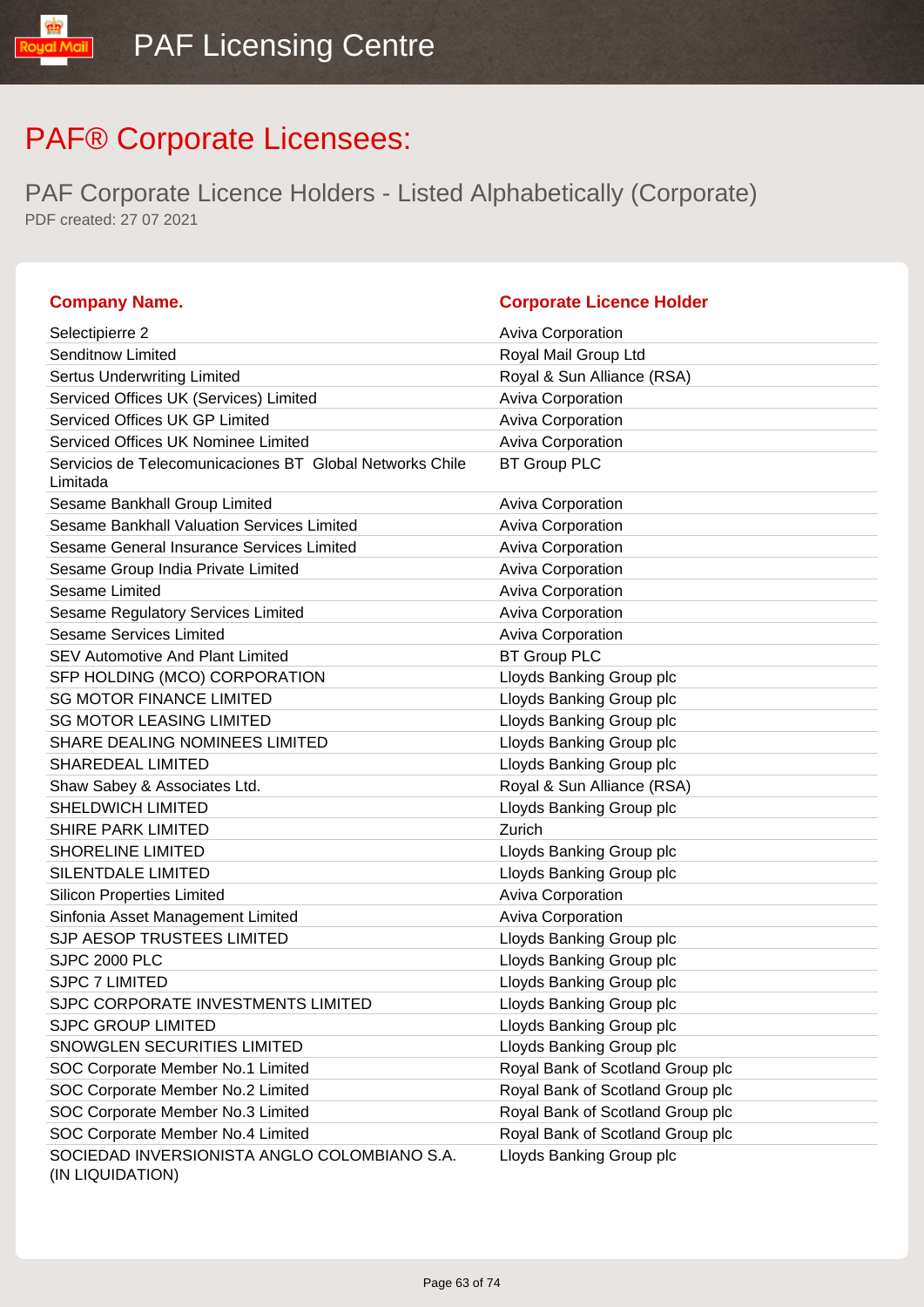# PAF® Corporate Licensees:

## PAF Corporate Licence Holders - Listed Alphabetically (Corporate)

PDF created: 27 07 2021

| Company Name. | Corporate Licence Holder |
|---|---|
| Selectipierre 2 | Aviva Corporation |
| Senditnow Limited | Royal Mail Group Ltd |
| Sertus Underwriting Limited | Royal & Sun Alliance (RSA) |
| Serviced Offices UK (Services) Limited | Aviva Corporation |
| Serviced Offices UK GP Limited | Aviva Corporation |
| Serviced Offices UK Nominee Limited | Aviva Corporation |
| Servicios de Telecomunicaciones BT Global Networks Chile Limitada | BT Group PLC |
| Sesame Bankhall Group Limited | Aviva Corporation |
| Sesame Bankhall Valuation Services Limited | Aviva Corporation |
| Sesame General Insurance Services Limited | Aviva Corporation |
| Sesame Group India Private Limited | Aviva Corporation |
| Sesame Limited | Aviva Corporation |
| Sesame Regulatory Services Limited | Aviva Corporation |
| Sesame Services Limited | Aviva Corporation |
| SEV Automotive And Plant Limited | BT Group PLC |
| SFP HOLDING (MCO) CORPORATION | Lloyds Banking Group plc |
| SG MOTOR FINANCE LIMITED | Lloyds Banking Group plc |
| SG MOTOR LEASING LIMITED | Lloyds Banking Group plc |
| SHARE DEALING NOMINEES LIMITED | Lloyds Banking Group plc |
| SHAREDEAL LIMITED | Lloyds Banking Group plc |
| Shaw Sabey & Associates Ltd. | Royal & Sun Alliance (RSA) |
| SHELDWICH LIMITED | Lloyds Banking Group plc |
| SHIRE PARK LIMITED | Zurich |
| SHORELINE LIMITED | Lloyds Banking Group plc |
| SILENTDALE LIMITED | Lloyds Banking Group plc |
| Silicon Properties Limited | Aviva Corporation |
| Sinfonia Asset Management Limited | Aviva Corporation |
| SJP AESOP TRUSTEES LIMITED | Lloyds Banking Group plc |
| SJPC 2000 PLC | Lloyds Banking Group plc |
| SJPC 7 LIMITED | Lloyds Banking Group plc |
| SJPC CORPORATE INVESTMENTS LIMITED | Lloyds Banking Group plc |
| SJPC GROUP LIMITED | Lloyds Banking Group plc |
| SNOWGLEN SECURITIES LIMITED | Lloyds Banking Group plc |
| SOC Corporate Member No.1 Limited | Royal Bank of Scotland Group plc |
| SOC Corporate Member No.2 Limited | Royal Bank of Scotland Group plc |
| SOC Corporate Member No.3 Limited | Royal Bank of Scotland Group plc |
| SOC Corporate Member No.4 Limited | Royal Bank of Scotland Group plc |
| SOCIEDAD INVERSIONISTA ANGLO COLOMBIANO S.A. (IN LIQUIDATION) | Lloyds Banking Group plc |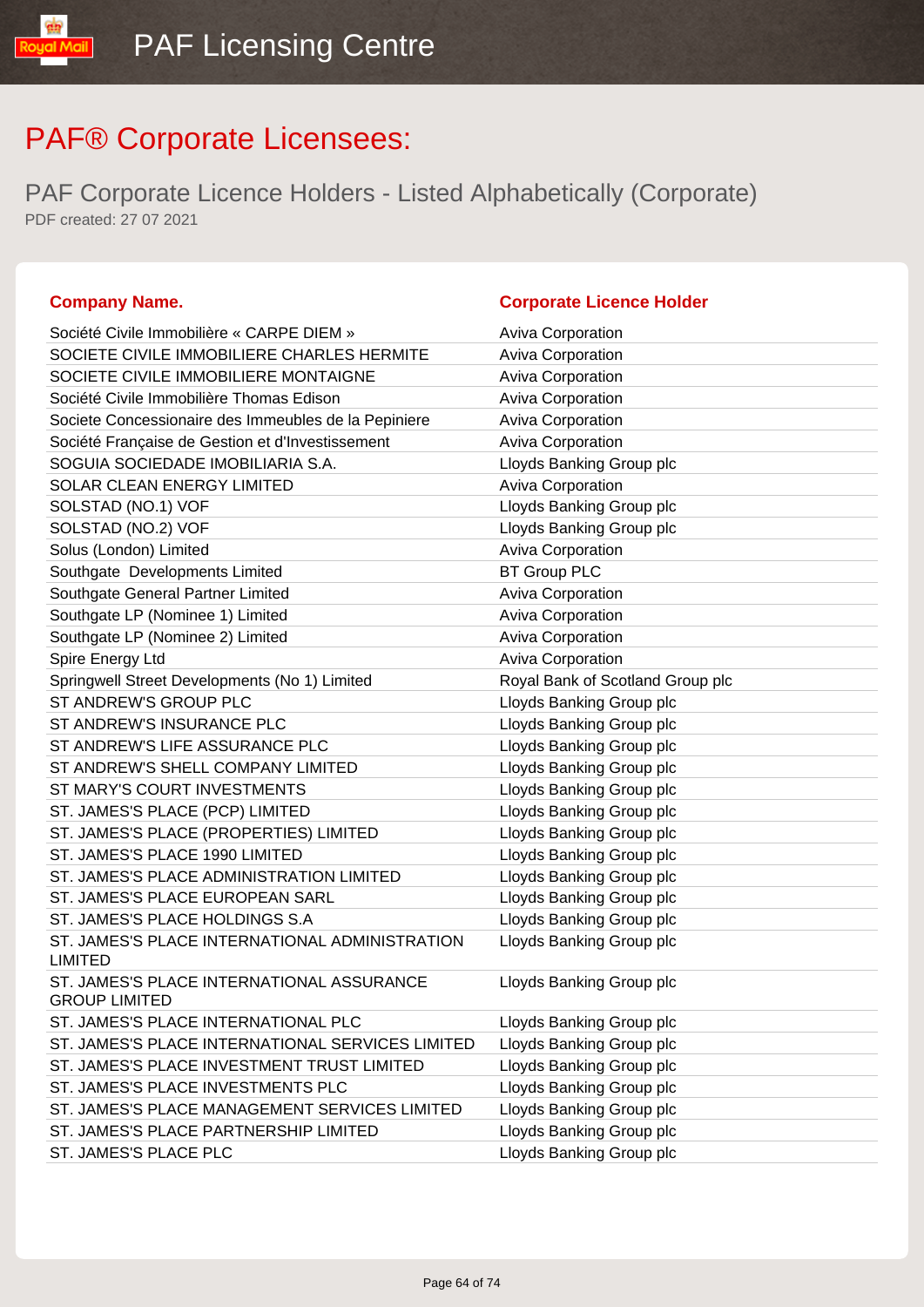# PAF® Corporate Licensees:

## PAF Corporate Licence Holders - Listed Alphabetically (Corporate)

PDF created: 27 07 2021

| Company Name. | Corporate Licence Holder |
|---|---|
| Société Civile Immobilière « CARPE DIEM » | Aviva Corporation |
| SOCIETE CIVILE IMMOBILIERE CHARLES HERMITE | Aviva Corporation |
| SOCIETE CIVILE IMMOBILIERE MONTAIGNE | Aviva Corporation |
| Société Civile Immobilière Thomas Edison | Aviva Corporation |
| Societe Concessionaire des Immeubles de la Pepiniere | Aviva Corporation |
| Société Française de Gestion et d'Investissement | Aviva Corporation |
| SOGUIA SOCIEDADE IMOBILIARIA S.A. | Lloyds Banking Group plc |
| SOLAR CLEAN ENERGY LIMITED | Aviva Corporation |
| SOLSTAD (NO.1) VOF | Lloyds Banking Group plc |
| SOLSTAD (NO.2) VOF | Lloyds Banking Group plc |
| Solus (London) Limited | Aviva Corporation |
| Southgate  Developments Limited | BT Group PLC |
| Southgate General Partner Limited | Aviva Corporation |
| Southgate LP (Nominee 1) Limited | Aviva Corporation |
| Southgate LP (Nominee 2) Limited | Aviva Corporation |
| Spire Energy Ltd | Aviva Corporation |
| Springwell Street Developments (No 1) Limited | Royal Bank of Scotland Group plc |
| ST ANDREW'S GROUP PLC | Lloyds Banking Group plc |
| ST ANDREW'S INSURANCE PLC | Lloyds Banking Group plc |
| ST ANDREW'S LIFE ASSURANCE PLC | Lloyds Banking Group plc |
| ST ANDREW'S SHELL COMPANY LIMITED | Lloyds Banking Group plc |
| ST MARY'S COURT INVESTMENTS | Lloyds Banking Group plc |
| ST. JAMES'S PLACE (PCP) LIMITED | Lloyds Banking Group plc |
| ST. JAMES'S PLACE (PROPERTIES) LIMITED | Lloyds Banking Group plc |
| ST. JAMES'S PLACE 1990 LIMITED | Lloyds Banking Group plc |
| ST. JAMES'S PLACE ADMINISTRATION LIMITED | Lloyds Banking Group plc |
| ST. JAMES'S PLACE EUROPEAN SARL | Lloyds Banking Group plc |
| ST. JAMES'S PLACE HOLDINGS S.A | Lloyds Banking Group plc |
| ST. JAMES'S PLACE INTERNATIONAL ADMINISTRATION LIMITED | Lloyds Banking Group plc |
| ST. JAMES'S PLACE INTERNATIONAL ASSURANCE GROUP LIMITED | Lloyds Banking Group plc |
| ST. JAMES'S PLACE INTERNATIONAL PLC | Lloyds Banking Group plc |
| ST. JAMES'S PLACE INTERNATIONAL SERVICES LIMITED | Lloyds Banking Group plc |
| ST. JAMES'S PLACE INVESTMENT TRUST LIMITED | Lloyds Banking Group plc |
| ST. JAMES'S PLACE INVESTMENTS PLC | Lloyds Banking Group plc |
| ST. JAMES'S PLACE MANAGEMENT SERVICES LIMITED | Lloyds Banking Group plc |
| ST. JAMES'S PLACE PARTNERSHIP LIMITED | Lloyds Banking Group plc |
| ST. JAMES'S PLACE PLC | Lloyds Banking Group plc |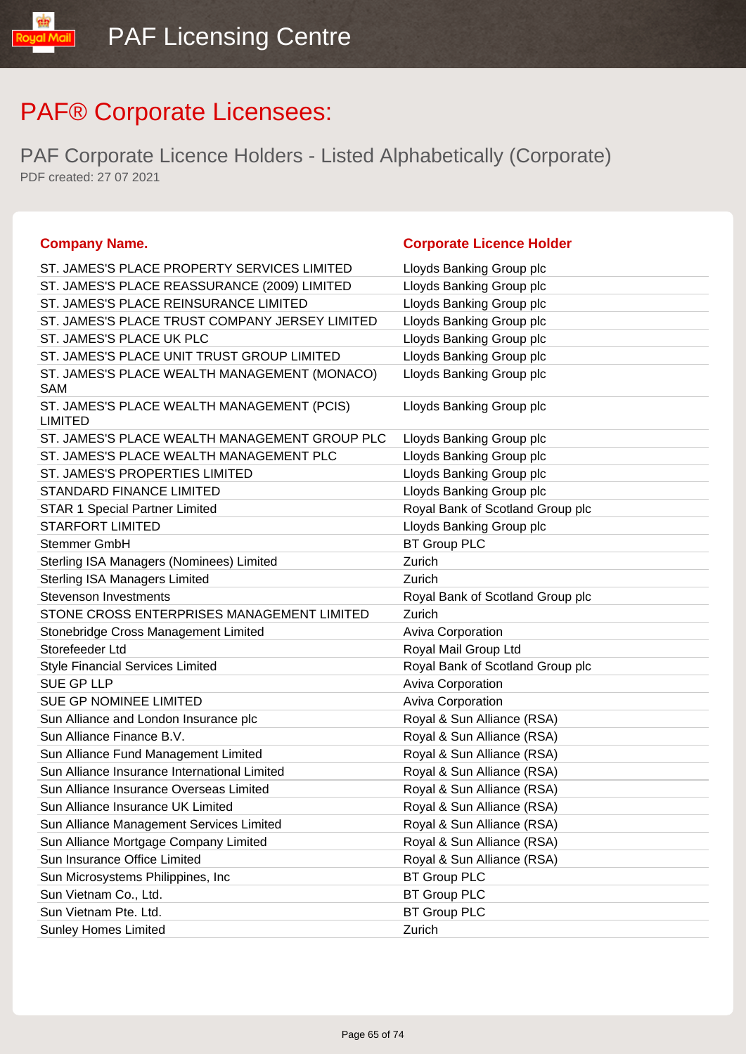# PAF® Corporate Licensees:

## PAF Corporate Licence Holders - Listed Alphabetically (Corporate)

PDF created: 27 07 2021

| Company Name. | Corporate Licence Holder |
|---|---|
| ST. JAMES'S PLACE PROPERTY SERVICES LIMITED | Lloyds Banking Group plc |
| ST. JAMES'S PLACE REASSURANCE (2009) LIMITED | Lloyds Banking Group plc |
| ST. JAMES'S PLACE REINSURANCE LIMITED | Lloyds Banking Group plc |
| ST. JAMES'S PLACE TRUST COMPANY JERSEY LIMITED | Lloyds Banking Group plc |
| ST. JAMES'S PLACE UK PLC | Lloyds Banking Group plc |
| ST. JAMES'S PLACE UNIT TRUST GROUP LIMITED | Lloyds Banking Group plc |
| ST. JAMES'S PLACE WEALTH MANAGEMENT (MONACO) SAM | Lloyds Banking Group plc |
| ST. JAMES'S PLACE WEALTH MANAGEMENT (PCIS) LIMITED | Lloyds Banking Group plc |
| ST. JAMES'S PLACE WEALTH MANAGEMENT GROUP PLC | Lloyds Banking Group plc |
| ST. JAMES'S PLACE WEALTH MANAGEMENT PLC | Lloyds Banking Group plc |
| ST. JAMES'S PROPERTIES LIMITED | Lloyds Banking Group plc |
| STANDARD FINANCE LIMITED | Lloyds Banking Group plc |
| STAR 1 Special Partner Limited | Royal Bank of Scotland Group plc |
| STARFORT LIMITED | Lloyds Banking Group plc |
| Stemmer GmbH | BT Group PLC |
| Sterling ISA Managers (Nominees) Limited | Zurich |
| Sterling ISA Managers Limited | Zurich |
| Stevenson Investments | Royal Bank of Scotland Group plc |
| STONE CROSS ENTERPRISES MANAGEMENT LIMITED | Zurich |
| Stonebridge Cross Management Limited | Aviva Corporation |
| Storefeeder Ltd | Royal Mail Group Ltd |
| Style Financial Services Limited | Royal Bank of Scotland Group plc |
| SUE GP LLP | Aviva Corporation |
| SUE GP NOMINEE LIMITED | Aviva Corporation |
| Sun Alliance and London Insurance plc | Royal & Sun Alliance (RSA) |
| Sun Alliance Finance B.V. | Royal & Sun Alliance (RSA) |
| Sun Alliance Fund Management Limited | Royal & Sun Alliance (RSA) |
| Sun Alliance Insurance International Limited | Royal & Sun Alliance (RSA) |
| Sun Alliance Insurance Overseas Limited | Royal & Sun Alliance (RSA) |
| Sun Alliance Insurance UK Limited | Royal & Sun Alliance (RSA) |
| Sun Alliance Management Services Limited | Royal & Sun Alliance (RSA) |
| Sun Alliance Mortgage Company Limited | Royal & Sun Alliance (RSA) |
| Sun Insurance Office Limited | Royal & Sun Alliance (RSA) |
| Sun Microsystems Philippines, Inc | BT Group PLC |
| Sun Vietnam Co., Ltd. | BT Group PLC |
| Sun Vietnam Pte. Ltd. | BT Group PLC |
| Sunley Homes Limited | Zurich |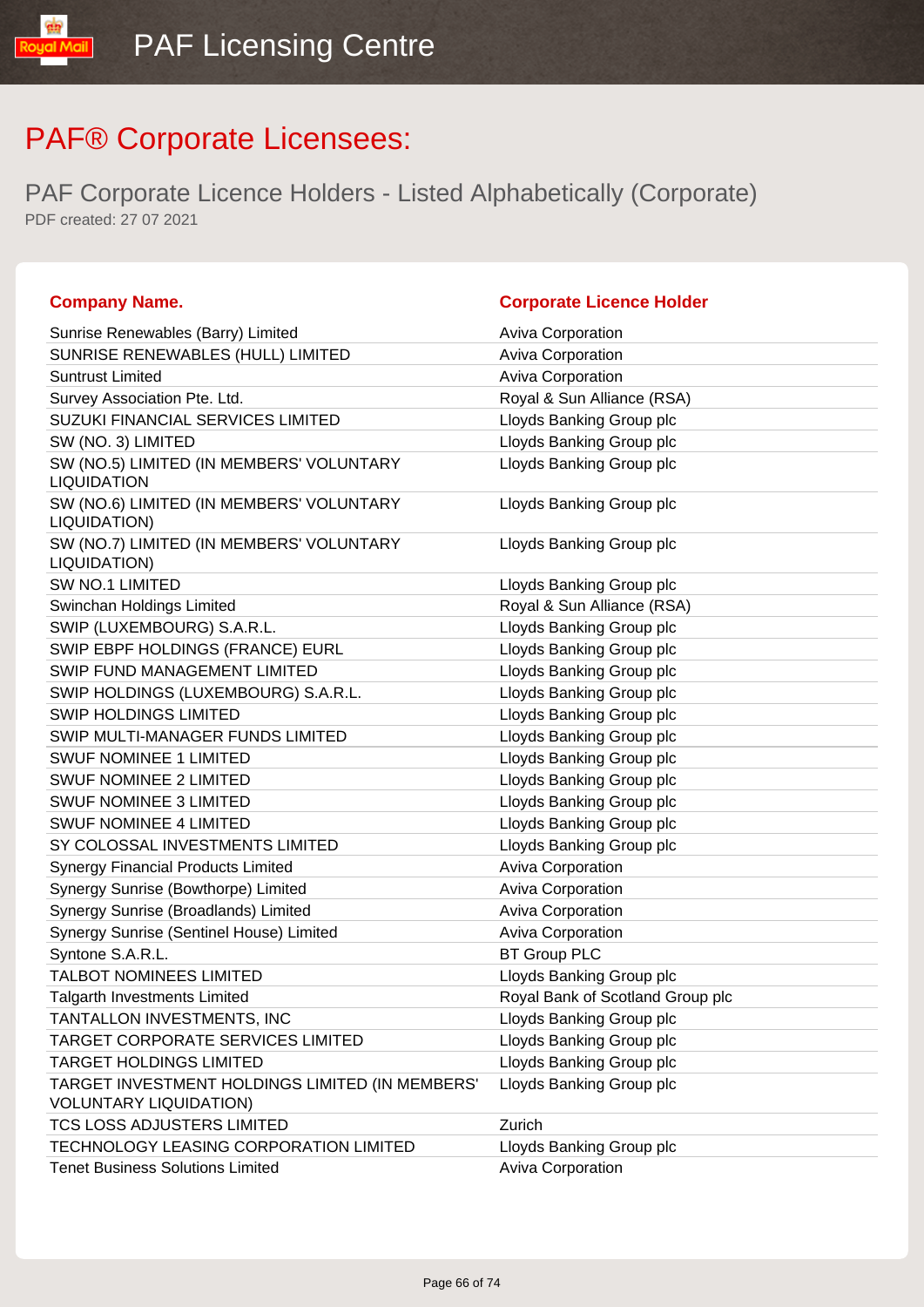# PAF® Corporate Licensees:

## PAF Corporate Licence Holders - Listed Alphabetically (Corporate)

PDF created: 27 07 2021

| Company Name. | Corporate Licence Holder |
| --- | --- |
| Sunrise Renewables (Barry) Limited | Aviva Corporation |
| SUNRISE RENEWABLES (HULL) LIMITED | Aviva Corporation |
| Suntrust Limited | Aviva Corporation |
| Survey Association Pte. Ltd. | Royal & Sun Alliance (RSA) |
| SUZUKI FINANCIAL SERVICES LIMITED | Lloyds Banking Group plc |
| SW (NO. 3) LIMITED | Lloyds Banking Group plc |
| SW (NO.5) LIMITED (IN MEMBERS' VOLUNTARY LIQUIDATION | Lloyds Banking Group plc |
| SW (NO.6) LIMITED (IN MEMBERS' VOLUNTARY LIQUIDATION) | Lloyds Banking Group plc |
| SW (NO.7) LIMITED (IN MEMBERS' VOLUNTARY LIQUIDATION) | Lloyds Banking Group plc |
| SW NO.1 LIMITED | Lloyds Banking Group plc |
| Swinchan Holdings Limited | Royal & Sun Alliance (RSA) |
| SWIP (LUXEMBOURG) S.A.R.L. | Lloyds Banking Group plc |
| SWIP EBPF HOLDINGS (FRANCE) EURL | Lloyds Banking Group plc |
| SWIP FUND MANAGEMENT LIMITED | Lloyds Banking Group plc |
| SWIP HOLDINGS (LUXEMBOURG) S.A.R.L. | Lloyds Banking Group plc |
| SWIP HOLDINGS LIMITED | Lloyds Banking Group plc |
| SWIP MULTI-MANAGER FUNDS LIMITED | Lloyds Banking Group plc |
| SWUF NOMINEE 1 LIMITED | Lloyds Banking Group plc |
| SWUF NOMINEE 2 LIMITED | Lloyds Banking Group plc |
| SWUF NOMINEE 3 LIMITED | Lloyds Banking Group plc |
| SWUF NOMINEE 4 LIMITED | Lloyds Banking Group plc |
| SY COLOSSAL INVESTMENTS LIMITED | Lloyds Banking Group plc |
| Synergy Financial Products Limited | Aviva Corporation |
| Synergy Sunrise (Bowthorpe) Limited | Aviva Corporation |
| Synergy Sunrise (Broadlands) Limited | Aviva Corporation |
| Synergy Sunrise (Sentinel House) Limited | Aviva Corporation |
| Syntone S.A.R.L. | BT Group PLC |
| TALBOT NOMINEES LIMITED | Lloyds Banking Group plc |
| Talgarth Investments Limited | Royal Bank of Scotland Group plc |
| TANTALLON INVESTMENTS, INC | Lloyds Banking Group plc |
| TARGET CORPORATE SERVICES LIMITED | Lloyds Banking Group plc |
| TARGET HOLDINGS LIMITED | Lloyds Banking Group plc |
| TARGET INVESTMENT HOLDINGS LIMITED (IN MEMBERS' VOLUNTARY LIQUIDATION) | Lloyds Banking Group plc |
| TCS LOSS ADJUSTERS LIMITED | Zurich |
| TECHNOLOGY LEASING CORPORATION LIMITED | Lloyds Banking Group plc |
| Tenet Business Solutions Limited | Aviva Corporation |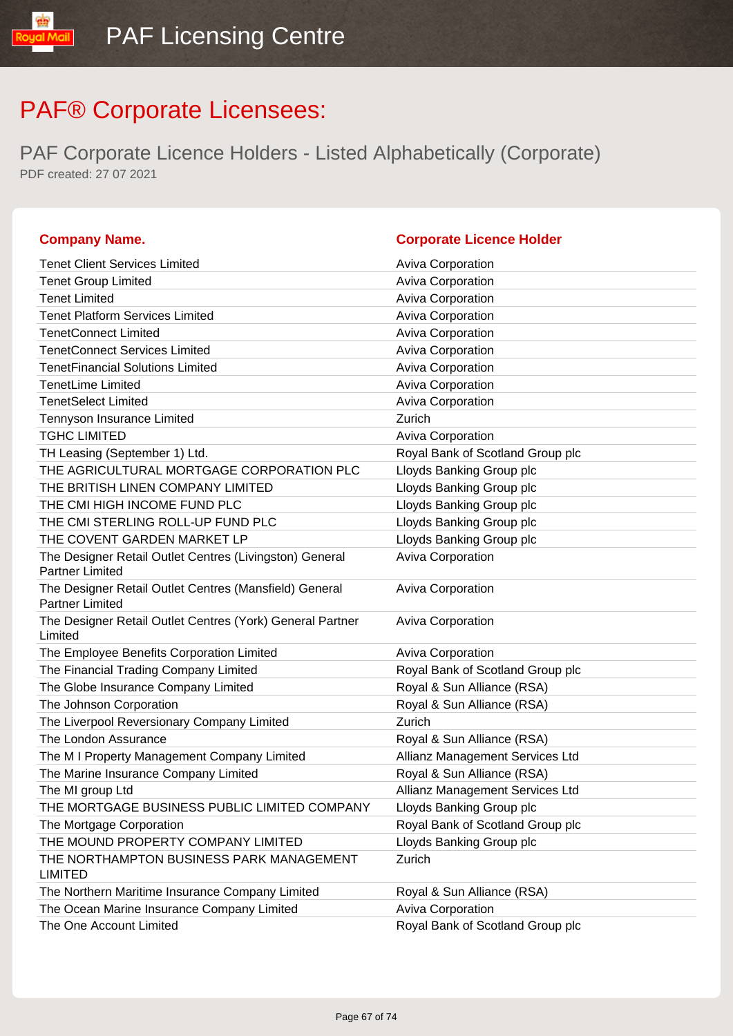# PAF® Corporate Licensees:

## PAF Corporate Licence Holders - Listed Alphabetically (Corporate)

PDF created: 27 07 2021

| Company Name. | Corporate Licence Holder |
|---|---|
| Tenet Client Services Limited | Aviva Corporation |
| Tenet Group Limited | Aviva Corporation |
| Tenet Limited | Aviva Corporation |
| Tenet Platform Services Limited | Aviva Corporation |
| TenetConnect Limited | Aviva Corporation |
| TenetConnect Services Limited | Aviva Corporation |
| TenetFinancial Solutions Limited | Aviva Corporation |
| TenetLime Limited | Aviva Corporation |
| TenetSelect Limited | Aviva Corporation |
| Tennyson Insurance Limited | Zurich |
| TGHC LIMITED | Aviva Corporation |
| TH Leasing (September 1) Ltd. | Royal Bank of Scotland Group plc |
| THE AGRICULTURAL MORTGAGE CORPORATION PLC | Lloyds Banking Group plc |
| THE BRITISH LINEN COMPANY LIMITED | Lloyds Banking Group plc |
| THE CMI HIGH INCOME FUND PLC | Lloyds Banking Group plc |
| THE CMI STERLING ROLL-UP FUND PLC | Lloyds Banking Group plc |
| THE COVENT GARDEN MARKET LP | Lloyds Banking Group plc |
| The Designer Retail Outlet Centres (Livingston) General Partner Limited | Aviva Corporation |
| The Designer Retail Outlet Centres (Mansfield) General Partner Limited | Aviva Corporation |
| The Designer Retail Outlet Centres (York) General Partner Limited | Aviva Corporation |
| The Employee Benefits Corporation Limited | Aviva Corporation |
| The Financial Trading Company Limited | Royal Bank of Scotland Group plc |
| The Globe Insurance Company Limited | Royal & Sun Alliance (RSA) |
| The Johnson Corporation | Royal & Sun Alliance (RSA) |
| The Liverpool Reversionary Company Limited | Zurich |
| The London Assurance | Royal & Sun Alliance (RSA) |
| The M I Property Management Company Limited | Allianz Management Services Ltd |
| The Marine Insurance Company Limited | Royal & Sun Alliance (RSA) |
| The MI group Ltd | Allianz Management Services Ltd |
| THE MORTGAGE BUSINESS PUBLIC LIMITED COMPANY | Lloyds Banking Group plc |
| The Mortgage Corporation | Royal Bank of Scotland Group plc |
| THE MOUND PROPERTY COMPANY LIMITED | Lloyds Banking Group plc |
| THE NORTHAMPTON BUSINESS PARK MANAGEMENT LIMITED | Zurich |
| The Northern Maritime Insurance Company Limited | Royal & Sun Alliance (RSA) |
| The Ocean Marine Insurance Company Limited | Aviva Corporation |
| The One Account Limited | Royal Bank of Scotland Group plc |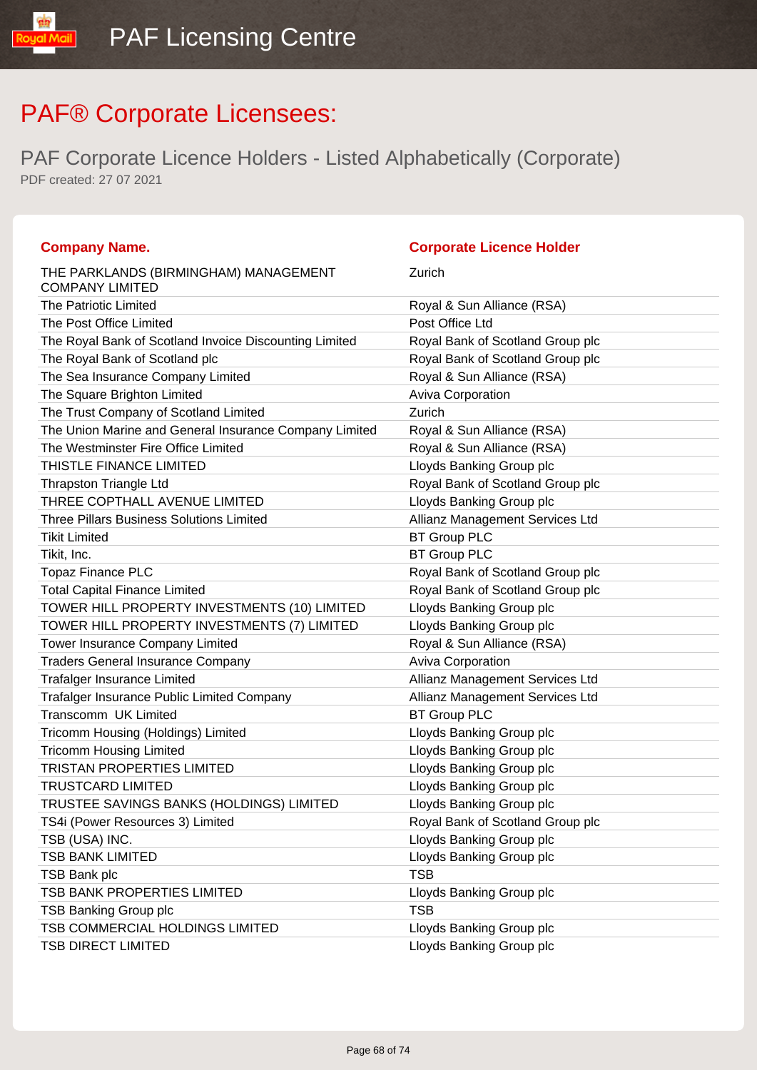# PAF® Corporate Licensees:

## PAF Corporate Licence Holders - Listed Alphabetically (Corporate)

PDF created: 27 07 2021

| Company Name. | Corporate Licence Holder |
|---|---|
| THE PARKLANDS (BIRMINGHAM) MANAGEMENT COMPANY LIMITED | Zurich |
| The Patriotic Limited | Royal & Sun Alliance (RSA) |
| The Post Office Limited | Post Office Ltd |
| The Royal Bank of Scotland Invoice Discounting Limited | Royal Bank of Scotland Group plc |
| The Royal Bank of Scotland plc | Royal Bank of Scotland Group plc |
| The Sea Insurance Company Limited | Royal & Sun Alliance (RSA) |
| The Square Brighton Limited | Aviva Corporation |
| The Trust Company of Scotland Limited | Zurich |
| The Union Marine and General Insurance Company Limited | Royal & Sun Alliance (RSA) |
| The Westminster Fire Office Limited | Royal & Sun Alliance (RSA) |
| THISTLE FINANCE LIMITED | Lloyds Banking Group plc |
| Thrapston Triangle Ltd | Royal Bank of Scotland Group plc |
| THREE COPTHALL AVENUE LIMITED | Lloyds Banking Group plc |
| Three Pillars Business Solutions Limited | Allianz Management Services Ltd |
| Tikit Limited | BT Group PLC |
| Tikit, Inc. | BT Group PLC |
| Topaz Finance PLC | Royal Bank of Scotland Group plc |
| Total Capital Finance Limited | Royal Bank of Scotland Group plc |
| TOWER HILL PROPERTY INVESTMENTS (10) LIMITED | Lloyds Banking Group plc |
| TOWER HILL PROPERTY INVESTMENTS (7) LIMITED | Lloyds Banking Group plc |
| Tower Insurance Company Limited | Royal & Sun Alliance (RSA) |
| Traders General Insurance Company | Aviva Corporation |
| Trafalger Insurance Limited | Allianz Management Services Ltd |
| Trafalger Insurance Public Limited Company | Allianz Management Services Ltd |
| Transcomm UK Limited | BT Group PLC |
| Tricomm Housing (Holdings) Limited | Lloyds Banking Group plc |
| Tricomm Housing Limited | Lloyds Banking Group plc |
| TRISTAN PROPERTIES LIMITED | Lloyds Banking Group plc |
| TRUSTCARD LIMITED | Lloyds Banking Group plc |
| TRUSTEE SAVINGS BANKS (HOLDINGS) LIMITED | Lloyds Banking Group plc |
| TS4i (Power Resources 3) Limited | Royal Bank of Scotland Group plc |
| TSB (USA) INC. | Lloyds Banking Group plc |
| TSB BANK LIMITED | Lloyds Banking Group plc |
| TSB Bank plc | TSB |
| TSB BANK PROPERTIES LIMITED | Lloyds Banking Group plc |
| TSB Banking Group plc | TSB |
| TSB COMMERCIAL HOLDINGS LIMITED | Lloyds Banking Group plc |
| TSB DIRECT LIMITED | Lloyds Banking Group plc |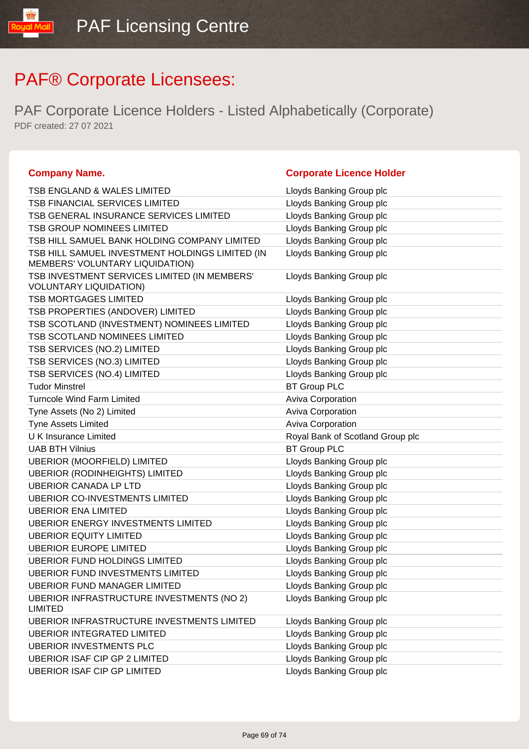# PAF® Corporate Licensees:

## PAF Corporate Licence Holders - Listed Alphabetically (Corporate)

PDF created: 27 07 2021

| Company Name. | Corporate Licence Holder |
|---|---|
| TSB ENGLAND & WALES LIMITED | Lloyds Banking Group plc |
| TSB FINANCIAL SERVICES LIMITED | Lloyds Banking Group plc |
| TSB GENERAL INSURANCE SERVICES LIMITED | Lloyds Banking Group plc |
| TSB GROUP NOMINEES LIMITED | Lloyds Banking Group plc |
| TSB HILL SAMUEL BANK HOLDING COMPANY LIMITED | Lloyds Banking Group plc |
| TSB HILL SAMUEL INVESTMENT HOLDINGS LIMITED (IN MEMBERS' VOLUNTARY LIQUIDATION) | Lloyds Banking Group plc |
| TSB INVESTMENT SERVICES LIMITED (IN MEMBERS' VOLUNTARY LIQUIDATION) | Lloyds Banking Group plc |
| TSB MORTGAGES LIMITED | Lloyds Banking Group plc |
| TSB PROPERTIES (ANDOVER) LIMITED | Lloyds Banking Group plc |
| TSB SCOTLAND (INVESTMENT) NOMINEES LIMITED | Lloyds Banking Group plc |
| TSB SCOTLAND NOMINEES LIMITED | Lloyds Banking Group plc |
| TSB SERVICES (NO.2) LIMITED | Lloyds Banking Group plc |
| TSB SERVICES (NO.3) LIMITED | Lloyds Banking Group plc |
| TSB SERVICES (NO.4) LIMITED | Lloyds Banking Group plc |
| Tudor Minstrel | BT Group PLC |
| Turncole Wind Farm Limited | Aviva Corporation |
| Tyne Assets (No 2) Limited | Aviva Corporation |
| Tyne Assets Limited | Aviva Corporation |
| U K Insurance Limited | Royal Bank of Scotland Group plc |
| UAB BTH Vilnius | BT Group PLC |
| UBERIOR (MOORFIELD) LIMITED | Lloyds Banking Group plc |
| UBERIOR (RODINHEIGHTS) LIMITED | Lloyds Banking Group plc |
| UBERIOR CANADA LP LTD | Lloyds Banking Group plc |
| UBERIOR CO-INVESTMENTS LIMITED | Lloyds Banking Group plc |
| UBERIOR ENA LIMITED | Lloyds Banking Group plc |
| UBERIOR ENERGY INVESTMENTS LIMITED | Lloyds Banking Group plc |
| UBERIOR EQUITY LIMITED | Lloyds Banking Group plc |
| UBERIOR EUROPE LIMITED | Lloyds Banking Group plc |
| UBERIOR FUND HOLDINGS LIMITED | Lloyds Banking Group plc |
| UBERIOR FUND INVESTMENTS LIMITED | Lloyds Banking Group plc |
| UBERIOR FUND MANAGER LIMITED | Lloyds Banking Group plc |
| UBERIOR INFRASTRUCTURE INVESTMENTS (NO 2) LIMITED | Lloyds Banking Group plc |
| UBERIOR INFRASTRUCTURE INVESTMENTS LIMITED | Lloyds Banking Group plc |
| UBERIOR INTEGRATED LIMITED | Lloyds Banking Group plc |
| UBERIOR INVESTMENTS PLC | Lloyds Banking Group plc |
| UBERIOR ISAF CIP GP 2 LIMITED | Lloyds Banking Group plc |
| UBERIOR ISAF CIP GP LIMITED | Lloyds Banking Group plc |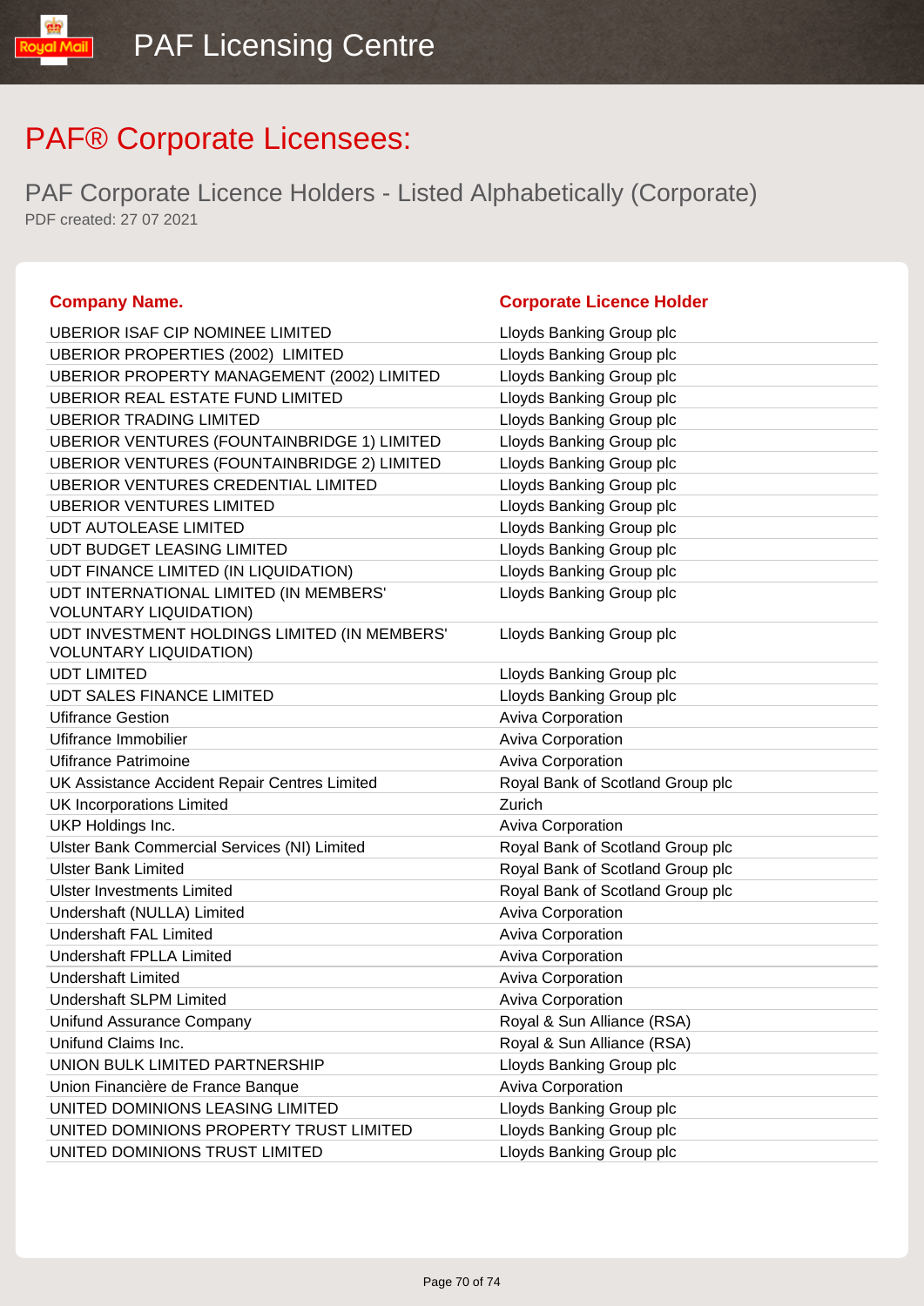# PAF® Corporate Licensees:

## PAF Corporate Licence Holders - Listed Alphabetically (Corporate)

PDF created: 27 07 2021

| Company Name. | Corporate Licence Holder |
|---|---|
| UBERIOR ISAF CIP NOMINEE LIMITED | Lloyds Banking Group plc |
| UBERIOR PROPERTIES (2002) LIMITED | Lloyds Banking Group plc |
| UBERIOR PROPERTY MANAGEMENT (2002) LIMITED | Lloyds Banking Group plc |
| UBERIOR REAL ESTATE FUND LIMITED | Lloyds Banking Group plc |
| UBERIOR TRADING LIMITED | Lloyds Banking Group plc |
| UBERIOR VENTURES (FOUNTAINBRIDGE 1) LIMITED | Lloyds Banking Group plc |
| UBERIOR VENTURES (FOUNTAINBRIDGE 2) LIMITED | Lloyds Banking Group plc |
| UBERIOR VENTURES CREDENTIAL LIMITED | Lloyds Banking Group plc |
| UBERIOR VENTURES LIMITED | Lloyds Banking Group plc |
| UDT AUTOLEASE LIMITED | Lloyds Banking Group plc |
| UDT BUDGET LEASING LIMITED | Lloyds Banking Group plc |
| UDT FINANCE LIMITED (IN LIQUIDATION) | Lloyds Banking Group plc |
| UDT INTERNATIONAL LIMITED (IN MEMBERS' VOLUNTARY LIQUIDATION) | Lloyds Banking Group plc |
| UDT INVESTMENT HOLDINGS LIMITED (IN MEMBERS' VOLUNTARY LIQUIDATION) | Lloyds Banking Group plc |
| UDT LIMITED | Lloyds Banking Group plc |
| UDT SALES FINANCE LIMITED | Lloyds Banking Group plc |
| Ufifrance Gestion | Aviva Corporation |
| Ufifrance Immobilier | Aviva Corporation |
| Ufifrance Patrimoine | Aviva Corporation |
| UK Assistance Accident Repair Centres Limited | Royal Bank of Scotland Group plc |
| UK Incorporations Limited | Zurich |
| UKP Holdings Inc. | Aviva Corporation |
| Ulster Bank Commercial Services (NI) Limited | Royal Bank of Scotland Group plc |
| Ulster Bank Limited | Royal Bank of Scotland Group plc |
| Ulster Investments Limited | Royal Bank of Scotland Group plc |
| Undershaft (NULLA) Limited | Aviva Corporation |
| Undershaft FAL Limited | Aviva Corporation |
| Undershaft FPLLA Limited | Aviva Corporation |
| Undershaft Limited | Aviva Corporation |
| Undershaft SLPM Limited | Aviva Corporation |
| Unifund Assurance Company | Royal & Sun Alliance (RSA) |
| Unifund Claims Inc. | Royal & Sun Alliance (RSA) |
| UNION BULK LIMITED PARTNERSHIP | Lloyds Banking Group plc |
| Union Financière de France Banque | Aviva Corporation |
| UNITED DOMINIONS LEASING LIMITED | Lloyds Banking Group plc |
| UNITED DOMINIONS PROPERTY TRUST LIMITED | Lloyds Banking Group plc |
| UNITED DOMINIONS TRUST LIMITED | Lloyds Banking Group plc |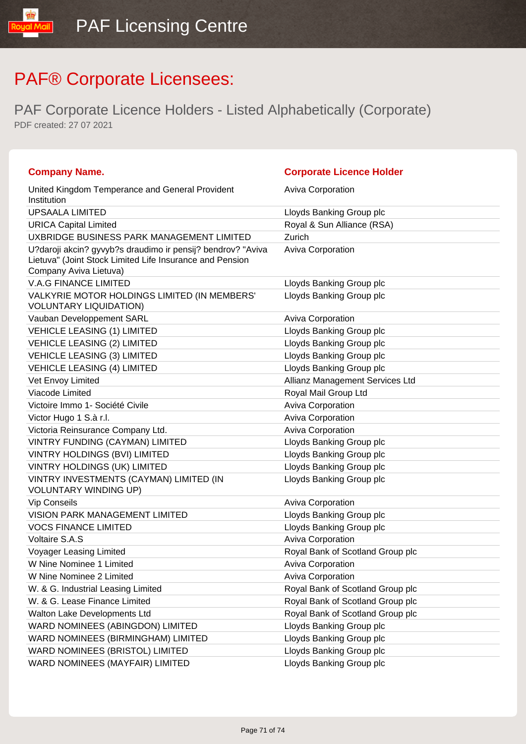# PAF® Corporate Licensees:

## PAF Corporate Licence Holders - Listed Alphabetically (Corporate)

PDF created: 27 07 2021

| Company Name. | Corporate Licence Holder |
|---|---|
| United Kingdom Temperance and General Provident Institution | Aviva Corporation |
| UPSAALA LIMITED | Lloyds Banking Group plc |
| URICA Capital Limited | Royal & Sun Alliance (RSA) |
| UXBRIDGE BUSINESS PARK MANAGEMENT LIMITED | Zurich |
| U?daroji akcin? gyvyb?s draudimo ir pensij? bendrov? "Aviva Lietuva" (Joint Stock Limited Life Insurance and Pension Company Aviva Lietuva) | Aviva Corporation |
| V.A.G FINANCE LIMITED | Lloyds Banking Group plc |
| VALKYRIE MOTOR HOLDINGS LIMITED (IN MEMBERS' VOLUNTARY LIQUIDATION) | Lloyds Banking Group plc |
| Vauban Developpement SARL | Aviva Corporation |
| VEHICLE LEASING (1) LIMITED | Lloyds Banking Group plc |
| VEHICLE LEASING (2) LIMITED | Lloyds Banking Group plc |
| VEHICLE LEASING (3) LIMITED | Lloyds Banking Group plc |
| VEHICLE LEASING (4) LIMITED | Lloyds Banking Group plc |
| Vet Envoy Limited | Allianz Management Services Ltd |
| Viacode Limited | Royal Mail Group Ltd |
| Victoire Immo 1- Société Civile | Aviva Corporation |
| Victor Hugo 1 S.à r.l. | Aviva Corporation |
| Victoria Reinsurance Company Ltd. | Aviva Corporation |
| VINTRY FUNDING (CAYMAN) LIMITED | Lloyds Banking Group plc |
| VINTRY HOLDINGS (BVI) LIMITED | Lloyds Banking Group plc |
| VINTRY HOLDINGS (UK) LIMITED | Lloyds Banking Group plc |
| VINTRY INVESTMENTS (CAYMAN) LIMITED (IN VOLUNTARY WINDING UP) | Lloyds Banking Group plc |
| Vip Conseils | Aviva Corporation |
| VISION PARK MANAGEMENT LIMITED | Lloyds Banking Group plc |
| VOCS FINANCE LIMITED | Lloyds Banking Group plc |
| Voltaire S.A.S | Aviva Corporation |
| Voyager Leasing Limited | Royal Bank of Scotland Group plc |
| W Nine Nominee 1 Limited | Aviva Corporation |
| W Nine Nominee 2 Limited | Aviva Corporation |
| W. & G. Industrial Leasing Limited | Royal Bank of Scotland Group plc |
| W. & G. Lease Finance Limited | Royal Bank of Scotland Group plc |
| Walton Lake Developments Ltd | Royal Bank of Scotland Group plc |
| WARD NOMINEES (ABINGDON) LIMITED | Lloyds Banking Group plc |
| WARD NOMINEES (BIRMINGHAM) LIMITED | Lloyds Banking Group plc |
| WARD NOMINEES (BRISTOL) LIMITED | Lloyds Banking Group plc |
| WARD NOMINEES (MAYFAIR) LIMITED | Lloyds Banking Group plc |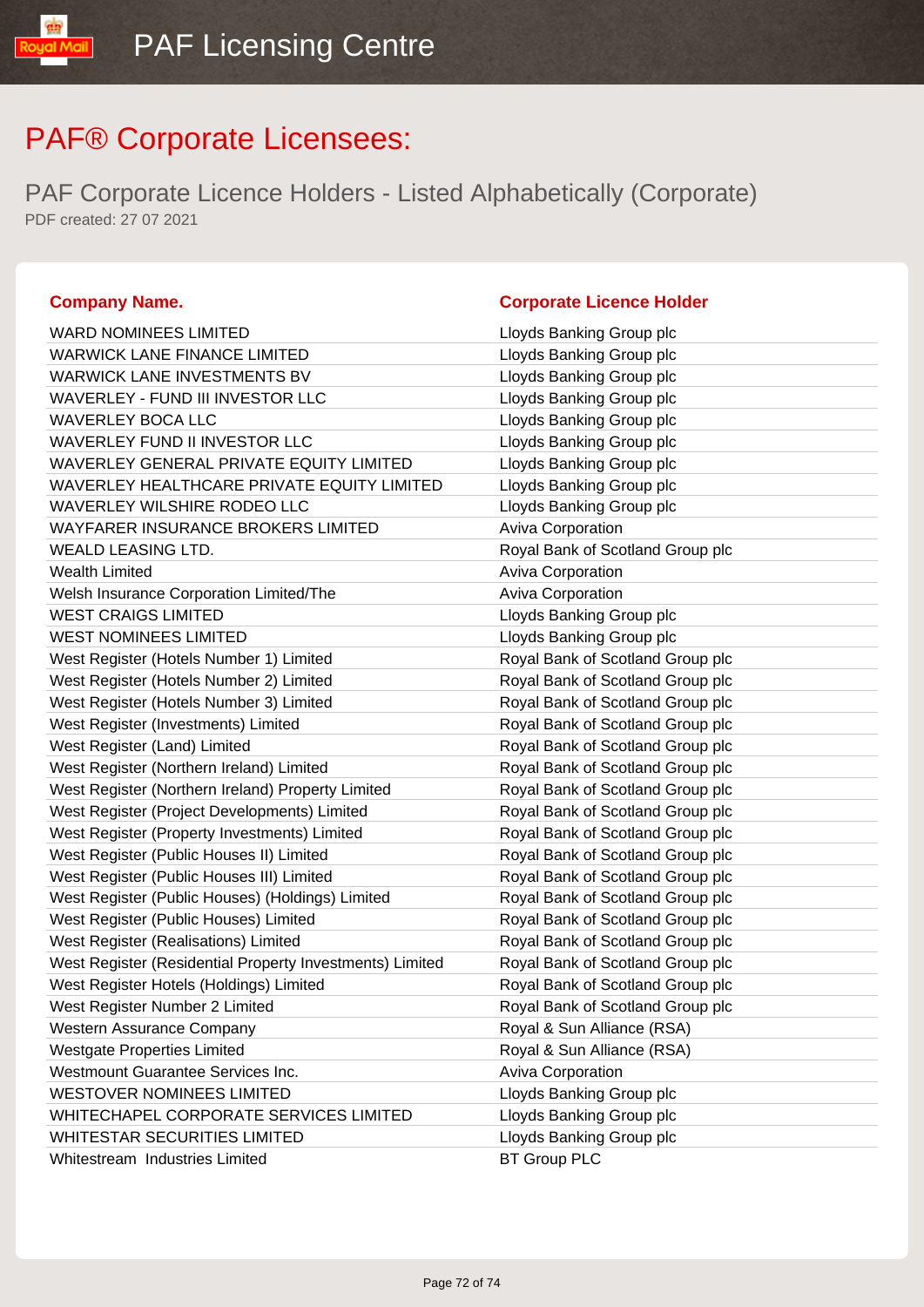# PAF® Corporate Licensees:

## PAF Corporate Licence Holders - Listed Alphabetically (Corporate)

PDF created: 27 07 2021

| Company Name. | Corporate Licence Holder |
|---|---|
| WARD NOMINEES LIMITED | Lloyds Banking Group plc |
| WARWICK LANE FINANCE LIMITED | Lloyds Banking Group plc |
| WARWICK LANE INVESTMENTS BV | Lloyds Banking Group plc |
| WAVERLEY - FUND III INVESTOR LLC | Lloyds Banking Group plc |
| WAVERLEY BOCA LLC | Lloyds Banking Group plc |
| WAVERLEY FUND II INVESTOR LLC | Lloyds Banking Group plc |
| WAVERLEY GENERAL PRIVATE EQUITY LIMITED | Lloyds Banking Group plc |
| WAVERLEY HEALTHCARE PRIVATE EQUITY LIMITED | Lloyds Banking Group plc |
| WAVERLEY WILSHIRE RODEO LLC | Lloyds Banking Group plc |
| WAYFARER INSURANCE BROKERS LIMITED | Aviva Corporation |
| WEALD LEASING LTD. | Royal Bank of Scotland Group plc |
| Wealth Limited | Aviva Corporation |
| Welsh Insurance Corporation Limited/The | Aviva Corporation |
| WEST CRAIGS LIMITED | Lloyds Banking Group plc |
| WEST NOMINEES LIMITED | Lloyds Banking Group plc |
| West Register (Hotels Number 1) Limited | Royal Bank of Scotland Group plc |
| West Register (Hotels Number 2) Limited | Royal Bank of Scotland Group plc |
| West Register (Hotels Number 3) Limited | Royal Bank of Scotland Group plc |
| West Register (Investments) Limited | Royal Bank of Scotland Group plc |
| West Register (Land) Limited | Royal Bank of Scotland Group plc |
| West Register (Northern Ireland) Limited | Royal Bank of Scotland Group plc |
| West Register (Northern Ireland) Property Limited | Royal Bank of Scotland Group plc |
| West Register (Project Developments) Limited | Royal Bank of Scotland Group plc |
| West Register (Property Investments) Limited | Royal Bank of Scotland Group plc |
| West Register (Public Houses II) Limited | Royal Bank of Scotland Group plc |
| West Register (Public Houses III) Limited | Royal Bank of Scotland Group plc |
| West Register (Public Houses) (Holdings) Limited | Royal Bank of Scotland Group plc |
| West Register (Public Houses) Limited | Royal Bank of Scotland Group plc |
| West Register (Realisations) Limited | Royal Bank of Scotland Group plc |
| West Register (Residential Property Investments) Limited | Royal Bank of Scotland Group plc |
| West Register Hotels (Holdings) Limited | Royal Bank of Scotland Group plc |
| West Register Number 2 Limited | Royal Bank of Scotland Group plc |
| Western Assurance Company | Royal & Sun Alliance (RSA) |
| Westgate Properties Limited | Royal & Sun Alliance (RSA) |
| Westmount Guarantee Services Inc. | Aviva Corporation |
| WESTOVER NOMINEES LIMITED | Lloyds Banking Group plc |
| WHITECHAPEL CORPORATE SERVICES LIMITED | Lloyds Banking Group plc |
| WHITESTAR SECURITIES LIMITED | Lloyds Banking Group plc |
| Whitestream Industries Limited | BT Group PLC |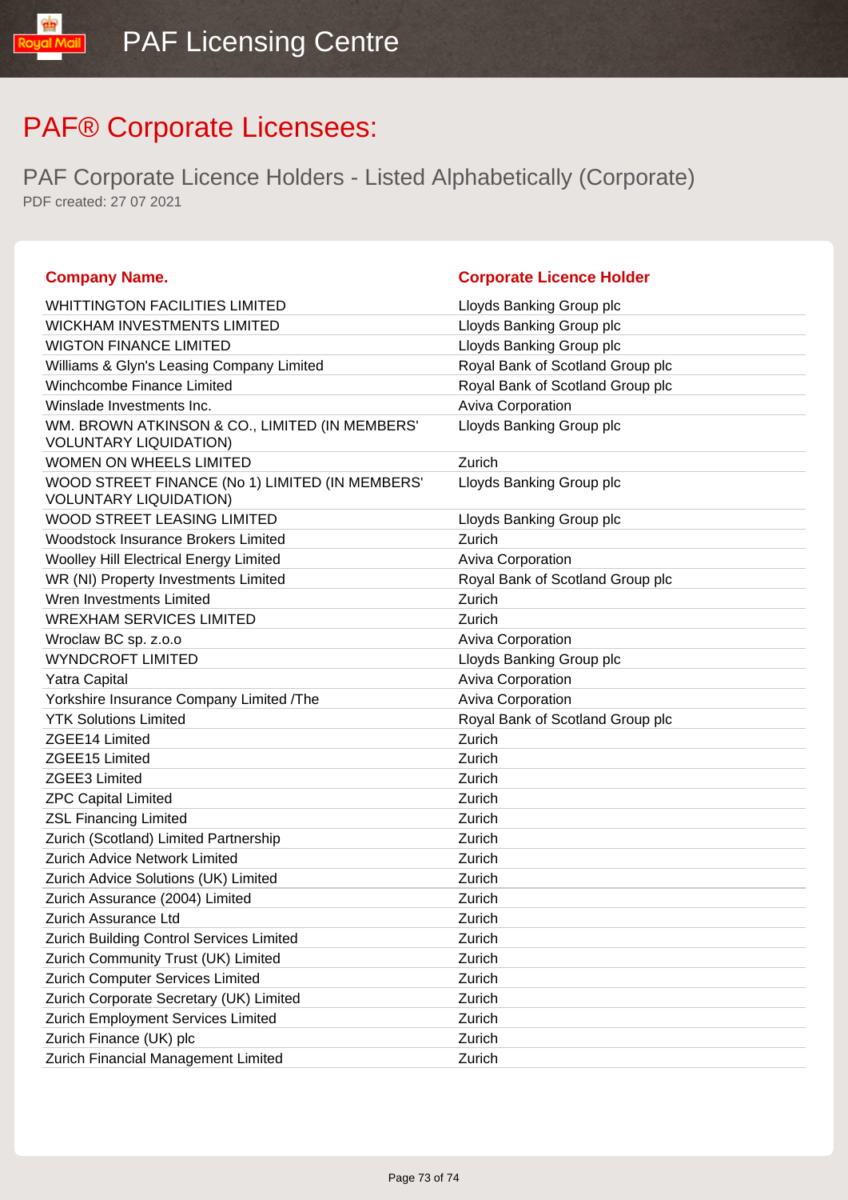# PAF® Corporate Licensees:

## PAF Corporate Licence Holders - Listed Alphabetically (Corporate)

PDF created: 27 07 2021

| Company Name. | Corporate Licence Holder |
|---|---|
| WHITTINGTON FACILITIES LIMITED | Lloyds Banking Group plc |
| WICKHAM INVESTMENTS LIMITED | Lloyds Banking Group plc |
| WIGTON FINANCE LIMITED | Lloyds Banking Group plc |
| Williams & Glyn's Leasing Company Limited | Royal Bank of Scotland Group plc |
| Winchcombe Finance Limited | Royal Bank of Scotland Group plc |
| Winslade Investments Inc. | Aviva Corporation |
| WM. BROWN ATKINSON & CO., LIMITED (IN MEMBERS' VOLUNTARY LIQUIDATION) | Lloyds Banking Group plc |
| WOMEN ON WHEELS LIMITED | Zurich |
| WOOD STREET FINANCE (No 1) LIMITED (IN MEMBERS' VOLUNTARY LIQUIDATION) | Lloyds Banking Group plc |
| WOOD STREET LEASING LIMITED | Lloyds Banking Group plc |
| Woodstock Insurance Brokers Limited | Zurich |
| Woolley Hill Electrical Energy Limited | Aviva Corporation |
| WR (NI) Property Investments Limited | Royal Bank of Scotland Group plc |
| Wren Investments Limited | Zurich |
| WREXHAM SERVICES LIMITED | Zurich |
| Wroclaw BC sp. z.o.o | Aviva Corporation |
| WYNDCROFT LIMITED | Lloyds Banking Group plc |
| Yatra Capital | Aviva Corporation |
| Yorkshire Insurance Company Limited /The | Aviva Corporation |
| YTK Solutions Limited | Royal Bank of Scotland Group plc |
| ZGEE14 Limited | Zurich |
| ZGEE15 Limited | Zurich |
| ZGEE3 Limited | Zurich |
| ZPC Capital Limited | Zurich |
| ZSL Financing Limited | Zurich |
| Zurich (Scotland) Limited Partnership | Zurich |
| Zurich Advice Network Limited | Zurich |
| Zurich Advice Solutions (UK) Limited | Zurich |
| Zurich Assurance (2004) Limited | Zurich |
| Zurich Assurance Ltd | Zurich |
| Zurich Building Control Services Limited | Zurich |
| Zurich Community Trust (UK) Limited | Zurich |
| Zurich Computer Services Limited | Zurich |
| Zurich Corporate Secretary (UK) Limited | Zurich |
| Zurich Employment Services Limited | Zurich |
| Zurich Finance (UK) plc | Zurich |
| Zurich Financial Management Limited | Zurich |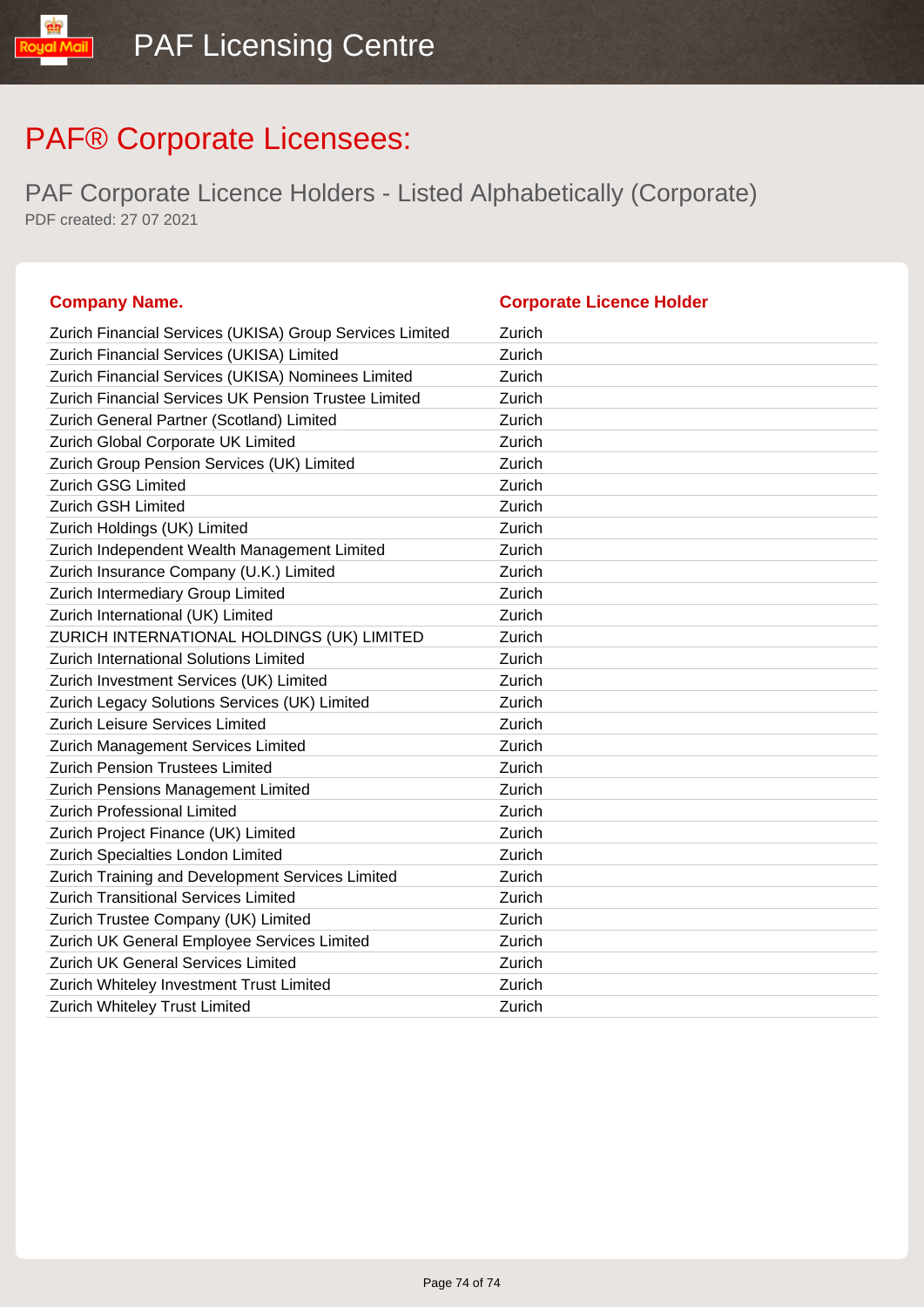# PAF® Corporate Licensees:

## PAF Corporate Licence Holders - Listed Alphabetically (Corporate)

PDF created: 27 07 2021

| Company Name. | Corporate Licence Holder |
|---|---|
| Zurich Financial Services (UKISA) Group Services Limited | Zurich |
| Zurich Financial Services (UKISA) Limited | Zurich |
| Zurich Financial Services (UKISA) Nominees Limited | Zurich |
| Zurich Financial Services UK Pension Trustee Limited | Zurich |
| Zurich General Partner (Scotland) Limited | Zurich |
| Zurich Global Corporate UK Limited | Zurich |
| Zurich Group Pension Services (UK) Limited | Zurich |
| Zurich GSG Limited | Zurich |
| Zurich GSH Limited | Zurich |
| Zurich Holdings (UK) Limited | Zurich |
| Zurich Independent Wealth Management Limited | Zurich |
| Zurich Insurance Company (U.K.) Limited | Zurich |
| Zurich Intermediary Group Limited | Zurich |
| Zurich International (UK) Limited | Zurich |
| ZURICH INTERNATIONAL HOLDINGS (UK) LIMITED | Zurich |
| Zurich International Solutions Limited | Zurich |
| Zurich Investment Services (UK) Limited | Zurich |
| Zurich Legacy Solutions Services (UK) Limited | Zurich |
| Zurich Leisure Services Limited | Zurich |
| Zurich Management Services Limited | Zurich |
| Zurich Pension Trustees Limited | Zurich |
| Zurich Pensions Management Limited | Zurich |
| Zurich Professional Limited | Zurich |
| Zurich Project Finance (UK) Limited | Zurich |
| Zurich Specialties London Limited | Zurich |
| Zurich Training and Development Services Limited | Zurich |
| Zurich Transitional Services Limited | Zurich |
| Zurich Trustee Company (UK) Limited | Zurich |
| Zurich UK General Employee Services Limited | Zurich |
| Zurich UK General Services Limited | Zurich |
| Zurich Whiteley Investment Trust Limited | Zurich |
| Zurich Whiteley Trust Limited | Zurich |